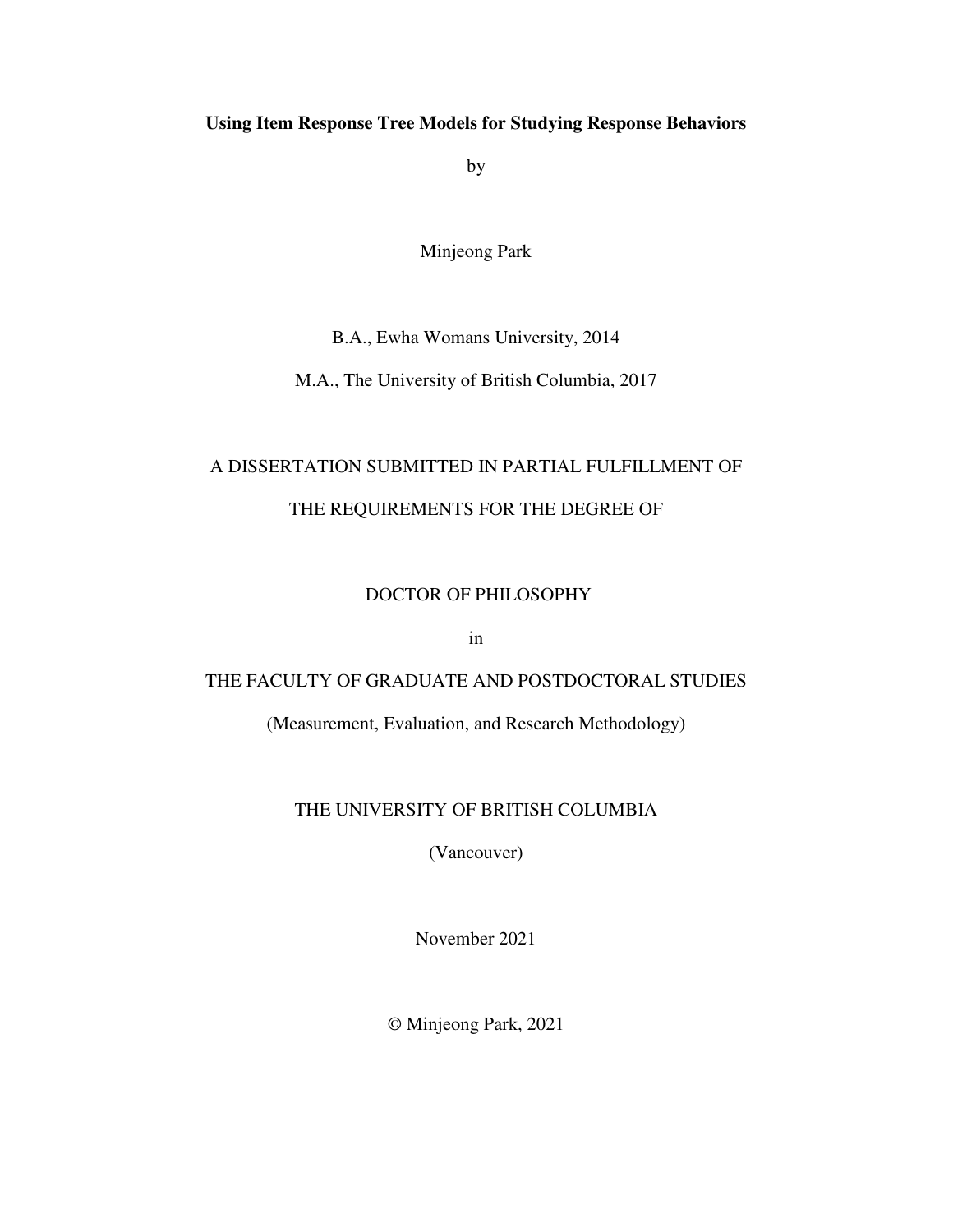**Using Item Response Tree Models for Studying Response Behaviors**

by

Minjeong Park

B.A., Ewha Womans University, 2014

M.A., The University of British Columbia, 2017

A DISSERTATION SUBMITTED IN PARTIAL FULFILLMENT OF

THE REQUIREMENTS FOR THE DEGREE OF

DOCTOR OF PHILOSOPHY

in

THE FACULTY OF GRADUATE AND POSTDOCTORAL STUDIES

(Measurement, Evaluation, and Research Methodology)

THE UNIVERSITY OF BRITISH COLUMBIA

(Vancouver)

November 2021

© Minjeong Park, 2021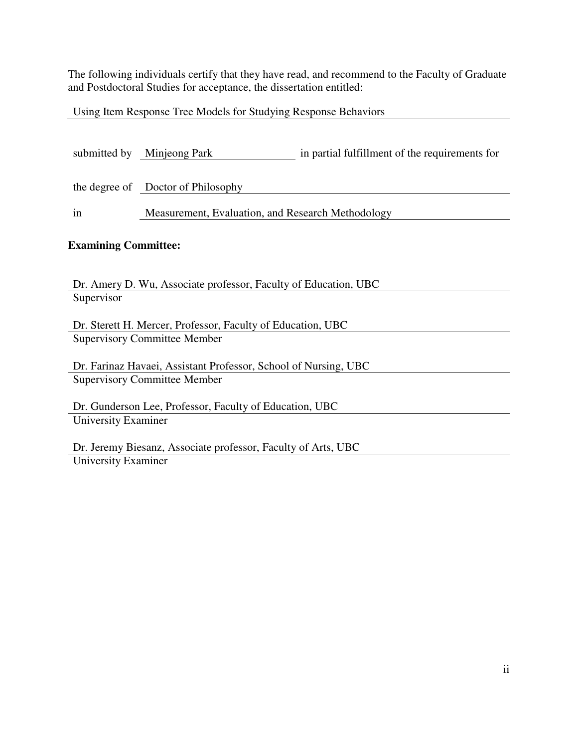The following individuals certify that they have read, and recommend to the Faculty of Graduate and Postdoctoral Studies for acceptance, the dissertation entitled:

Using Item Response Tree Models for Studying Response Behaviors

submitted by Minjeong Park in partial fulfillment of the requirements for

the degree of Doctor of Philosophy

in Measurement, Evaluation, and Research Methodology

**Examining Committee:**

Dr. Amery D. Wu, Associate professor, Faculty of Education, UBC
Supervisor

Dr. Sterett H. Mercer, Professor, Faculty of Education, UBC
Supervisory Committee Member

Dr. Farinaz Havaei, Assistant Professor, School of Nursing, UBC
Supervisory Committee Member

Dr. Gunderson Lee, Professor, Faculty of Education, UBC
University Examiner

Dr. Jeremy Biesanz, Associate professor, Faculty of Arts, UBC
University Examiner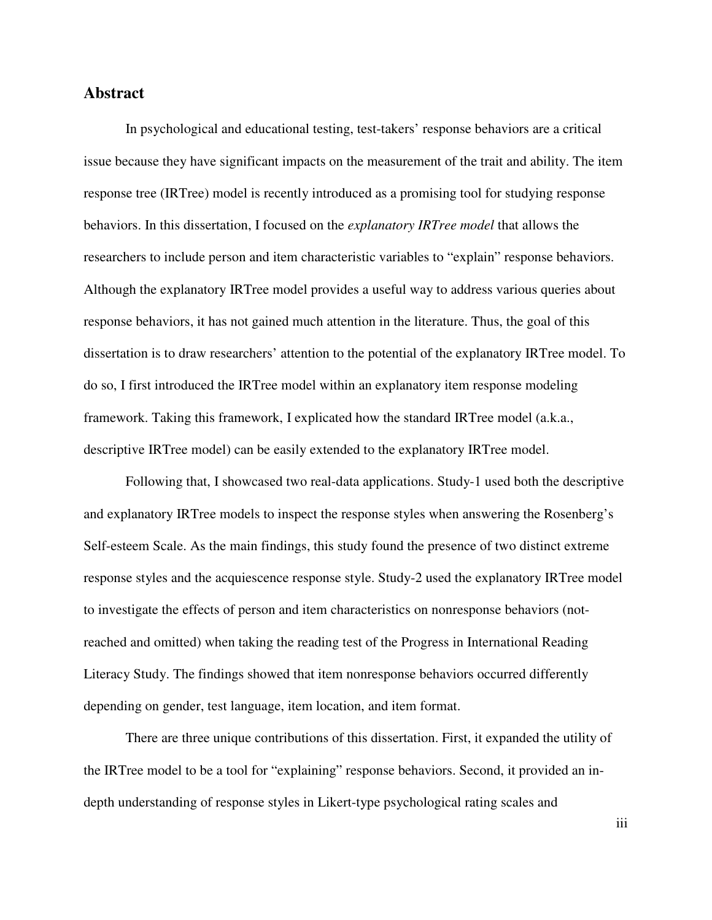## Abstract

In psychological and educational testing, test-takers' response behaviors are a critical issue because they have significant impacts on the measurement of the trait and ability. The item response tree (IRTree) model is recently introduced as a promising tool for studying response behaviors. In this dissertation, I focused on the *explanatory IRTree model* that allows the researchers to include person and item characteristic variables to "explain" response behaviors. Although the explanatory IRTree model provides a useful way to address various queries about response behaviors, it has not gained much attention in the literature. Thus, the goal of this dissertation is to draw researchers' attention to the potential of the explanatory IRTree model. To do so, I first introduced the IRTree model within an explanatory item response modeling framework. Taking this framework, I explicated how the standard IRTree model (a.k.a., descriptive IRTree model) can be easily extended to the explanatory IRTree model.

Following that, I showcased two real-data applications. Study-1 used both the descriptive and explanatory IRTree models to inspect the response styles when answering the Rosenberg's Self-esteem Scale. As the main findings, this study found the presence of two distinct extreme response styles and the acquiescence response style. Study-2 used the explanatory IRTree model to investigate the effects of person and item characteristics on nonresponse behaviors (not-reached and omitted) when taking the reading test of the Progress in International Reading Literacy Study. The findings showed that item nonresponse behaviors occurred differently depending on gender, test language, item location, and item format.

There are three unique contributions of this dissertation. First, it expanded the utility of the IRTree model to be a tool for "explaining" response behaviors. Second, it provided an in-depth understanding of response styles in Likert-type psychological rating scales and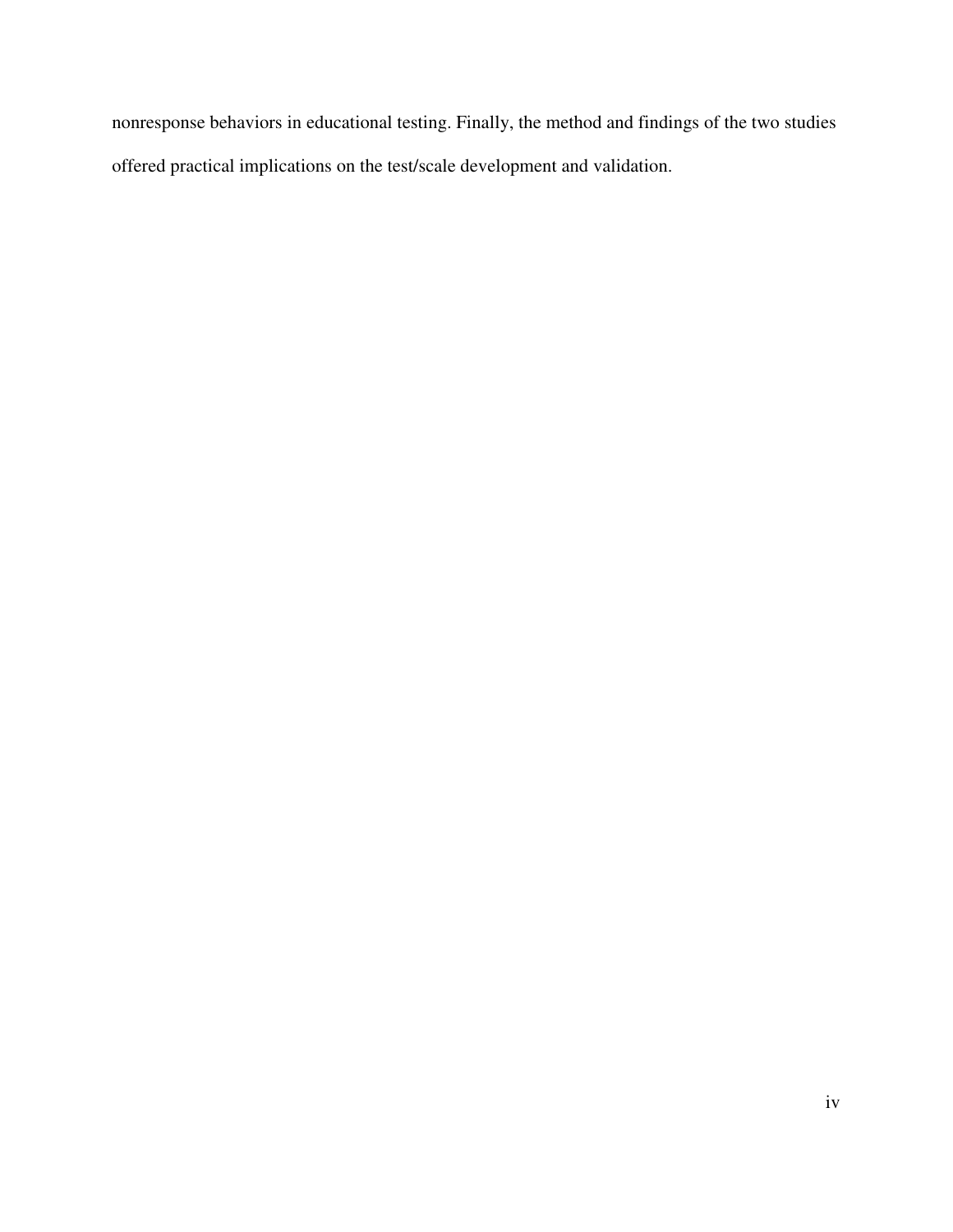nonresponse behaviors in educational testing. Finally, the method and findings of the two studies offered practical implications on the test/scale development and validation.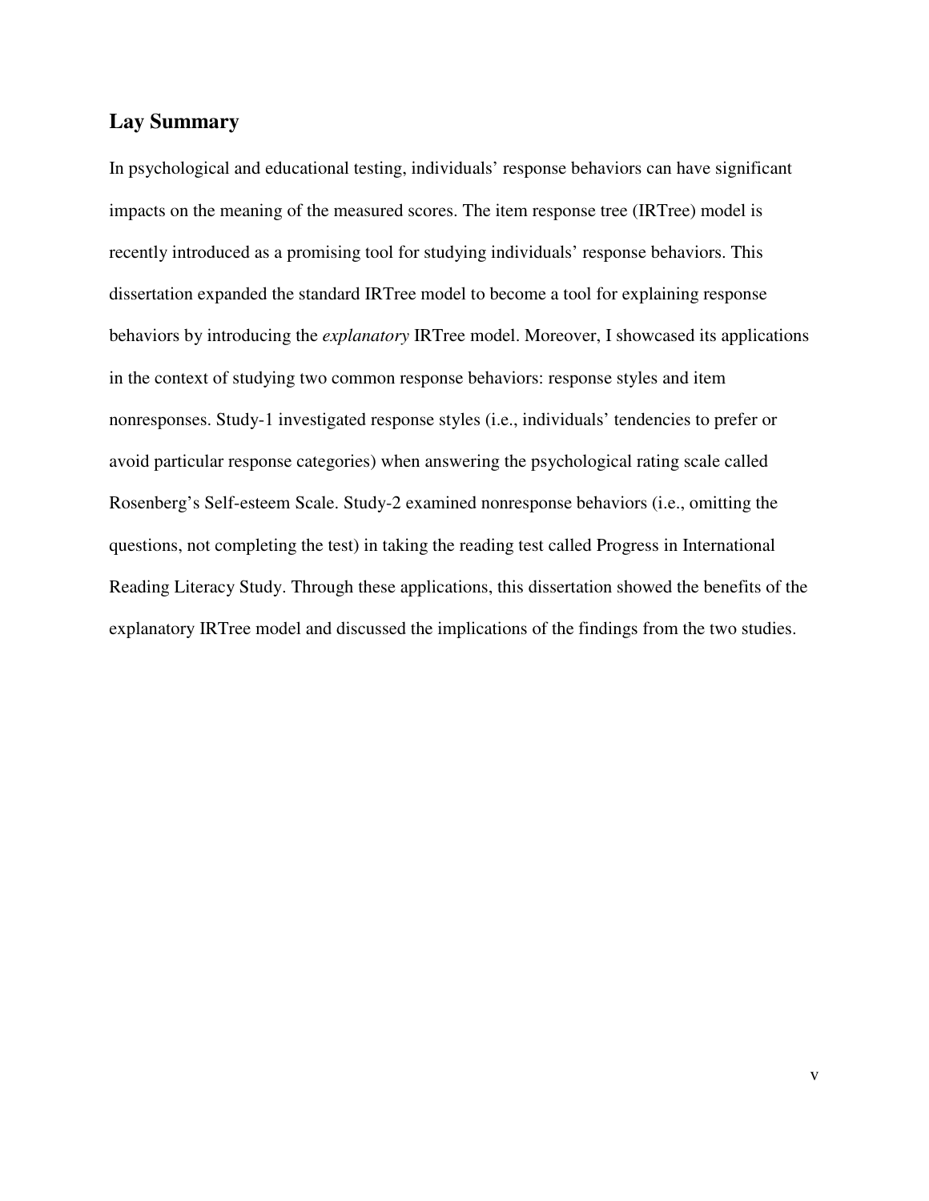## Lay Summary

In psychological and educational testing, individuals' response behaviors can have significant impacts on the meaning of the measured scores. The item response tree (IRTree) model is recently introduced as a promising tool for studying individuals' response behaviors. This dissertation expanded the standard IRTree model to become a tool for explaining response behaviors by introducing the *explanatory* IRTree model. Moreover, I showcased its applications in the context of studying two common response behaviors: response styles and item nonresponses. Study-1 investigated response styles (i.e., individuals' tendencies to prefer or avoid particular response categories) when answering the psychological rating scale called Rosenberg's Self-esteem Scale. Study-2 examined nonresponse behaviors (i.e., omitting the questions, not completing the test) in taking the reading test called Progress in International Reading Literacy Study. Through these applications, this dissertation showed the benefits of the explanatory IRTree model and discussed the implications of the findings from the two studies.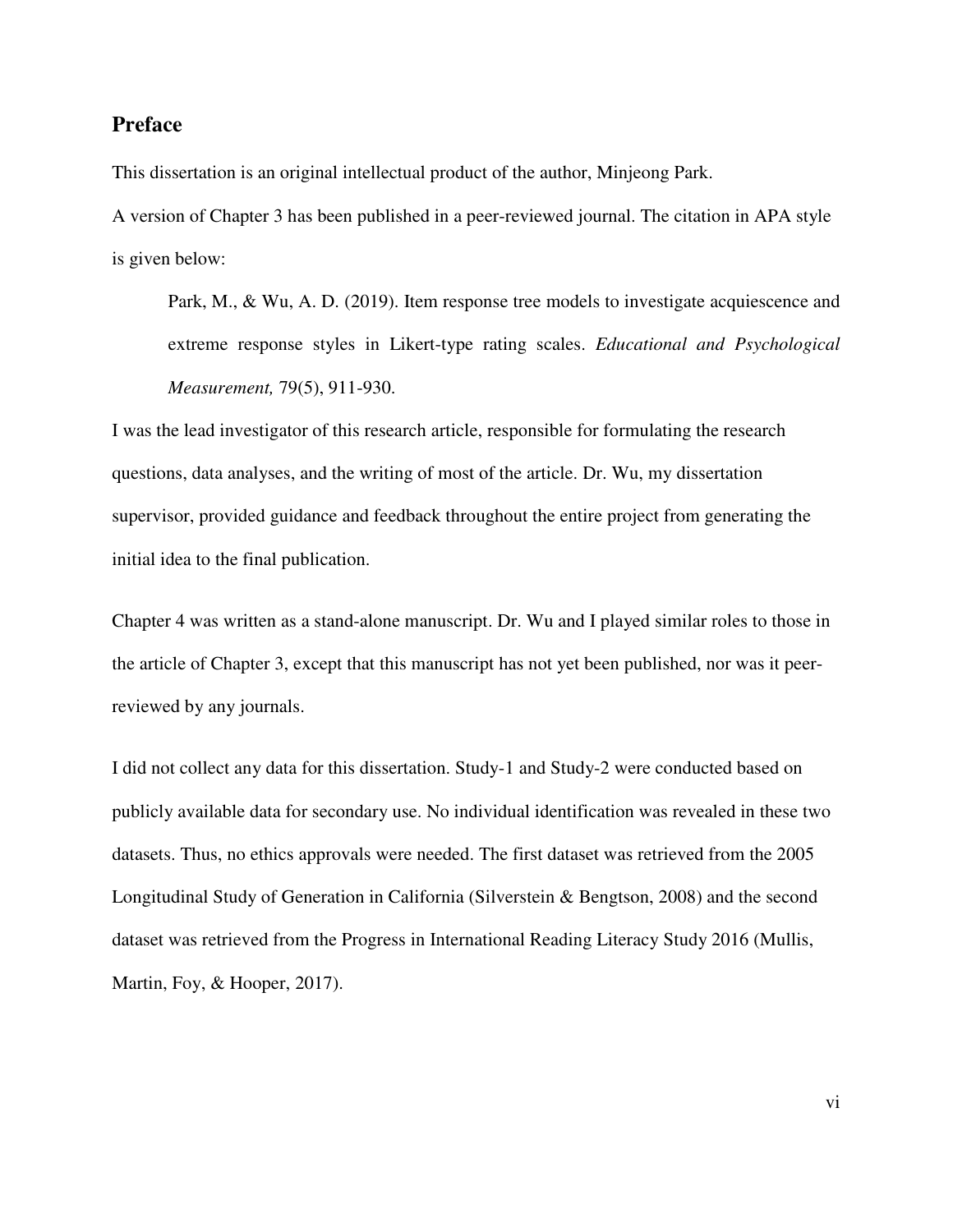## Preface

This dissertation is an original intellectual product of the author, Minjeong Park.

A version of Chapter 3 has been published in a peer-reviewed journal. The citation in APA style is given below:

> Park, M., & Wu, A. D. (2019). Item response tree models to investigate acquiescence and extreme response styles in Likert-type rating scales. *Educational and Psychological Measurement,* 79(5), 911-930.

I was the lead investigator of this research article, responsible for formulating the research questions, data analyses, and the writing of most of the article. Dr. Wu, my dissertation supervisor, provided guidance and feedback throughout the entire project from generating the initial idea to the final publication.

Chapter 4 was written as a stand-alone manuscript. Dr. Wu and I played similar roles to those in the article of Chapter 3, except that this manuscript has not yet been published, nor was it peer-reviewed by any journals.

I did not collect any data for this dissertation. Study-1 and Study-2 were conducted based on publicly available data for secondary use. No individual identification was revealed in these two datasets. Thus, no ethics approvals were needed. The first dataset was retrieved from the 2005 Longitudinal Study of Generation in California (Silverstein & Bengtson, 2008) and the second dataset was retrieved from the Progress in International Reading Literacy Study 2016 (Mullis, Martin, Foy, & Hooper, 2017).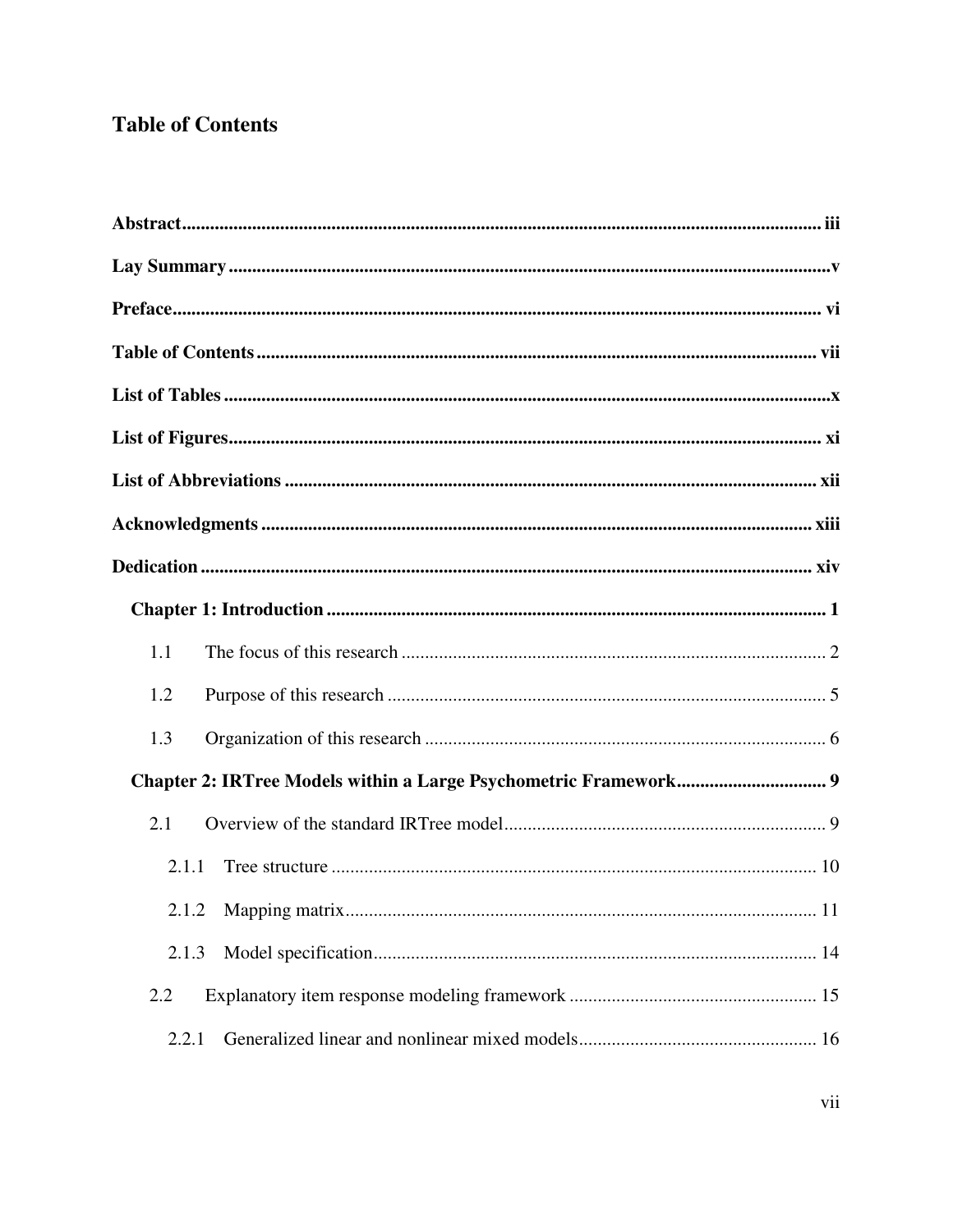# Table of Contents

**Abstract** ........................................................................................................................ **iii**

**Lay Summary** ................................................................................................................ **v**

**Preface** ......................................................................................................................... **vi**

**Table of Contents** ........................................................................................................ **vii**

**List of Tables** ................................................................................................................. **x**

**List of Figures** .............................................................................................................. **xi**

**List of Abbreviations** ................................................................................................. **xii**

**Acknowledgments** ...................................................................................................... **xiii**

**Dedication** .................................................................................................................. **xiv**

**Chapter 1: Introduction** ................................................................................................ **1**

1.1 The focus of this research ........................................................................................ 2

1.2 Purpose of this research ........................................................................................... 5

1.3 Organization of this research ................................................................................... 6

**Chapter 2: IRTree Models within a Large Psychometric Framework** ............................ **9**

2.1 Overview of the standard IRTree model ................................................................... 9

2.1.1 Tree structure ....................................................................................................... 10

2.1.2 Mapping matrix .................................................................................................... 11

2.1.3 Model specification .............................................................................................. 14

2.2 Explanatory item response modeling framework ................................................... 15

2.2.1 Generalized linear and nonlinear mixed models .................................................. 16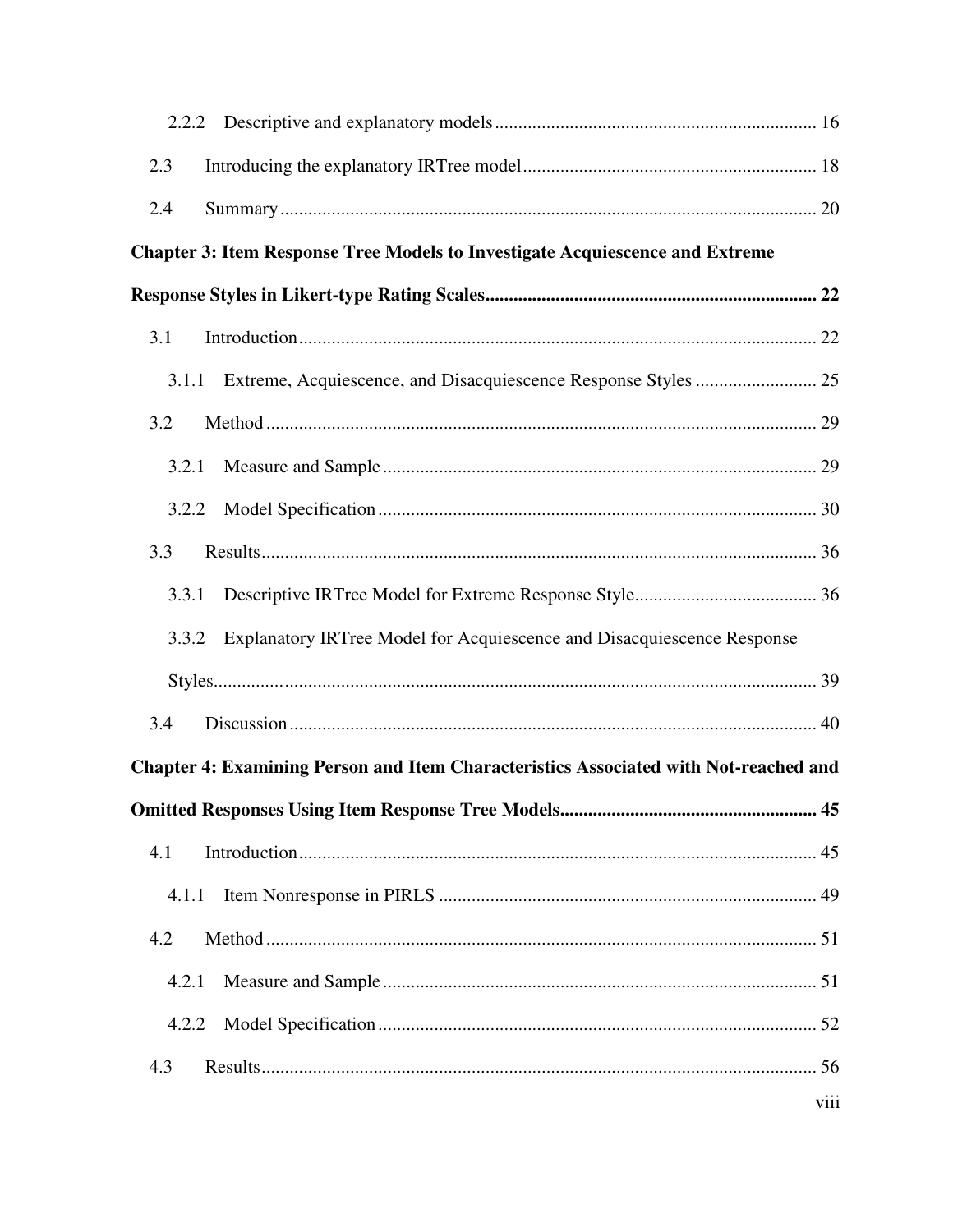2.2.2 Descriptive and explanatory models ........................................................ 16

2.3 Introducing the explanatory IRTree model ................................................. 18

2.4 Summary ........................................................................................................ 20

**Chapter 3: Item Response Tree Models to Investigate Acquiescence and Extreme Response Styles in Likert-type Rating Scales ........................................................ 22**

3.1 Introduction .................................................................................................. 22

3.1.1 Extreme, Acquiescence, and Disacquiescence Response Styles .......................... 25

3.2 Method ........................................................................................................... 29

3.2.1 Measure and Sample ................................................................................ 29

3.2.2 Model Specification .................................................................................. 30

3.3 Results ........................................................................................................... 36

3.3.1 Descriptive IRTree Model for Extreme Response Style .................................... 36

3.3.2 Explanatory IRTree Model for Acquiescence and Disacquiescence Response Styles ........................................................................................................................ 39

3.4 Discussion ..................................................................................................... 40

**Chapter 4: Examining Person and Item Characteristics Associated with Not-reached and Omitted Responses Using Item Response Tree Models ........................................ 45**

4.1 Introduction .................................................................................................. 45

4.1.1 Item Nonresponse in PIRLS ..................................................................... 49

4.2 Method ........................................................................................................... 51

4.2.1 Measure and Sample ................................................................................ 51

4.2.2 Model Specification .................................................................................. 52

4.3 Results ........................................................................................................... 56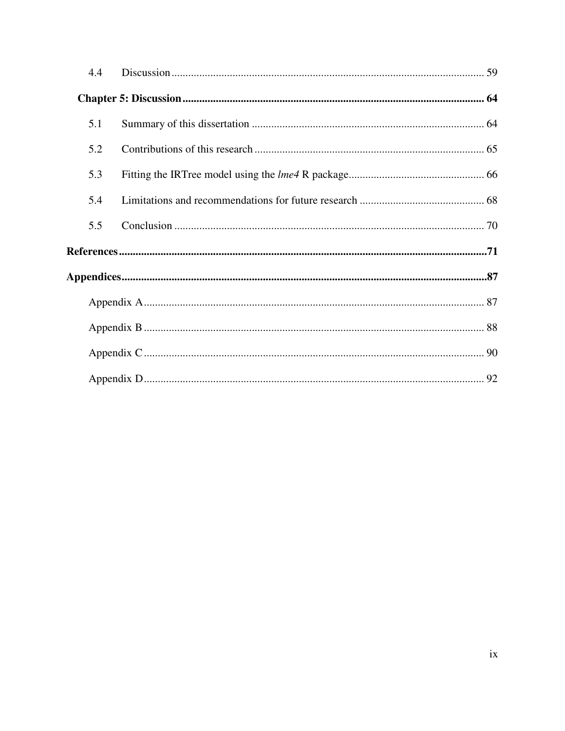4.4 Discussion ..... 59

**Chapter 5: Discussion ..... 64**

5.1 Summary of this dissertation ..... 64

5.2 Contributions of this research ..... 65

5.3 Fitting the IRTree model using the *lme4* R package ..... 66

5.4 Limitations and recommendations for future research ..... 68

5.5 Conclusion ..... 70

**References ..... 71**

**Appendices ..... 87**

Appendix A ..... 87

Appendix B ..... 88

Appendix C ..... 90

Appendix D ..... 92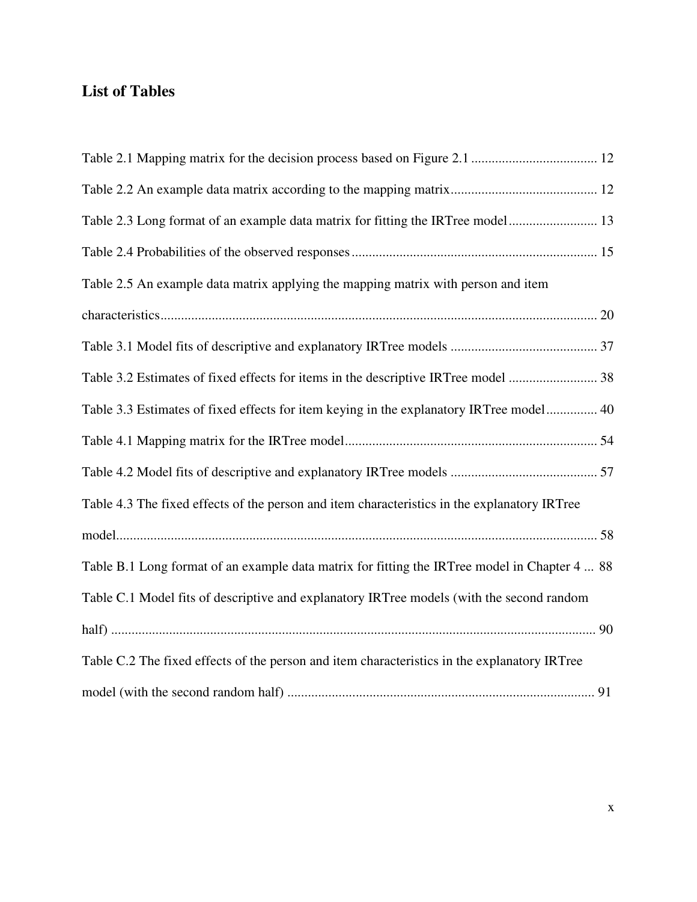## List of Tables

Table 2.1 Mapping matrix for the decision process based on Figure 2.1 ..................................... 12

Table 2.2 An example data matrix according to the mapping matrix........................................... 12

Table 2.3 Long format of an example data matrix for fitting the IRTree model.......................... 13

Table 2.4 Probabilities of the observed responses........................................................................ 15

Table 2.5 An example data matrix applying the mapping matrix with person and item characteristics................................................................................................................................ 20

Table 3.1 Model fits of descriptive and explanatory IRTree models ........................................... 37

Table 3.2 Estimates of fixed effects for items in the descriptive IRTree model .......................... 38

Table 3.3 Estimates of fixed effects for item keying in the explanatory IRTree model............... 40

Table 4.1 Mapping matrix for the IRTree model.......................................................................... 54

Table 4.2 Model fits of descriptive and explanatory IRTree models ........................................... 57

Table 4.3 The fixed effects of the person and item characteristics in the explanatory IRTree model............................................................................................................................................ 58

Table B.1 Long format of an example data matrix for fitting the IRTree model in Chapter 4 ... 88

Table C.1 Model fits of descriptive and explanatory IRTree models (with the second random half) ............................................................................................................................................. 90

Table C.2 The fixed effects of the person and item characteristics in the explanatory IRTree model (with the second random half) .......................................................................................... 91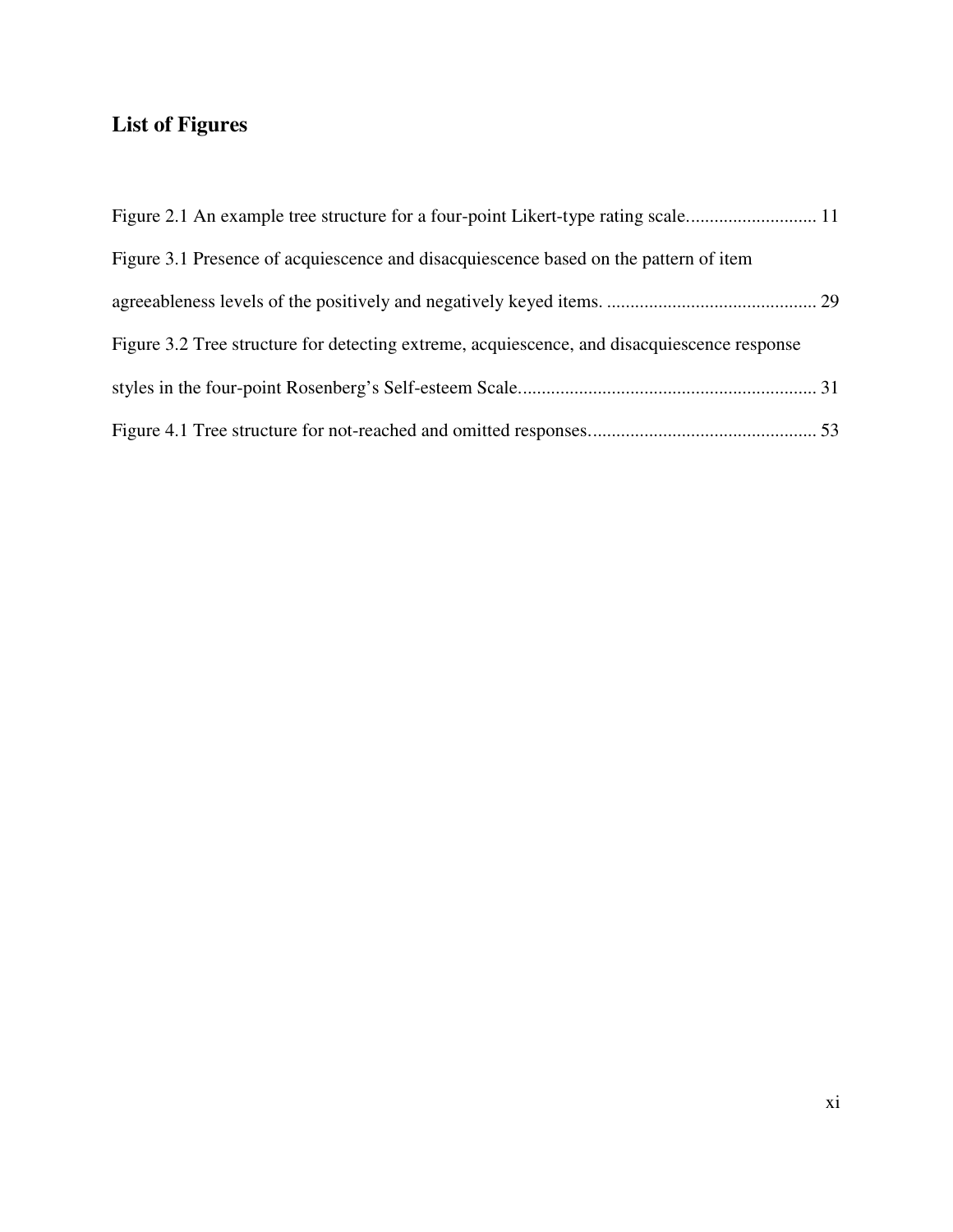## List of Figures

Figure 2.1 An example tree structure for a four-point Likert-type rating scale............................ 11

Figure 3.1 Presence of acquiescence and disacquiescence based on the pattern of item agreeableness levels of the positively and negatively keyed items. ............................................ 29

Figure 3.2 Tree structure for detecting extreme, acquiescence, and disacquiescence response styles in the four-point Rosenberg's Self-esteem Scale............................................................... 31

Figure 4.1 Tree structure for not-reached and omitted responses................................................ 53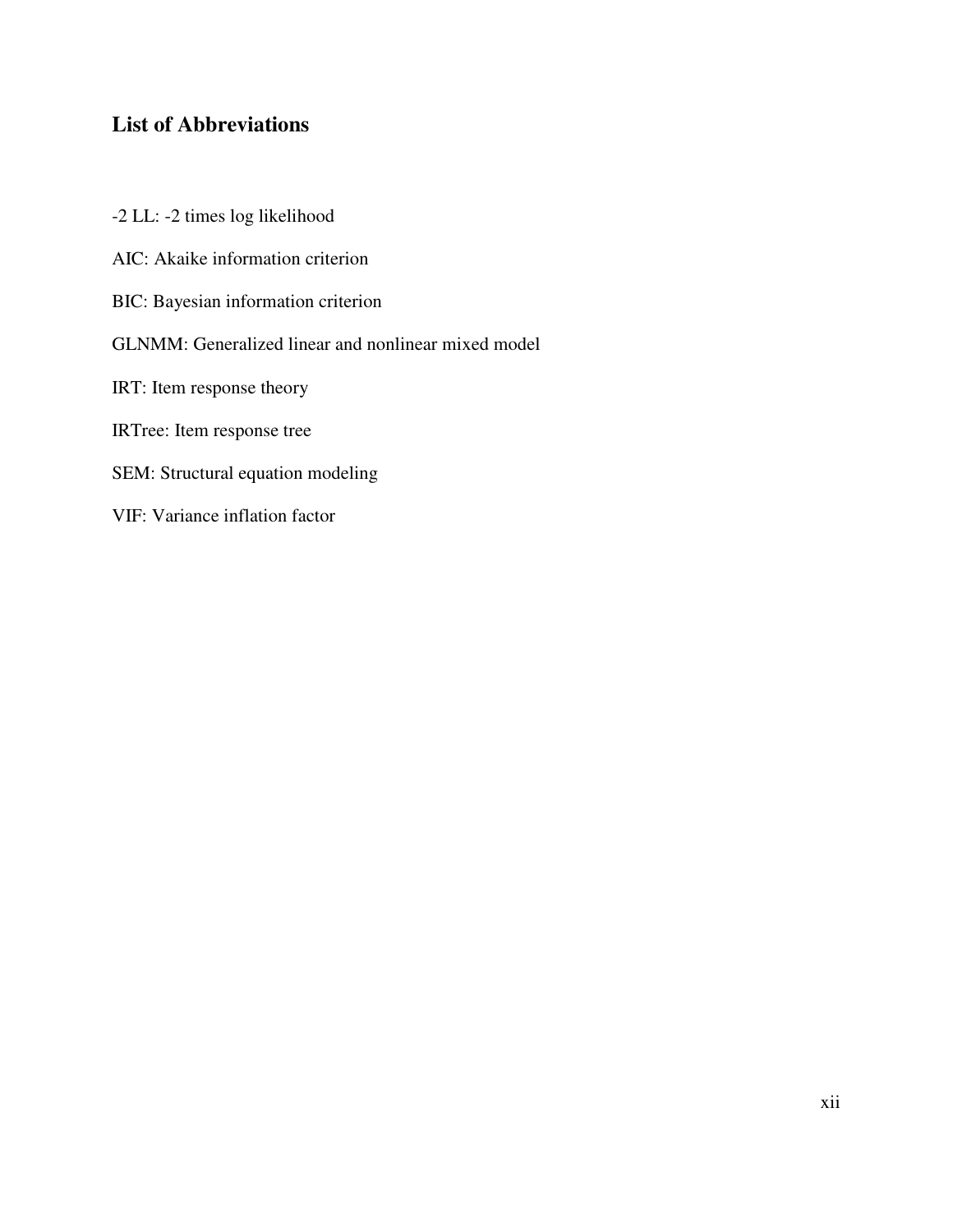## List of Abbreviations

-2 LL: -2 times log likelihood

AIC: Akaike information criterion

BIC: Bayesian information criterion

GLNMM: Generalized linear and nonlinear mixed model

IRT: Item response theory

IRTree: Item response tree

SEM: Structural equation modeling

VIF: Variance inflation factor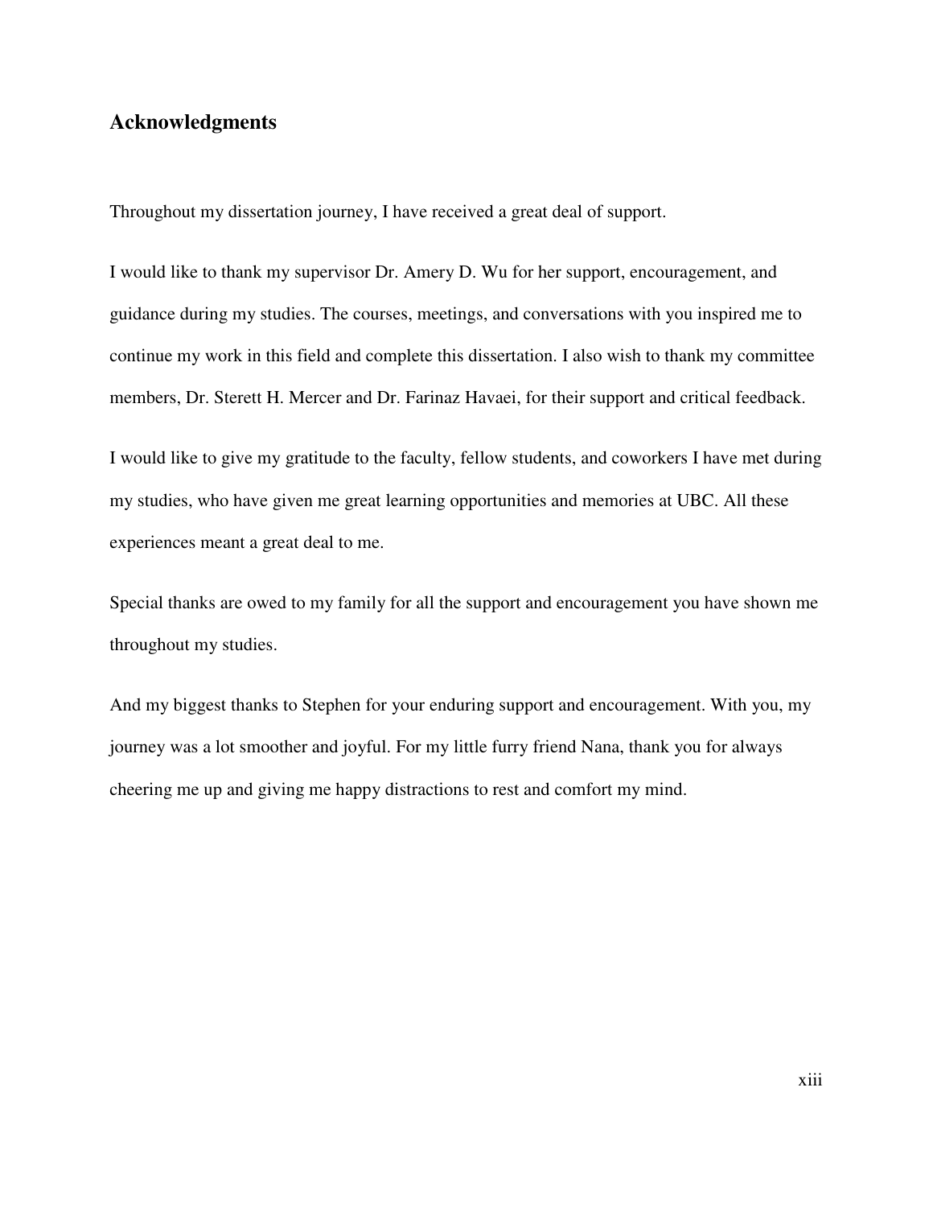## Acknowledgments

Throughout my dissertation journey, I have received a great deal of support.

I would like to thank my supervisor Dr. Amery D. Wu for her support, encouragement, and guidance during my studies. The courses, meetings, and conversations with you inspired me to continue my work in this field and complete this dissertation. I also wish to thank my committee members, Dr. Sterett H. Mercer and Dr. Farinaz Havaei, for their support and critical feedback.

I would like to give my gratitude to the faculty, fellow students, and coworkers I have met during my studies, who have given me great learning opportunities and memories at UBC. All these experiences meant a great deal to me.

Special thanks are owed to my family for all the support and encouragement you have shown me throughout my studies.

And my biggest thanks to Stephen for your enduring support and encouragement. With you, my journey was a lot smoother and joyful. For my little furry friend Nana, thank you for always cheering me up and giving me happy distractions to rest and comfort my mind.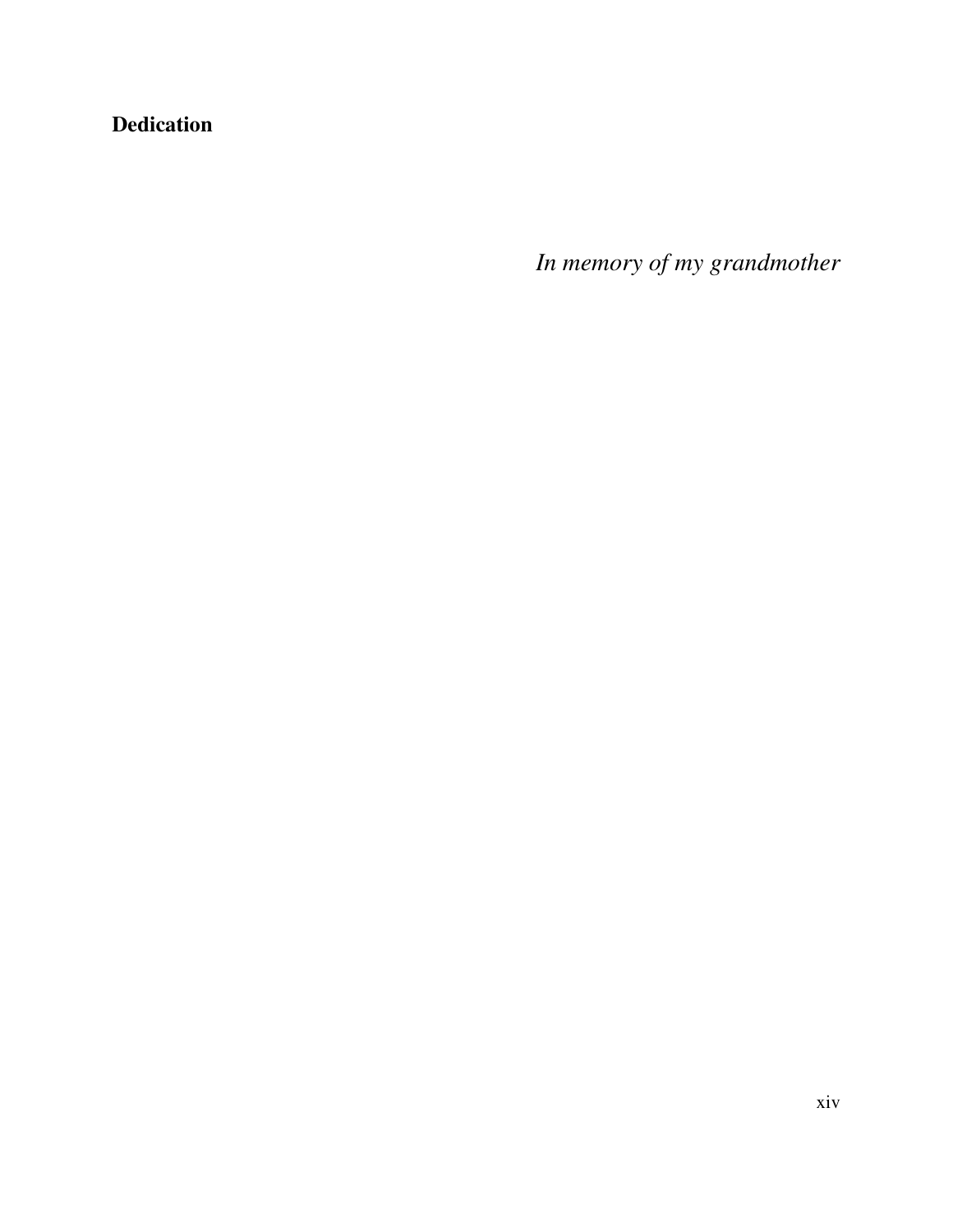# Dedication

*In memory of my grandmother*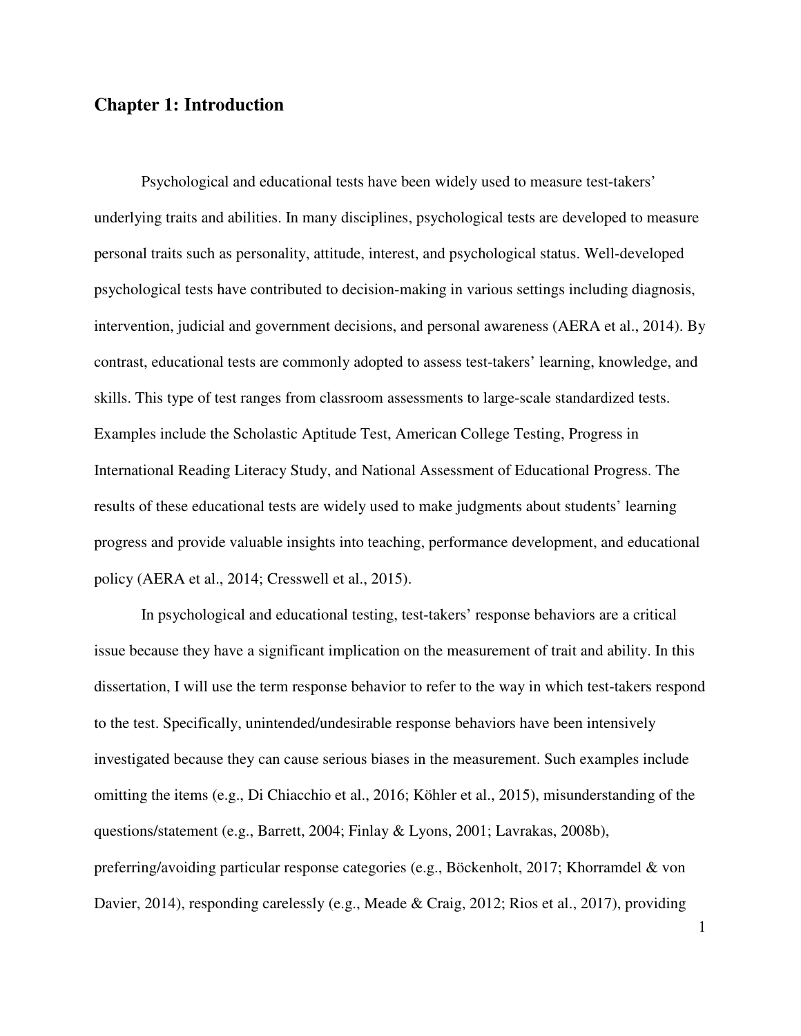## Chapter 1: Introduction

Psychological and educational tests have been widely used to measure test-takers' underlying traits and abilities. In many disciplines, psychological tests are developed to measure personal traits such as personality, attitude, interest, and psychological status. Well-developed psychological tests have contributed to decision-making in various settings including diagnosis, intervention, judicial and government decisions, and personal awareness (AERA et al., 2014). By contrast, educational tests are commonly adopted to assess test-takers' learning, knowledge, and skills. This type of test ranges from classroom assessments to large-scale standardized tests. Examples include the Scholastic Aptitude Test, American College Testing, Progress in International Reading Literacy Study, and National Assessment of Educational Progress. The results of these educational tests are widely used to make judgments about students' learning progress and provide valuable insights into teaching, performance development, and educational policy (AERA et al., 2014; Cresswell et al., 2015).

In psychological and educational testing, test-takers' response behaviors are a critical issue because they have a significant implication on the measurement of trait and ability. In this dissertation, I will use the term response behavior to refer to the way in which test-takers respond to the test. Specifically, unintended/undesirable response behaviors have been intensively investigated because they can cause serious biases in the measurement. Such examples include omitting the items (e.g., Di Chiacchio et al., 2016; Köhler et al., 2015), misunderstanding of the questions/statement (e.g., Barrett, 2004; Finlay & Lyons, 2001; Lavrakas, 2008b), preferring/avoiding particular response categories (e.g., Böckenholt, 2017; Khorramdel & von Davier, 2014), responding carelessly (e.g., Meade & Craig, 2012; Rios et al., 2017), providing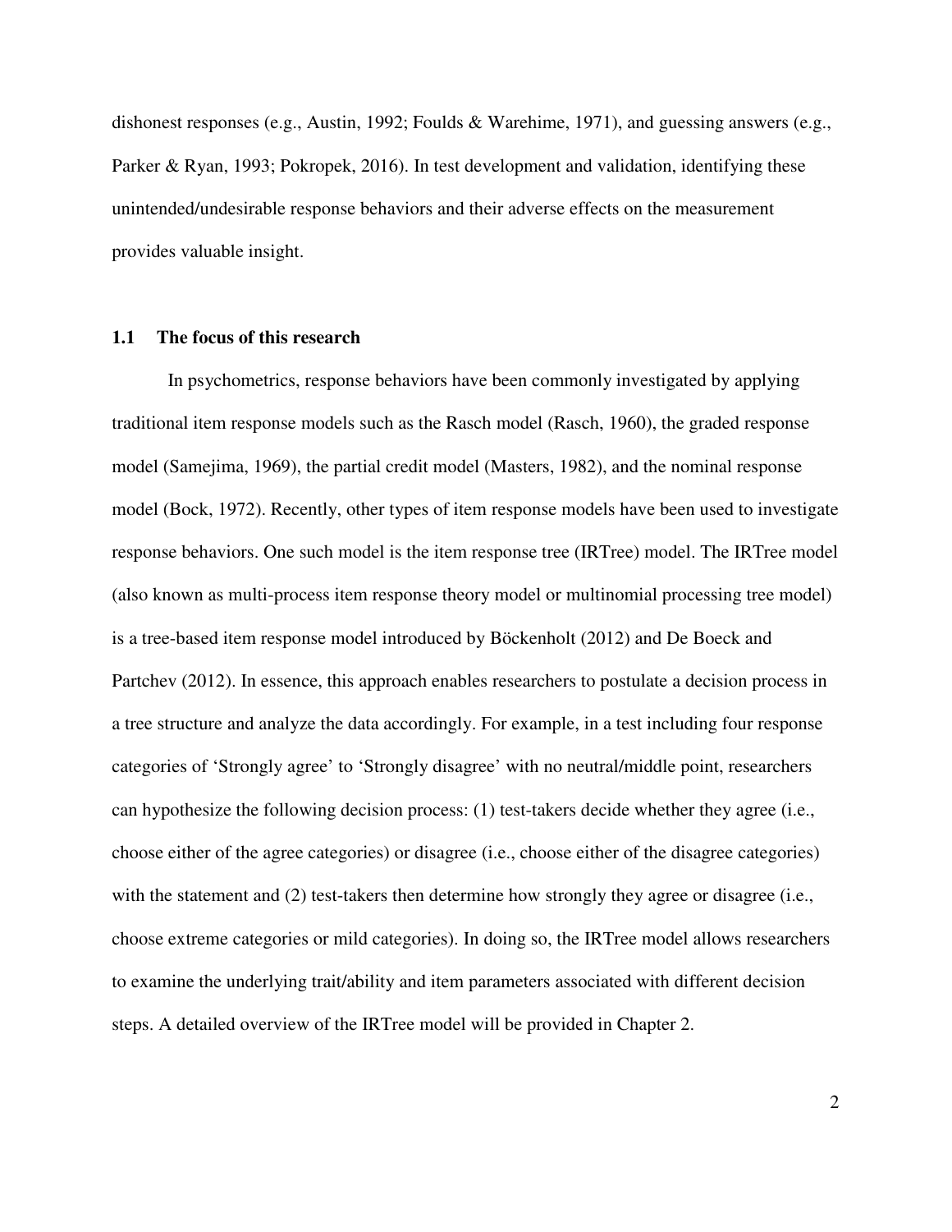dishonest responses (e.g., Austin, 1992; Foulds & Warehime, 1971), and guessing answers (e.g., Parker & Ryan, 1993; Pokropek, 2016). In test development and validation, identifying these unintended/undesirable response behaviors and their adverse effects on the measurement provides valuable insight.

## 1.1 The focus of this research

In psychometrics, response behaviors have been commonly investigated by applying traditional item response models such as the Rasch model (Rasch, 1960), the graded response model (Samejima, 1969), the partial credit model (Masters, 1982), and the nominal response model (Bock, 1972). Recently, other types of item response models have been used to investigate response behaviors. One such model is the item response tree (IRTree) model. The IRTree model (also known as multi-process item response theory model or multinomial processing tree model) is a tree-based item response model introduced by Böckenholt (2012) and De Boeck and Partchev (2012). In essence, this approach enables researchers to postulate a decision process in a tree structure and analyze the data accordingly. For example, in a test including four response categories of 'Strongly agree' to 'Strongly disagree' with no neutral/middle point, researchers can hypothesize the following decision process: (1) test-takers decide whether they agree (i.e., choose either of the agree categories) or disagree (i.e., choose either of the disagree categories) with the statement and (2) test-takers then determine how strongly they agree or disagree (i.e., choose extreme categories or mild categories). In doing so, the IRTree model allows researchers to examine the underlying trait/ability and item parameters associated with different decision steps. A detailed overview of the IRTree model will be provided in Chapter 2.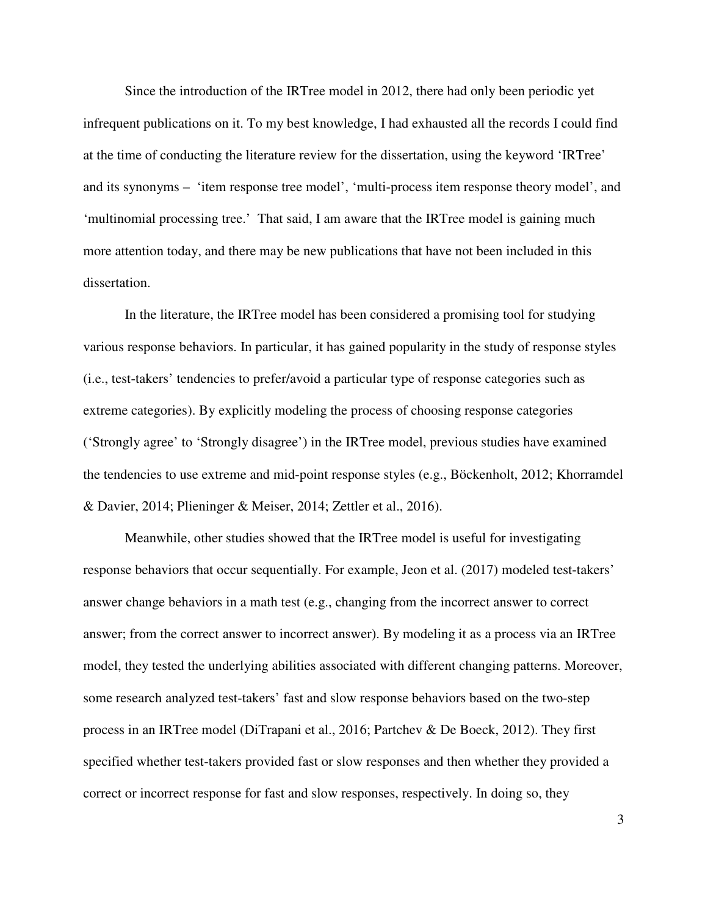Since the introduction of the IRTree model in 2012, there had only been periodic yet infrequent publications on it. To my best knowledge, I had exhausted all the records I could find at the time of conducting the literature review for the dissertation, using the keyword 'IRTree' and its synonyms – 'item response tree model', 'multi-process item response theory model', and 'multinomial processing tree.' That said, I am aware that the IRTree model is gaining much more attention today, and there may be new publications that have not been included in this dissertation.

In the literature, the IRTree model has been considered a promising tool for studying various response behaviors. In particular, it has gained popularity in the study of response styles (i.e., test-takers' tendencies to prefer/avoid a particular type of response categories such as extreme categories). By explicitly modeling the process of choosing response categories ('Strongly agree' to 'Strongly disagree') in the IRTree model, previous studies have examined the tendencies to use extreme and mid-point response styles (e.g., Böckenholt, 2012; Khorramdel & Davier, 2014; Plieninger & Meiser, 2014; Zettler et al., 2016).

Meanwhile, other studies showed that the IRTree model is useful for investigating response behaviors that occur sequentially. For example, Jeon et al. (2017) modeled test-takers' answer change behaviors in a math test (e.g., changing from the incorrect answer to correct answer; from the correct answer to incorrect answer). By modeling it as a process via an IRTree model, they tested the underlying abilities associated with different changing patterns. Moreover, some research analyzed test-takers' fast and slow response behaviors based on the two-step process in an IRTree model (DiTrapani et al., 2016; Partchev & De Boeck, 2012). They first specified whether test-takers provided fast or slow responses and then whether they provided a correct or incorrect response for fast and slow responses, respectively. In doing so, they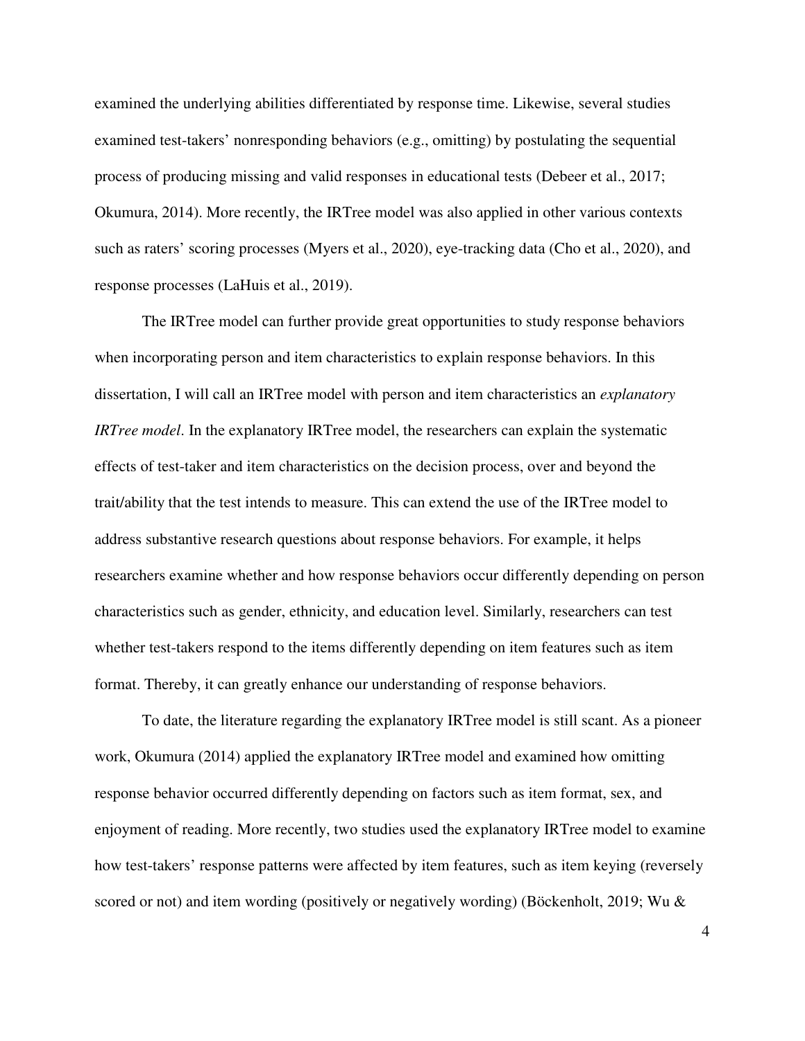examined the underlying abilities differentiated by response time. Likewise, several studies examined test-takers' nonresponding behaviors (e.g., omitting) by postulating the sequential process of producing missing and valid responses in educational tests (Debeer et al., 2017; Okumura, 2014). More recently, the IRTree model was also applied in other various contexts such as raters' scoring processes (Myers et al., 2020), eye-tracking data (Cho et al., 2020), and response processes (LaHuis et al., 2019).

The IRTree model can further provide great opportunities to study response behaviors when incorporating person and item characteristics to explain response behaviors. In this dissertation, I will call an IRTree model with person and item characteristics an *explanatory IRTree model*. In the explanatory IRTree model, the researchers can explain the systematic effects of test-taker and item characteristics on the decision process, over and beyond the trait/ability that the test intends to measure. This can extend the use of the IRTree model to address substantive research questions about response behaviors. For example, it helps researchers examine whether and how response behaviors occur differently depending on person characteristics such as gender, ethnicity, and education level. Similarly, researchers can test whether test-takers respond to the items differently depending on item features such as item format. Thereby, it can greatly enhance our understanding of response behaviors.

To date, the literature regarding the explanatory IRTree model is still scant. As a pioneer work, Okumura (2014) applied the explanatory IRTree model and examined how omitting response behavior occurred differently depending on factors such as item format, sex, and enjoyment of reading. More recently, two studies used the explanatory IRTree model to examine how test-takers' response patterns were affected by item features, such as item keying (reversely scored or not) and item wording (positively or negatively wording) (Böckenholt, 2019; Wu &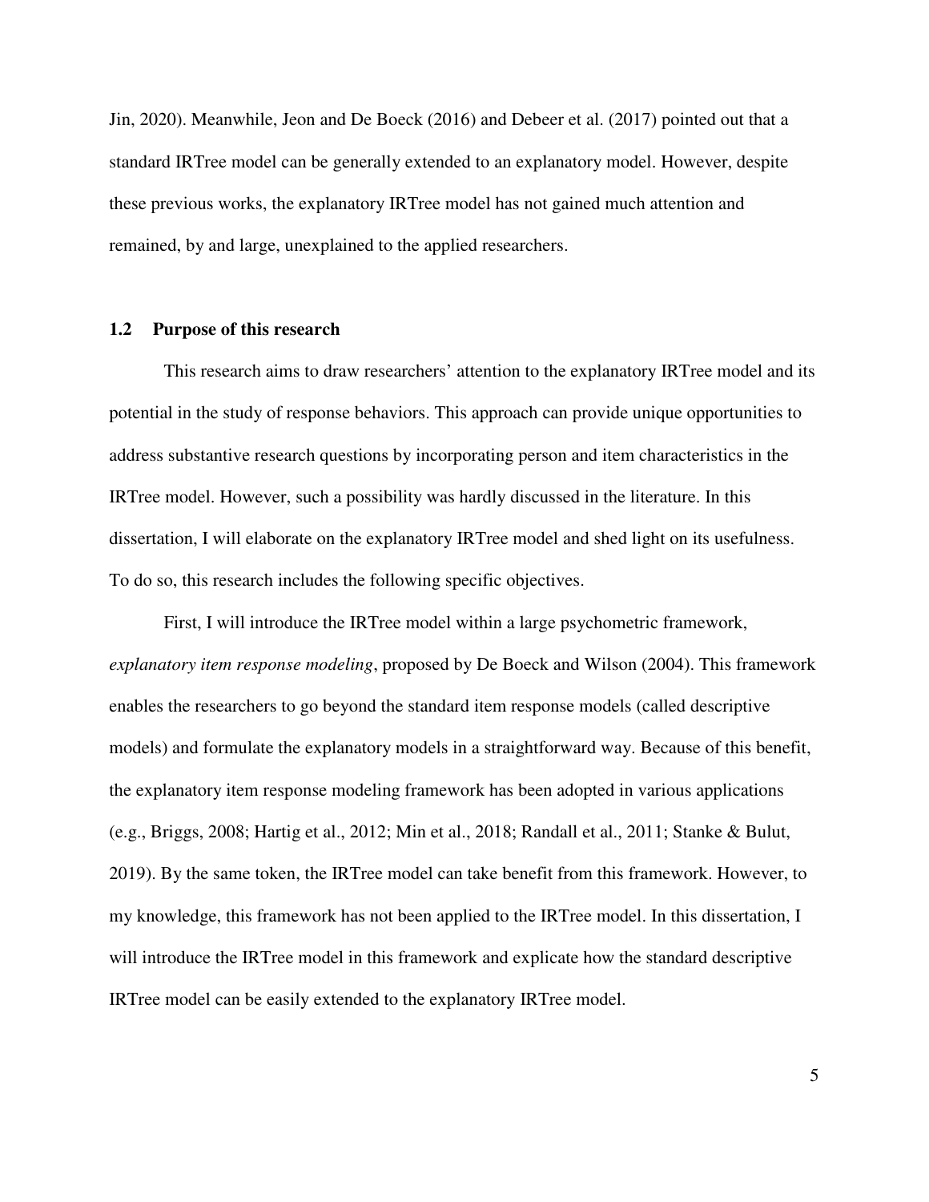Jin, 2020). Meanwhile, Jeon and De Boeck (2016) and Debeer et al. (2017) pointed out that a standard IRTree model can be generally extended to an explanatory model. However, despite these previous works, the explanatory IRTree model has not gained much attention and remained, by and large, unexplained to the applied researchers.

## 1.2 Purpose of this research

This research aims to draw researchers' attention to the explanatory IRTree model and its potential in the study of response behaviors. This approach can provide unique opportunities to address substantive research questions by incorporating person and item characteristics in the IRTree model. However, such a possibility was hardly discussed in the literature. In this dissertation, I will elaborate on the explanatory IRTree model and shed light on its usefulness. To do so, this research includes the following specific objectives.

First, I will introduce the IRTree model within a large psychometric framework, *explanatory item response modeling*, proposed by De Boeck and Wilson (2004). This framework enables the researchers to go beyond the standard item response models (called descriptive models) and formulate the explanatory models in a straightforward way. Because of this benefit, the explanatory item response modeling framework has been adopted in various applications (e.g., Briggs, 2008; Hartig et al., 2012; Min et al., 2018; Randall et al., 2011; Stanke & Bulut, 2019). By the same token, the IRTree model can take benefit from this framework. However, to my knowledge, this framework has not been applied to the IRTree model. In this dissertation, I will introduce the IRTree model in this framework and explicate how the standard descriptive IRTree model can be easily extended to the explanatory IRTree model.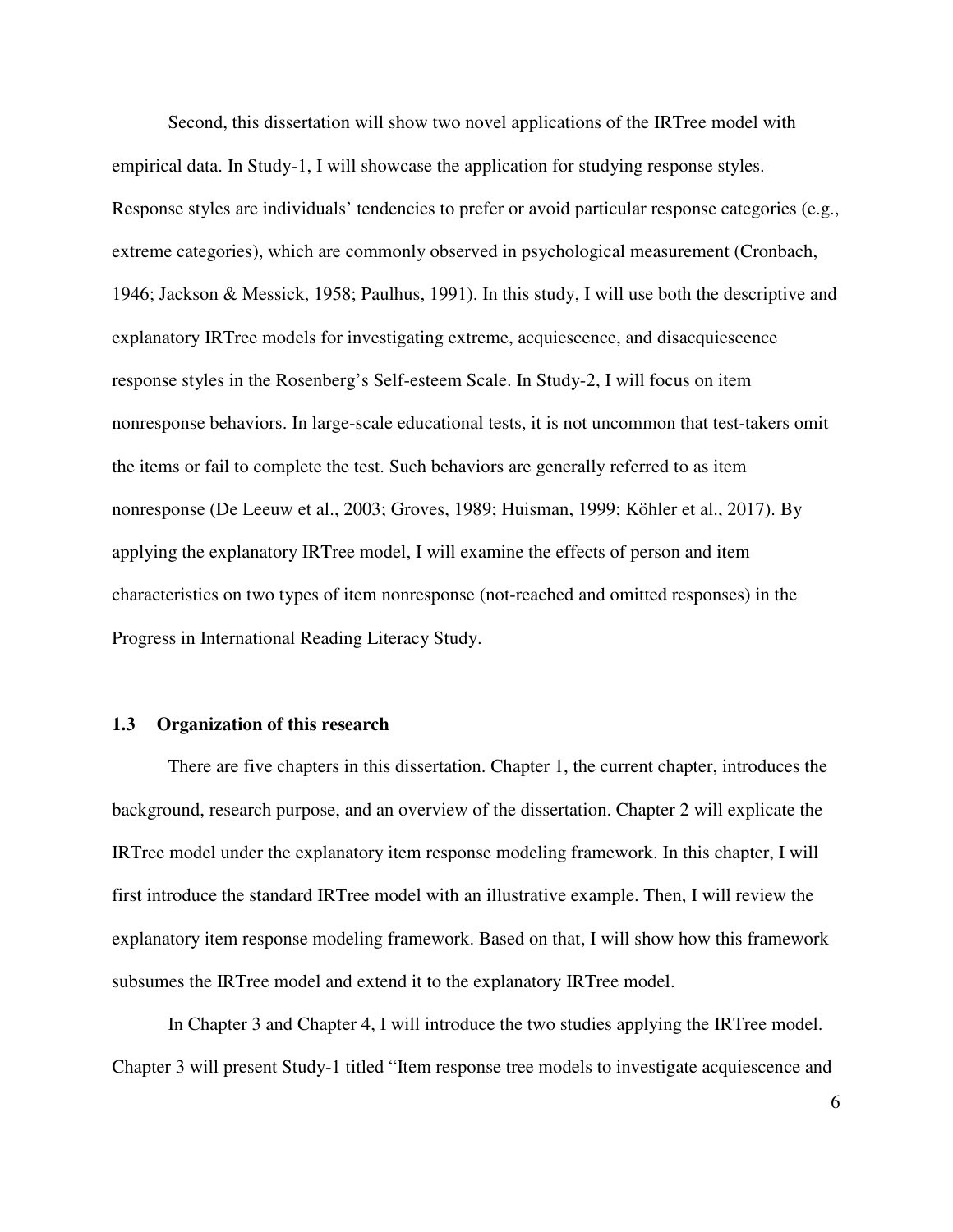Second, this dissertation will show two novel applications of the IRTree model with empirical data. In Study-1, I will showcase the application for studying response styles. Response styles are individuals' tendencies to prefer or avoid particular response categories (e.g., extreme categories), which are commonly observed in psychological measurement (Cronbach, 1946; Jackson & Messick, 1958; Paulhus, 1991). In this study, I will use both the descriptive and explanatory IRTree models for investigating extreme, acquiescence, and disacquiescence response styles in the Rosenberg's Self-esteem Scale. In Study-2, I will focus on item nonresponse behaviors. In large-scale educational tests, it is not uncommon that test-takers omit the items or fail to complete the test. Such behaviors are generally referred to as item nonresponse (De Leeuw et al., 2003; Groves, 1989; Huisman, 1999; Köhler et al., 2017). By applying the explanatory IRTree model, I will examine the effects of person and item characteristics on two types of item nonresponse (not-reached and omitted responses) in the Progress in International Reading Literacy Study.

### 1.3 Organization of this research

There are five chapters in this dissertation. Chapter 1, the current chapter, introduces the background, research purpose, and an overview of the dissertation. Chapter 2 will explicate the IRTree model under the explanatory item response modeling framework. In this chapter, I will first introduce the standard IRTree model with an illustrative example. Then, I will review the explanatory item response modeling framework. Based on that, I will show how this framework subsumes the IRTree model and extend it to the explanatory IRTree model.

In Chapter 3 and Chapter 4, I will introduce the two studies applying the IRTree model. Chapter 3 will present Study-1 titled "Item response tree models to investigate acquiescence and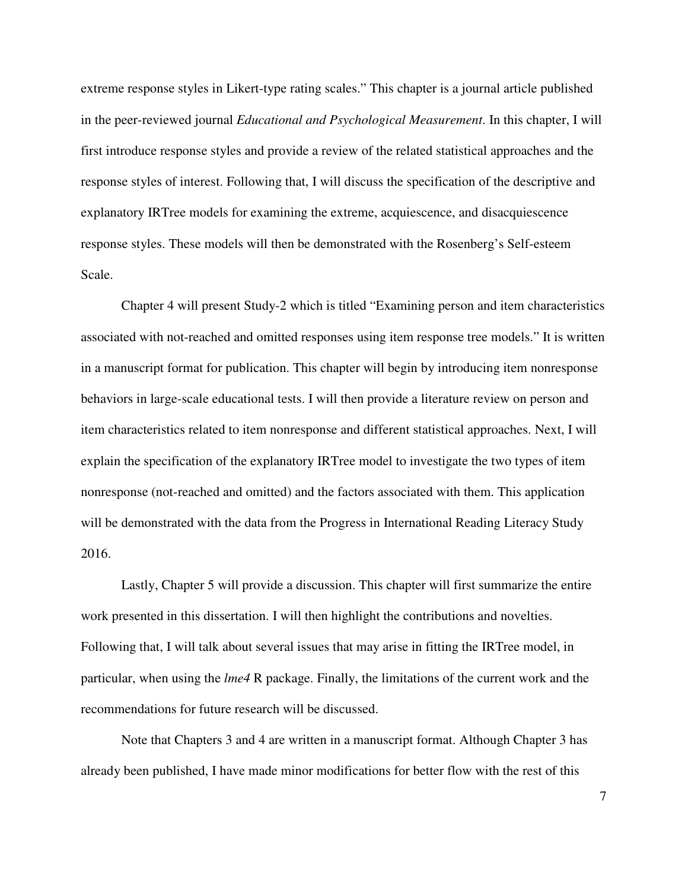extreme response styles in Likert-type rating scales." This chapter is a journal article published in the peer-reviewed journal *Educational and Psychological Measurement*. In this chapter, I will first introduce response styles and provide a review of the related statistical approaches and the response styles of interest. Following that, I will discuss the specification of the descriptive and explanatory IRTree models for examining the extreme, acquiescence, and disacquiescence response styles. These models will then be demonstrated with the Rosenberg's Self-esteem Scale.

Chapter 4 will present Study-2 which is titled "Examining person and item characteristics associated with not-reached and omitted responses using item response tree models." It is written in a manuscript format for publication. This chapter will begin by introducing item nonresponse behaviors in large-scale educational tests. I will then provide a literature review on person and item characteristics related to item nonresponse and different statistical approaches. Next, I will explain the specification of the explanatory IRTree model to investigate the two types of item nonresponse (not-reached and omitted) and the factors associated with them. This application will be demonstrated with the data from the Progress in International Reading Literacy Study 2016.

Lastly, Chapter 5 will provide a discussion. This chapter will first summarize the entire work presented in this dissertation. I will then highlight the contributions and novelties. Following that, I will talk about several issues that may arise in fitting the IRTree model, in particular, when using the *lme4* R package. Finally, the limitations of the current work and the recommendations for future research will be discussed.

Note that Chapters 3 and 4 are written in a manuscript format. Although Chapter 3 has already been published, I have made minor modifications for better flow with the rest of this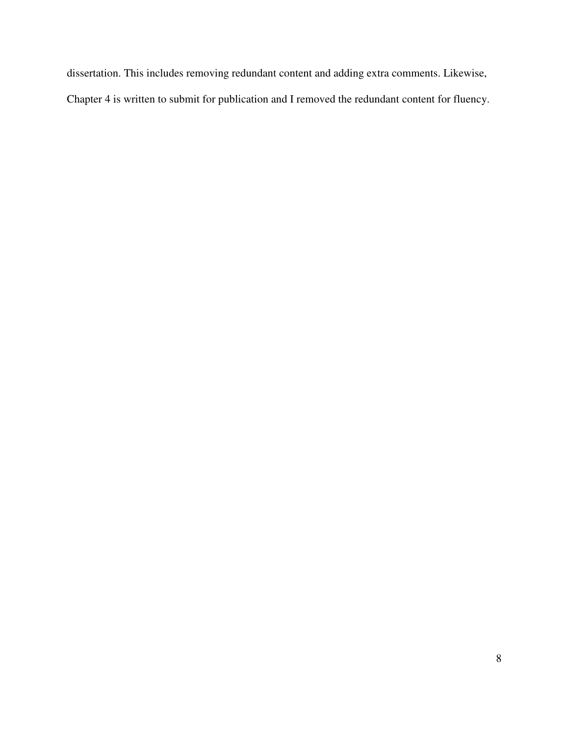dissertation. This includes removing redundant content and adding extra comments. Likewise, Chapter 4 is written to submit for publication and I removed the redundant content for fluency.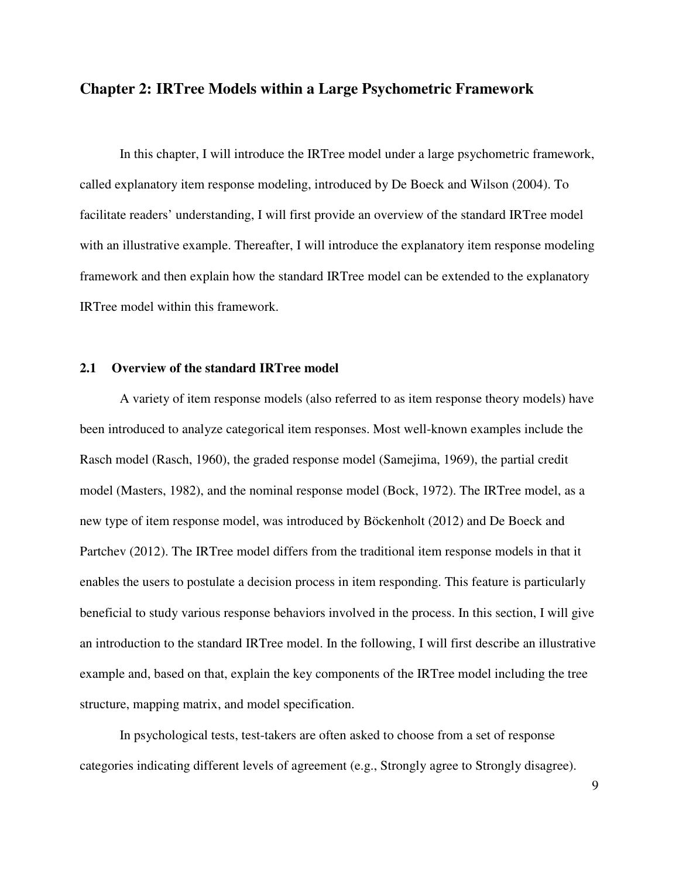## Chapter 2: IRTree Models within a Large Psychometric Framework

In this chapter, I will introduce the IRTree model under a large psychometric framework, called explanatory item response modeling, introduced by De Boeck and Wilson (2004). To facilitate readers' understanding, I will first provide an overview of the standard IRTree model with an illustrative example. Thereafter, I will introduce the explanatory item response modeling framework and then explain how the standard IRTree model can be extended to the explanatory IRTree model within this framework.

### 2.1 Overview of the standard IRTree model

A variety of item response models (also referred to as item response theory models) have been introduced to analyze categorical item responses. Most well-known examples include the Rasch model (Rasch, 1960), the graded response model (Samejima, 1969), the partial credit model (Masters, 1982), and the nominal response model (Bock, 1972). The IRTree model, as a new type of item response model, was introduced by Böckenholt (2012) and De Boeck and Partchev (2012). The IRTree model differs from the traditional item response models in that it enables the users to postulate a decision process in item responding. This feature is particularly beneficial to study various response behaviors involved in the process. In this section, I will give an introduction to the standard IRTree model. In the following, I will first describe an illustrative example and, based on that, explain the key components of the IRTree model including the tree structure, mapping matrix, and model specification.

In psychological tests, test-takers are often asked to choose from a set of response categories indicating different levels of agreement (e.g., Strongly agree to Strongly disagree).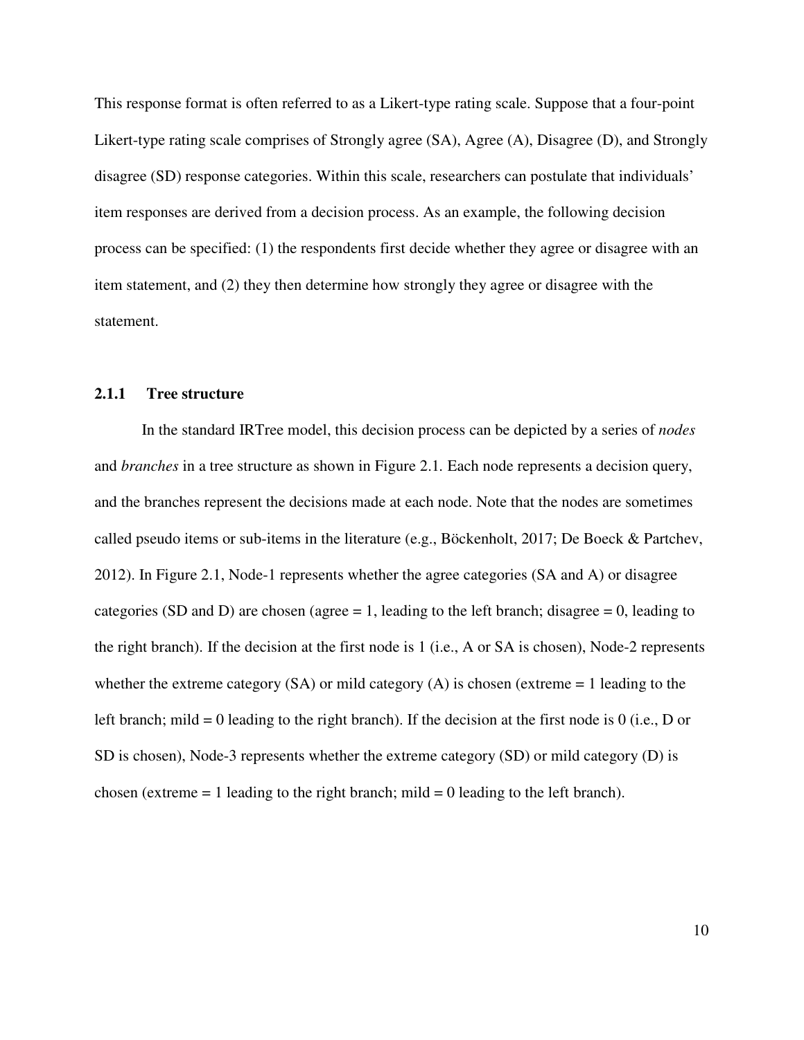This response format is often referred to as a Likert-type rating scale. Suppose that a four-point Likert-type rating scale comprises of Strongly agree (SA), Agree (A), Disagree (D), and Strongly disagree (SD) response categories. Within this scale, researchers can postulate that individuals' item responses are derived from a decision process. As an example, the following decision process can be specified: (1) the respondents first decide whether they agree or disagree with an item statement, and (2) they then determine how strongly they agree or disagree with the statement.

### 2.1.1 Tree structure

In the standard IRTree model, this decision process can be depicted by a series of *nodes* and *branches* in a tree structure as shown in Figure 2.1. Each node represents a decision query, and the branches represent the decisions made at each node. Note that the nodes are sometimes called pseudo items or sub-items in the literature (e.g., Böckenholt, 2017; De Boeck & Partchev, 2012). In Figure 2.1, Node-1 represents whether the agree categories (SA and A) or disagree categories (SD and D) are chosen (agree = 1, leading to the left branch; disagree = 0, leading to the right branch). If the decision at the first node is 1 (i.e., A or SA is chosen), Node-2 represents whether the extreme category (SA) or mild category (A) is chosen (extreme = 1 leading to the left branch; mild = 0 leading to the right branch). If the decision at the first node is 0 (i.e., D or SD is chosen), Node-3 represents whether the extreme category (SD) or mild category (D) is chosen (extreme = 1 leading to the right branch; mild = 0 leading to the left branch).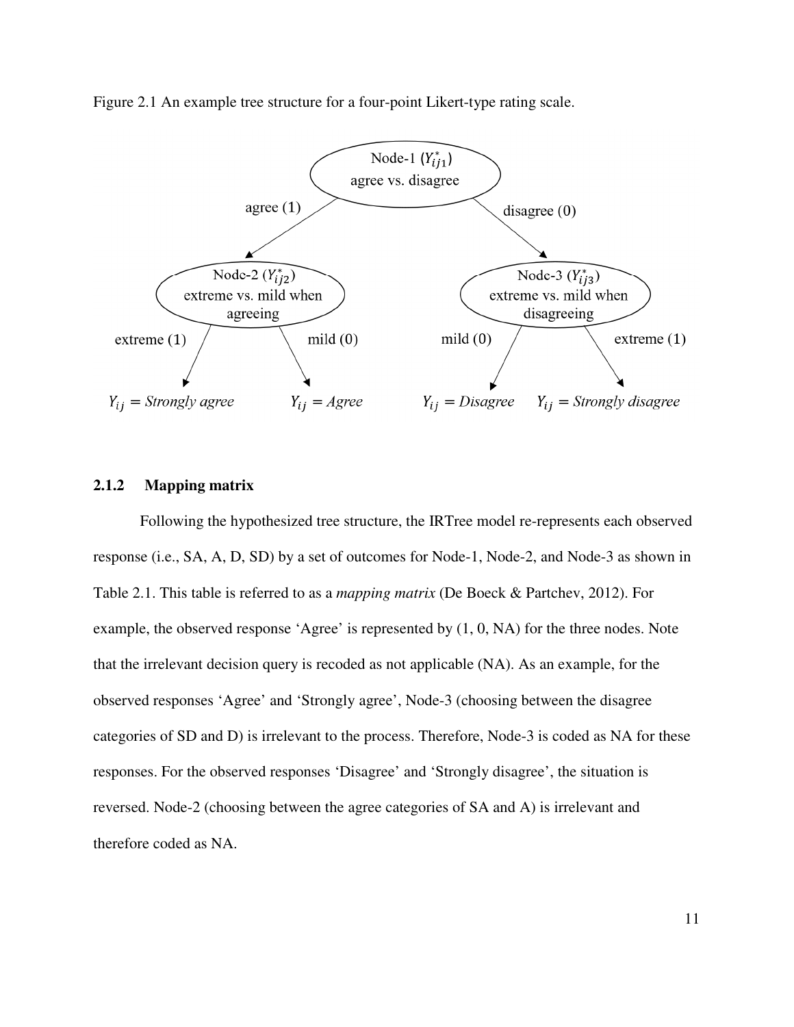Figure 2.1 An example tree structure for a four-point Likert-type rating scale.

Node-1 ($Y^*_{ij1}$) agree vs. disagree

agree (1) → Node-2 ($Y^*_{ij2}$) extreme vs. mild when agreeing

disagree (0) → Node-3 ($Y^*_{ij3}$) extreme vs. mild when disagreeing

Node-2: extreme (1) → $Y_{ij}$ = *Strongly agree*; mild (0) → $Y_{ij}$ = *Agree*

Node-3: mild (0) → $Y_{ij}$ = *Disagree*; extreme (1) → $Y_{ij}$ = *Strongly disagree*

### 2.1.2 Mapping matrix

Following the hypothesized tree structure, the IRTree model re-represents each observed response (i.e., SA, A, D, SD) by a set of outcomes for Node-1, Node-2, and Node-3 as shown in Table 2.1. This table is referred to as a *mapping matrix* (De Boeck & Partchev, 2012). For example, the observed response 'Agree' is represented by (1, 0, NA) for the three nodes. Note that the irrelevant decision query is recoded as not applicable (NA). As an example, for the observed responses 'Agree' and 'Strongly agree', Node-3 (choosing between the disagree categories of SD and D) is irrelevant to the process. Therefore, Node-3 is coded as NA for these responses. For the observed responses 'Disagree' and 'Strongly disagree', the situation is reversed. Node-2 (choosing between the agree categories of SA and A) is irrelevant and therefore coded as NA.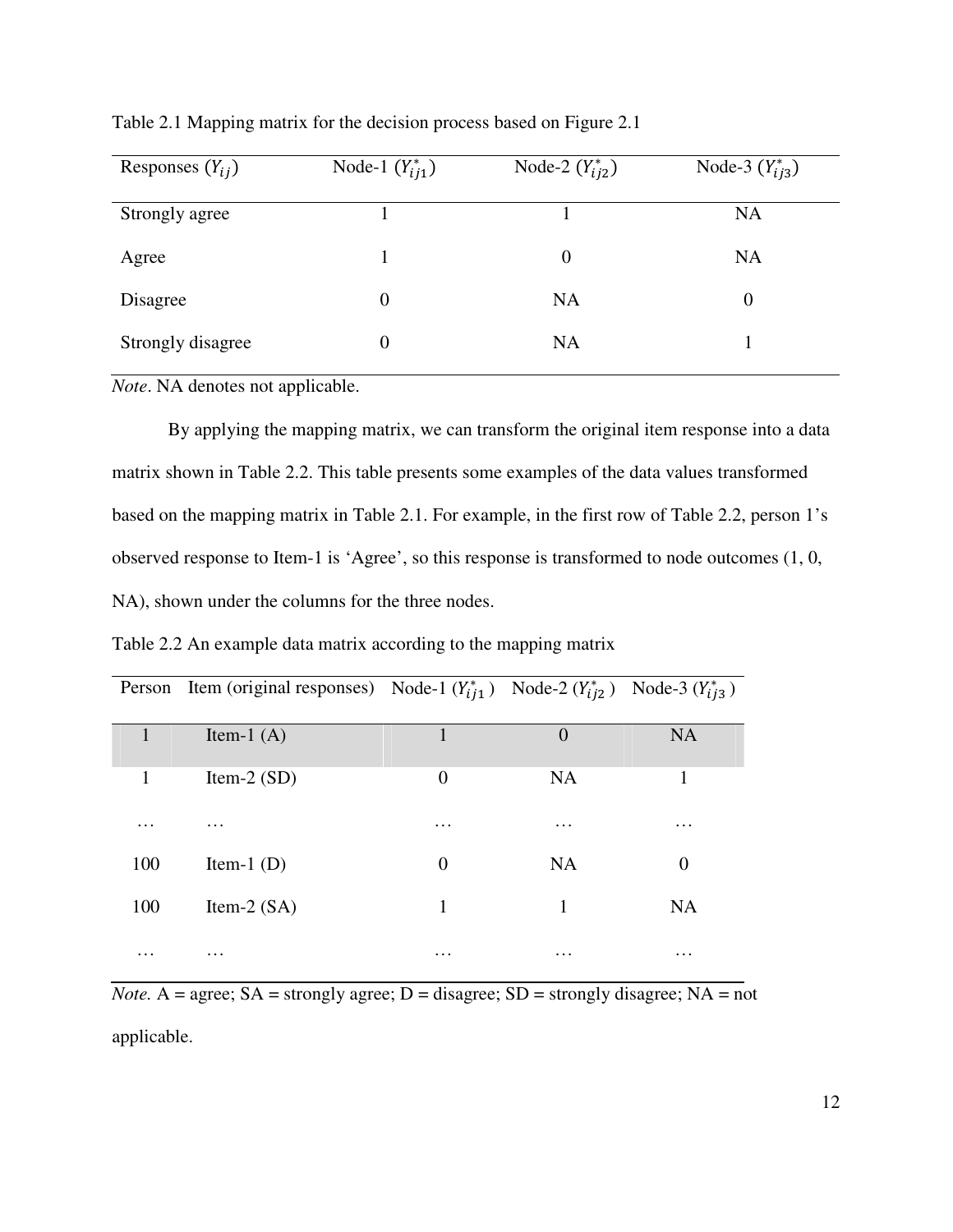Table 2.1 Mapping matrix for the decision process based on Figure 2.1

| Responses ($Y_{ij}$) | Node-1 ($Y^*_{ij1}$) | Node-2 ($Y^*_{ij2}$) | Node-3 ($Y^*_{ij3}$) |
|---|---|---|---|
| Strongly agree | 1 | 1 | NA |
| Agree | 1 | 0 | NA |
| Disagree | 0 | NA | 0 |
| Strongly disagree | 0 | NA | 1 |

*Note*. NA denotes not applicable.

By applying the mapping matrix, we can transform the original item response into a data matrix shown in Table 2.2. This table presents some examples of the data values transformed based on the mapping matrix in Table 2.1. For example, in the first row of Table 2.2, person 1's observed response to Item-1 is 'Agree', so this response is transformed to node outcomes (1, 0, NA), shown under the columns for the three nodes.

Table 2.2 An example data matrix according to the mapping matrix

| Person | Item (original responses) | Node-1 ($Y^*_{ij1}$) | Node-2 ($Y^*_{ij2}$) | Node-3 ($Y^*_{ij3}$) |
|---|---|---|---|---|
| 1 | Item-1 (A) | 1 | 0 | NA |
| 1 | Item-2 (SD) | 0 | NA | 1 |
| … | … | … | … | … |
| 100 | Item-1 (D) | 0 | NA | 0 |
| 100 | Item-2 (SA) | 1 | 1 | NA |
| … | … | … | … | … |

*Note.* A = agree; SA = strongly agree; D = disagree; SD = strongly disagree; NA = not applicable.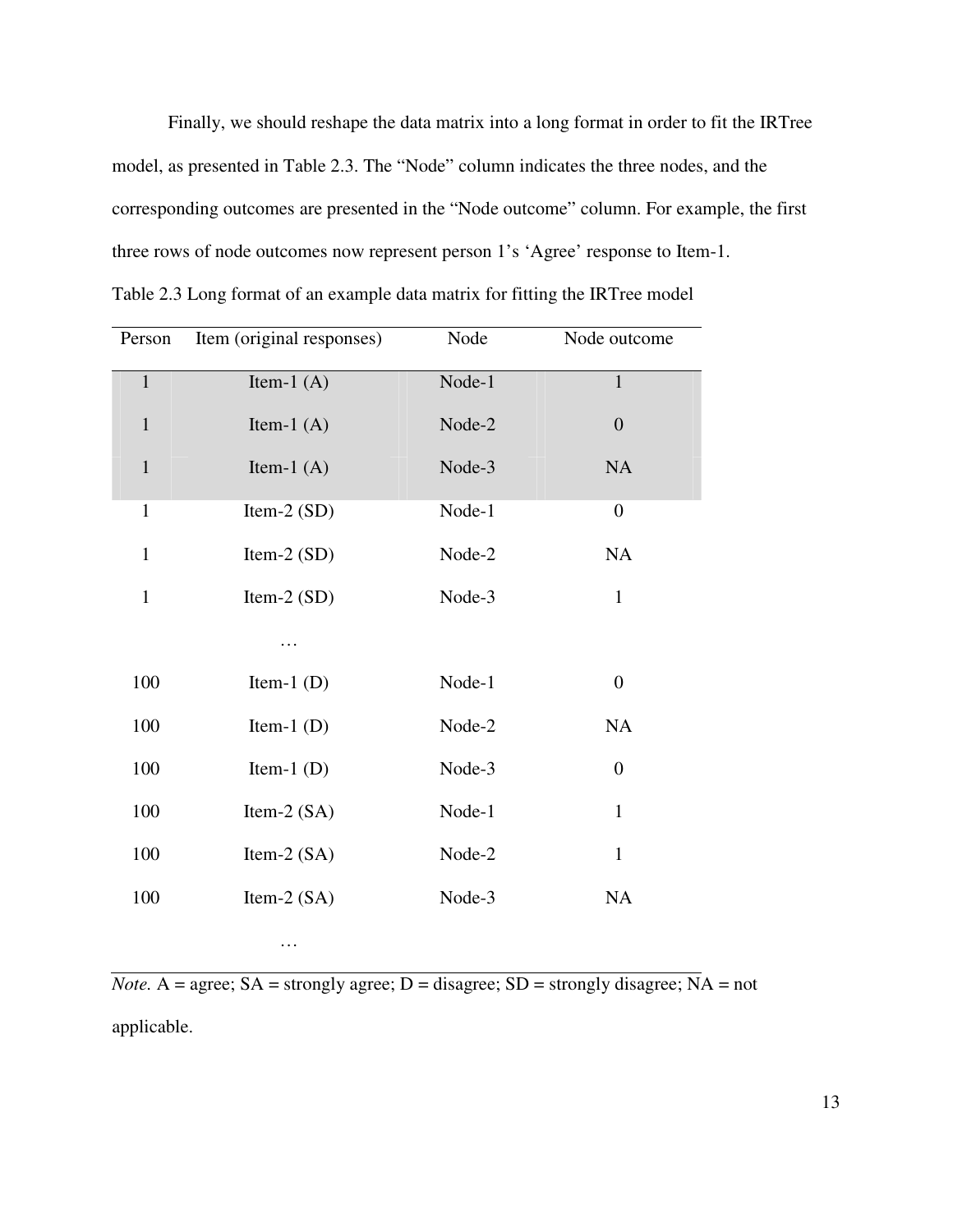Finally, we should reshape the data matrix into a long format in order to fit the IRTree model, as presented in Table 2.3. The “Node” column indicates the three nodes, and the corresponding outcomes are presented in the “Node outcome” column. For example, the first three rows of node outcomes now represent person 1’s ‘Agree’ response to Item-1.

Table 2.3 Long format of an example data matrix for fitting the IRTree model

| Person | Item (original responses) | Node | Node outcome |
|---|---|---|---|
| 1 | Item-1 (A) | Node-1 | 1 |
| 1 | Item-1 (A) | Node-2 | 0 |
| 1 | Item-1 (A) | Node-3 | NA |
| 1 | Item-2 (SD) | Node-1 | 0 |
| 1 | Item-2 (SD) | Node-2 | NA |
| 1 | Item-2 (SD) | Node-3 | 1 |
| | … | | |
| 100 | Item-1 (D) | Node-1 | 0 |
| 100 | Item-1 (D) | Node-2 | NA |
| 100 | Item-1 (D) | Node-3 | 0 |
| 100 | Item-2 (SA) | Node-1 | 1 |
| 100 | Item-2 (SA) | Node-2 | 1 |
| 100 | Item-2 (SA) | Node-3 | NA |
| | … | | |

*Note.* A = agree; SA = strongly agree; D = disagree; SD = strongly disagree; NA = not applicable.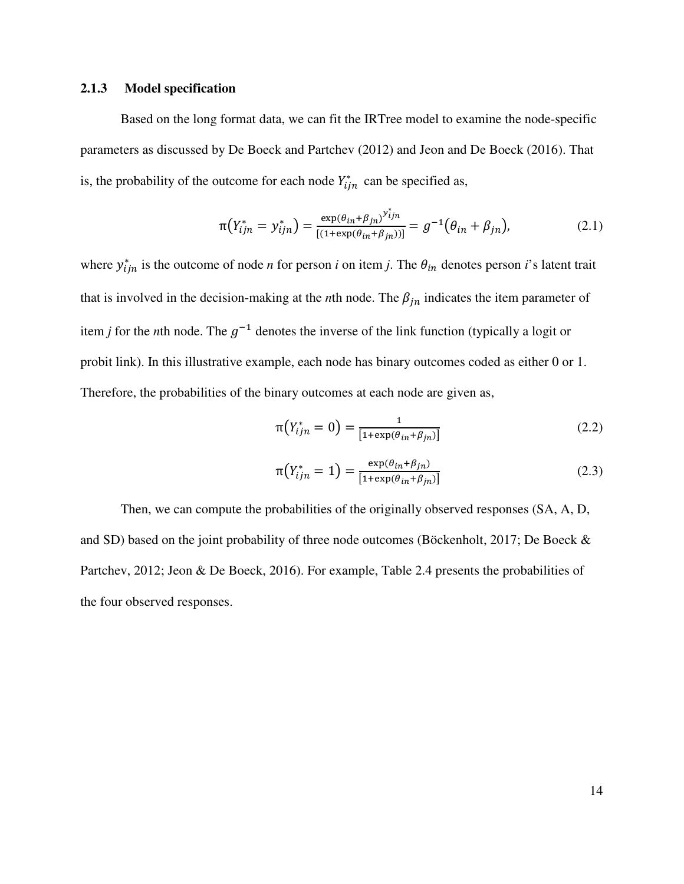### 2.1.3 Model specification

Based on the long format data, we can fit the IRTree model to examine the node-specific parameters as discussed by De Boeck and Partchev (2012) and Jeon and De Boeck (2016). That is, the probability of the outcome for each node $Y_{ijn}^{*}$ can be specified as,

$$\pi\left(Y_{ijn}^{*} = y_{ijn}^{*}\right) = \frac{\exp(\theta_{in}+\beta_{jn})^{y_{ijn}^{*}}}{[(1+\exp(\theta_{in}+\beta_{jn}))]} = g^{-1}\left(\theta_{in} + \beta_{jn}\right), \tag{2.1}$$

where $y_{ijn}^{*}$ is the outcome of node *n* for person *i* on item *j*. The $\theta_{in}$ denotes person *i*'s latent trait that is involved in the decision-making at the *n*th node. The $\beta_{jn}$ indicates the item parameter of item *j* for the *n*th node. The $g^{-1}$ denotes the inverse of the link function (typically a logit or probit link). In this illustrative example, each node has binary outcomes coded as either 0 or 1. Therefore, the probabilities of the binary outcomes at each node are given as,

$$\pi\left(Y_{ijn}^{*} = 0\right) = \frac{1}{[1+\exp(\theta_{in}+\beta_{jn})]} \tag{2.2}$$

$$\pi\left(Y_{ijn}^{*} = 1\right) = \frac{\exp(\theta_{in}+\beta_{jn})}{[1+\exp(\theta_{in}+\beta_{jn})]} \tag{2.3}$$

Then, we can compute the probabilities of the originally observed responses (SA, A, D, and SD) based on the joint probability of three node outcomes (Böckenholt, 2017; De Boeck & Partchev, 2012; Jeon & De Boeck, 2016). For example, Table 2.4 presents the probabilities of the four observed responses.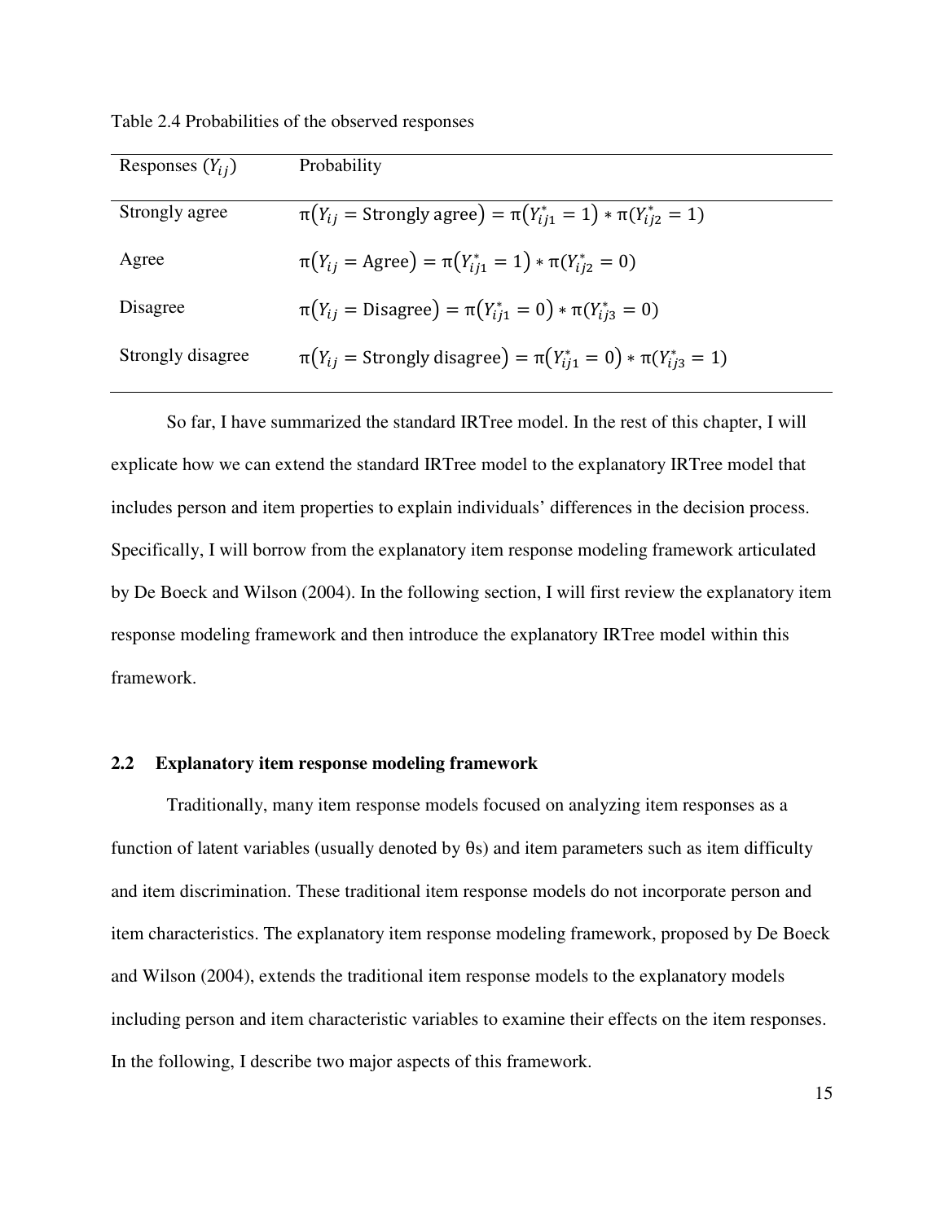Table 2.4 Probabilities of the observed responses

| Responses ($Y_{ij}$) | Probability |
|---|---|
| Strongly agree | $\pi(Y_{ij} = \text{Strongly agree}) = \pi(Y^*_{ij1} = 1) * \pi(Y^*_{ij2} = 1)$ |
| Agree | $\pi(Y_{ij} = \text{Agree}) = \pi(Y^*_{ij1} = 1) * \pi(Y^*_{ij2} = 0)$ |
| Disagree | $\pi(Y_{ij} = \text{Disagree}) = \pi(Y^*_{ij1} = 0) * \pi(Y^*_{ij3} = 0)$ |
| Strongly disagree | $\pi(Y_{ij} = \text{Strongly disagree}) = \pi(Y^*_{ij1} = 0) * \pi(Y^*_{ij3} = 1)$ |

So far, I have summarized the standard IRTree model. In the rest of this chapter, I will explicate how we can extend the standard IRTree model to the explanatory IRTree model that includes person and item properties to explain individuals' differences in the decision process. Specifically, I will borrow from the explanatory item response modeling framework articulated by De Boeck and Wilson (2004). In the following section, I will first review the explanatory item response modeling framework and then introduce the explanatory IRTree model within this framework.

## 2.2 Explanatory item response modeling framework

Traditionally, many item response models focused on analyzing item responses as a function of latent variables (usually denoted by θs) and item parameters such as item difficulty and item discrimination. These traditional item response models do not incorporate person and item characteristics. The explanatory item response modeling framework, proposed by De Boeck and Wilson (2004), extends the traditional item response models to the explanatory models including person and item characteristic variables to examine their effects on the item responses. In the following, I describe two major aspects of this framework.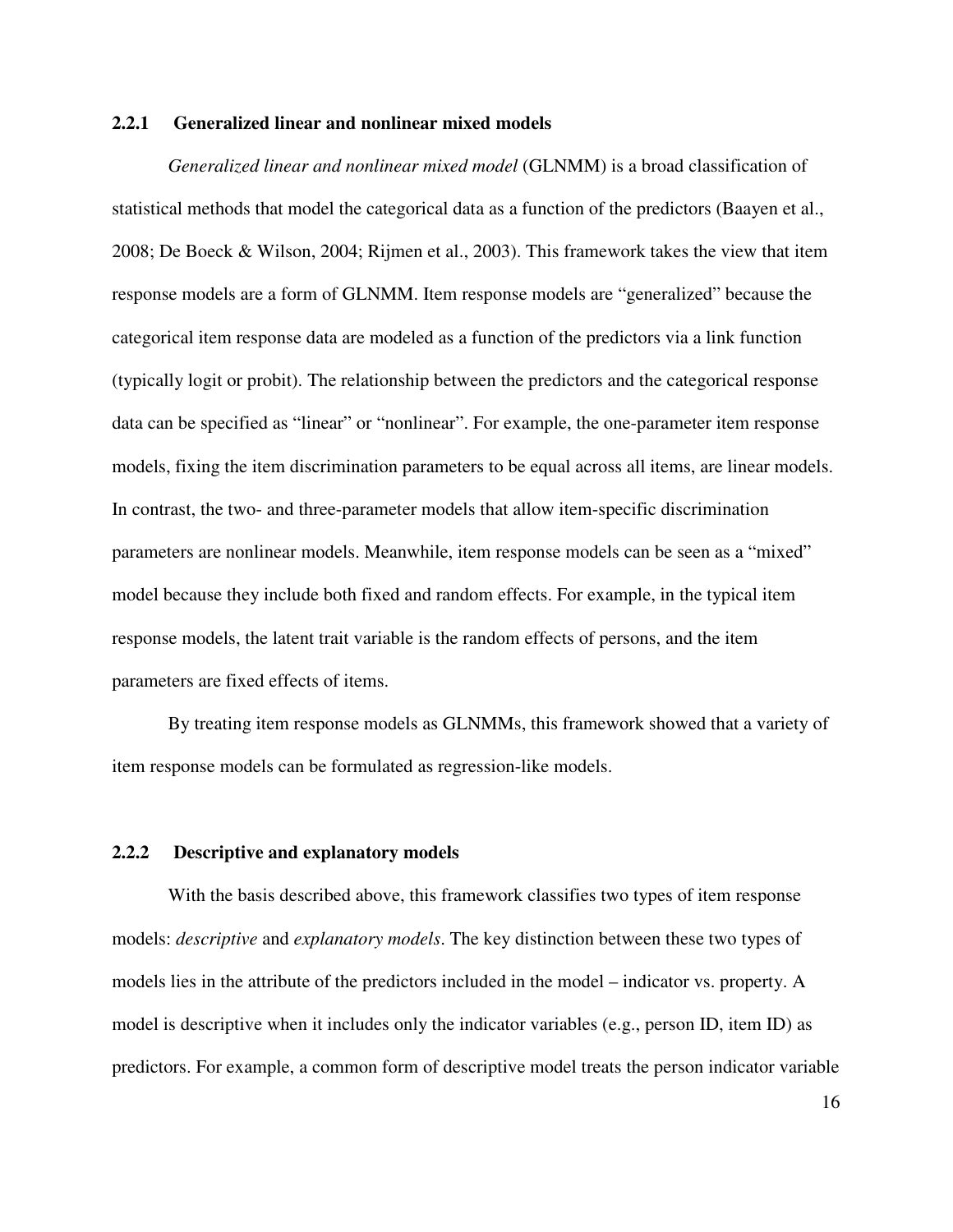### 2.2.1 Generalized linear and nonlinear mixed models

*Generalized linear and nonlinear mixed model* (GLNMM) is a broad classification of statistical methods that model the categorical data as a function of the predictors (Baayen et al., 2008; De Boeck & Wilson, 2004; Rijmen et al., 2003). This framework takes the view that item response models are a form of GLNMM. Item response models are "generalized" because the categorical item response data are modeled as a function of the predictors via a link function (typically logit or probit). The relationship between the predictors and the categorical response data can be specified as "linear" or "nonlinear". For example, the one-parameter item response models, fixing the item discrimination parameters to be equal across all items, are linear models. In contrast, the two- and three-parameter models that allow item-specific discrimination parameters are nonlinear models. Meanwhile, item response models can be seen as a "mixed" model because they include both fixed and random effects. For example, in the typical item response models, the latent trait variable is the random effects of persons, and the item parameters are fixed effects of items.

By treating item response models as GLNMMs, this framework showed that a variety of item response models can be formulated as regression-like models.

### 2.2.2 Descriptive and explanatory models

With the basis described above, this framework classifies two types of item response models: *descriptive* and *explanatory models*. The key distinction between these two types of models lies in the attribute of the predictors included in the model – indicator vs. property. A model is descriptive when it includes only the indicator variables (e.g., person ID, item ID) as predictors. For example, a common form of descriptive model treats the person indicator variable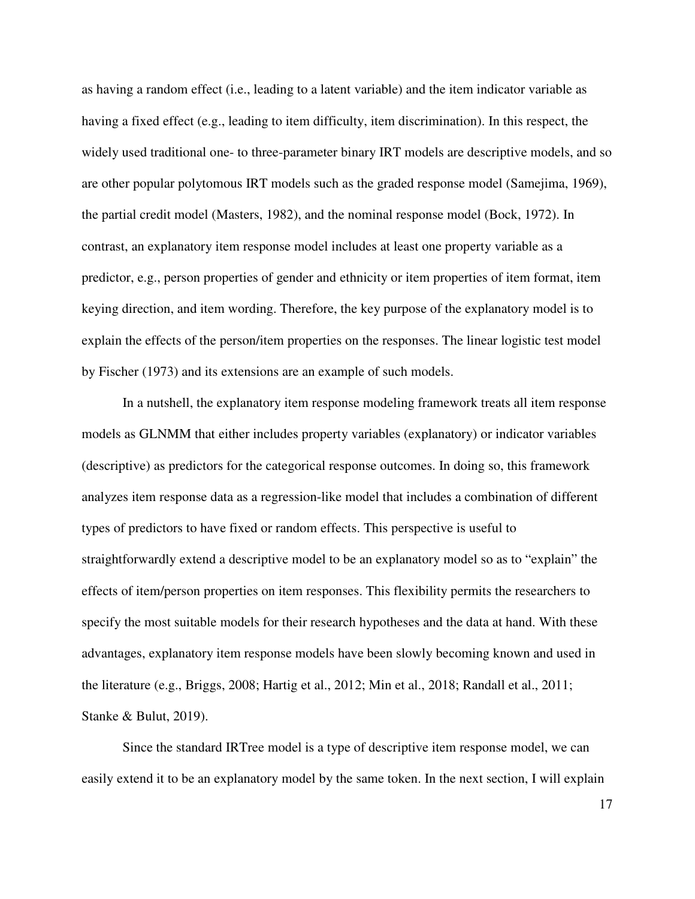as having a random effect (i.e., leading to a latent variable) and the item indicator variable as having a fixed effect (e.g., leading to item difficulty, item discrimination). In this respect, the widely used traditional one- to three-parameter binary IRT models are descriptive models, and so are other popular polytomous IRT models such as the graded response model (Samejima, 1969), the partial credit model (Masters, 1982), and the nominal response model (Bock, 1972). In contrast, an explanatory item response model includes at least one property variable as a predictor, e.g., person properties of gender and ethnicity or item properties of item format, item keying direction, and item wording. Therefore, the key purpose of the explanatory model is to explain the effects of the person/item properties on the responses. The linear logistic test model by Fischer (1973) and its extensions are an example of such models.

In a nutshell, the explanatory item response modeling framework treats all item response models as GLNMM that either includes property variables (explanatory) or indicator variables (descriptive) as predictors for the categorical response outcomes. In doing so, this framework analyzes item response data as a regression-like model that includes a combination of different types of predictors to have fixed or random effects. This perspective is useful to straightforwardly extend a descriptive model to be an explanatory model so as to "explain" the effects of item/person properties on item responses. This flexibility permits the researchers to specify the most suitable models for their research hypotheses and the data at hand. With these advantages, explanatory item response models have been slowly becoming known and used in the literature (e.g., Briggs, 2008; Hartig et al., 2012; Min et al., 2018; Randall et al., 2011; Stanke & Bulut, 2019).

Since the standard IRTree model is a type of descriptive item response model, we can easily extend it to be an explanatory model by the same token. In the next section, I will explain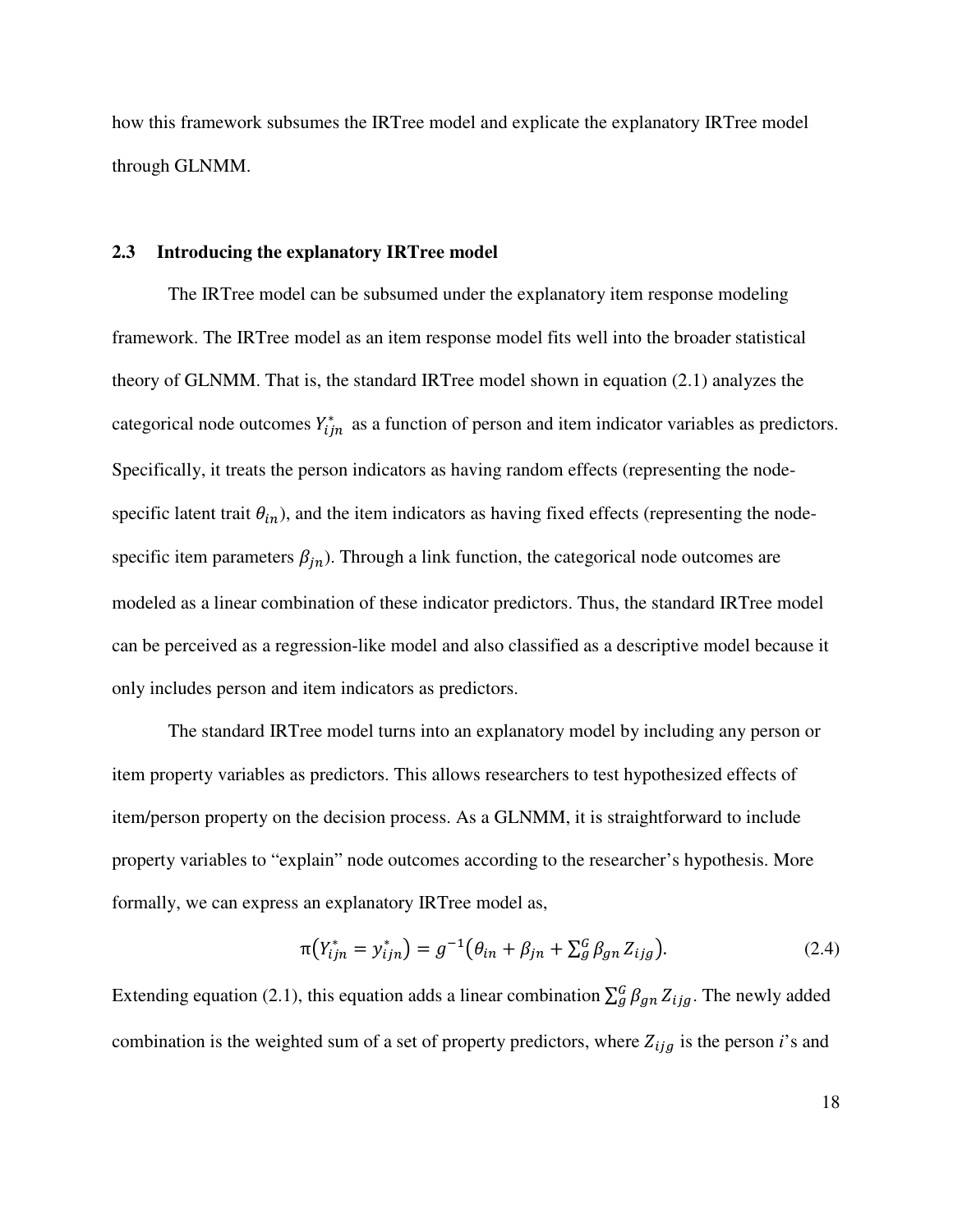how this framework subsumes the IRTree model and explicate the explanatory IRTree model through GLNMM.

## 2.3 Introducing the explanatory IRTree model

The IRTree model can be subsumed under the explanatory item response modeling framework. The IRTree model as an item response model fits well into the broader statistical theory of GLNMM. That is, the standard IRTree model shown in equation (2.1) analyzes the categorical node outcomes $Y^*_{ijn}$ as a function of person and item indicator variables as predictors. Specifically, it treats the person indicators as having random effects (representing the node-specific latent trait $\theta_{in}$), and the item indicators as having fixed effects (representing the node-specific item parameters $\beta_{jn}$). Through a link function, the categorical node outcomes are modeled as a linear combination of these indicator predictors. Thus, the standard IRTree model can be perceived as a regression-like model and also classified as a descriptive model because it only includes person and item indicators as predictors.

The standard IRTree model turns into an explanatory model by including any person or item property variables as predictors. This allows researchers to test hypothesized effects of item/person property on the decision process. As a GLNMM, it is straightforward to include property variables to "explain" node outcomes according to the researcher's hypothesis. More formally, we can express an explanatory IRTree model as,

$$\pi\left(Y^*_{ijn} = y^*_{ijn}\right) = g^{-1}\left(\theta_{in} + \beta_{jn} + \sum_g^G \beta_{gn} Z_{ijg}\right). \tag{2.4}$$

Extending equation (2.1), this equation adds a linear combination $\sum_g^G \beta_{gn} Z_{ijg}$. The newly added combination is the weighted sum of a set of property predictors, where $Z_{ijg}$ is the person *i*'s and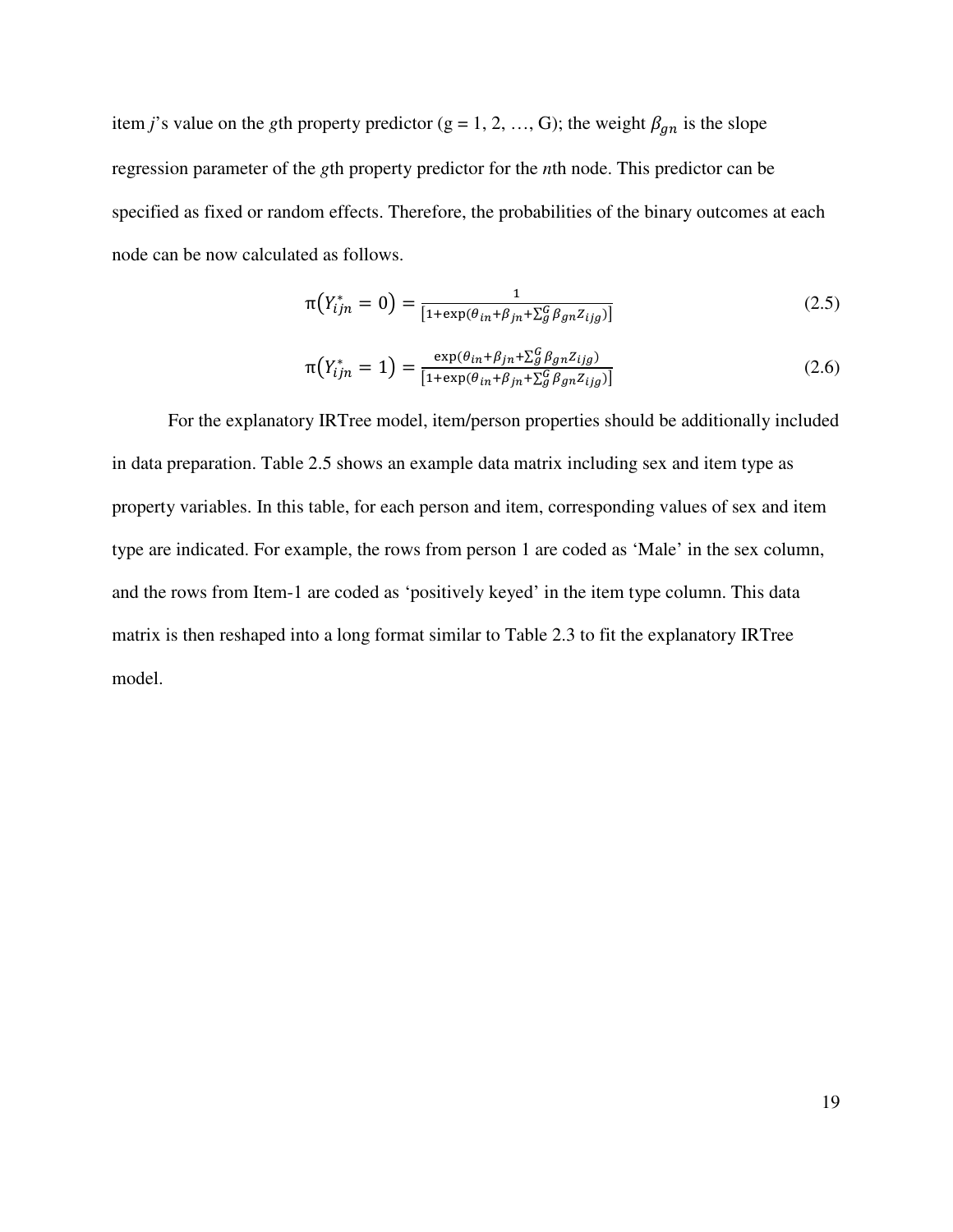item *j*'s value on the *g*th property predictor (g = 1, 2, …, G); the weight $\beta_{gn}$ is the slope regression parameter of the *g*th property predictor for the *n*th node. This predictor can be specified as fixed or random effects. Therefore, the probabilities of the binary outcomes at each node can be now calculated as follows.

$$\pi\left(Y_{ijn}^{*}=0\right)=\frac{1}{\left[1+\exp(\theta_{in}+\beta_{jn}+\sum_{g}^{G}\beta_{gn}Z_{ijg})\right]} \tag{2.5}$$

$$\pi\left(Y_{ijn}^{*}=1\right)=\frac{\exp(\theta_{in}+\beta_{jn}+\sum_{g}^{G}\beta_{gn}Z_{ijg})}{\left[1+\exp(\theta_{in}+\beta_{jn}+\sum_{g}^{G}\beta_{gn}Z_{ijg})\right]} \tag{2.6}$$

For the explanatory IRTree model, item/person properties should be additionally included in data preparation. Table 2.5 shows an example data matrix including sex and item type as property variables. In this table, for each person and item, corresponding values of sex and item type are indicated. For example, the rows from person 1 are coded as 'Male' in the sex column, and the rows from Item-1 are coded as 'positively keyed' in the item type column. This data matrix is then reshaped into a long format similar to Table 2.3 to fit the explanatory IRTree model.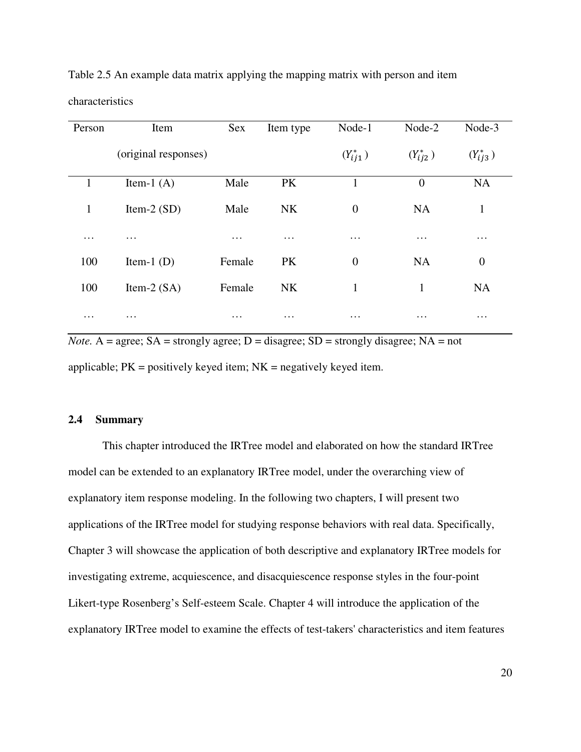Table 2.5 An example data matrix applying the mapping matrix with person and item characteristics

| Person | Item (original responses) | Sex | Item type | Node-1 ($Y^*_{ij1}$) | Node-2 ($Y^*_{ij2}$) | Node-3 ($Y^*_{ij3}$) |
|---|---|---|---|---|---|---|
| 1 | Item-1 (A) | Male | PK | 1 | 0 | NA |
| 1 | Item-2 (SD) | Male | NK | 0 | NA | 1 |
| … | … | … | … | … | … | … |
| 100 | Item-1 (D) | Female | PK | 0 | NA | 0 |
| 100 | Item-2 (SA) | Female | NK | 1 | 1 | NA |
| … | … | … | … | … | … | … |

*Note.* A = agree; SA = strongly agree; D = disagree; SD = strongly disagree; NA = not applicable; PK = positively keyed item; NK = negatively keyed item.

### 2.4 Summary

This chapter introduced the IRTree model and elaborated on how the standard IRTree model can be extended to an explanatory IRTree model, under the overarching view of explanatory item response modeling. In the following two chapters, I will present two applications of the IRTree model for studying response behaviors with real data. Specifically, Chapter 3 will showcase the application of both descriptive and explanatory IRTree models for investigating extreme, acquiescence, and disacquiescence response styles in the four-point Likert-type Rosenberg's Self-esteem Scale. Chapter 4 will introduce the application of the explanatory IRTree model to examine the effects of test-takers' characteristics and item features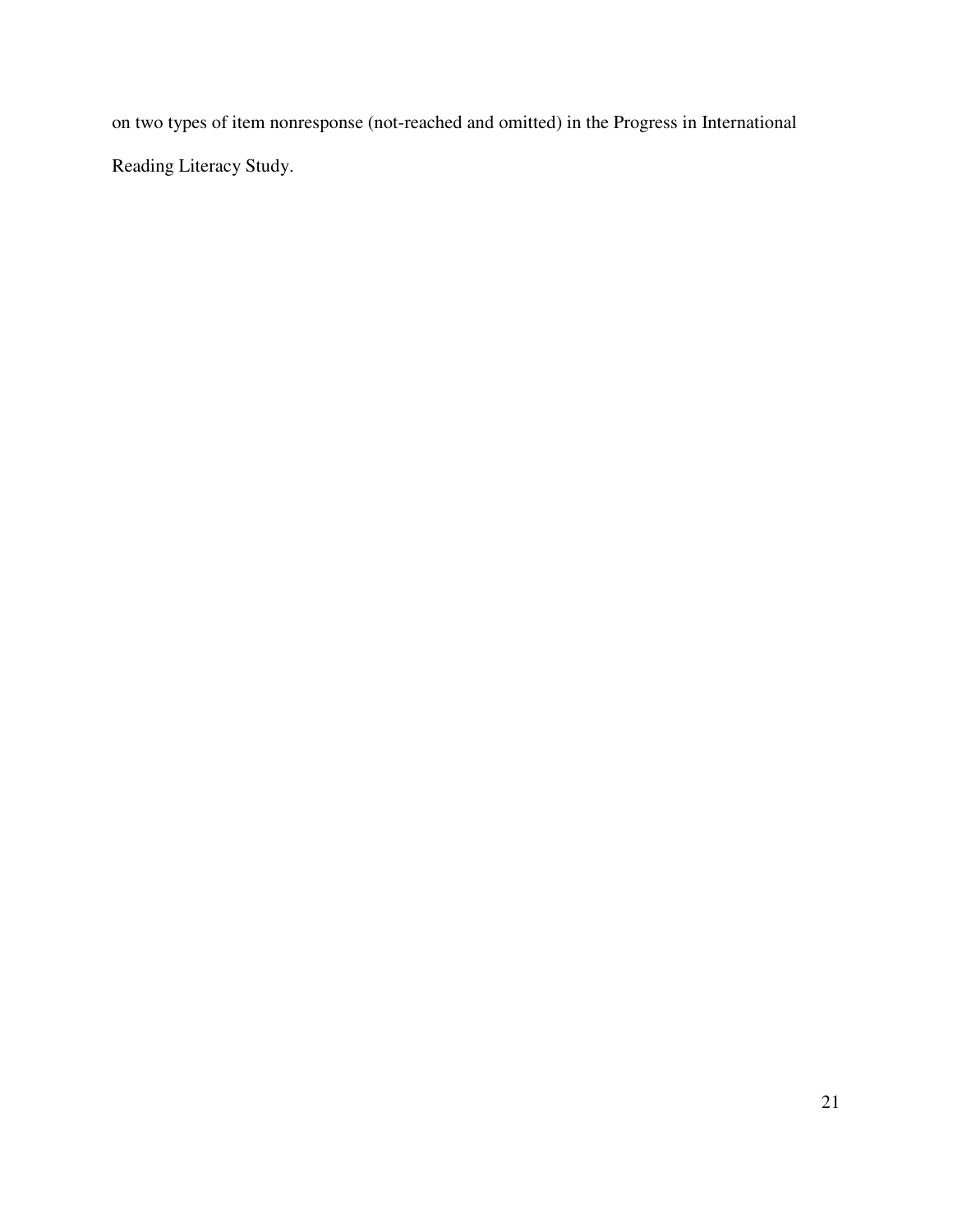on two types of item nonresponse (not-reached and omitted) in the Progress in International Reading Literacy Study.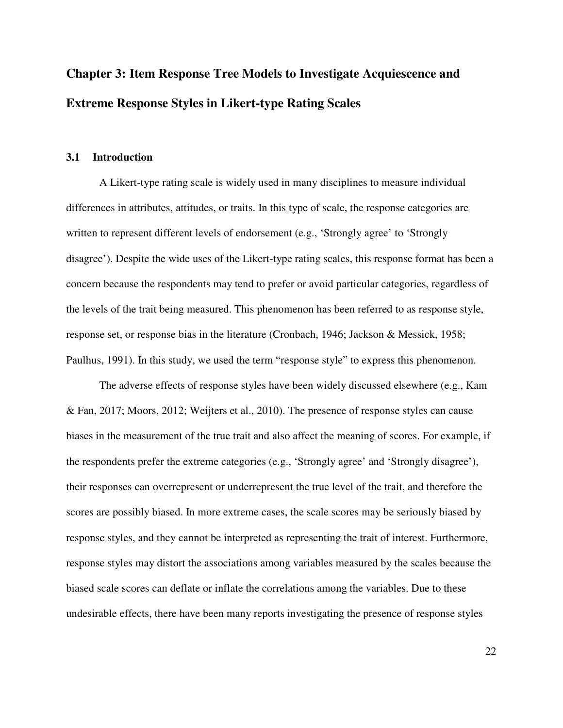# Chapter 3: Item Response Tree Models to Investigate Acquiescence and Extreme Response Styles in Likert-type Rating Scales

## 3.1 Introduction

A Likert-type rating scale is widely used in many disciplines to measure individual differences in attributes, attitudes, or traits. In this type of scale, the response categories are written to represent different levels of endorsement (e.g., 'Strongly agree' to 'Strongly disagree'). Despite the wide uses of the Likert-type rating scales, this response format has been a concern because the respondents may tend to prefer or avoid particular categories, regardless of the levels of the trait being measured. This phenomenon has been referred to as response style, response set, or response bias in the literature (Cronbach, 1946; Jackson & Messick, 1958; Paulhus, 1991). In this study, we used the term "response style" to express this phenomenon.

The adverse effects of response styles have been widely discussed elsewhere (e.g., Kam & Fan, 2017; Moors, 2012; Weijters et al., 2010). The presence of response styles can cause biases in the measurement of the true trait and also affect the meaning of scores. For example, if the respondents prefer the extreme categories (e.g., 'Strongly agree' and 'Strongly disagree'), their responses can overrepresent or underrepresent the true level of the trait, and therefore the scores are possibly biased. In more extreme cases, the scale scores may be seriously biased by response styles, and they cannot be interpreted as representing the trait of interest. Furthermore, response styles may distort the associations among variables measured by the scales because the biased scale scores can deflate or inflate the correlations among the variables. Due to these undesirable effects, there have been many reports investigating the presence of response styles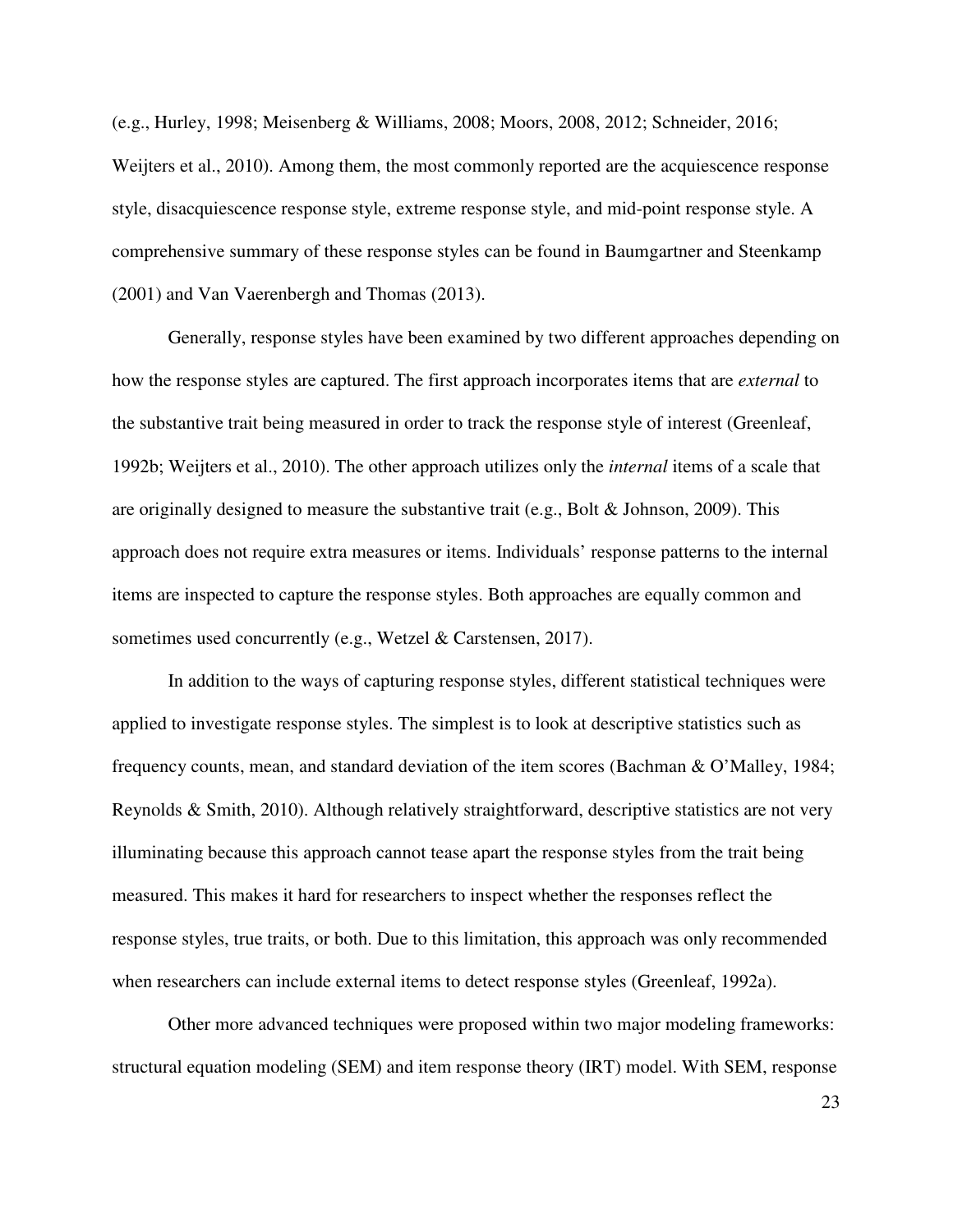(e.g., Hurley, 1998; Meisenberg & Williams, 2008; Moors, 2008, 2012; Schneider, 2016; Weijters et al., 2010). Among them, the most commonly reported are the acquiescence response style, disacquiescence response style, extreme response style, and mid-point response style. A comprehensive summary of these response styles can be found in Baumgartner and Steenkamp (2001) and Van Vaerenbergh and Thomas (2013).

Generally, response styles have been examined by two different approaches depending on how the response styles are captured. The first approach incorporates items that are *external* to the substantive trait being measured in order to track the response style of interest (Greenleaf, 1992b; Weijters et al., 2010). The other approach utilizes only the *internal* items of a scale that are originally designed to measure the substantive trait (e.g., Bolt & Johnson, 2009). This approach does not require extra measures or items. Individuals' response patterns to the internal items are inspected to capture the response styles. Both approaches are equally common and sometimes used concurrently (e.g., Wetzel & Carstensen, 2017).

In addition to the ways of capturing response styles, different statistical techniques were applied to investigate response styles. The simplest is to look at descriptive statistics such as frequency counts, mean, and standard deviation of the item scores (Bachman & O'Malley, 1984; Reynolds & Smith, 2010). Although relatively straightforward, descriptive statistics are not very illuminating because this approach cannot tease apart the response styles from the trait being measured. This makes it hard for researchers to inspect whether the responses reflect the response styles, true traits, or both. Due to this limitation, this approach was only recommended when researchers can include external items to detect response styles (Greenleaf, 1992a).

Other more advanced techniques were proposed within two major modeling frameworks: structural equation modeling (SEM) and item response theory (IRT) model. With SEM, response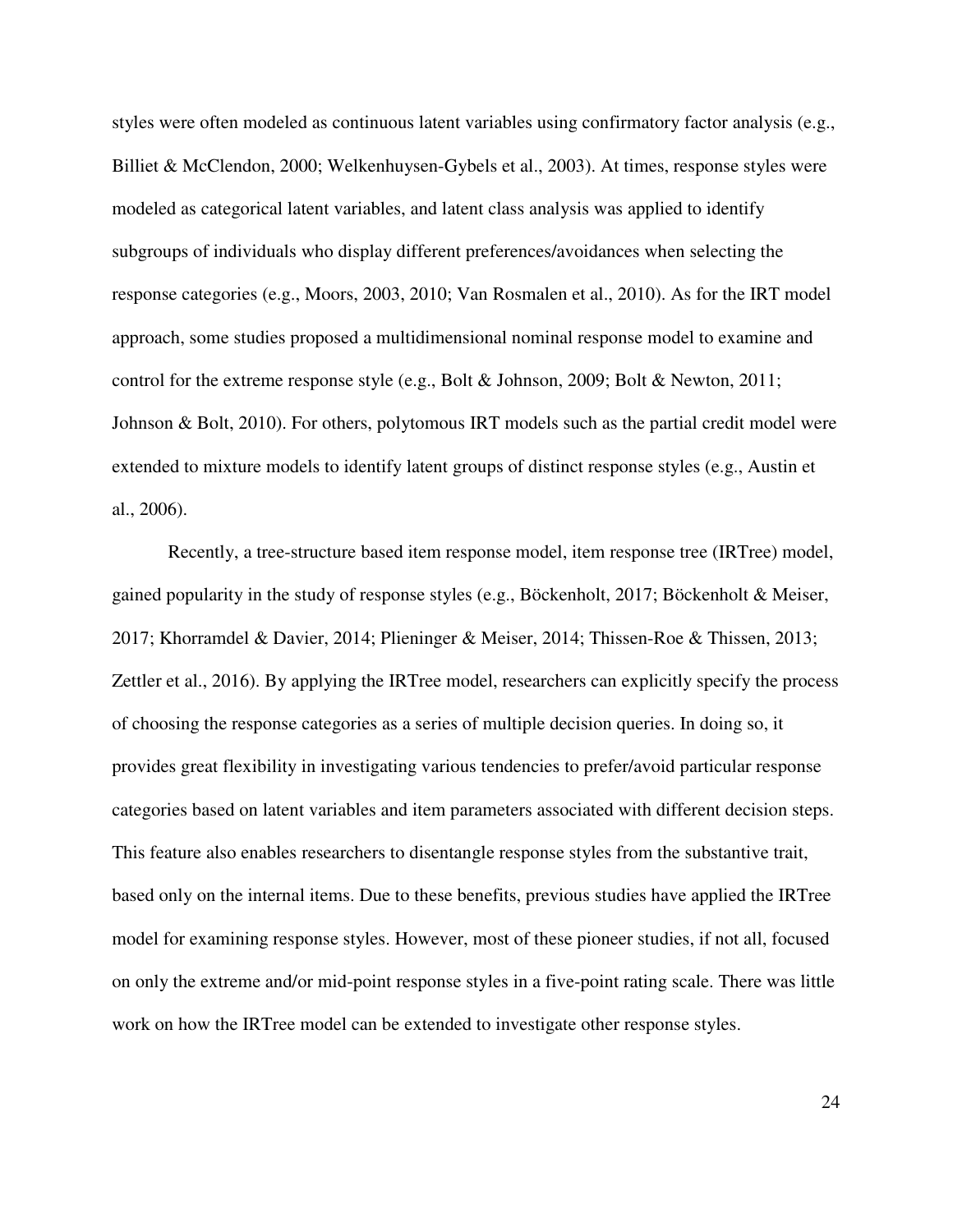styles were often modeled as continuous latent variables using confirmatory factor analysis (e.g., Billiet & McClendon, 2000; Welkenhuysen-Gybels et al., 2003). At times, response styles were modeled as categorical latent variables, and latent class analysis was applied to identify subgroups of individuals who display different preferences/avoidances when selecting the response categories (e.g., Moors, 2003, 2010; Van Rosmalen et al., 2010). As for the IRT model approach, some studies proposed a multidimensional nominal response model to examine and control for the extreme response style (e.g., Bolt & Johnson, 2009; Bolt & Newton, 2011; Johnson & Bolt, 2010). For others, polytomous IRT models such as the partial credit model were extended to mixture models to identify latent groups of distinct response styles (e.g., Austin et al., 2006).

Recently, a tree-structure based item response model, item response tree (IRTree) model, gained popularity in the study of response styles (e.g., Böckenholt, 2017; Böckenholt & Meiser, 2017; Khorramdel & Davier, 2014; Plieninger & Meiser, 2014; Thissen-Roe & Thissen, 2013; Zettler et al., 2016). By applying the IRTree model, researchers can explicitly specify the process of choosing the response categories as a series of multiple decision queries. In doing so, it provides great flexibility in investigating various tendencies to prefer/avoid particular response categories based on latent variables and item parameters associated with different decision steps. This feature also enables researchers to disentangle response styles from the substantive trait, based only on the internal items. Due to these benefits, previous studies have applied the IRTree model for examining response styles. However, most of these pioneer studies, if not all, focused on only the extreme and/or mid-point response styles in a five-point rating scale. There was little work on how the IRTree model can be extended to investigate other response styles.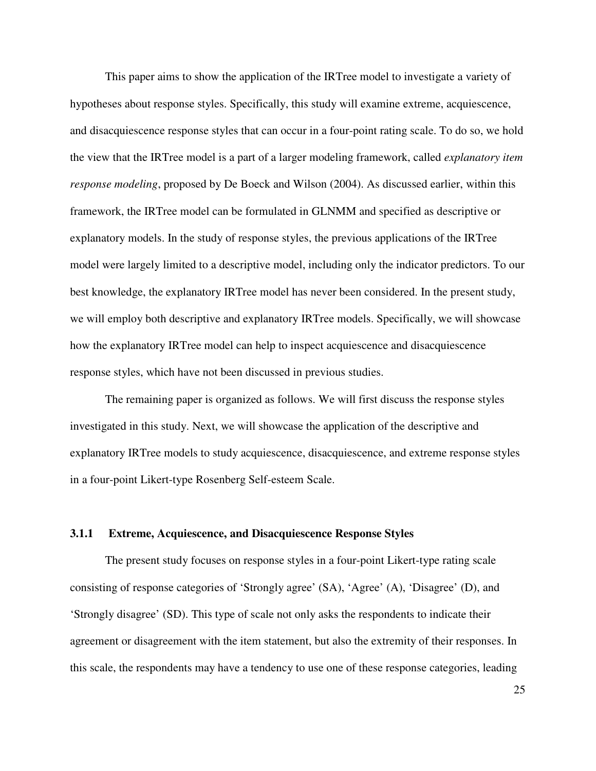This paper aims to show the application of the IRTree model to investigate a variety of hypotheses about response styles. Specifically, this study will examine extreme, acquiescence, and disacquiescence response styles that can occur in a four-point rating scale. To do so, we hold the view that the IRTree model is a part of a larger modeling framework, called *explanatory item response modeling*, proposed by De Boeck and Wilson (2004). As discussed earlier, within this framework, the IRTree model can be formulated in GLNMM and specified as descriptive or explanatory models. In the study of response styles, the previous applications of the IRTree model were largely limited to a descriptive model, including only the indicator predictors. To our best knowledge, the explanatory IRTree model has never been considered. In the present study, we will employ both descriptive and explanatory IRTree models. Specifically, we will showcase how the explanatory IRTree model can help to inspect acquiescence and disacquiescence response styles, which have not been discussed in previous studies.

The remaining paper is organized as follows. We will first discuss the response styles investigated in this study. Next, we will showcase the application of the descriptive and explanatory IRTree models to study acquiescence, disacquiescence, and extreme response styles in a four-point Likert-type Rosenberg Self-esteem Scale.

#### 3.1.1 Extreme, Acquiescence, and Disacquiescence Response Styles

The present study focuses on response styles in a four-point Likert-type rating scale consisting of response categories of 'Strongly agree' (SA), 'Agree' (A), 'Disagree' (D), and 'Strongly disagree' (SD). This type of scale not only asks the respondents to indicate their agreement or disagreement with the item statement, but also the extremity of their responses. In this scale, the respondents may have a tendency to use one of these response categories, leading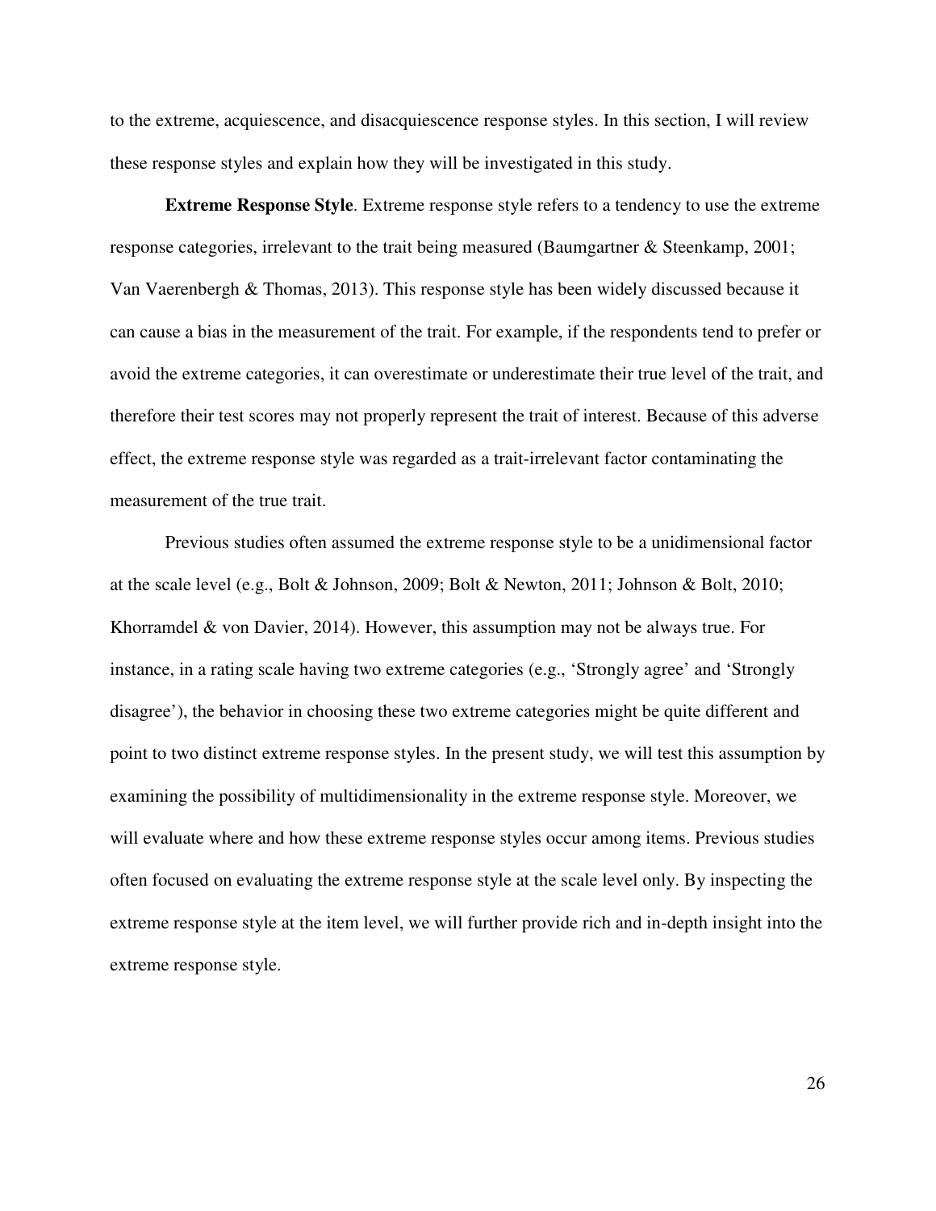to the extreme, acquiescence, and disacquiescence response styles. In this section, I will review these response styles and explain how they will be investigated in this study.

**Extreme Response Style**. Extreme response style refers to a tendency to use the extreme response categories, irrelevant to the trait being measured (Baumgartner & Steenkamp, 2001; Van Vaerenbergh & Thomas, 2013). This response style has been widely discussed because it can cause a bias in the measurement of the trait. For example, if the respondents tend to prefer or avoid the extreme categories, it can overestimate or underestimate their true level of the trait, and therefore their test scores may not properly represent the trait of interest. Because of this adverse effect, the extreme response style was regarded as a trait-irrelevant factor contaminating the measurement of the true trait.

Previous studies often assumed the extreme response style to be a unidimensional factor at the scale level (e.g., Bolt & Johnson, 2009; Bolt & Newton, 2011; Johnson & Bolt, 2010; Khorramdel & von Davier, 2014). However, this assumption may not be always true. For instance, in a rating scale having two extreme categories (e.g., 'Strongly agree' and 'Strongly disagree'), the behavior in choosing these two extreme categories might be quite different and point to two distinct extreme response styles. In the present study, we will test this assumption by examining the possibility of multidimensionality in the extreme response style. Moreover, we will evaluate where and how these extreme response styles occur among items. Previous studies often focused on evaluating the extreme response style at the scale level only. By inspecting the extreme response style at the item level, we will further provide rich and in-depth insight into the extreme response style.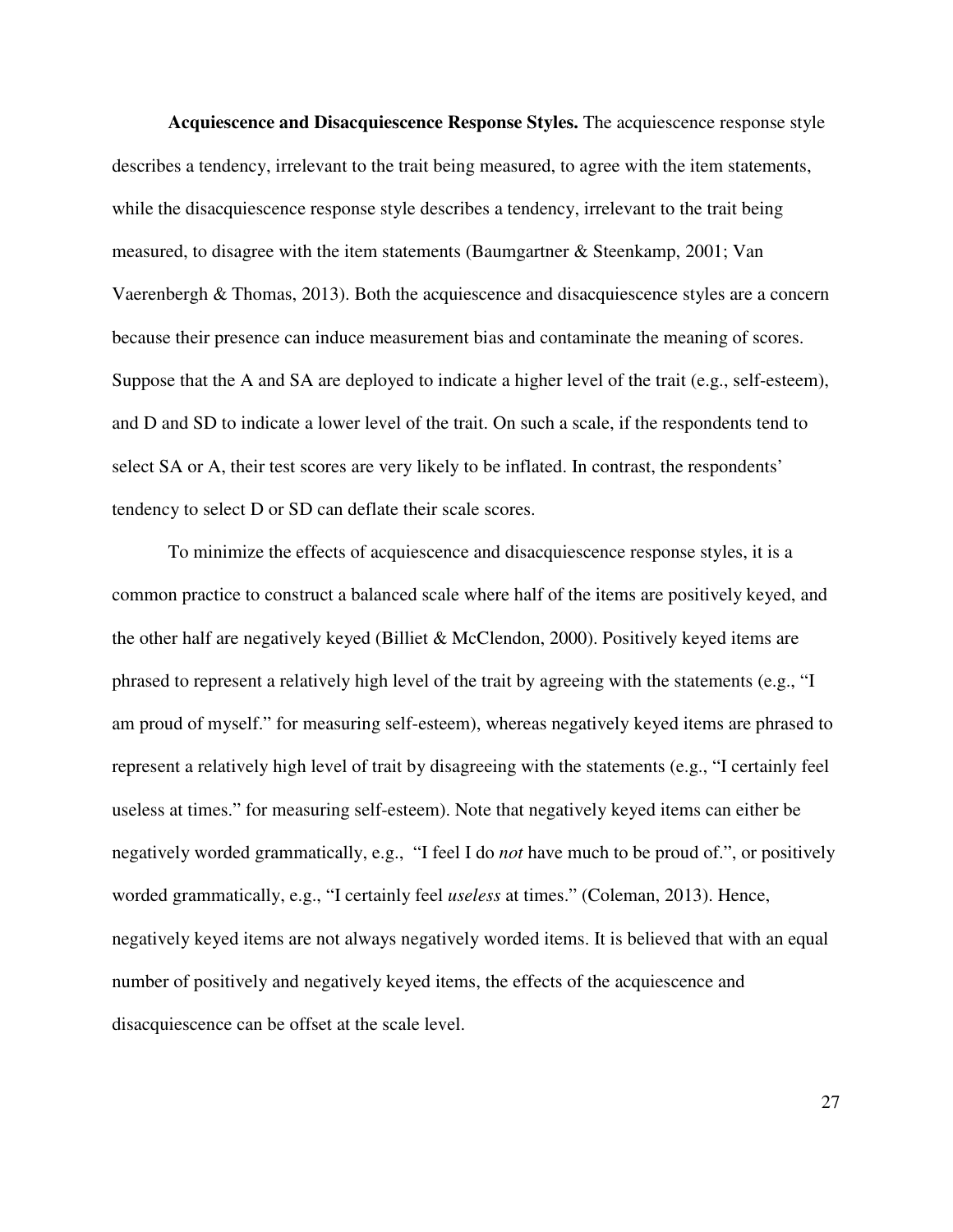**Acquiescence and Disacquiescence Response Styles.** The acquiescence response style describes a tendency, irrelevant to the trait being measured, to agree with the item statements, while the disacquiescence response style describes a tendency, irrelevant to the trait being measured, to disagree with the item statements (Baumgartner & Steenkamp, 2001; Van Vaerenbergh & Thomas, 2013). Both the acquiescence and disacquiescence styles are a concern because their presence can induce measurement bias and contaminate the meaning of scores. Suppose that the A and SA are deployed to indicate a higher level of the trait (e.g., self-esteem), and D and SD to indicate a lower level of the trait. On such a scale, if the respondents tend to select SA or A, their test scores are very likely to be inflated. In contrast, the respondents' tendency to select D or SD can deflate their scale scores.

To minimize the effects of acquiescence and disacquiescence response styles, it is a common practice to construct a balanced scale where half of the items are positively keyed, and the other half are negatively keyed (Billiet & McClendon, 2000). Positively keyed items are phrased to represent a relatively high level of the trait by agreeing with the statements (e.g., "I am proud of myself." for measuring self-esteem), whereas negatively keyed items are phrased to represent a relatively high level of trait by disagreeing with the statements (e.g., "I certainly feel useless at times." for measuring self-esteem). Note that negatively keyed items can either be negatively worded grammatically, e.g., "I feel I do *not* have much to be proud of.", or positively worded grammatically, e.g., "I certainly feel *useless* at times." (Coleman, 2013). Hence, negatively keyed items are not always negatively worded items. It is believed that with an equal number of positively and negatively keyed items, the effects of the acquiescence and disacquiescence can be offset at the scale level.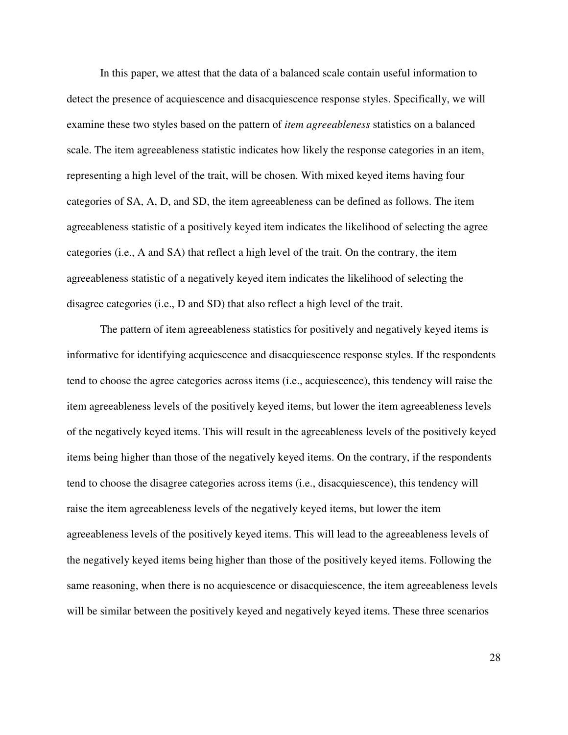In this paper, we attest that the data of a balanced scale contain useful information to detect the presence of acquiescence and disacquiescence response styles. Specifically, we will examine these two styles based on the pattern of *item agreeableness* statistics on a balanced scale. The item agreeableness statistic indicates how likely the response categories in an item, representing a high level of the trait, will be chosen. With mixed keyed items having four categories of SA, A, D, and SD, the item agreeableness can be defined as follows. The item agreeableness statistic of a positively keyed item indicates the likelihood of selecting the agree categories (i.e., A and SA) that reflect a high level of the trait. On the contrary, the item agreeableness statistic of a negatively keyed item indicates the likelihood of selecting the disagree categories (i.e., D and SD) that also reflect a high level of the trait.

The pattern of item agreeableness statistics for positively and negatively keyed items is informative for identifying acquiescence and disacquiescence response styles. If the respondents tend to choose the agree categories across items (i.e., acquiescence), this tendency will raise the item agreeableness levels of the positively keyed items, but lower the item agreeableness levels of the negatively keyed items. This will result in the agreeableness levels of the positively keyed items being higher than those of the negatively keyed items. On the contrary, if the respondents tend to choose the disagree categories across items (i.e., disacquiescence), this tendency will raise the item agreeableness levels of the negatively keyed items, but lower the item agreeableness levels of the positively keyed items. This will lead to the agreeableness levels of the negatively keyed items being higher than those of the positively keyed items. Following the same reasoning, when there is no acquiescence or disacquiescence, the item agreeableness levels will be similar between the positively keyed and negatively keyed items. These three scenarios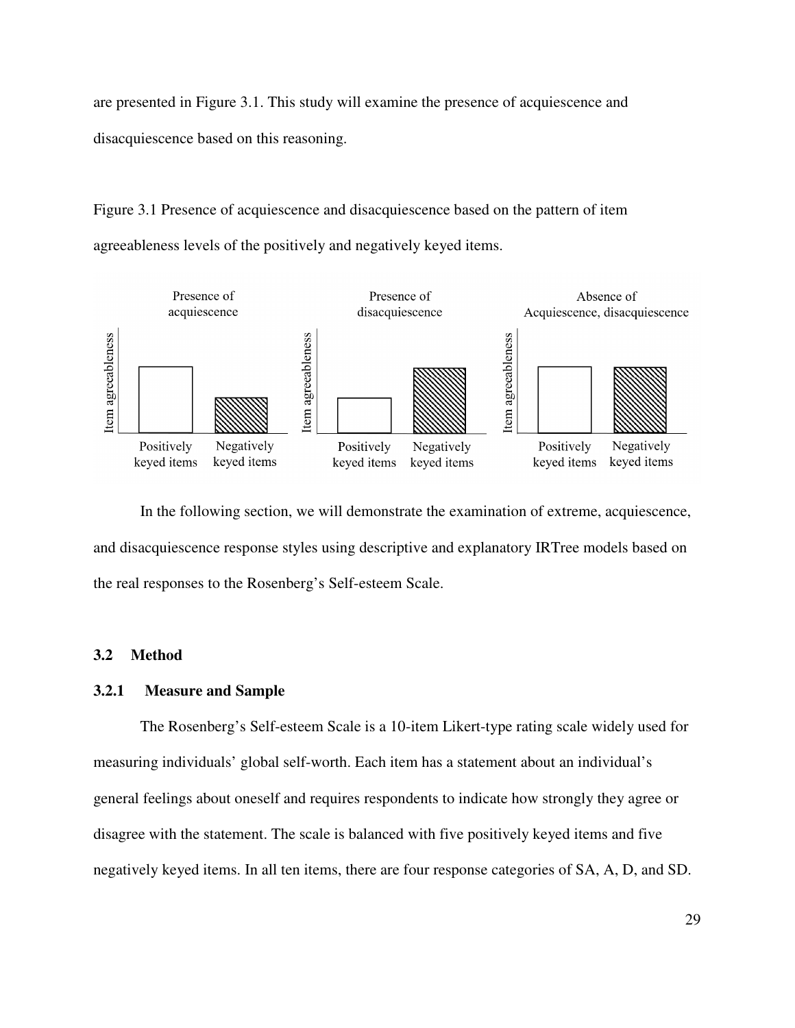are presented in Figure 3.1. This study will examine the presence of acquiescence and disacquiescence based on this reasoning.

Figure 3.1 Presence of acquiescence and disacquiescence based on the pattern of item agreeableness levels of the positively and negatively keyed items.

In the following section, we will demonstrate the examination of extreme, acquiescence, and disacquiescence response styles using descriptive and explanatory IRTree models based on the real responses to the Rosenberg's Self-esteem Scale.

## 3.2 Method

### 3.2.1 Measure and Sample

The Rosenberg's Self-esteem Scale is a 10-item Likert-type rating scale widely used for measuring individuals' global self-worth. Each item has a statement about an individual's general feelings about oneself and requires respondents to indicate how strongly they agree or disagree with the statement. The scale is balanced with five positively keyed items and five negatively keyed items. In all ten items, there are four response categories of SA, A, D, and SD.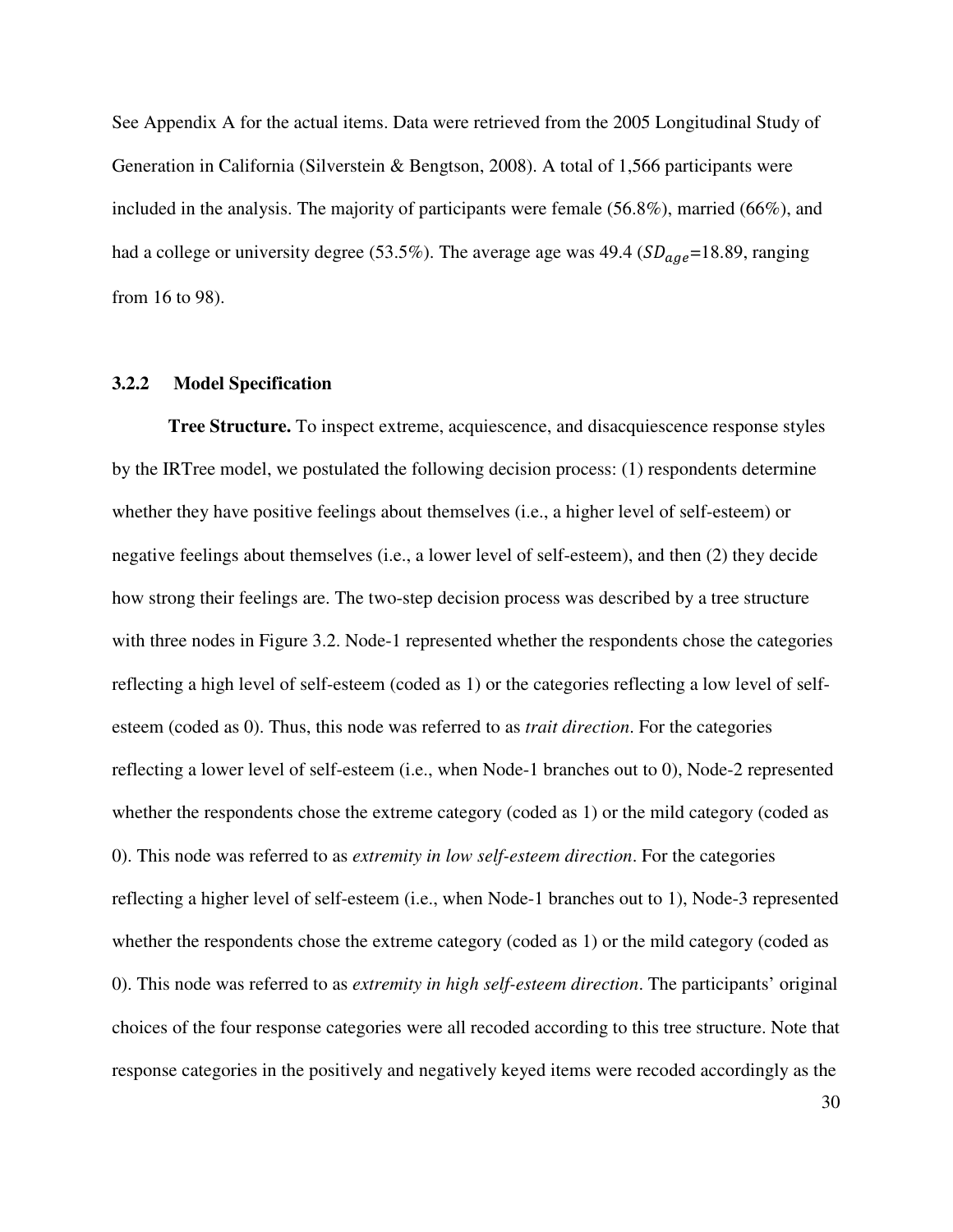See Appendix A for the actual items. Data were retrieved from the 2005 Longitudinal Study of Generation in California (Silverstein & Bengtson, 2008). A total of 1,566 participants were included in the analysis. The majority of participants were female (56.8%), married (66%), and had a college or university degree (53.5%). The average age was 49.4 ($SD_{age}$=18.89, ranging from 16 to 98).

### 3.2.2 Model Specification

**Tree Structure.** To inspect extreme, acquiescence, and disacquiescence response styles by the IRTree model, we postulated the following decision process: (1) respondents determine whether they have positive feelings about themselves (i.e., a higher level of self-esteem) or negative feelings about themselves (i.e., a lower level of self-esteem), and then (2) they decide how strong their feelings are. The two-step decision process was described by a tree structure with three nodes in Figure 3.2. Node-1 represented whether the respondents chose the categories reflecting a high level of self-esteem (coded as 1) or the categories reflecting a low level of self-esteem (coded as 0). Thus, this node was referred to as *trait direction*. For the categories reflecting a lower level of self-esteem (i.e., when Node-1 branches out to 0), Node-2 represented whether the respondents chose the extreme category (coded as 1) or the mild category (coded as 0). This node was referred to as *extremity in low self-esteem direction*. For the categories reflecting a higher level of self-esteem (i.e., when Node-1 branches out to 1), Node-3 represented whether the respondents chose the extreme category (coded as 1) or the mild category (coded as 0). This node was referred to as *extremity in high self-esteem direction*. The participants' original choices of the four response categories were all recoded according to this tree structure. Note that response categories in the positively and negatively keyed items were recoded accordingly as the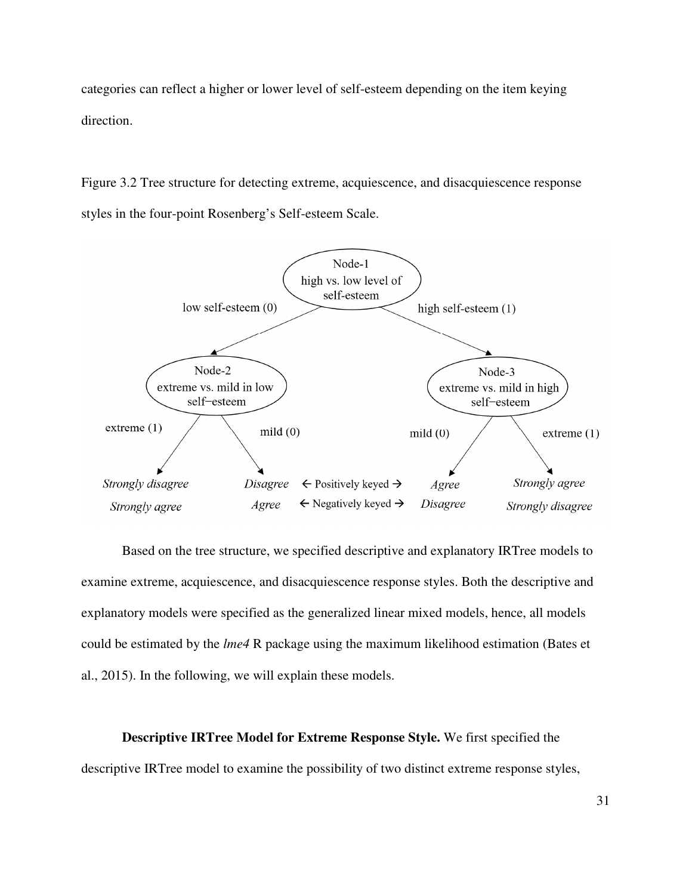categories can reflect a higher or lower level of self-esteem depending on the item keying direction.

Figure 3.2 Tree structure for detecting extreme, acquiescence, and disacquiescence response styles in the four-point Rosenberg's Self-esteem Scale.

Node-1: high vs. low level of self-esteem
- low self-esteem (0) → Node-2: extreme vs. mild in low self–esteem
  - extreme (1) → *Strongly disagree* / *Strongly agree*
  - mild (0) → *Disagree* / *Agree*
- high self-esteem (1) → Node-3: extreme vs. mild in high self–esteem
  - mild (0) → *Agree* / *Disagree*
  - extreme (1) → *Strongly agree* / *Strongly disagree*

← Positively keyed →
← Negatively keyed →

Based on the tree structure, we specified descriptive and explanatory IRTree models to examine extreme, acquiescence, and disacquiescence response styles. Both the descriptive and explanatory models were specified as the generalized linear mixed models, hence, all models could be estimated by the *lme4* R package using the maximum likelihood estimation (Bates et al., 2015). In the following, we will explain these models.

**Descriptive IRTree Model for Extreme Response Style.** We first specified the descriptive IRTree model to examine the possibility of two distinct extreme response styles,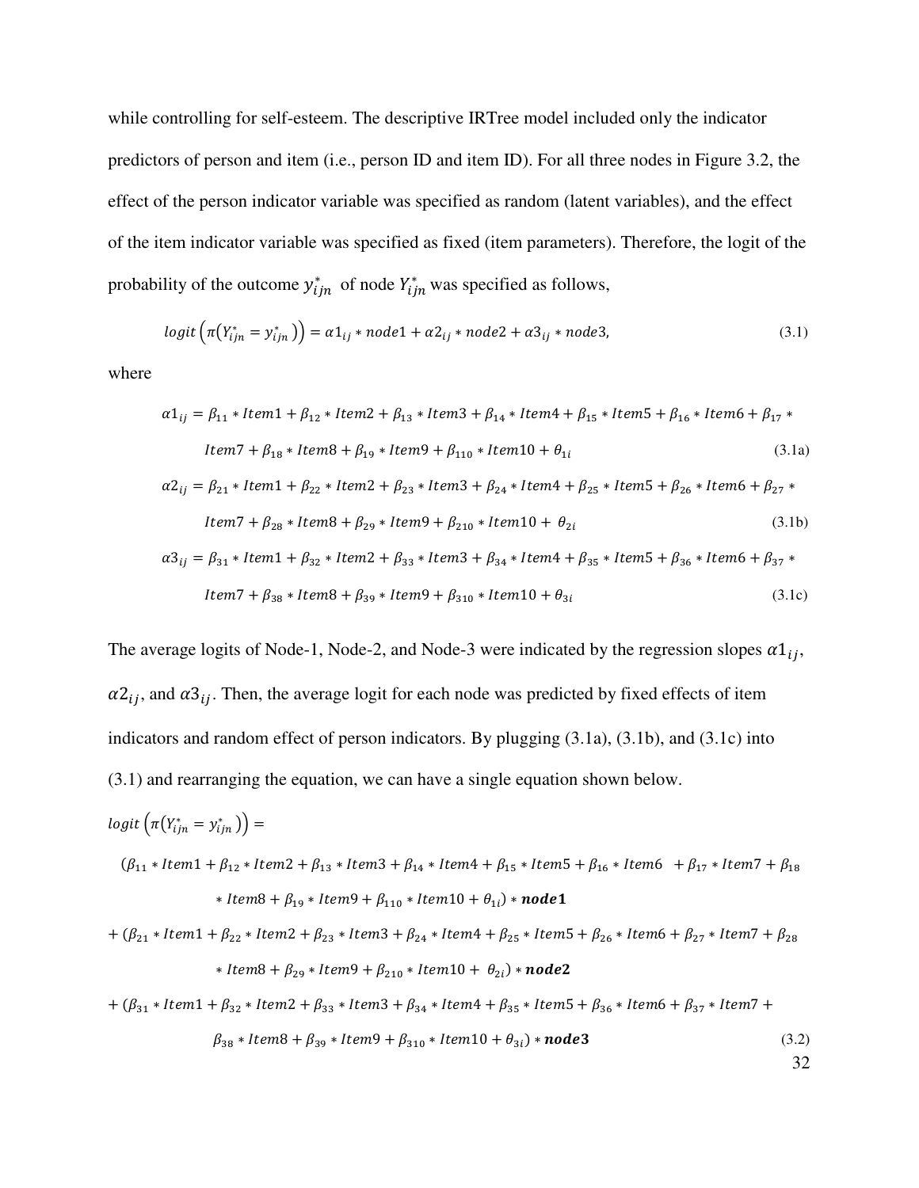while controlling for self-esteem. The descriptive IRTree model included only the indicator predictors of person and item (i.e., person ID and item ID). For all three nodes in Figure 3.2, the effect of the person indicator variable was specified as random (latent variables), and the effect of the item indicator variable was specified as fixed (item parameters). Therefore, the logit of the probability of the outcome $y_{ijn}^*$ of node $Y_{ijn}^*$ was specified as follows,

$$logit\left(\pi\left(Y_{ijn}^* = y_{ijn}^*\right)\right) = \alpha1_{ij} * node1 + \alpha2_{ij} * node2 + \alpha3_{ij} * node3, \tag{3.1}$$

where

$$\alpha1_{ij} = \beta_{11} * Item1 + \beta_{12} * Item2 + \beta_{13} * Item3 + \beta_{14} * Item4 + \beta_{15} * Item5 + \beta_{16} * Item6 + \beta_{17} * Item7 + \beta_{18} * Item8 + \beta_{19} * Item9 + \beta_{110} * Item10 + \theta_{1i} \tag{3.1a}$$

$$\alpha2_{ij} = \beta_{21} * Item1 + \beta_{22} * Item2 + \beta_{23} * Item3 + \beta_{24} * Item4 + \beta_{25} * Item5 + \beta_{26} * Item6 + \beta_{27} * Item7 + \beta_{28} * Item8 + \beta_{29} * Item9 + \beta_{210} * Item10 + \theta_{2i} \tag{3.1b}$$

$$\alpha3_{ij} = \beta_{31} * Item1 + \beta_{32} * Item2 + \beta_{33} * Item3 + \beta_{34} * Item4 + \beta_{35} * Item5 + \beta_{36} * Item6 + \beta_{37} * Item7 + \beta_{38} * Item8 + \beta_{39} * Item9 + \beta_{310} * Item10 + \theta_{3i} \tag{3.1c}$$

The average logits of Node-1, Node-2, and Node-3 were indicated by the regression slopes $\alpha1_{ij}$, $\alpha2_{ij}$, and $\alpha3_{ij}$. Then, the average logit for each node was predicted by fixed effects of item indicators and random effect of person indicators. By plugging (3.1a), (3.1b), and (3.1c) into (3.1) and rearranging the equation, we can have a single equation shown below.

$$\begin{aligned} logit\left(\pi\left(Y_{ijn}^* = y_{ijn}^*\right)\right) = \\ &(\beta_{11} * Item1 + \beta_{12} * Item2 + \beta_{13} * Item3 + \beta_{14} * Item4 + \beta_{15} * Item5 + \beta_{16} * Item6 + \beta_{17} * Item7 + \beta_{18} \\ &* Item8 + \beta_{19} * Item9 + \beta_{110} * Item10 + \theta_{1i}) * \boldsymbol{node1} \\ &+ (\beta_{21} * Item1 + \beta_{22} * Item2 + \beta_{23} * Item3 + \beta_{24} * Item4 + \beta_{25} * Item5 + \beta_{26} * Item6 + \beta_{27} * Item7 + \beta_{28} \\ &* Item8 + \beta_{29} * Item9 + \beta_{210} * Item10 + \theta_{2i}) * \boldsymbol{node2} \\ &+ (\beta_{31} * Item1 + \beta_{32} * Item2 + \beta_{33} * Item3 + \beta_{34} * Item4 + \beta_{35} * Item5 + \beta_{36} * Item6 + \beta_{37} * Item7 + \\ &\beta_{38} * Item8 + \beta_{39} * Item9 + \beta_{310} * Item10 + \theta_{3i}) * \boldsymbol{node3} \end{aligned} \tag{3.2}$$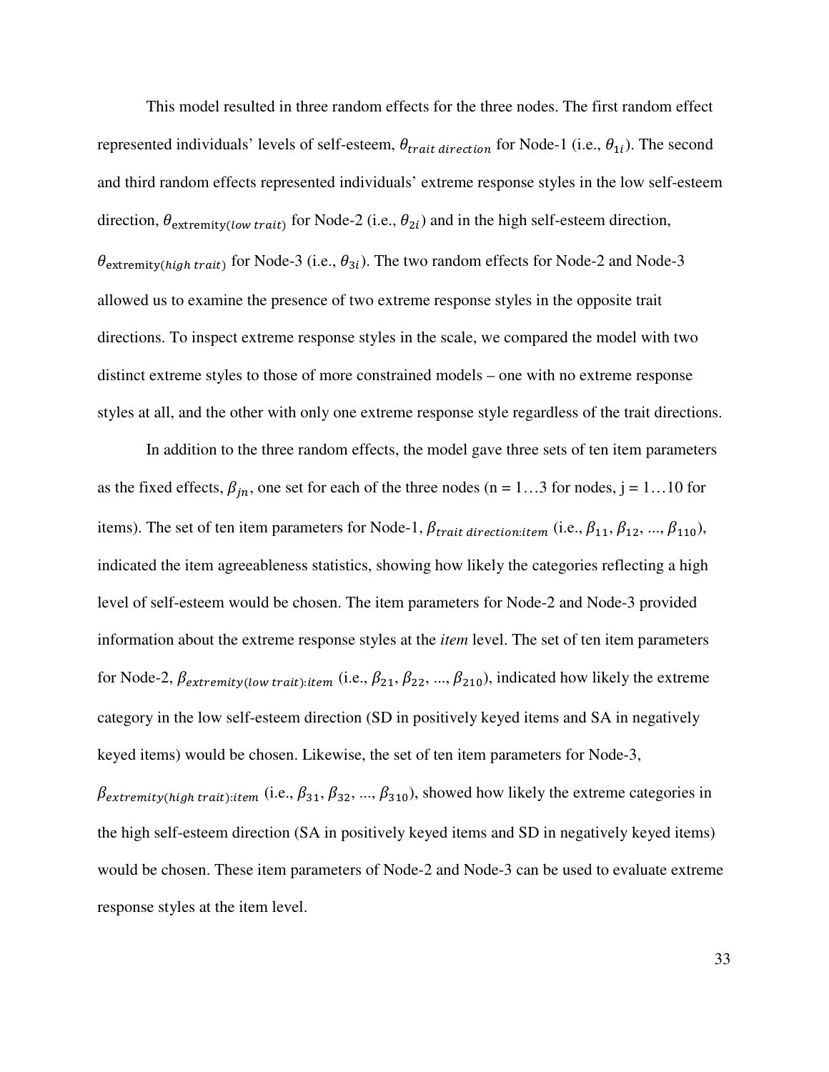This model resulted in three random effects for the three nodes. The first random effect represented individuals' levels of self-esteem, $\theta_{trait\ direction}$ for Node-1 (i.e., $\theta_{1i}$). The second and third random effects represented individuals' extreme response styles in the low self-esteem direction, $\theta_{\text{extremity}(low\ trait)}$ for Node-2 (i.e., $\theta_{2i}$) and in the high self-esteem direction, $\theta_{\text{extremity}(high\ trait)}$ for Node-3 (i.e., $\theta_{3i}$). The two random effects for Node-2 and Node-3 allowed us to examine the presence of two extreme response styles in the opposite trait directions. To inspect extreme response styles in the scale, we compared the model with two distinct extreme styles to those of more constrained models – one with no extreme response styles at all, and the other with only one extreme response style regardless of the trait directions.

In addition to the three random effects, the model gave three sets of ten item parameters as the fixed effects, $\beta_{jn}$, one set for each of the three nodes (n = 1…3 for nodes, j = 1…10 for items). The set of ten item parameters for Node-1, $\beta_{trait\ direction:item}$ (i.e., $\beta_{11}$, $\beta_{12}$, ..., $\beta_{110}$), indicated the item agreeableness statistics, showing how likely the categories reflecting a high level of self-esteem would be chosen. The item parameters for Node-2 and Node-3 provided information about the extreme response styles at the *item* level. The set of ten item parameters for Node-2, $\beta_{extremity(low\ trait):item}$ (i.e., $\beta_{21}$, $\beta_{22}$, ..., $\beta_{210}$), indicated how likely the extreme category in the low self-esteem direction (SD in positively keyed items and SA in negatively keyed items) would be chosen. Likewise, the set of ten item parameters for Node-3, $\beta_{extremity(high\ trait):item}$ (i.e., $\beta_{31}$, $\beta_{32}$, ..., $\beta_{310}$), showed how likely the extreme categories in the high self-esteem direction (SA in positively keyed items and SD in negatively keyed items) would be chosen. These item parameters of Node-2 and Node-3 can be used to evaluate extreme response styles at the item level.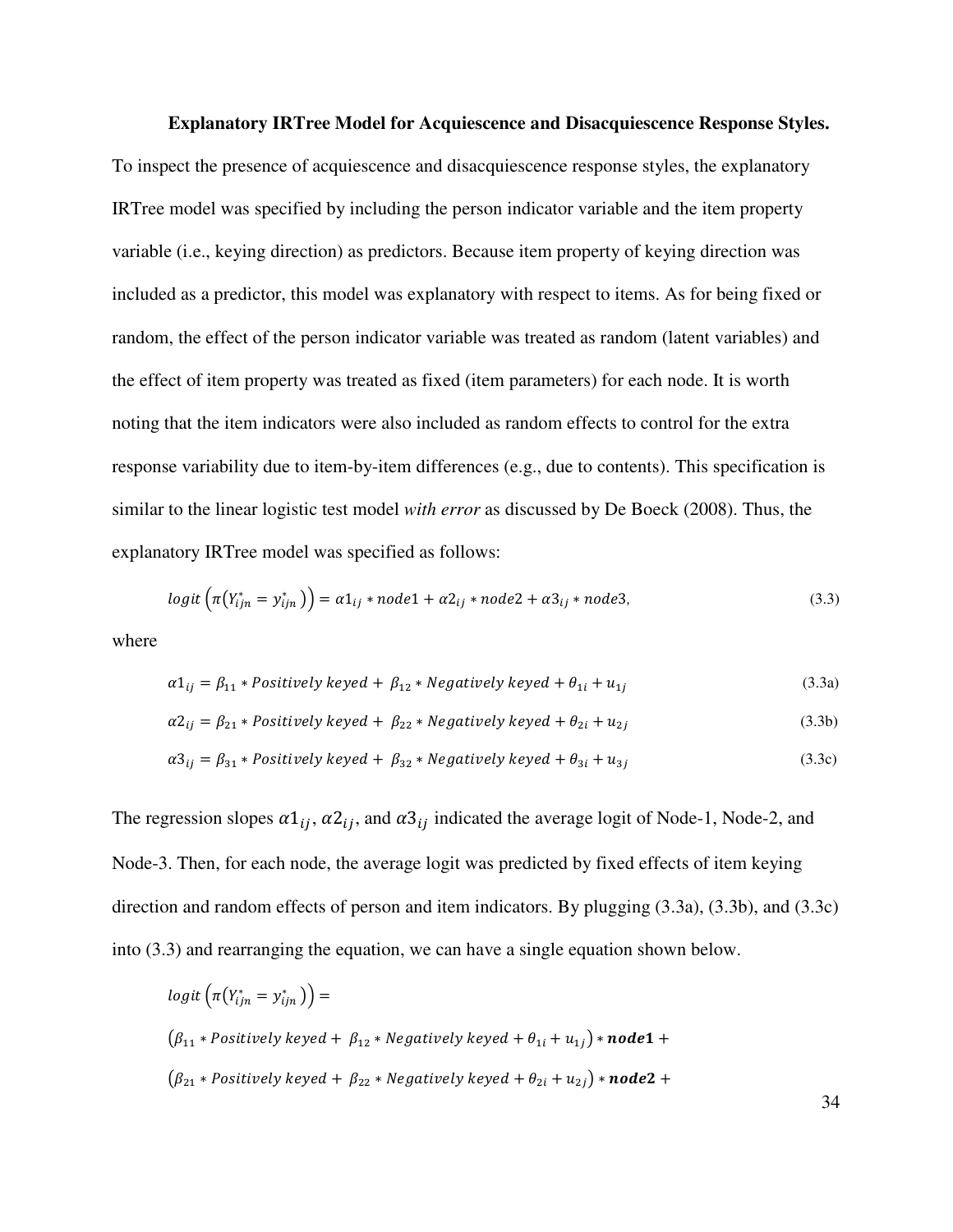**Explanatory IRTree Model for Acquiescence and Disacquiescence Response Styles.** To inspect the presence of acquiescence and disacquiescence response styles, the explanatory IRTree model was specified by including the person indicator variable and the item property variable (i.e., keying direction) as predictors. Because item property of keying direction was included as a predictor, this model was explanatory with respect to items. As for being fixed or random, the effect of the person indicator variable was treated as random (latent variables) and the effect of item property was treated as fixed (item parameters) for each node. It is worth noting that the item indicators were also included as random effects to control for the extra response variability due to item-by-item differences (e.g., due to contents). This specification is similar to the linear logistic test model *with error* as discussed by De Boeck (2008). Thus, the explanatory IRTree model was specified as follows:

$$logit\left(\pi\left(Y_{ijn}^{*} = y_{ijn}^{*}\right)\right) = \alpha 1_{ij} * node1 + \alpha 2_{ij} * node2 + \alpha 3_{ij} * node3, \tag{3.3}$$

where

$$\alpha 1_{ij} = \beta_{11} * Positively\ keyed + \beta_{12} * Negatively\ keyed + \theta_{1i} + u_{1j} \tag{3.3a}$$

$$\alpha 2_{ij} = \beta_{21} * Positively\ keyed + \beta_{22} * Negatively\ keyed + \theta_{2i} + u_{2j} \tag{3.3b}$$

$$\alpha 3_{ij} = \beta_{31} * Positively\ keyed + \beta_{32} * Negatively\ keyed + \theta_{3i} + u_{3j} \tag{3.3c}$$

The regression slopes $\alpha 1_{ij}$, $\alpha 2_{ij}$, and $\alpha 3_{ij}$ indicated the average logit of Node-1, Node-2, and Node-3. Then, for each node, the average logit was predicted by fixed effects of item keying direction and random effects of person and item indicators. By plugging (3.3a), (3.3b), and (3.3c) into (3.3) and rearranging the equation, we can have a single equation shown below.

$$logit\left(\pi\left(Y_{ijn}^{*} = y_{ijn}^{*}\right)\right) =$$

$$\left(\beta_{11} * Positively\ keyed + \beta_{12} * Negatively\ keyed + \theta_{1i} + u_{1j}\right) * \boldsymbol{node1} +$$

$$\left(\beta_{21} * Positively\ keyed + \beta_{22} * Negatively\ keyed + \theta_{2i} + u_{2j}\right) * \boldsymbol{node2} +$$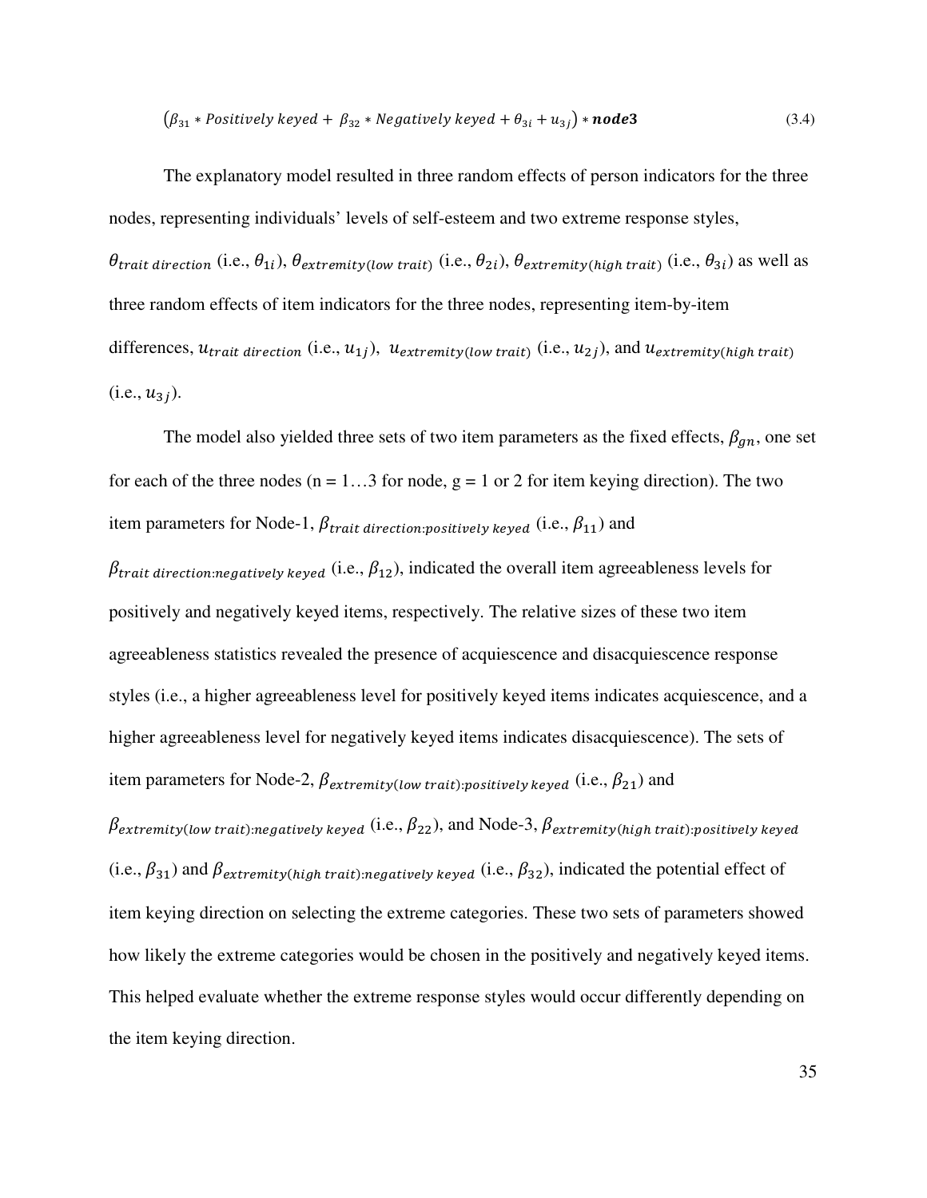$$\left(\beta_{31} * Positively\ keyed + \beta_{32} * Negatively\ keyed + \theta_{3i} + u_{3j}\right) * \boldsymbol{node3} \tag{3.4}$$

The explanatory model resulted in three random effects of person indicators for the three nodes, representing individuals' levels of self-esteem and two extreme response styles, $\theta_{trait\ direction}$ (i.e., $\theta_{1i}$), $\theta_{extremity(low\ trait)}$ (i.e., $\theta_{2i}$), $\theta_{extremity(high\ trait)}$ (i.e., $\theta_{3i}$) as well as three random effects of item indicators for the three nodes, representing item-by-item differences, $u_{trait\ direction}$ (i.e., $u_{1j}$), $u_{extremity(low\ trait)}$ (i.e., $u_{2j}$), and $u_{extremity(high\ trait)}$ (i.e., $u_{3j}$).

The model also yielded three sets of two item parameters as the fixed effects, $\beta_{gn}$, one set for each of the three nodes (n = 1…3 for node, g = 1 or 2 for item keying direction). The two item parameters for Node-1, $\beta_{trait\ direction:positively\ keyed}$ (i.e., $\beta_{11}$) and $\beta_{trait\ direction:negatively\ keyed}$ (i.e., $\beta_{12}$), indicated the overall item agreeableness levels for positively and negatively keyed items, respectively. The relative sizes of these two item agreeableness statistics revealed the presence of acquiescence and disacquiescence response styles (i.e., a higher agreeableness level for positively keyed items indicates acquiescence, and a higher agreeableness level for negatively keyed items indicates disacquiescence). The sets of item parameters for Node-2, $\beta_{extremity(low\ trait):positively\ keyed}$ (i.e., $\beta_{21}$) and $\beta_{extremity(low\ trait):negatively\ keyed}$ (i.e., $\beta_{22}$), and Node-3, $\beta_{extremity(high\ trait):positively\ keyed}$ (i.e., $\beta_{31}$) and $\beta_{extremity(high\ trait):negatively\ keyed}$ (i.e., $\beta_{32}$), indicated the potential effect of item keying direction on selecting the extreme categories. These two sets of parameters showed how likely the extreme categories would be chosen in the positively and negatively keyed items. This helped evaluate whether the extreme response styles would occur differently depending on the item keying direction.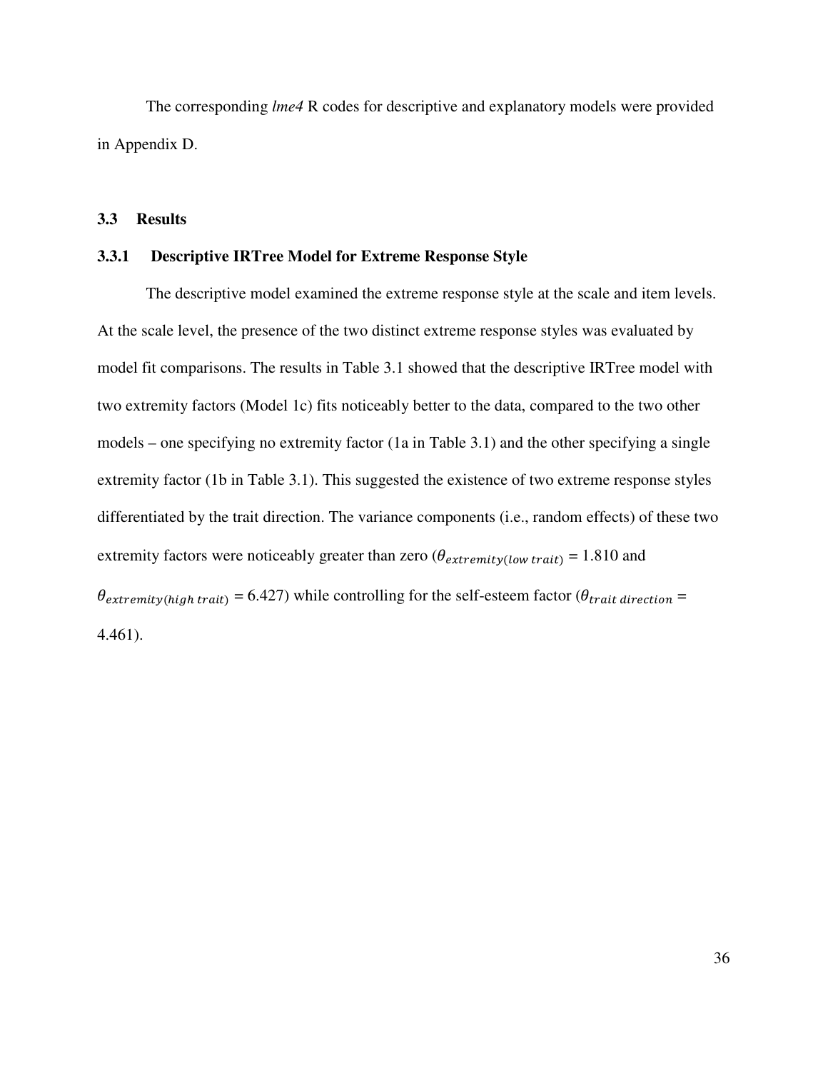The corresponding *lme4* R codes for descriptive and explanatory models were provided in Appendix D.

## 3.3 Results

### 3.3.1 Descriptive IRTree Model for Extreme Response Style

The descriptive model examined the extreme response style at the scale and item levels. At the scale level, the presence of the two distinct extreme response styles was evaluated by model fit comparisons. The results in Table 3.1 showed that the descriptive IRTree model with two extremity factors (Model 1c) fits noticeably better to the data, compared to the two other models – one specifying no extremity factor (1a in Table 3.1) and the other specifying a single extremity factor (1b in Table 3.1). This suggested the existence of two extreme response styles differentiated by the trait direction. The variance components (i.e., random effects) of these two extremity factors were noticeably greater than zero ($\theta_{extremity(low\ trait)}$ = 1.810 and $\theta_{extremity(high\ trait)}$ = 6.427) while controlling for the self-esteem factor ($\theta_{trait\ direction}$ = 4.461).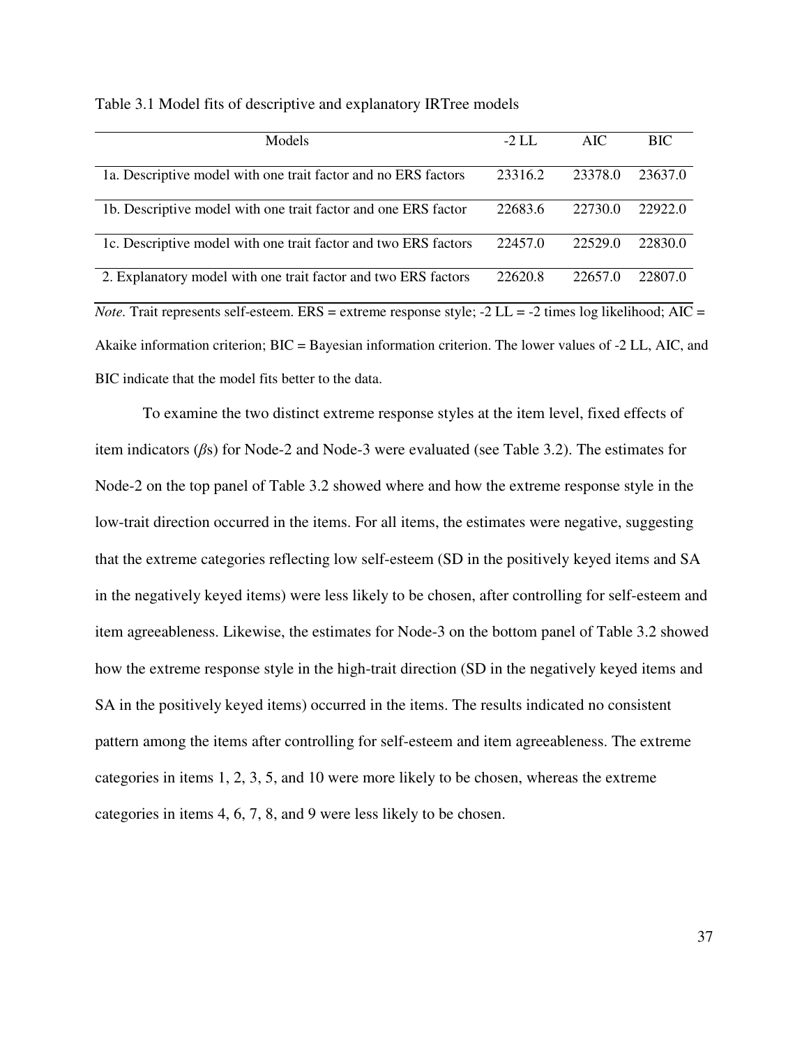Table 3.1 Model fits of descriptive and explanatory IRTree models

| Models | -2 LL | AIC | BIC |
|---|---|---|---|
| 1a. Descriptive model with one trait factor and no ERS factors | 23316.2 | 23378.0 | 23637.0 |
| 1b. Descriptive model with one trait factor and one ERS factor | 22683.6 | 22730.0 | 22922.0 |
| 1c. Descriptive model with one trait factor and two ERS factors | 22457.0 | 22529.0 | 22830.0 |
| 2. Explanatory model with one trait factor and two ERS factors | 22620.8 | 22657.0 | 22807.0 |

*Note.* Trait represents self-esteem. ERS = extreme response style; -2 LL = -2 times log likelihood; AIC = Akaike information criterion; BIC = Bayesian information criterion. The lower values of -2 LL, AIC, and BIC indicate that the model fits better to the data.

To examine the two distinct extreme response styles at the item level, fixed effects of item indicators ($\beta$s) for Node-2 and Node-3 were evaluated (see Table 3.2). The estimates for Node-2 on the top panel of Table 3.2 showed where and how the extreme response style in the low-trait direction occurred in the items. For all items, the estimates were negative, suggesting that the extreme categories reflecting low self-esteem (SD in the positively keyed items and SA in the negatively keyed items) were less likely to be chosen, after controlling for self-esteem and item agreeableness. Likewise, the estimates for Node-3 on the bottom panel of Table 3.2 showed how the extreme response style in the high-trait direction (SD in the negatively keyed items and SA in the positively keyed items) occurred in the items. The results indicated no consistent pattern among the items after controlling for self-esteem and item agreeableness. The extreme categories in items 1, 2, 3, 5, and 10 were more likely to be chosen, whereas the extreme categories in items 4, 6, 7, 8, and 9 were less likely to be chosen.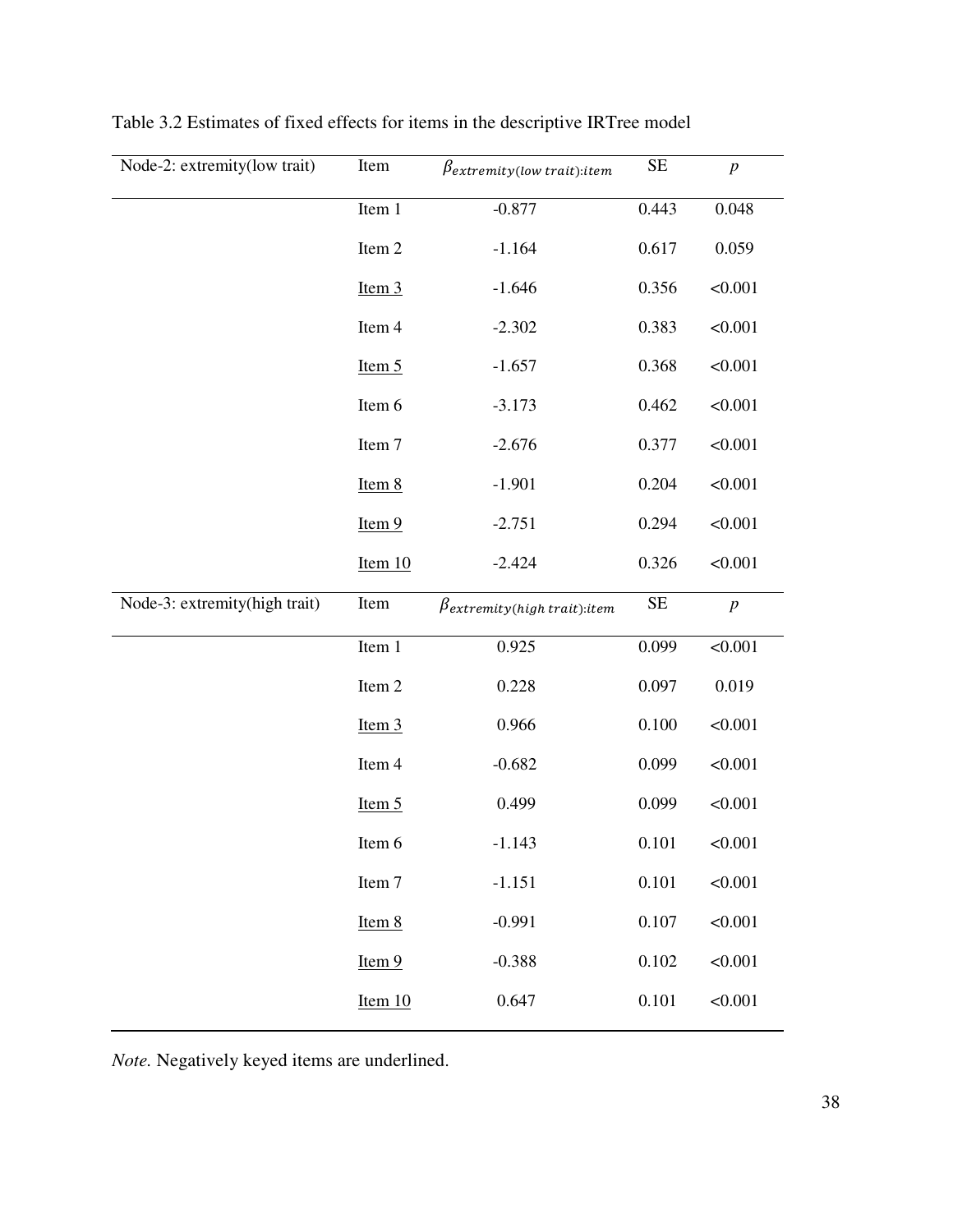Table 3.2 Estimates of fixed effects for items in the descriptive IRTree model

| Node-2: extremity(low trait) | Item | $\beta_{extremity(low\ trait):item}$ | SE | $p$ |
|---|---|---|---|---|
| | Item 1 | -0.877 | 0.443 | 0.048 |
| | Item 2 | -1.164 | 0.617 | 0.059 |
| | <u>Item 3</u> | -1.646 | 0.356 | <0.001 |
| | Item 4 | -2.302 | 0.383 | <0.001 |
| | <u>Item 5</u> | -1.657 | 0.368 | <0.001 |
| | Item 6 | -3.173 | 0.462 | <0.001 |
| | Item 7 | -2.676 | 0.377 | <0.001 |
| | <u>Item 8</u> | -1.901 | 0.204 | <0.001 |
| | <u>Item 9</u> | -2.751 | 0.294 | <0.001 |
| | <u>Item 10</u> | -2.424 | 0.326 | <0.001 |
| **Node-3: extremity(high trait)** | **Item** | $\beta_{extremity(high\ trait):item}$ | **SE** | $p$ |
| | Item 1 | 0.925 | 0.099 | <0.001 |
| | Item 2 | 0.228 | 0.097 | 0.019 |
| | <u>Item 3</u> | 0.966 | 0.100 | <0.001 |
| | Item 4 | -0.682 | 0.099 | <0.001 |
| | <u>Item 5</u> | 0.499 | 0.099 | <0.001 |
| | Item 6 | -1.143 | 0.101 | <0.001 |
| | Item 7 | -1.151 | 0.101 | <0.001 |
| | <u>Item 8</u> | -0.991 | 0.107 | <0.001 |
| | <u>Item 9</u> | -0.388 | 0.102 | <0.001 |
| | <u>Item 10</u> | 0.647 | 0.101 | <0.001 |

*Note.* Negatively keyed items are underlined.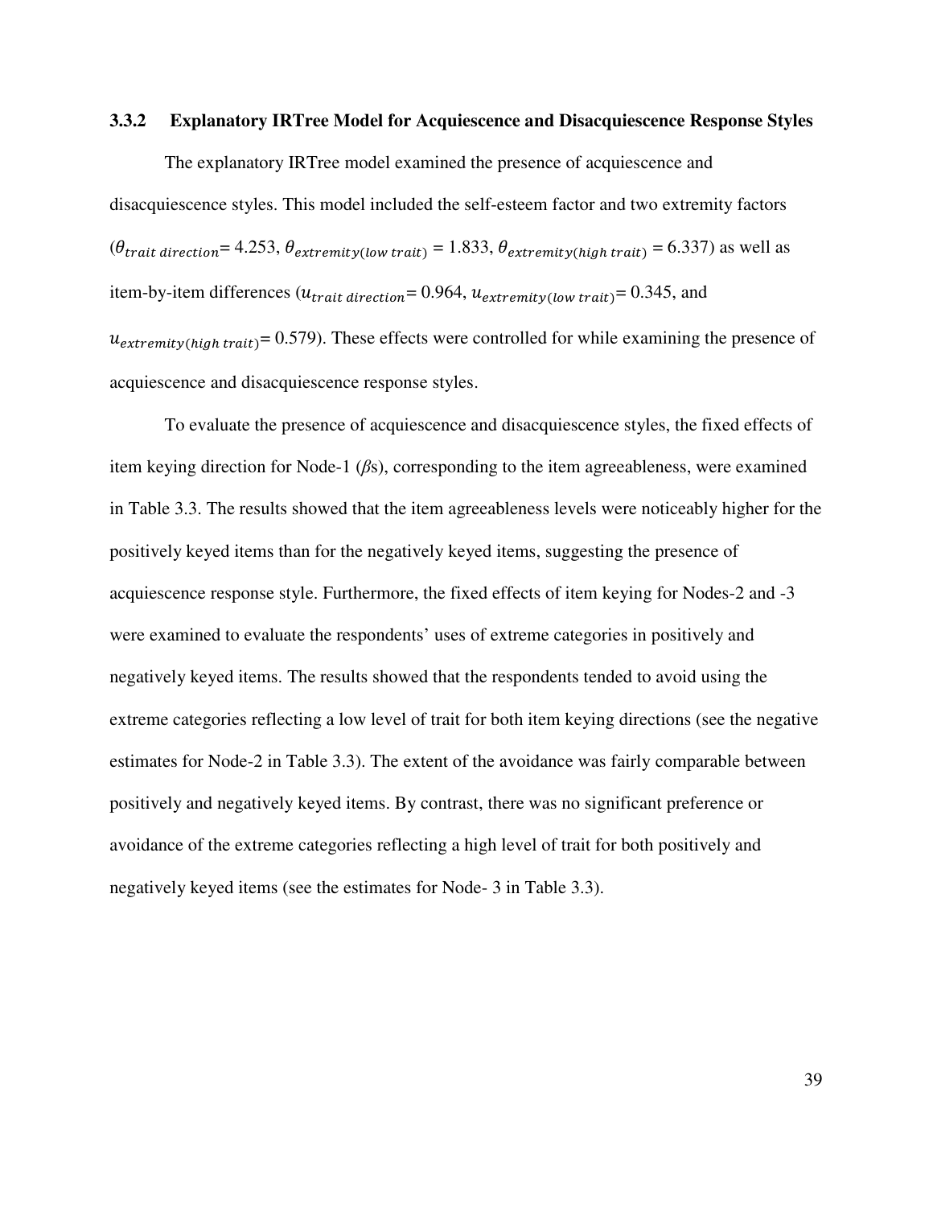### 3.3.2 Explanatory IRTree Model for Acquiescence and Disacquiescence Response Styles

The explanatory IRTree model examined the presence of acquiescence and disacquiescence styles. This model included the self-esteem factor and two extremity factors ($\theta_{trait\ direction}$= 4.253, $\theta_{extremity(low\ trait)}$ = 1.833, $\theta_{extremity(high\ trait)}$ = 6.337) as well as item-by-item differences ($u_{trait\ direction}$= 0.964, $u_{extremity(low\ trait)}$= 0.345, and $u_{extremity(high\ trait)}$= 0.579). These effects were controlled for while examining the presence of acquiescence and disacquiescence response styles.

To evaluate the presence of acquiescence and disacquiescence styles, the fixed effects of item keying direction for Node-1 ($\beta$s), corresponding to the item agreeableness, were examined in Table 3.3. The results showed that the item agreeableness levels were noticeably higher for the positively keyed items than for the negatively keyed items, suggesting the presence of acquiescence response style. Furthermore, the fixed effects of item keying for Nodes-2 and -3 were examined to evaluate the respondents' uses of extreme categories in positively and negatively keyed items. The results showed that the respondents tended to avoid using the extreme categories reflecting a low level of trait for both item keying directions (see the negative estimates for Node-2 in Table 3.3). The extent of the avoidance was fairly comparable between positively and negatively keyed items. By contrast, there was no significant preference or avoidance of the extreme categories reflecting a high level of trait for both positively and negatively keyed items (see the estimates for Node- 3 in Table 3.3).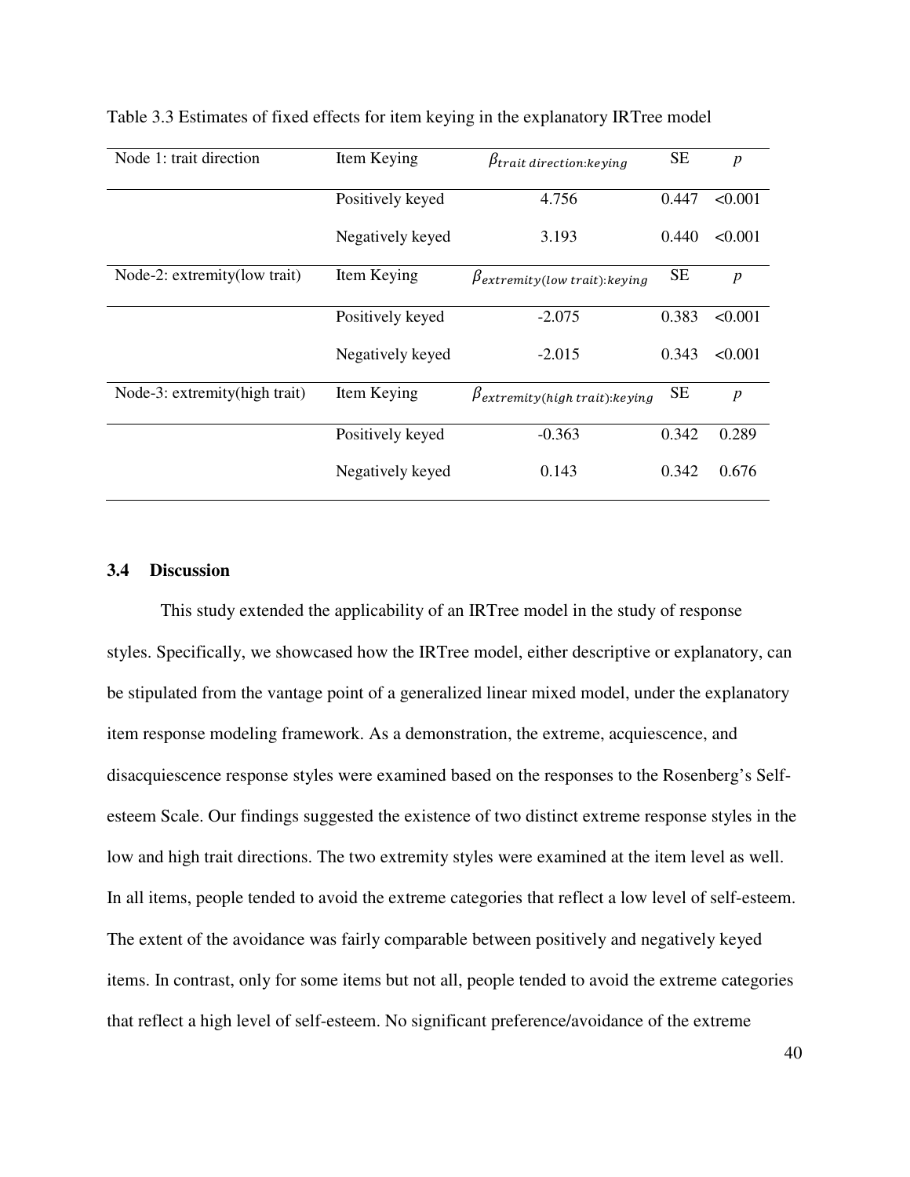Table 3.3 Estimates of fixed effects for item keying in the explanatory IRTree model

| Node 1: trait direction | Item Keying | $\beta_{trait\ direction:keying}$ | SE | $p$ |
|---|---|---|---|---|
| | Positively keyed | 4.756 | 0.447 | <0.001 |
| | Negatively keyed | 3.193 | 0.440 | <0.001 |
| Node-2: extremity(low trait) | Item Keying | $\beta_{extremity(low\ trait):keying}$ | SE | $p$ |
| | Positively keyed | -2.075 | 0.383 | <0.001 |
| | Negatively keyed | -2.015 | 0.343 | <0.001 |
| Node-3: extremity(high trait) | Item Keying | $\beta_{extremity(high\ trait):keying}$ | SE | $p$ |
| | Positively keyed | -0.363 | 0.342 | 0.289 |
| | Negatively keyed | 0.143 | 0.342 | 0.676 |

### 3.4 Discussion

This study extended the applicability of an IRTree model in the study of response styles. Specifically, we showcased how the IRTree model, either descriptive or explanatory, can be stipulated from the vantage point of a generalized linear mixed model, under the explanatory item response modeling framework. As a demonstration, the extreme, acquiescence, and disacquiescence response styles were examined based on the responses to the Rosenberg's Self-esteem Scale. Our findings suggested the existence of two distinct extreme response styles in the low and high trait directions. The two extremity styles were examined at the item level as well. In all items, people tended to avoid the extreme categories that reflect a low level of self-esteem. The extent of the avoidance was fairly comparable between positively and negatively keyed items. In contrast, only for some items but not all, people tended to avoid the extreme categories that reflect a high level of self-esteem. No significant preference/avoidance of the extreme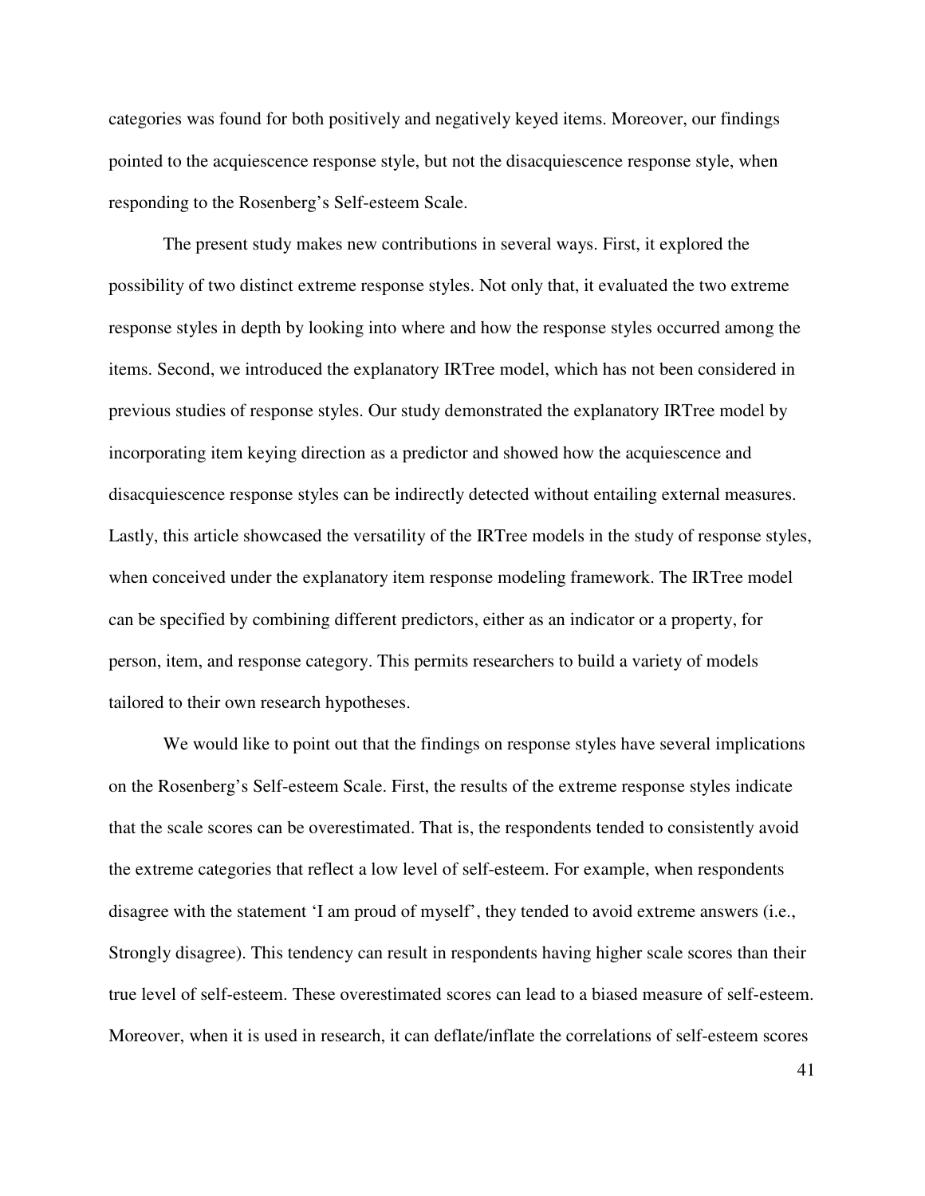categories was found for both positively and negatively keyed items. Moreover, our findings pointed to the acquiescence response style, but not the disacquiescence response style, when responding to the Rosenberg's Self-esteem Scale.

The present study makes new contributions in several ways. First, it explored the possibility of two distinct extreme response styles. Not only that, it evaluated the two extreme response styles in depth by looking into where and how the response styles occurred among the items. Second, we introduced the explanatory IRTree model, which has not been considered in previous studies of response styles. Our study demonstrated the explanatory IRTree model by incorporating item keying direction as a predictor and showed how the acquiescence and disacquiescence response styles can be indirectly detected without entailing external measures. Lastly, this article showcased the versatility of the IRTree models in the study of response styles, when conceived under the explanatory item response modeling framework. The IRTree model can be specified by combining different predictors, either as an indicator or a property, for person, item, and response category. This permits researchers to build a variety of models tailored to their own research hypotheses.

We would like to point out that the findings on response styles have several implications on the Rosenberg's Self-esteem Scale. First, the results of the extreme response styles indicate that the scale scores can be overestimated. That is, the respondents tended to consistently avoid the extreme categories that reflect a low level of self-esteem. For example, when respondents disagree with the statement 'I am proud of myself', they tended to avoid extreme answers (i.e., Strongly disagree). This tendency can result in respondents having higher scale scores than their true level of self-esteem. These overestimated scores can lead to a biased measure of self-esteem. Moreover, when it is used in research, it can deflate/inflate the correlations of self-esteem scores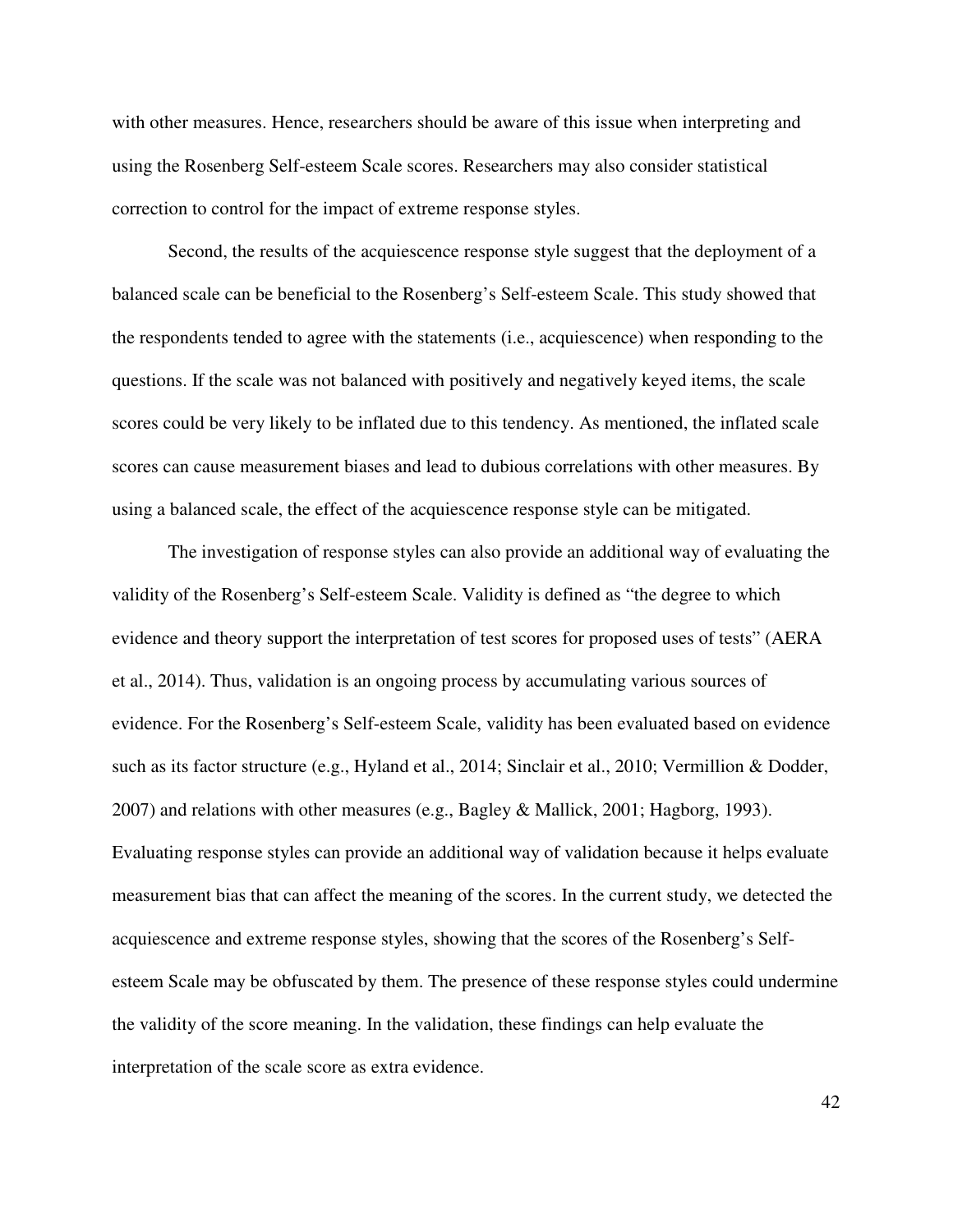with other measures. Hence, researchers should be aware of this issue when interpreting and using the Rosenberg Self-esteem Scale scores. Researchers may also consider statistical correction to control for the impact of extreme response styles.

Second, the results of the acquiescence response style suggest that the deployment of a balanced scale can be beneficial to the Rosenberg's Self-esteem Scale. This study showed that the respondents tended to agree with the statements (i.e., acquiescence) when responding to the questions. If the scale was not balanced with positively and negatively keyed items, the scale scores could be very likely to be inflated due to this tendency. As mentioned, the inflated scale scores can cause measurement biases and lead to dubious correlations with other measures. By using a balanced scale, the effect of the acquiescence response style can be mitigated.

The investigation of response styles can also provide an additional way of evaluating the validity of the Rosenberg's Self-esteem Scale. Validity is defined as "the degree to which evidence and theory support the interpretation of test scores for proposed uses of tests" (AERA et al., 2014). Thus, validation is an ongoing process by accumulating various sources of evidence. For the Rosenberg's Self-esteem Scale, validity has been evaluated based on evidence such as its factor structure (e.g., Hyland et al., 2014; Sinclair et al., 2010; Vermillion & Dodder, 2007) and relations with other measures (e.g., Bagley & Mallick, 2001; Hagborg, 1993). Evaluating response styles can provide an additional way of validation because it helps evaluate measurement bias that can affect the meaning of the scores. In the current study, we detected the acquiescence and extreme response styles, showing that the scores of the Rosenberg's Self-esteem Scale may be obfuscated by them. The presence of these response styles could undermine the validity of the score meaning. In the validation, these findings can help evaluate the interpretation of the scale score as extra evidence.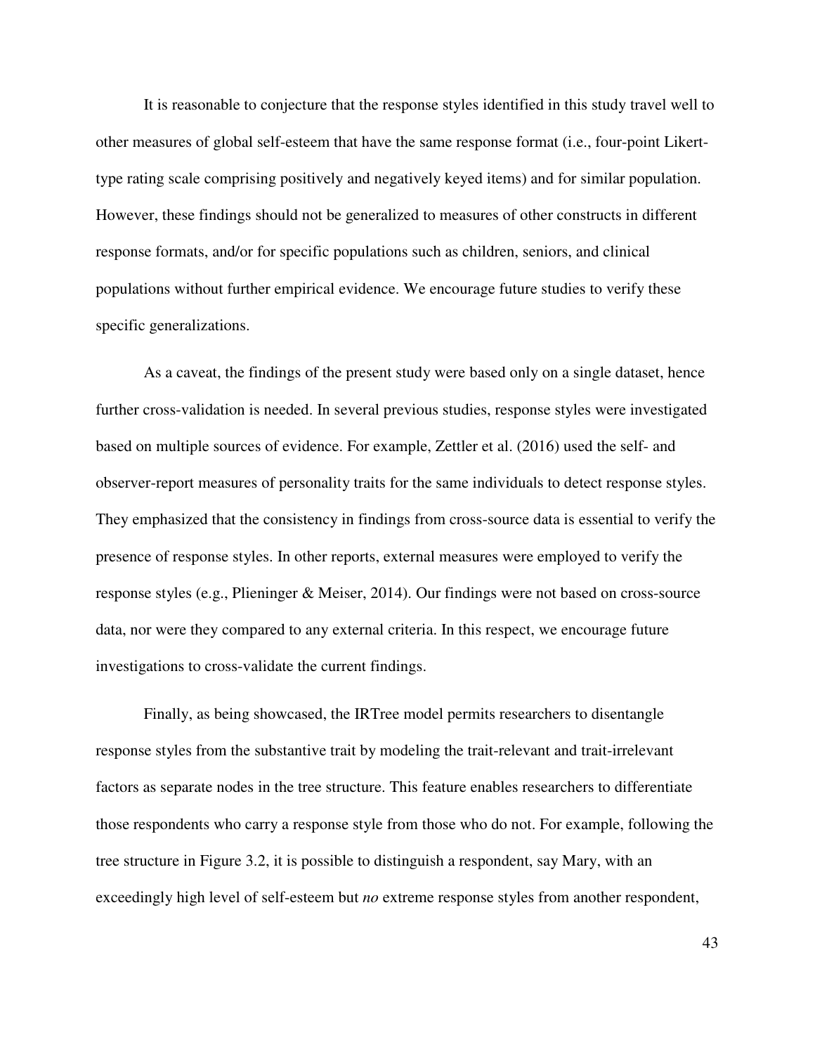It is reasonable to conjecture that the response styles identified in this study travel well to other measures of global self-esteem that have the same response format (i.e., four-point Likert-type rating scale comprising positively and negatively keyed items) and for similar population. However, these findings should not be generalized to measures of other constructs in different response formats, and/or for specific populations such as children, seniors, and clinical populations without further empirical evidence. We encourage future studies to verify these specific generalizations.

As a caveat, the findings of the present study were based only on a single dataset, hence further cross-validation is needed. In several previous studies, response styles were investigated based on multiple sources of evidence. For example, Zettler et al. (2016) used the self- and observer-report measures of personality traits for the same individuals to detect response styles. They emphasized that the consistency in findings from cross-source data is essential to verify the presence of response styles. In other reports, external measures were employed to verify the response styles (e.g., Plieninger & Meiser, 2014). Our findings were not based on cross-source data, nor were they compared to any external criteria. In this respect, we encourage future investigations to cross-validate the current findings.

Finally, as being showcased, the IRTree model permits researchers to disentangle response styles from the substantive trait by modeling the trait-relevant and trait-irrelevant factors as separate nodes in the tree structure. This feature enables researchers to differentiate those respondents who carry a response style from those who do not. For example, following the tree structure in Figure 3.2, it is possible to distinguish a respondent, say Mary, with an exceedingly high level of self-esteem but *no* extreme response styles from another respondent,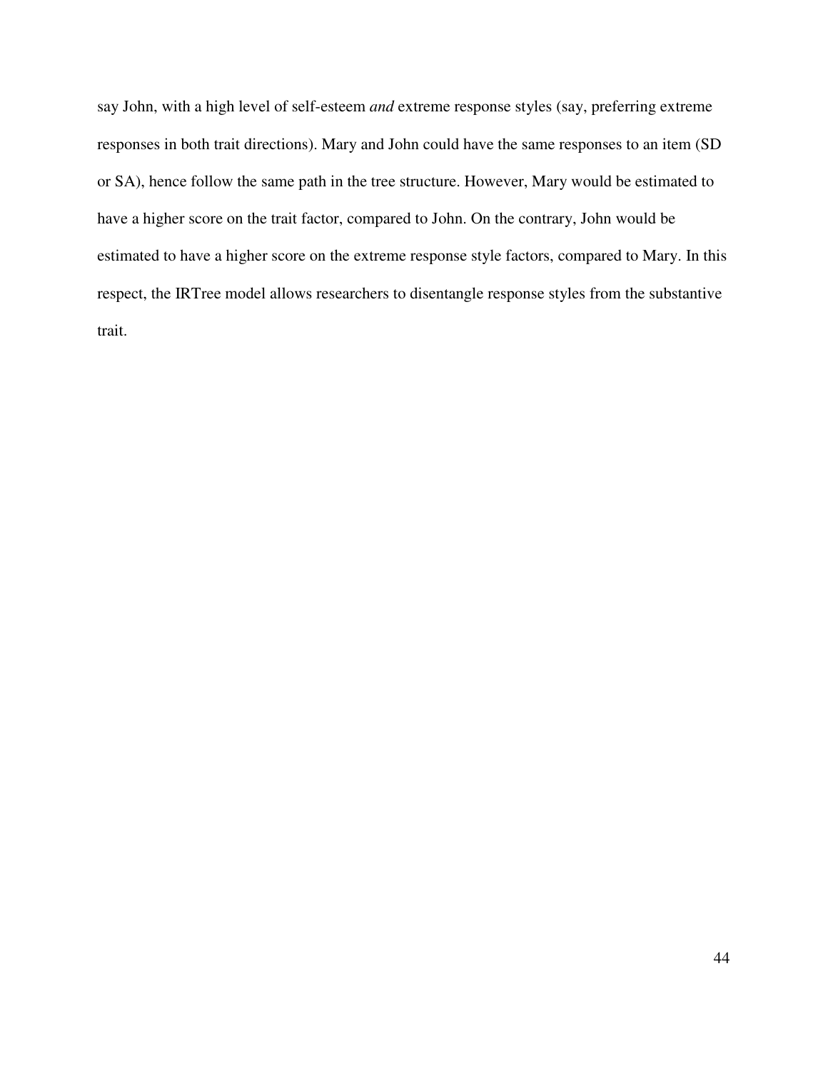say John, with a high level of self-esteem *and* extreme response styles (say, preferring extreme responses in both trait directions). Mary and John could have the same responses to an item (SD or SA), hence follow the same path in the tree structure. However, Mary would be estimated to have a higher score on the trait factor, compared to John. On the contrary, John would be estimated to have a higher score on the extreme response style factors, compared to Mary. In this respect, the IRTree model allows researchers to disentangle response styles from the substantive trait.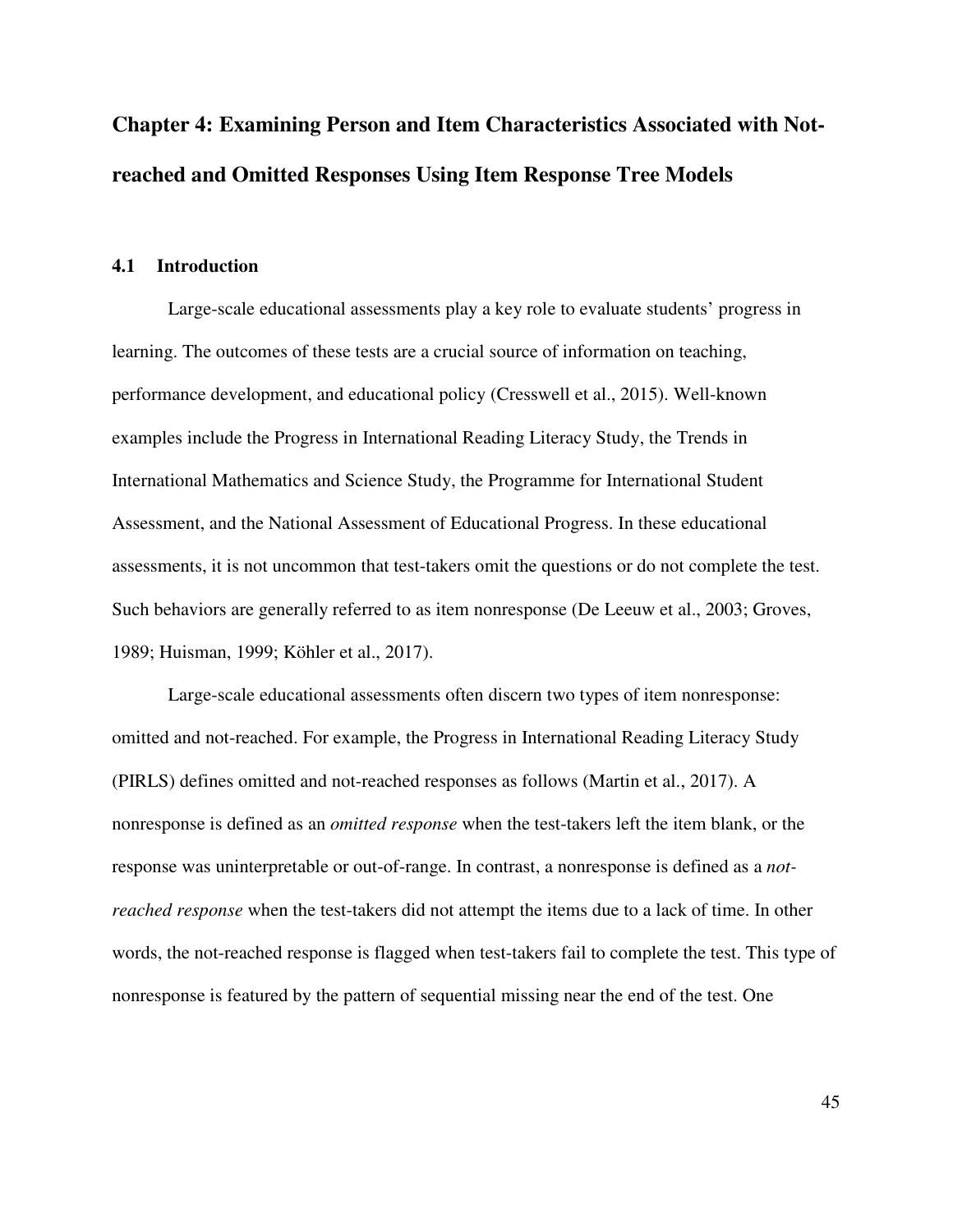# Chapter 4: Examining Person and Item Characteristics Associated with Not-reached and Omitted Responses Using Item Response Tree Models

## 4.1 Introduction

Large-scale educational assessments play a key role to evaluate students' progress in learning. The outcomes of these tests are a crucial source of information on teaching, performance development, and educational policy (Cresswell et al., 2015). Well-known examples include the Progress in International Reading Literacy Study, the Trends in International Mathematics and Science Study, the Programme for International Student Assessment, and the National Assessment of Educational Progress. In these educational assessments, it is not uncommon that test-takers omit the questions or do not complete the test. Such behaviors are generally referred to as item nonresponse (De Leeuw et al., 2003; Groves, 1989; Huisman, 1999; Köhler et al., 2017).

Large-scale educational assessments often discern two types of item nonresponse: omitted and not-reached. For example, the Progress in International Reading Literacy Study (PIRLS) defines omitted and not-reached responses as follows (Martin et al., 2017). A nonresponse is defined as an *omitted response* when the test-takers left the item blank, or the response was uninterpretable or out-of-range. In contrast, a nonresponse is defined as a *not-reached response* when the test-takers did not attempt the items due to a lack of time. In other words, the not-reached response is flagged when test-takers fail to complete the test. This type of nonresponse is featured by the pattern of sequential missing near the end of the test. One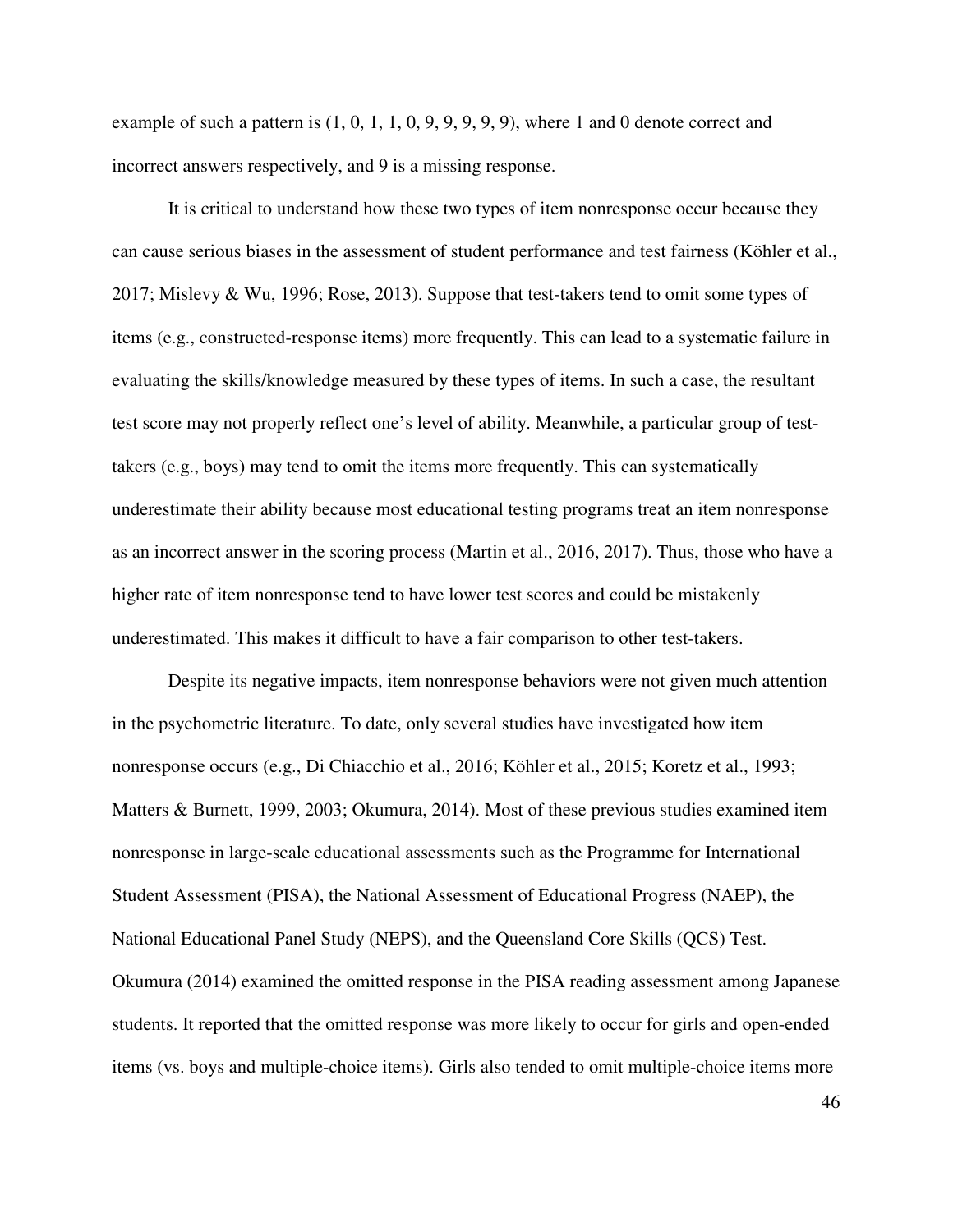example of such a pattern is (1, 0, 1, 1, 0, 9, 9, 9, 9, 9), where 1 and 0 denote correct and incorrect answers respectively, and 9 is a missing response.

It is critical to understand how these two types of item nonresponse occur because they can cause serious biases in the assessment of student performance and test fairness (Köhler et al., 2017; Mislevy & Wu, 1996; Rose, 2013). Suppose that test-takers tend to omit some types of items (e.g., constructed-response items) more frequently. This can lead to a systematic failure in evaluating the skills/knowledge measured by these types of items. In such a case, the resultant test score may not properly reflect one's level of ability. Meanwhile, a particular group of test-takers (e.g., boys) may tend to omit the items more frequently. This can systematically underestimate their ability because most educational testing programs treat an item nonresponse as an incorrect answer in the scoring process (Martin et al., 2016, 2017). Thus, those who have a higher rate of item nonresponse tend to have lower test scores and could be mistakenly underestimated. This makes it difficult to have a fair comparison to other test-takers.

Despite its negative impacts, item nonresponse behaviors were not given much attention in the psychometric literature. To date, only several studies have investigated how item nonresponse occurs (e.g., Di Chiacchio et al., 2016; Köhler et al., 2015; Koretz et al., 1993; Matters & Burnett, 1999, 2003; Okumura, 2014). Most of these previous studies examined item nonresponse in large-scale educational assessments such as the Programme for International Student Assessment (PISA), the National Assessment of Educational Progress (NAEP), the National Educational Panel Study (NEPS), and the Queensland Core Skills (QCS) Test. Okumura (2014) examined the omitted response in the PISA reading assessment among Japanese students. It reported that the omitted response was more likely to occur for girls and open-ended items (vs. boys and multiple-choice items). Girls also tended to omit multiple-choice items more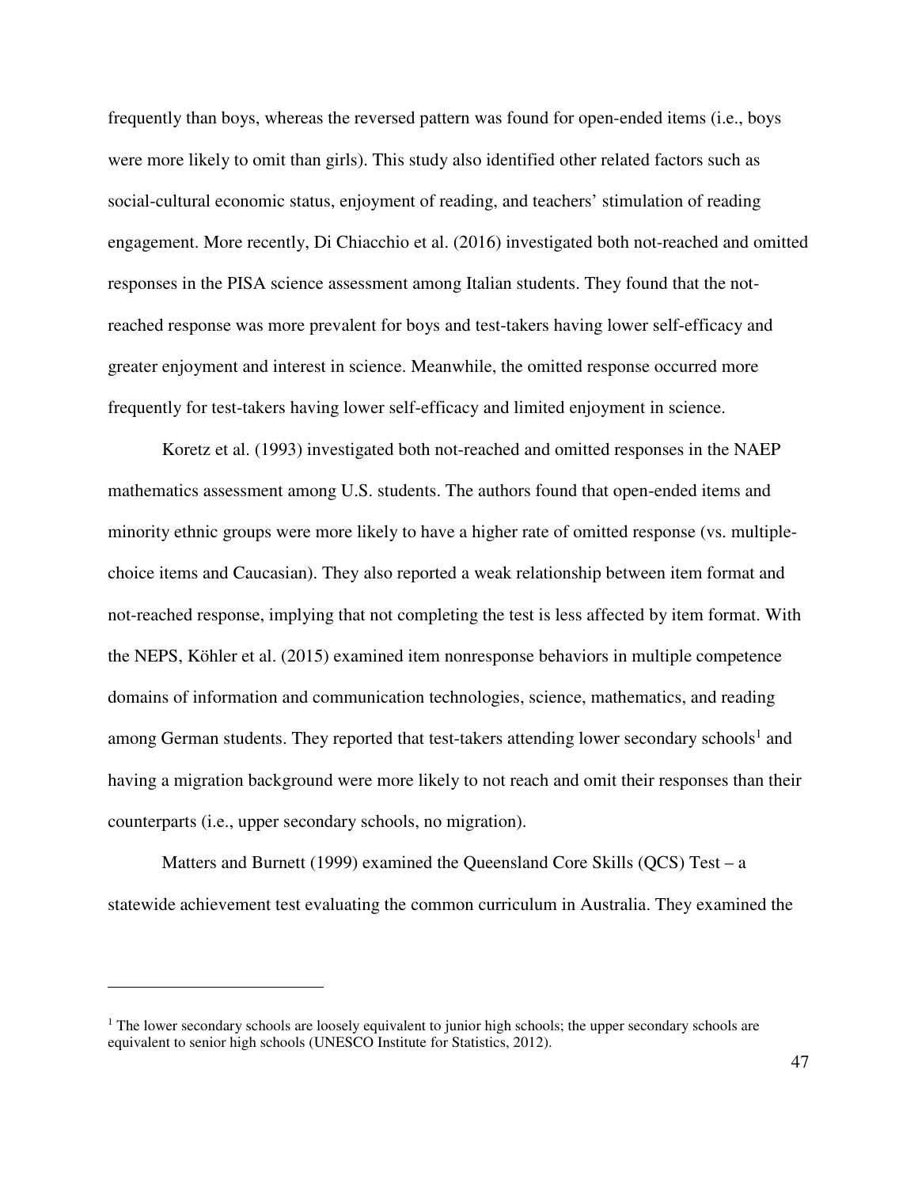frequently than boys, whereas the reversed pattern was found for open-ended items (i.e., boys were more likely to omit than girls). This study also identified other related factors such as social-cultural economic status, enjoyment of reading, and teachers' stimulation of reading engagement. More recently, Di Chiacchio et al. (2016) investigated both not-reached and omitted responses in the PISA science assessment among Italian students. They found that the not-reached response was more prevalent for boys and test-takers having lower self-efficacy and greater enjoyment and interest in science. Meanwhile, the omitted response occurred more frequently for test-takers having lower self-efficacy and limited enjoyment in science.

Koretz et al. (1993) investigated both not-reached and omitted responses in the NAEP mathematics assessment among U.S. students. The authors found that open-ended items and minority ethnic groups were more likely to have a higher rate of omitted response (vs. multiple-choice items and Caucasian). They also reported a weak relationship between item format and not-reached response, implying that not completing the test is less affected by item format. With the NEPS, Köhler et al. (2015) examined item nonresponse behaviors in multiple competence domains of information and communication technologies, science, mathematics, and reading among German students. They reported that test-takers attending lower secondary schools[1] and having a migration background were more likely to not reach and omit their responses than their counterparts (i.e., upper secondary schools, no migration).

Matters and Burnett (1999) examined the Queensland Core Skills (QCS) Test – a statewide achievement test evaluating the common curriculum in Australia. They examined the

---

[1] The lower secondary schools are loosely equivalent to junior high schools; the upper secondary schools are equivalent to senior high schools (UNESCO Institute for Statistics, 2012).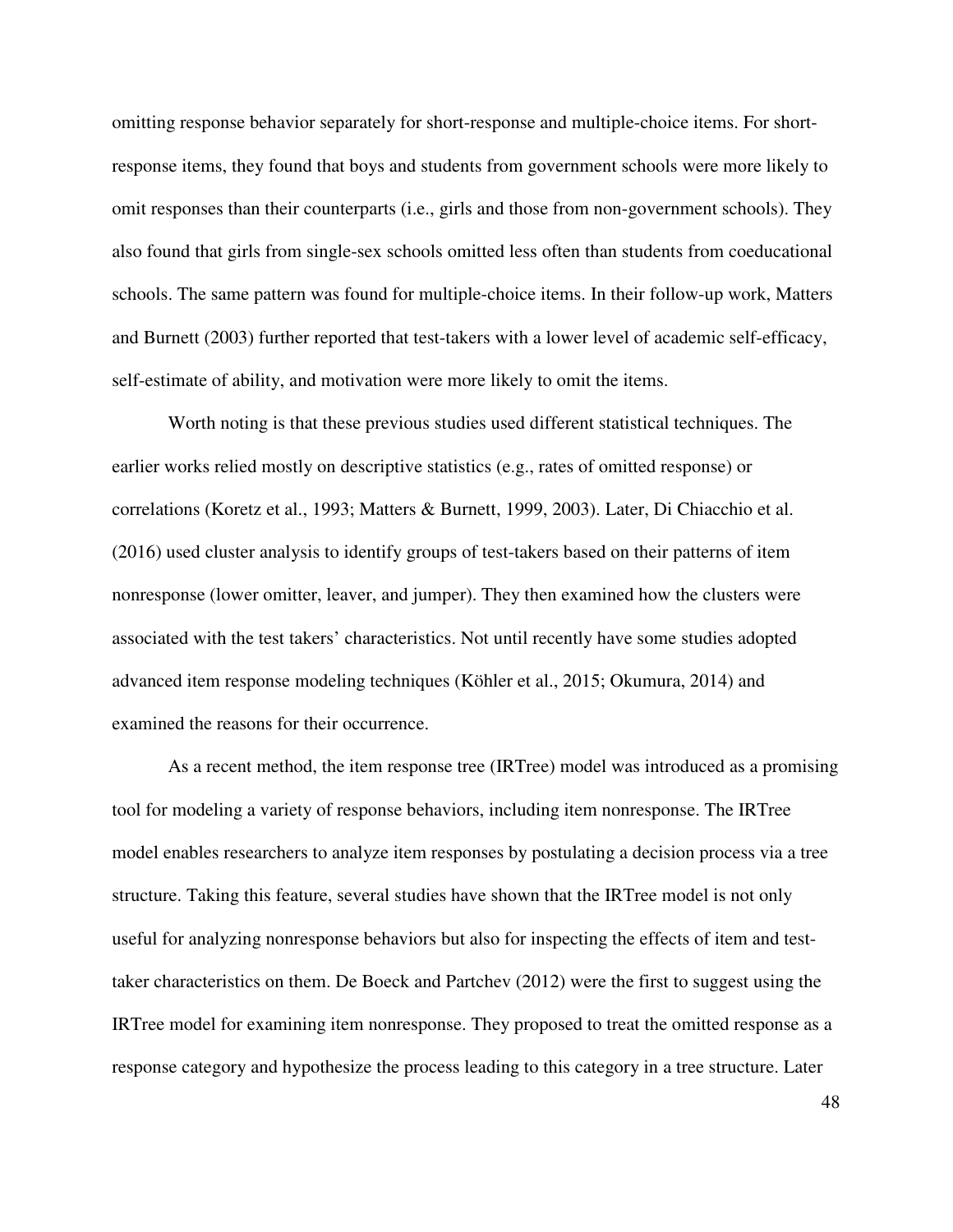omitting response behavior separately for short-response and multiple-choice items. For short-response items, they found that boys and students from government schools were more likely to omit responses than their counterparts (i.e., girls and those from non-government schools). They also found that girls from single-sex schools omitted less often than students from coeducational schools. The same pattern was found for multiple-choice items. In their follow-up work, Matters and Burnett (2003) further reported that test-takers with a lower level of academic self-efficacy, self-estimate of ability, and motivation were more likely to omit the items.

Worth noting is that these previous studies used different statistical techniques. The earlier works relied mostly on descriptive statistics (e.g., rates of omitted response) or correlations (Koretz et al., 1993; Matters & Burnett, 1999, 2003). Later, Di Chiacchio et al. (2016) used cluster analysis to identify groups of test-takers based on their patterns of item nonresponse (lower omitter, leaver, and jumper). They then examined how the clusters were associated with the test takers' characteristics. Not until recently have some studies adopted advanced item response modeling techniques (Köhler et al., 2015; Okumura, 2014) and examined the reasons for their occurrence.

As a recent method, the item response tree (IRTree) model was introduced as a promising tool for modeling a variety of response behaviors, including item nonresponse. The IRTree model enables researchers to analyze item responses by postulating a decision process via a tree structure. Taking this feature, several studies have shown that the IRTree model is not only useful for analyzing nonresponse behaviors but also for inspecting the effects of item and test-taker characteristics on them. De Boeck and Partchev (2012) were the first to suggest using the IRTree model for examining item nonresponse. They proposed to treat the omitted response as a response category and hypothesize the process leading to this category in a tree structure. Later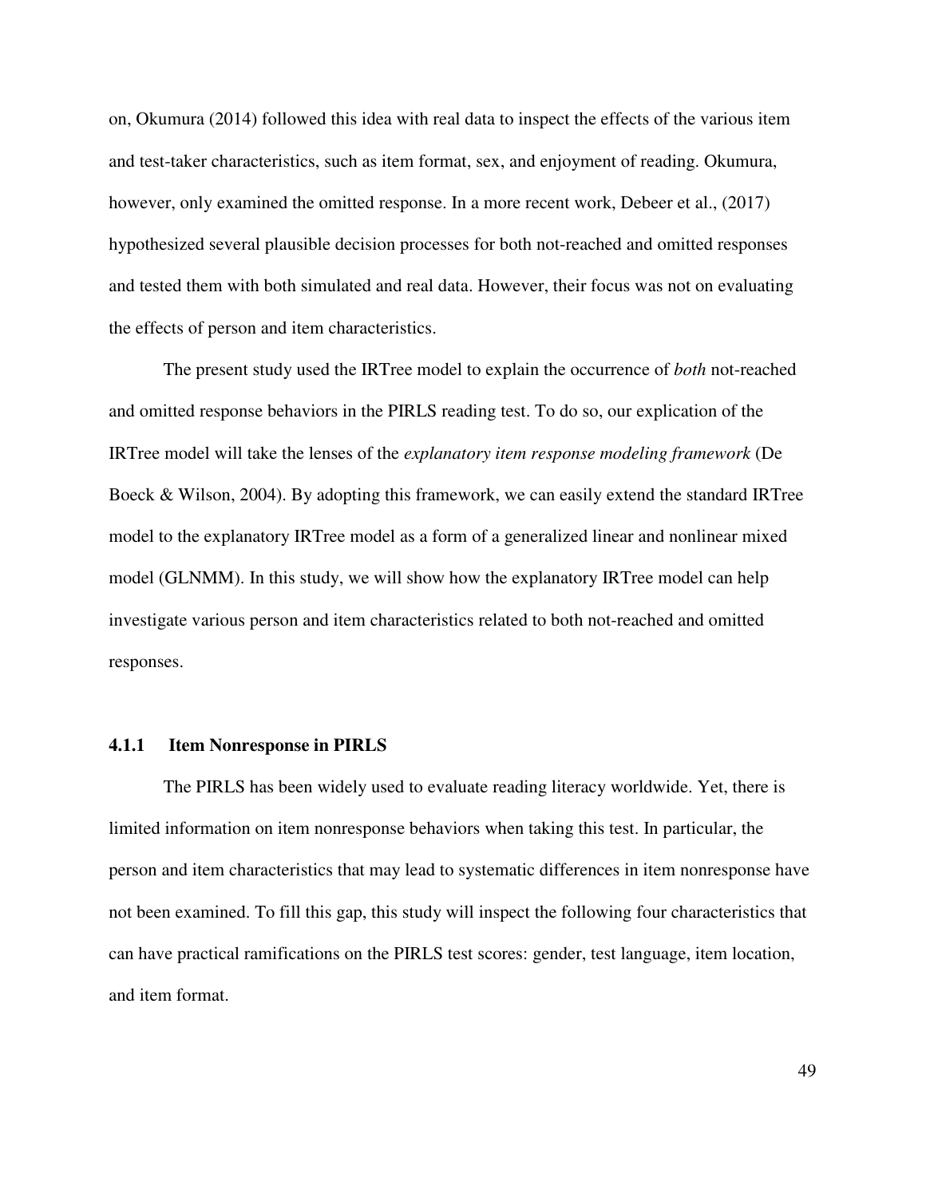on, Okumura (2014) followed this idea with real data to inspect the effects of the various item and test-taker characteristics, such as item format, sex, and enjoyment of reading. Okumura, however, only examined the omitted response. In a more recent work, Debeer et al., (2017) hypothesized several plausible decision processes for both not-reached and omitted responses and tested them with both simulated and real data. However, their focus was not on evaluating the effects of person and item characteristics.

The present study used the IRTree model to explain the occurrence of *both* not-reached and omitted response behaviors in the PIRLS reading test. To do so, our explication of the IRTree model will take the lenses of the *explanatory item response modeling framework* (De Boeck & Wilson, 2004). By adopting this framework, we can easily extend the standard IRTree model to the explanatory IRTree model as a form of a generalized linear and nonlinear mixed model (GLNMM). In this study, we will show how the explanatory IRTree model can help investigate various person and item characteristics related to both not-reached and omitted responses.

### 4.1.1 Item Nonresponse in PIRLS

The PIRLS has been widely used to evaluate reading literacy worldwide. Yet, there is limited information on item nonresponse behaviors when taking this test. In particular, the person and item characteristics that may lead to systematic differences in item nonresponse have not been examined. To fill this gap, this study will inspect the following four characteristics that can have practical ramifications on the PIRLS test scores: gender, test language, item location, and item format.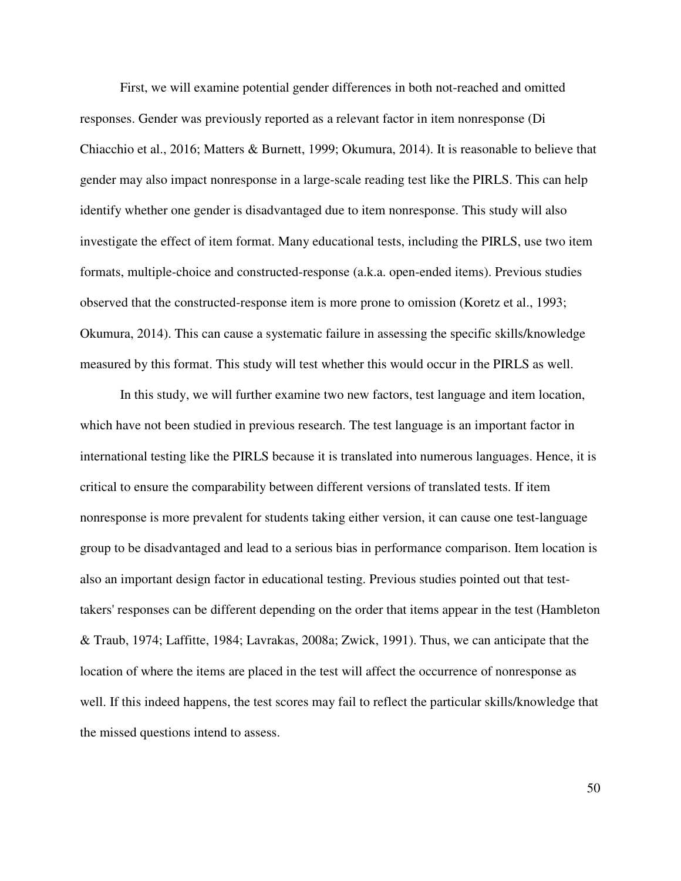First, we will examine potential gender differences in both not-reached and omitted responses. Gender was previously reported as a relevant factor in item nonresponse (Di Chiacchio et al., 2016; Matters & Burnett, 1999; Okumura, 2014). It is reasonable to believe that gender may also impact nonresponse in a large-scale reading test like the PIRLS. This can help identify whether one gender is disadvantaged due to item nonresponse. This study will also investigate the effect of item format. Many educational tests, including the PIRLS, use two item formats, multiple-choice and constructed-response (a.k.a. open-ended items). Previous studies observed that the constructed-response item is more prone to omission (Koretz et al., 1993; Okumura, 2014). This can cause a systematic failure in assessing the specific skills/knowledge measured by this format. This study will test whether this would occur in the PIRLS as well.

In this study, we will further examine two new factors, test language and item location, which have not been studied in previous research. The test language is an important factor in international testing like the PIRLS because it is translated into numerous languages. Hence, it is critical to ensure the comparability between different versions of translated tests. If item nonresponse is more prevalent for students taking either version, it can cause one test-language group to be disadvantaged and lead to a serious bias in performance comparison. Item location is also an important design factor in educational testing. Previous studies pointed out that test-takers' responses can be different depending on the order that items appear in the test (Hambleton & Traub, 1974; Laffitte, 1984; Lavrakas, 2008a; Zwick, 1991). Thus, we can anticipate that the location of where the items are placed in the test will affect the occurrence of nonresponse as well. If this indeed happens, the test scores may fail to reflect the particular skills/knowledge that the missed questions intend to assess.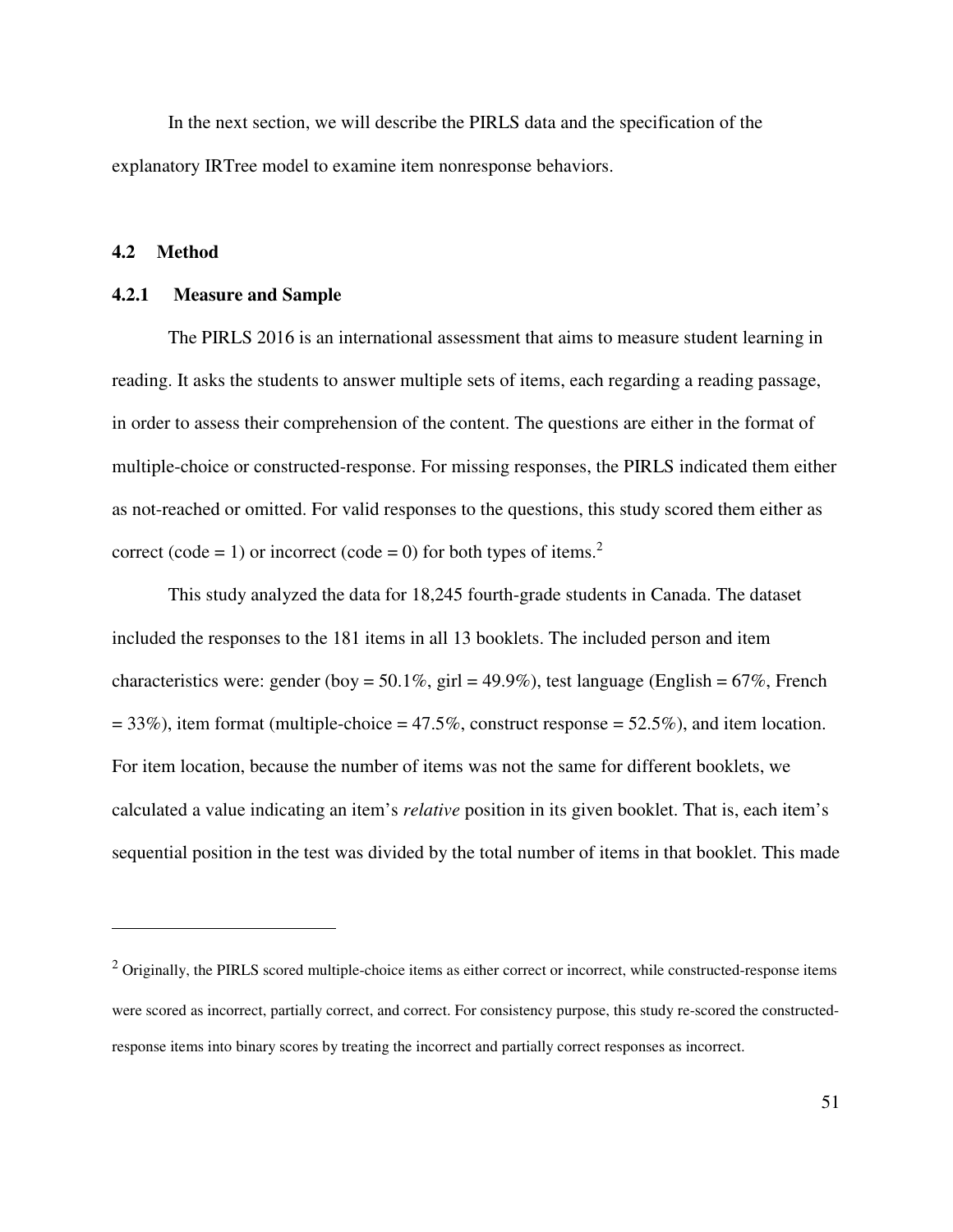In the next section, we will describe the PIRLS data and the specification of the explanatory IRTree model to examine item nonresponse behaviors.

## 4.2 Method

### 4.2.1 Measure and Sample

The PIRLS 2016 is an international assessment that aims to measure student learning in reading. It asks the students to answer multiple sets of items, each regarding a reading passage, in order to assess their comprehension of the content. The questions are either in the format of multiple-choice or constructed-response. For missing responses, the PIRLS indicated them either as not-reached or omitted. For valid responses to the questions, this study scored them either as correct (code = 1) or incorrect (code = 0) for both types of items.[2]

This study analyzed the data for 18,245 fourth-grade students in Canada. The dataset included the responses to the 181 items in all 13 booklets. The included person and item characteristics were: gender (boy = 50.1%, girl = 49.9%), test language (English = 67%, French = 33%), item format (multiple-choice = 47.5%, construct response = 52.5%), and item location. For item location, because the number of items was not the same for different booklets, we calculated a value indicating an item's *relative* position in its given booklet. That is, each item's sequential position in the test was divided by the total number of items in that booklet. This made

---

[2] Originally, the PIRLS scored multiple-choice items as either correct or incorrect, while constructed-response items were scored as incorrect, partially correct, and correct. For consistency purpose, this study re-scored the constructed-response items into binary scores by treating the incorrect and partially correct responses as incorrect.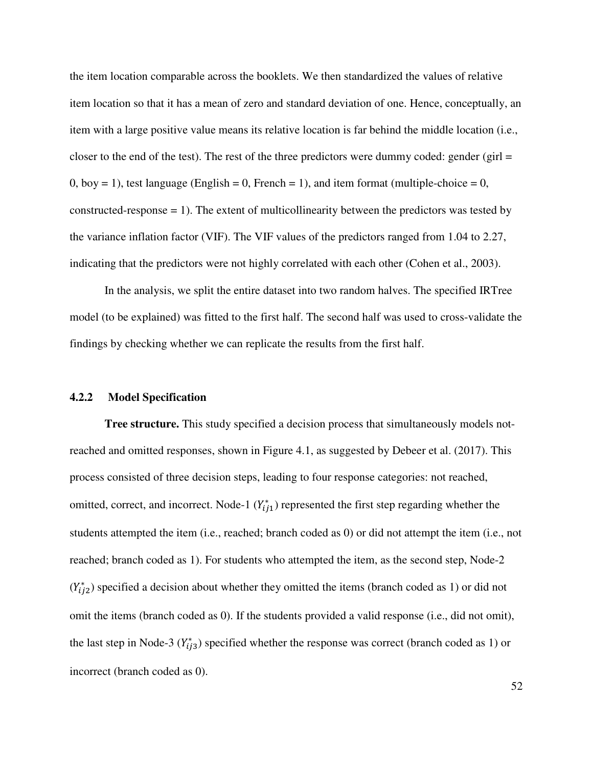the item location comparable across the booklets. We then standardized the values of relative item location so that it has a mean of zero and standard deviation of one. Hence, conceptually, an item with a large positive value means its relative location is far behind the middle location (i.e., closer to the end of the test). The rest of the three predictors were dummy coded: gender (girl = 0, boy = 1), test language (English = 0, French = 1), and item format (multiple-choice = 0, constructed-response = 1). The extent of multicollinearity between the predictors was tested by the variance inflation factor (VIF). The VIF values of the predictors ranged from 1.04 to 2.27, indicating that the predictors were not highly correlated with each other (Cohen et al., 2003).

In the analysis, we split the entire dataset into two random halves. The specified IRTree model (to be explained) was fitted to the first half. The second half was used to cross-validate the findings by checking whether we can replicate the results from the first half.

### 4.2.2 Model Specification

**Tree structure.** This study specified a decision process that simultaneously models not-reached and omitted responses, shown in Figure 4.1, as suggested by Debeer et al. (2017). This process consisted of three decision steps, leading to four response categories: not reached, omitted, correct, and incorrect. Node-1 ($Y^*_{ij1}$) represented the first step regarding whether the students attempted the item (i.e., reached; branch coded as 0) or did not attempt the item (i.e., not reached; branch coded as 1). For students who attempted the item, as the second step, Node-2 ($Y^*_{ij2}$) specified a decision about whether they omitted the items (branch coded as 1) or did not omit the items (branch coded as 0). If the students provided a valid response (i.e., did not omit), the last step in Node-3 ($Y^*_{ij3}$) specified whether the response was correct (branch coded as 1) or incorrect (branch coded as 0).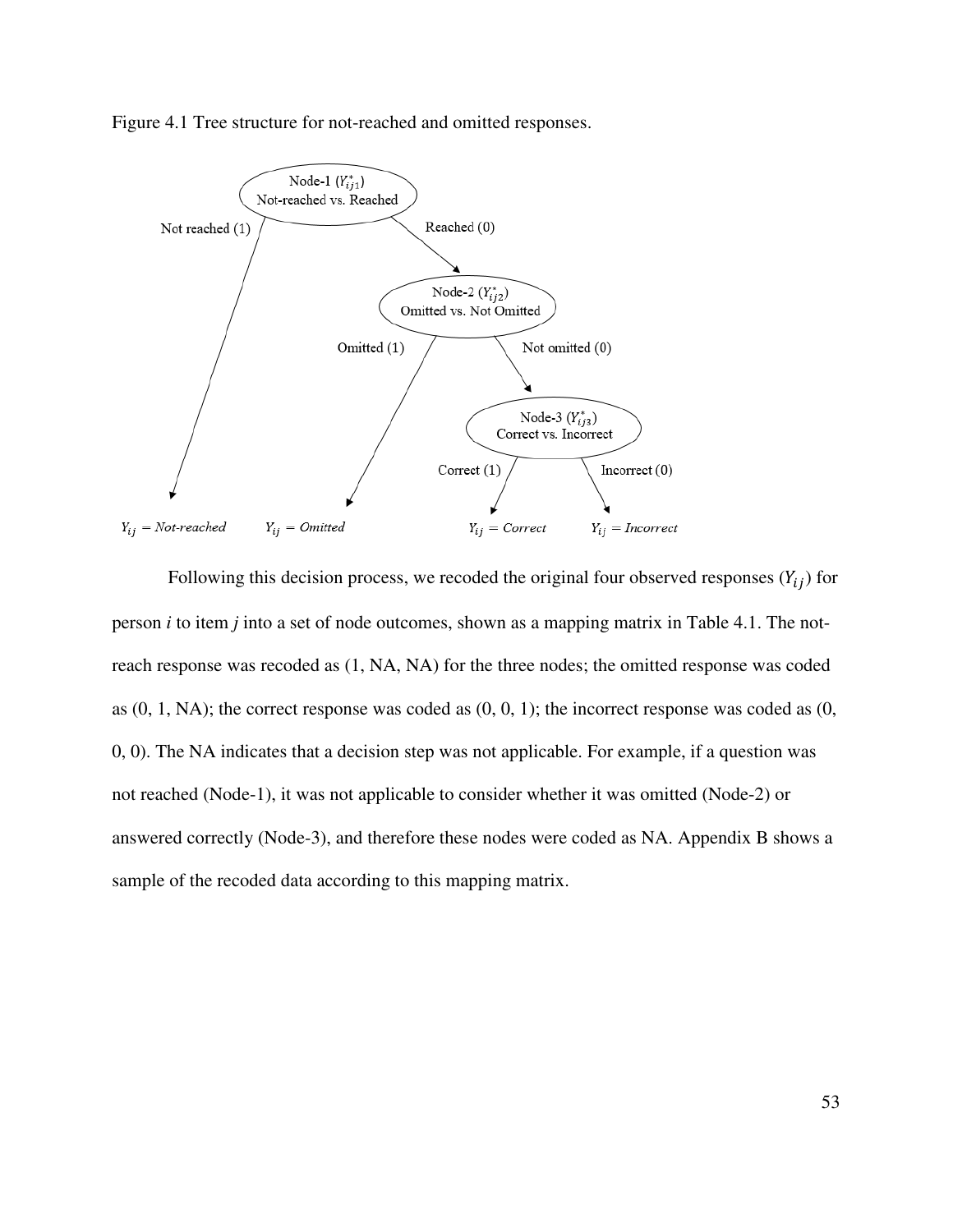Figure 4.1 Tree structure for not-reached and omitted responses.

Following this decision process, we recoded the original four observed responses ($Y_{ij}$) for person *i* to item *j* into a set of node outcomes, shown as a mapping matrix in Table 4.1. The not-reach response was recoded as (1, NA, NA) for the three nodes; the omitted response was coded as (0, 1, NA); the correct response was coded as (0, 0, 1); the incorrect response was coded as (0, 0, 0). The NA indicates that a decision step was not applicable. For example, if a question was not reached (Node-1), it was not applicable to consider whether it was omitted (Node-2) or answered correctly (Node-3), and therefore these nodes were coded as NA. Appendix B shows a sample of the recoded data according to this mapping matrix.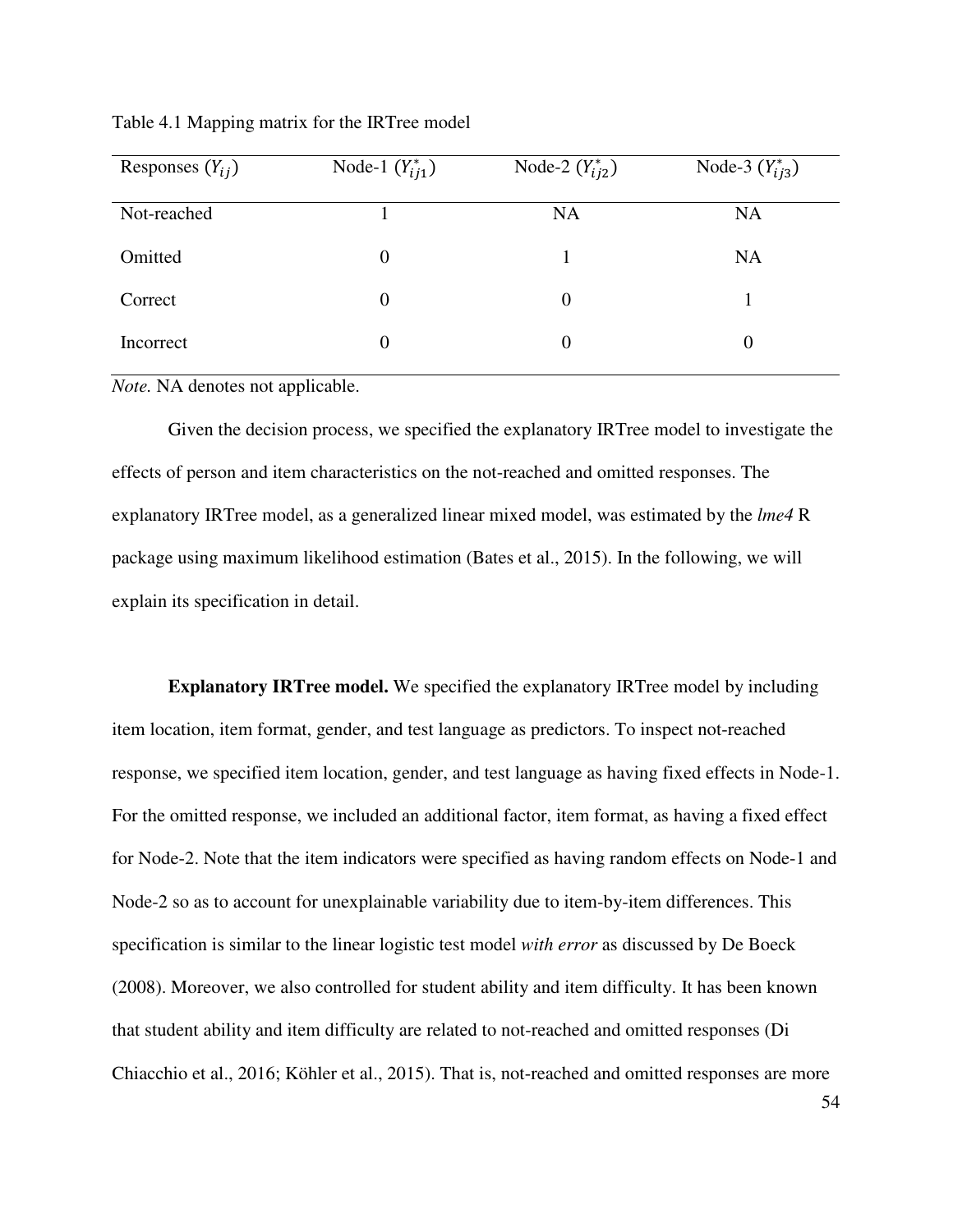Table 4.1 Mapping matrix for the IRTree model

| Responses ($Y_{ij}$) | Node-1 ($Y^*_{ij1}$) | Node-2 ($Y^*_{ij2}$) | Node-3 ($Y^*_{ij3}$) |
|---|---|---|---|
| Not-reached | 1 | NA | NA |
| Omitted | 0 | 1 | NA |
| Correct | 0 | 0 | 1 |
| Incorrect | 0 | 0 | 0 |

*Note.* NA denotes not applicable.

Given the decision process, we specified the explanatory IRTree model to investigate the effects of person and item characteristics on the not-reached and omitted responses. The explanatory IRTree model, as a generalized linear mixed model, was estimated by the *lme4* R package using maximum likelihood estimation (Bates et al., 2015). In the following, we will explain its specification in detail.

**Explanatory IRTree model.** We specified the explanatory IRTree model by including item location, item format, gender, and test language as predictors. To inspect not-reached response, we specified item location, gender, and test language as having fixed effects in Node-1. For the omitted response, we included an additional factor, item format, as having a fixed effect for Node-2. Note that the item indicators were specified as having random effects on Node-1 and Node-2 so as to account for unexplainable variability due to item-by-item differences. This specification is similar to the linear logistic test model *with error* as discussed by De Boeck (2008). Moreover, we also controlled for student ability and item difficulty. It has been known that student ability and item difficulty are related to not-reached and omitted responses (Di Chiacchio et al., 2016; Köhler et al., 2015). That is, not-reached and omitted responses are more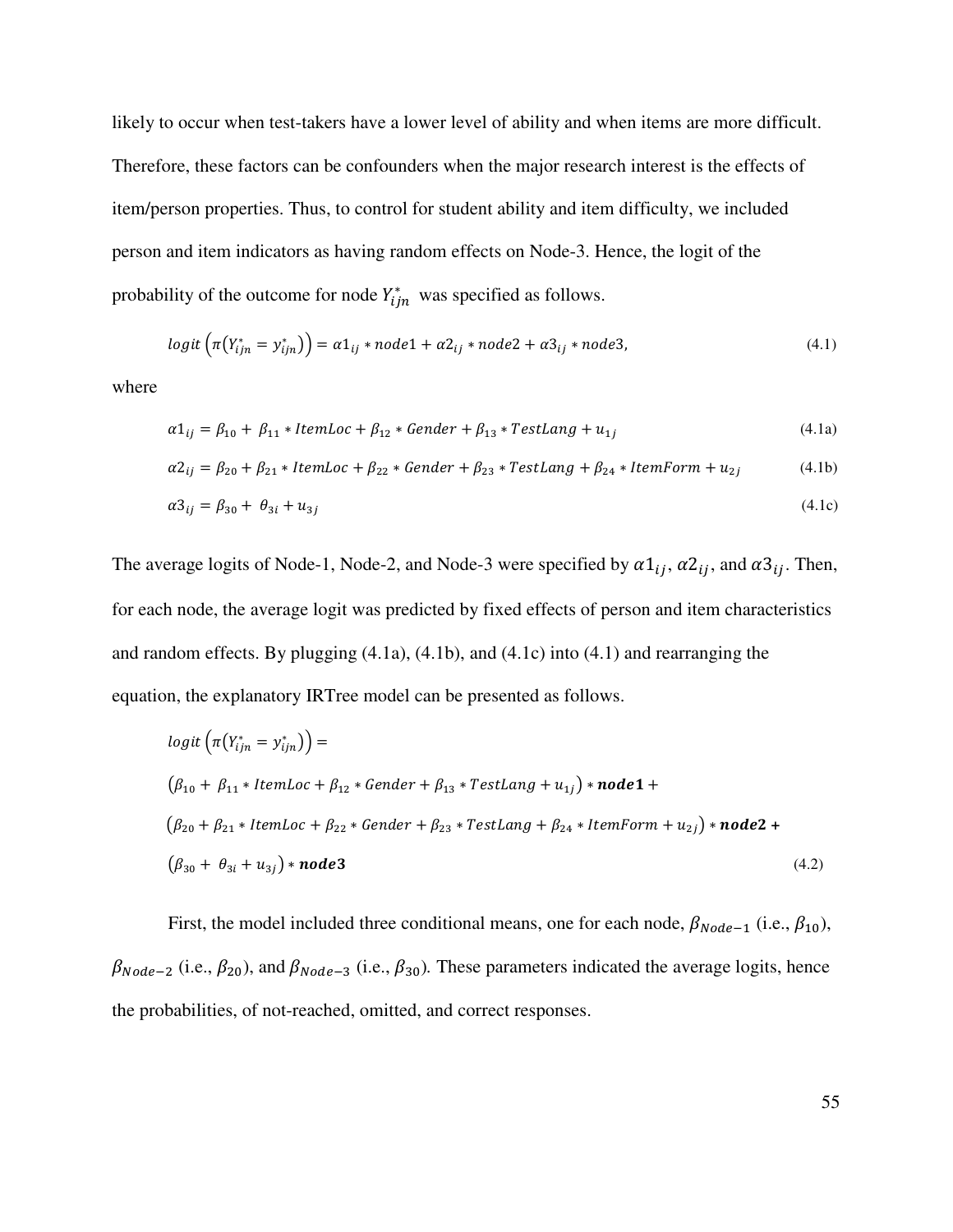likely to occur when test-takers have a lower level of ability and when items are more difficult. Therefore, these factors can be confounders when the major research interest is the effects of item/person properties. Thus, to control for student ability and item difficulty, we included person and item indicators as having random effects on Node-3. Hence, the logit of the probability of the outcome for node $Y^*_{ijn}$ was specified as follows.

$$logit\left(\pi\left(Y^*_{ijn} = y^*_{ijn}\right)\right) = \alpha1_{ij} * node1 + \alpha2_{ij} * node2 + \alpha3_{ij} * node3, \tag{4.1}$$

where

$$\alpha1_{ij} = \beta_{10} + \beta_{11} * ItemLoc + \beta_{12} * Gender + \beta_{13} * TestLang + u_{1j} \tag{4.1a}$$

$$\alpha2_{ij} = \beta_{20} + \beta_{21} * ItemLoc + \beta_{22} * Gender + \beta_{23} * TestLang + \beta_{24} * ItemForm + u_{2j} \tag{4.1b}$$

$$\alpha3_{ij} = \beta_{30} + \theta_{3i} + u_{3j} \tag{4.1c}$$

The average logits of Node-1, Node-2, and Node-3 were specified by $\alpha1_{ij}$, $\alpha2_{ij}$, and $\alpha3_{ij}$. Then, for each node, the average logit was predicted by fixed effects of person and item characteristics and random effects. By plugging (4.1a), (4.1b), and (4.1c) into (4.1) and rearranging the equation, the explanatory IRTree model can be presented as follows.

$$\begin{aligned} & logit\left(\pi\left(Y^*_{ijn} = y^*_{ijn}\right)\right) = \\ & \left(\beta_{10} + \beta_{11} * ItemLoc + \beta_{12} * Gender + \beta_{13} * TestLang + u_{1j}\right) * \boldsymbol{node1} + \\ & \left(\beta_{20} + \beta_{21} * ItemLoc + \beta_{22} * Gender + \beta_{23} * TestLang + \beta_{24} * ItemForm + u_{2j}\right) * \boldsymbol{node2} + \\ & \left(\beta_{30} + \theta_{3i} + u_{3j}\right) * \boldsymbol{node3} \end{aligned} \tag{4.2}$$

First, the model included three conditional means, one for each node, $\beta_{Node-1}$ (i.e., $\beta_{10}$), $\beta_{Node-2}$ (i.e., $\beta_{20}$), and $\beta_{Node-3}$ (i.e., $\beta_{30}$). These parameters indicated the average logits, hence the probabilities, of not-reached, omitted, and correct responses.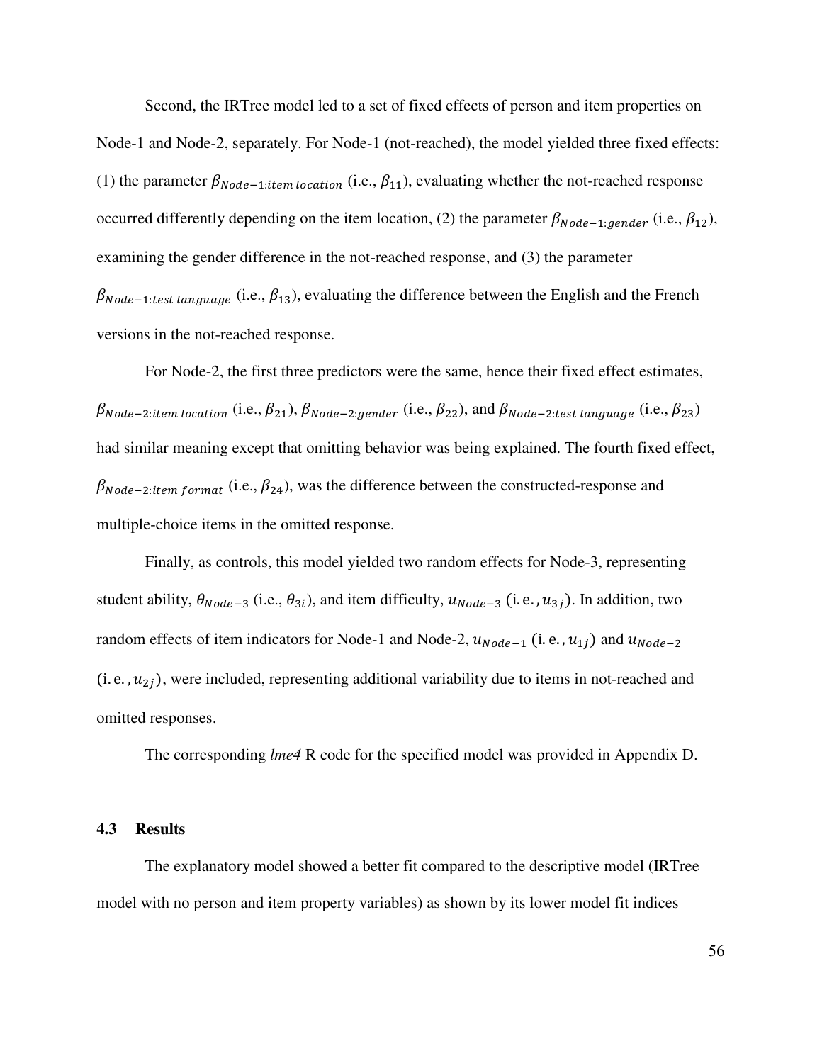Second, the IRTree model led to a set of fixed effects of person and item properties on Node-1 and Node-2, separately. For Node-1 (not-reached), the model yielded three fixed effects: (1) the parameter $\beta_{Node-1:item\ location}$ (i.e., $\beta_{11}$), evaluating whether the not-reached response occurred differently depending on the item location, (2) the parameter $\beta_{Node-1:gender}$ (i.e., $\beta_{12}$), examining the gender difference in the not-reached response, and (3) the parameter $\beta_{Node-1:test\ language}$ (i.e., $\beta_{13}$), evaluating the difference between the English and the French versions in the not-reached response.

For Node-2, the first three predictors were the same, hence their fixed effect estimates, $\beta_{Node-2:item\ location}$ (i.e., $\beta_{21}$), $\beta_{Node-2:gender}$ (i.e., $\beta_{22}$), and $\beta_{Node-2:test\ language}$ (i.e., $\beta_{23}$) had similar meaning except that omitting behavior was being explained. The fourth fixed effect, $\beta_{Node-2:item\ format}$ (i.e., $\beta_{24}$), was the difference between the constructed-response and multiple-choice items in the omitted response.

Finally, as controls, this model yielded two random effects for Node-3, representing student ability, $\theta_{Node-3}$ (i.e., $\theta_{3i}$), and item difficulty, $u_{Node-3}$ (i.e., $u_{3j}$). In addition, two random effects of item indicators for Node-1 and Node-2, $u_{Node-1}$ (i.e., $u_{1j}$) and $u_{Node-2}$ (i.e., $u_{2j}$), were included, representing additional variability due to items in not-reached and omitted responses.

The corresponding *lme4* R code for the specified model was provided in Appendix D.

## 4.3 Results

The explanatory model showed a better fit compared to the descriptive model (IRTree model with no person and item property variables) as shown by its lower model fit indices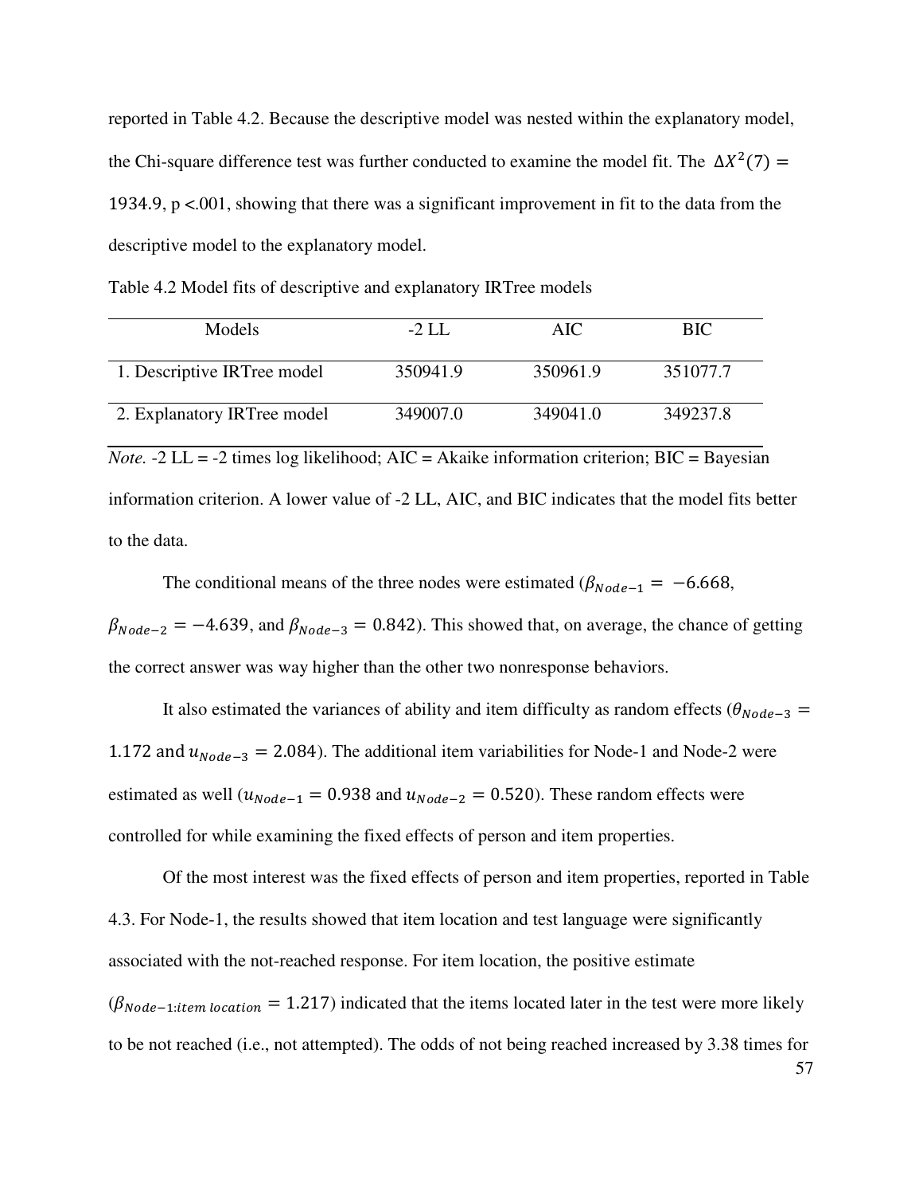reported in Table 4.2. Because the descriptive model was nested within the explanatory model, the Chi-square difference test was further conducted to examine the model fit. The $\Delta X^2(7) = 1934.9$, p <.001, showing that there was a significant improvement in fit to the data from the descriptive model to the explanatory model.

Table 4.2 Model fits of descriptive and explanatory IRTree models

| Models | -2 LL | AIC | BIC |
|---|---|---|---|
| 1. Descriptive IRTree model | 350941.9 | 350961.9 | 351077.7 |
| 2. Explanatory IRTree model | 349007.0 | 349041.0 | 349237.8 |

*Note.* -2 LL = -2 times log likelihood; AIC = Akaike information criterion; BIC = Bayesian information criterion. A lower value of -2 LL, AIC, and BIC indicates that the model fits better to the data.

The conditional means of the three nodes were estimated ($\beta_{Node-1} = -6.668$, $\beta_{Node-2} = -4.639$, and $\beta_{Node-3} = 0.842$). This showed that, on average, the chance of getting the correct answer was way higher than the other two nonresponse behaviors.

It also estimated the variances of ability and item difficulty as random effects ($\theta_{Node-3} = 1.172$ and $u_{Node-3} = 2.084$). The additional item variabilities for Node-1 and Node-2 were estimated as well ($u_{Node-1} = 0.938$ and $u_{Node-2} = 0.520$). These random effects were controlled for while examining the fixed effects of person and item properties.

Of the most interest was the fixed effects of person and item properties, reported in Table 4.3. For Node-1, the results showed that item location and test language were significantly associated with the not-reached response. For item location, the positive estimate ($\beta_{Node-1:item\ location} = 1.217$) indicated that the items located later in the test were more likely to be not reached (i.e., not attempted). The odds of not being reached increased by 3.38 times for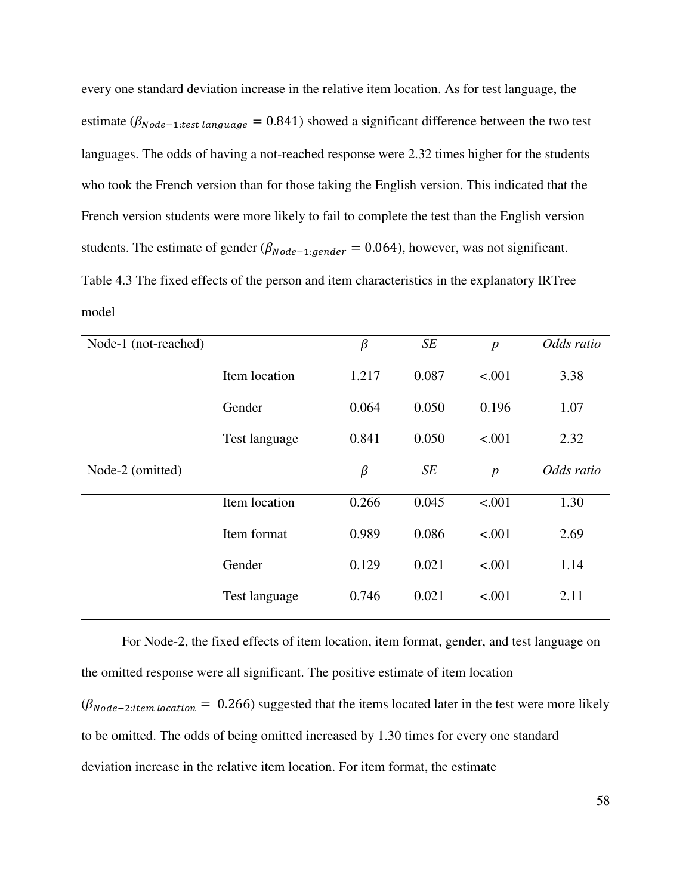every one standard deviation increase in the relative item location. As for test language, the estimate ($\beta_{Node-1:test\ language} = 0.841$) showed a significant difference between the two test languages. The odds of having a not-reached response were 2.32 times higher for the students who took the French version than for those taking the English version. This indicated that the French version students were more likely to fail to complete the test than the English version students. The estimate of gender ($\beta_{Node-1:gender} = 0.064$), however, was not significant.

Table 4.3 The fixed effects of the person and item characteristics in the explanatory IRTree model

| Node-1 (not-reached) | | $\beta$ | *SE* | *p* | *Odds ratio* |
|---|---|---|---|---|---|
| | Item location | 1.217 | 0.087 | <.001 | 3.38 |
| | Gender | 0.064 | 0.050 | 0.196 | 1.07 |
| | Test language | 0.841 | 0.050 | <.001 | 2.32 |
| **Node-2 (omitted)** | | $\beta$ | *SE* | *p* | *Odds ratio* |
| | Item location | 0.266 | 0.045 | <.001 | 1.30 |
| | Item format | 0.989 | 0.086 | <.001 | 2.69 |
| | Gender | 0.129 | 0.021 | <.001 | 1.14 |
| | Test language | 0.746 | 0.021 | <.001 | 2.11 |

For Node-2, the fixed effects of item location, item format, gender, and test language on the omitted response were all significant. The positive estimate of item location ($\beta_{Node-2:item\ location} = 0.266$) suggested that the items located later in the test were more likely to be omitted. The odds of being omitted increased by 1.30 times for every one standard deviation increase in the relative item location. For item format, the estimate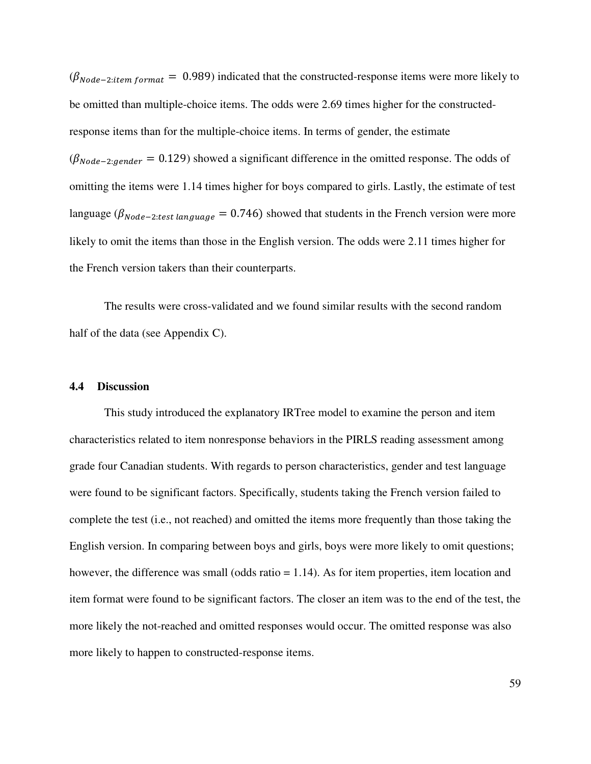($\beta_{Node-2:item\ format} = 0.989$) indicated that the constructed-response items were more likely to be omitted than multiple-choice items. The odds were 2.69 times higher for the constructed-response items than for the multiple-choice items. In terms of gender, the estimate ($\beta_{Node-2:gender} = 0.129$) showed a significant difference in the omitted response. The odds of omitting the items were 1.14 times higher for boys compared to girls. Lastly, the estimate of test language ($\beta_{Node-2:test\ language} = 0.746$) showed that students in the French version were more likely to omit the items than those in the English version. The odds were 2.11 times higher for the French version takers than their counterparts.

The results were cross-validated and we found similar results with the second random half of the data (see Appendix C).

## 4.4 Discussion

This study introduced the explanatory IRTree model to examine the person and item characteristics related to item nonresponse behaviors in the PIRLS reading assessment among grade four Canadian students. With regards to person characteristics, gender and test language were found to be significant factors. Specifically, students taking the French version failed to complete the test (i.e., not reached) and omitted the items more frequently than those taking the English version. In comparing between boys and girls, boys were more likely to omit questions; however, the difference was small (odds ratio = 1.14). As for item properties, item location and item format were found to be significant factors. The closer an item was to the end of the test, the more likely the not-reached and omitted responses would occur. The omitted response was also more likely to happen to constructed-response items.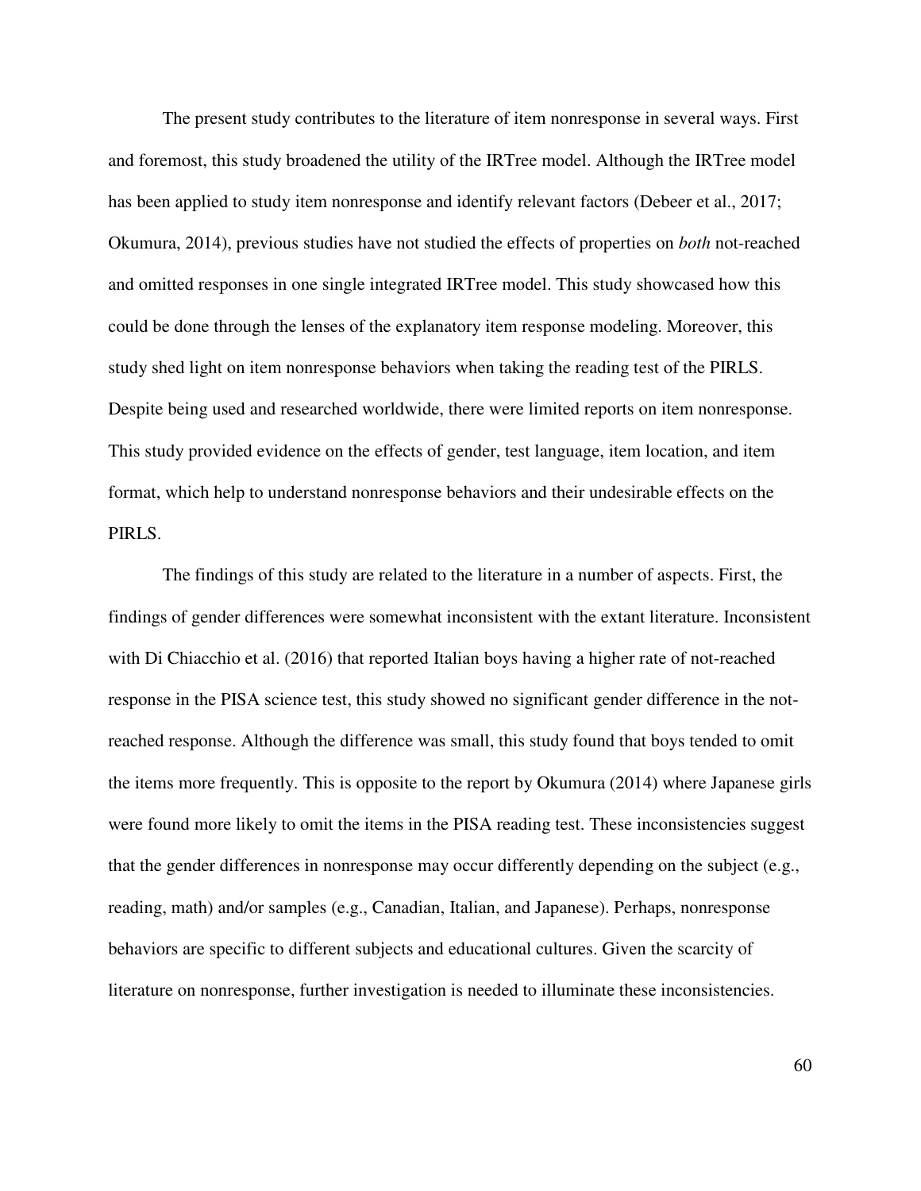The present study contributes to the literature of item nonresponse in several ways. First and foremost, this study broadened the utility of the IRTree model. Although the IRTree model has been applied to study item nonresponse and identify relevant factors (Debeer et al., 2017; Okumura, 2014), previous studies have not studied the effects of properties on *both* not-reached and omitted responses in one single integrated IRTree model. This study showcased how this could be done through the lenses of the explanatory item response modeling. Moreover, this study shed light on item nonresponse behaviors when taking the reading test of the PIRLS. Despite being used and researched worldwide, there were limited reports on item nonresponse. This study provided evidence on the effects of gender, test language, item location, and item format, which help to understand nonresponse behaviors and their undesirable effects on the PIRLS.

The findings of this study are related to the literature in a number of aspects. First, the findings of gender differences were somewhat inconsistent with the extant literature. Inconsistent with Di Chiacchio et al. (2016) that reported Italian boys having a higher rate of not-reached response in the PISA science test, this study showed no significant gender difference in the not-reached response. Although the difference was small, this study found that boys tended to omit the items more frequently. This is opposite to the report by Okumura (2014) where Japanese girls were found more likely to omit the items in the PISA reading test. These inconsistencies suggest that the gender differences in nonresponse may occur differently depending on the subject (e.g., reading, math) and/or samples (e.g., Canadian, Italian, and Japanese). Perhaps, nonresponse behaviors are specific to different subjects and educational cultures. Given the scarcity of literature on nonresponse, further investigation is needed to illuminate these inconsistencies.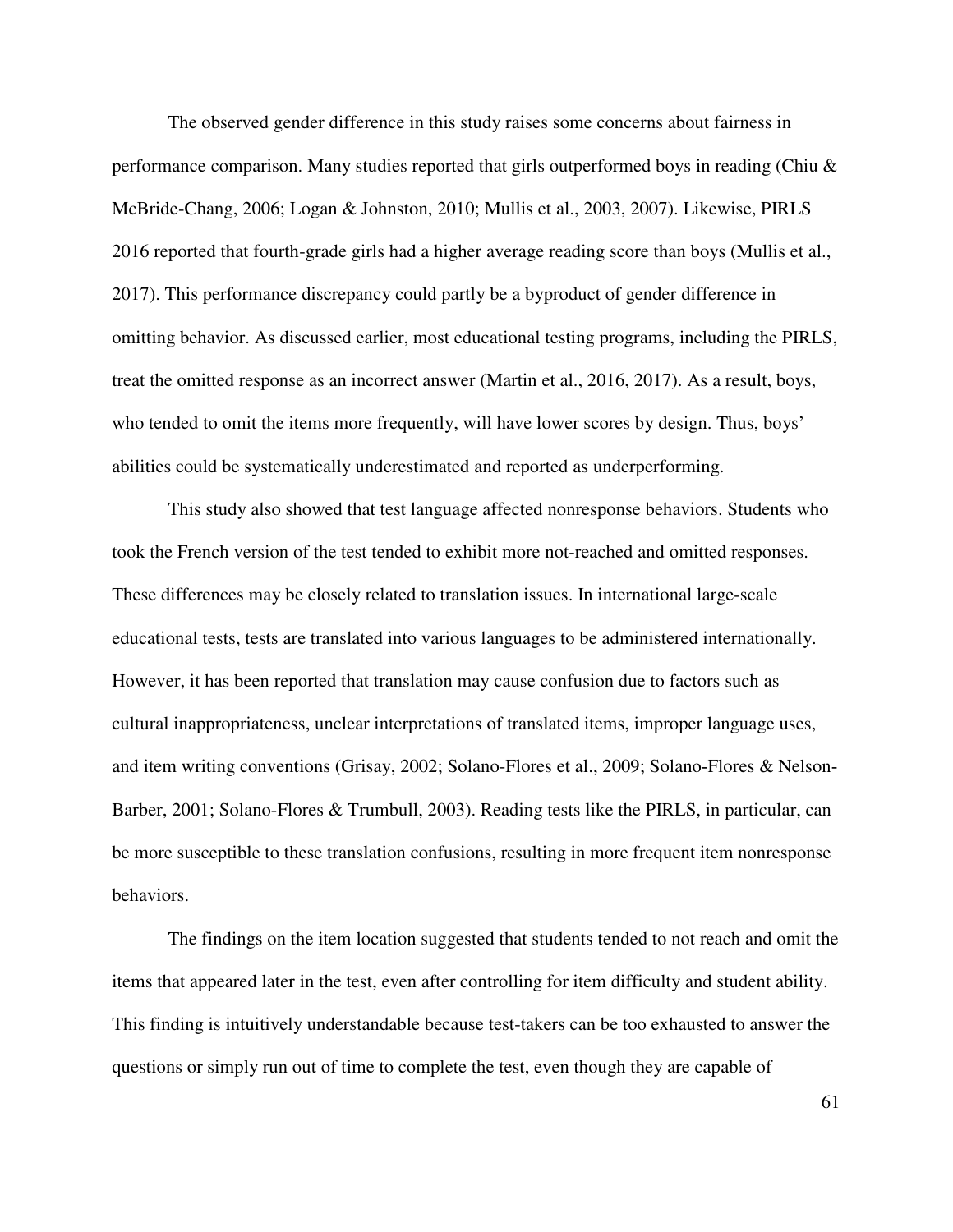The observed gender difference in this study raises some concerns about fairness in performance comparison. Many studies reported that girls outperformed boys in reading (Chiu & McBride-Chang, 2006; Logan & Johnston, 2010; Mullis et al., 2003, 2007). Likewise, PIRLS 2016 reported that fourth-grade girls had a higher average reading score than boys (Mullis et al., 2017). This performance discrepancy could partly be a byproduct of gender difference in omitting behavior. As discussed earlier, most educational testing programs, including the PIRLS, treat the omitted response as an incorrect answer (Martin et al., 2016, 2017). As a result, boys, who tended to omit the items more frequently, will have lower scores by design. Thus, boys' abilities could be systematically underestimated and reported as underperforming.

This study also showed that test language affected nonresponse behaviors. Students who took the French version of the test tended to exhibit more not-reached and omitted responses. These differences may be closely related to translation issues. In international large-scale educational tests, tests are translated into various languages to be administered internationally. However, it has been reported that translation may cause confusion due to factors such as cultural inappropriateness, unclear interpretations of translated items, improper language uses, and item writing conventions (Grisay, 2002; Solano-Flores et al., 2009; Solano-Flores & Nelson-Barber, 2001; Solano-Flores & Trumbull, 2003). Reading tests like the PIRLS, in particular, can be more susceptible to these translation confusions, resulting in more frequent item nonresponse behaviors.

The findings on the item location suggested that students tended to not reach and omit the items that appeared later in the test, even after controlling for item difficulty and student ability. This finding is intuitively understandable because test-takers can be too exhausted to answer the questions or simply run out of time to complete the test, even though they are capable of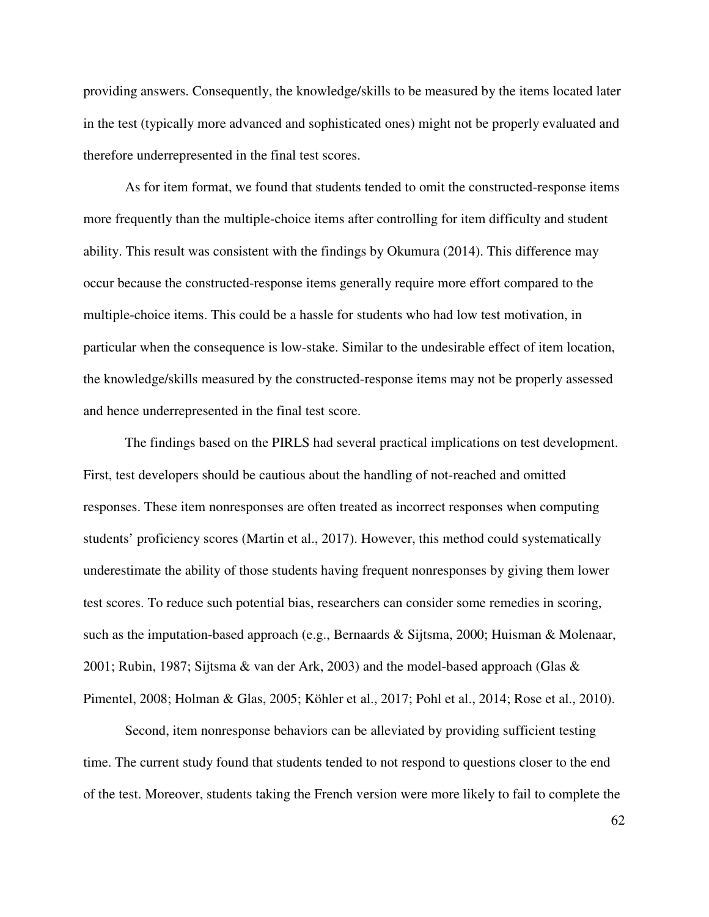providing answers. Consequently, the knowledge/skills to be measured by the items located later in the test (typically more advanced and sophisticated ones) might not be properly evaluated and therefore underrepresented in the final test scores.

As for item format, we found that students tended to omit the constructed-response items more frequently than the multiple-choice items after controlling for item difficulty and student ability. This result was consistent with the findings by Okumura (2014). This difference may occur because the constructed-response items generally require more effort compared to the multiple-choice items. This could be a hassle for students who had low test motivation, in particular when the consequence is low-stake. Similar to the undesirable effect of item location, the knowledge/skills measured by the constructed-response items may not be properly assessed and hence underrepresented in the final test score.

The findings based on the PIRLS had several practical implications on test development. First, test developers should be cautious about the handling of not-reached and omitted responses. These item nonresponses are often treated as incorrect responses when computing students' proficiency scores (Martin et al., 2017). However, this method could systematically underestimate the ability of those students having frequent nonresponses by giving them lower test scores. To reduce such potential bias, researchers can consider some remedies in scoring, such as the imputation-based approach (e.g., Bernaards & Sijtsma, 2000; Huisman & Molenaar, 2001; Rubin, 1987; Sijtsma & van der Ark, 2003) and the model-based approach (Glas & Pimentel, 2008; Holman & Glas, 2005; Köhler et al., 2017; Pohl et al., 2014; Rose et al., 2010).

Second, item nonresponse behaviors can be alleviated by providing sufficient testing time. The current study found that students tended to not respond to questions closer to the end of the test. Moreover, students taking the French version were more likely to fail to complete the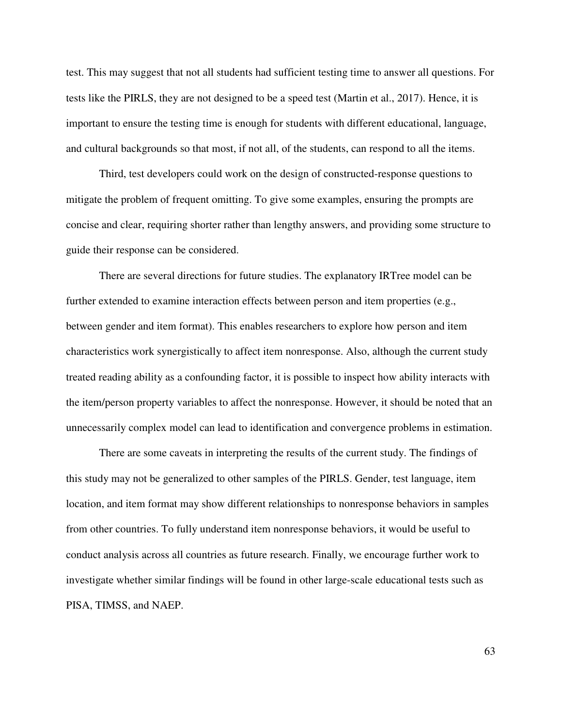test. This may suggest that not all students had sufficient testing time to answer all questions. For tests like the PIRLS, they are not designed to be a speed test (Martin et al., 2017). Hence, it is important to ensure the testing time is enough for students with different educational, language, and cultural backgrounds so that most, if not all, of the students, can respond to all the items.

Third, test developers could work on the design of constructed-response questions to mitigate the problem of frequent omitting. To give some examples, ensuring the prompts are concise and clear, requiring shorter rather than lengthy answers, and providing some structure to guide their response can be considered.

There are several directions for future studies. The explanatory IRTree model can be further extended to examine interaction effects between person and item properties (e.g., between gender and item format). This enables researchers to explore how person and item characteristics work synergistically to affect item nonresponse. Also, although the current study treated reading ability as a confounding factor, it is possible to inspect how ability interacts with the item/person property variables to affect the nonresponse. However, it should be noted that an unnecessarily complex model can lead to identification and convergence problems in estimation.

There are some caveats in interpreting the results of the current study. The findings of this study may not be generalized to other samples of the PIRLS. Gender, test language, item location, and item format may show different relationships to nonresponse behaviors in samples from other countries. To fully understand item nonresponse behaviors, it would be useful to conduct analysis across all countries as future research. Finally, we encourage further work to investigate whether similar findings will be found in other large-scale educational tests such as PISA, TIMSS, and NAEP.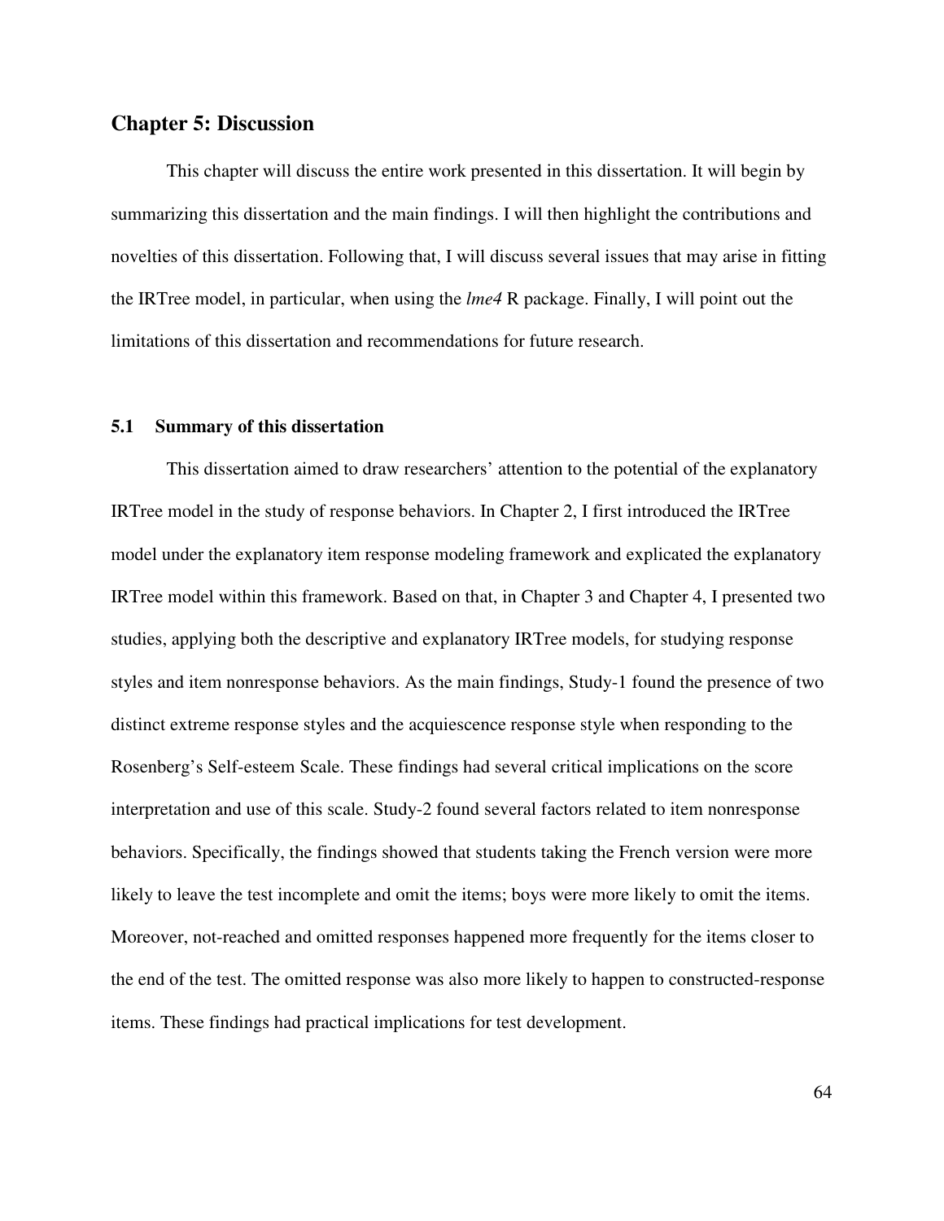# Chapter 5: Discussion

This chapter will discuss the entire work presented in this dissertation. It will begin by summarizing this dissertation and the main findings. I will then highlight the contributions and novelties of this dissertation. Following that, I will discuss several issues that may arise in fitting the IRTree model, in particular, when using the *lme4* R package. Finally, I will point out the limitations of this dissertation and recommendations for future research.

## 5.1 Summary of this dissertation

This dissertation aimed to draw researchers' attention to the potential of the explanatory IRTree model in the study of response behaviors. In Chapter 2, I first introduced the IRTree model under the explanatory item response modeling framework and explicated the explanatory IRTree model within this framework. Based on that, in Chapter 3 and Chapter 4, I presented two studies, applying both the descriptive and explanatory IRTree models, for studying response styles and item nonresponse behaviors. As the main findings, Study-1 found the presence of two distinct extreme response styles and the acquiescence response style when responding to the Rosenberg's Self-esteem Scale. These findings had several critical implications on the score interpretation and use of this scale. Study-2 found several factors related to item nonresponse behaviors. Specifically, the findings showed that students taking the French version were more likely to leave the test incomplete and omit the items; boys were more likely to omit the items. Moreover, not-reached and omitted responses happened more frequently for the items closer to the end of the test. The omitted response was also more likely to happen to constructed-response items. These findings had practical implications for test development.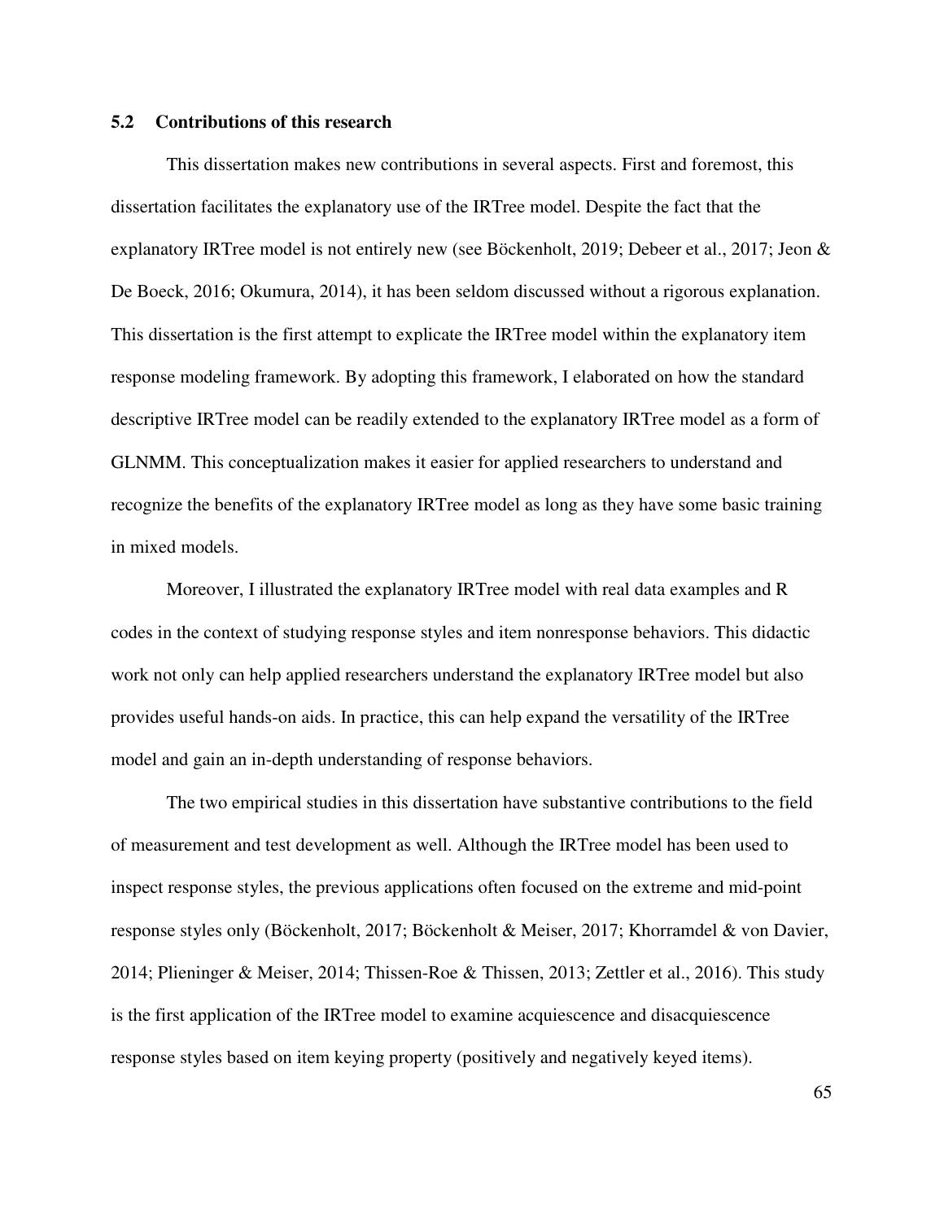## 5.2 Contributions of this research

This dissertation makes new contributions in several aspects. First and foremost, this dissertation facilitates the explanatory use of the IRTree model. Despite the fact that the explanatory IRTree model is not entirely new (see Böckenholt, 2019; Debeer et al., 2017; Jeon & De Boeck, 2016; Okumura, 2014), it has been seldom discussed without a rigorous explanation. This dissertation is the first attempt to explicate the IRTree model within the explanatory item response modeling framework. By adopting this framework, I elaborated on how the standard descriptive IRTree model can be readily extended to the explanatory IRTree model as a form of GLNMM. This conceptualization makes it easier for applied researchers to understand and recognize the benefits of the explanatory IRTree model as long as they have some basic training in mixed models.

Moreover, I illustrated the explanatory IRTree model with real data examples and R codes in the context of studying response styles and item nonresponse behaviors. This didactic work not only can help applied researchers understand the explanatory IRTree model but also provides useful hands-on aids. In practice, this can help expand the versatility of the IRTree model and gain an in-depth understanding of response behaviors.

The two empirical studies in this dissertation have substantive contributions to the field of measurement and test development as well. Although the IRTree model has been used to inspect response styles, the previous applications often focused on the extreme and mid-point response styles only (Böckenholt, 2017; Böckenholt & Meiser, 2017; Khorramdel & von Davier, 2014; Plieninger & Meiser, 2014; Thissen-Roe & Thissen, 2013; Zettler et al., 2016). This study is the first application of the IRTree model to examine acquiescence and disacquiescence response styles based on item keying property (positively and negatively keyed items).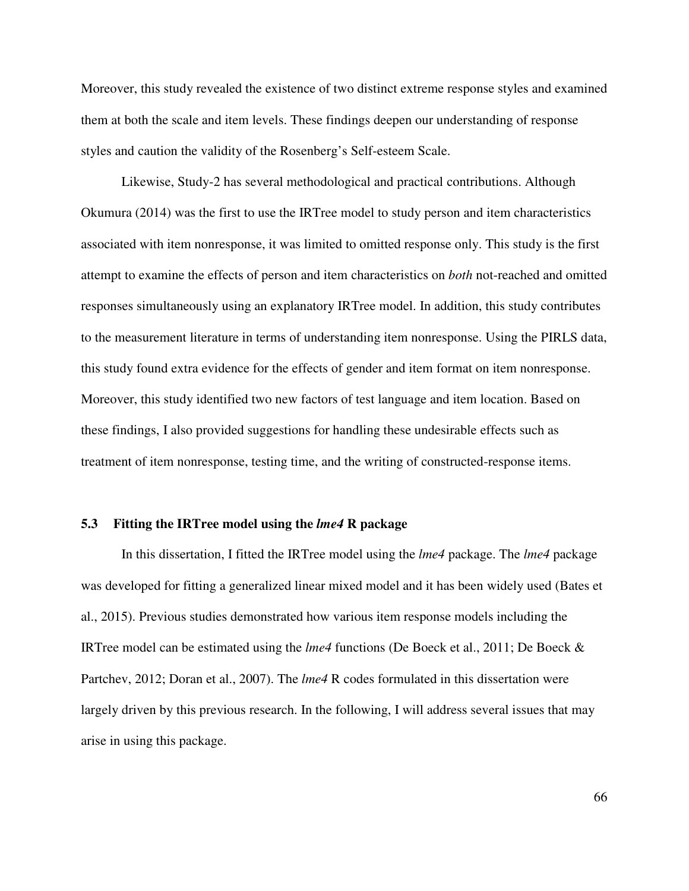Moreover, this study revealed the existence of two distinct extreme response styles and examined them at both the scale and item levels. These findings deepen our understanding of response styles and caution the validity of the Rosenberg's Self-esteem Scale.

Likewise, Study-2 has several methodological and practical contributions. Although Okumura (2014) was the first to use the IRTree model to study person and item characteristics associated with item nonresponse, it was limited to omitted response only. This study is the first attempt to examine the effects of person and item characteristics on *both* not-reached and omitted responses simultaneously using an explanatory IRTree model. In addition, this study contributes to the measurement literature in terms of understanding item nonresponse. Using the PIRLS data, this study found extra evidence for the effects of gender and item format on item nonresponse. Moreover, this study identified two new factors of test language and item location. Based on these findings, I also provided suggestions for handling these undesirable effects such as treatment of item nonresponse, testing time, and the writing of constructed-response items.

### 5.3 Fitting the IRTree model using the *lme4* R package

In this dissertation, I fitted the IRTree model using the *lme4* package. The *lme4* package was developed for fitting a generalized linear mixed model and it has been widely used (Bates et al., 2015). Previous studies demonstrated how various item response models including the IRTree model can be estimated using the *lme4* functions (De Boeck et al., 2011; De Boeck & Partchev, 2012; Doran et al., 2007). The *lme4* R codes formulated in this dissertation were largely driven by this previous research. In the following, I will address several issues that may arise in using this package.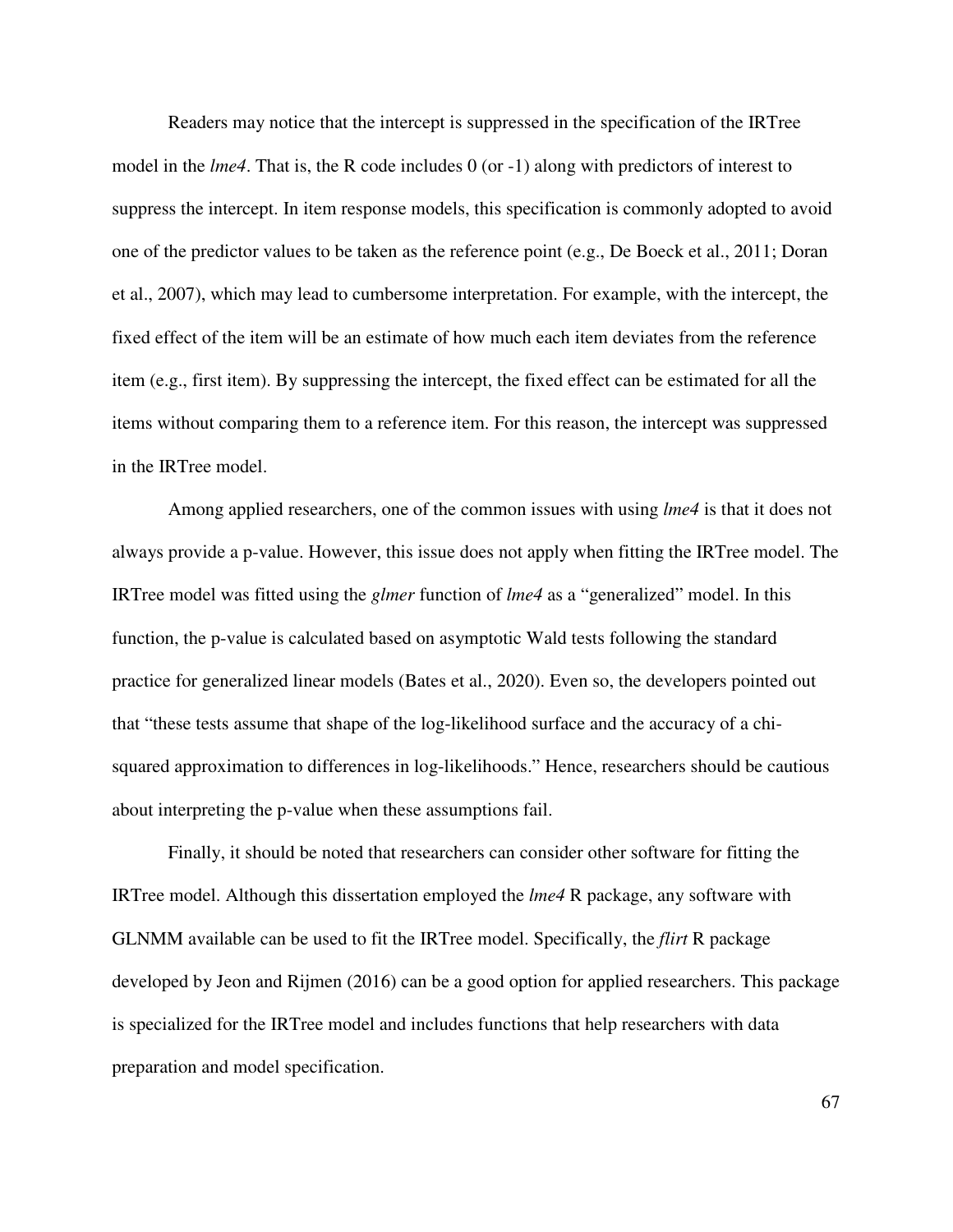Readers may notice that the intercept is suppressed in the specification of the IRTree model in the *lme4*. That is, the R code includes 0 (or -1) along with predictors of interest to suppress the intercept. In item response models, this specification is commonly adopted to avoid one of the predictor values to be taken as the reference point (e.g., De Boeck et al., 2011; Doran et al., 2007), which may lead to cumbersome interpretation. For example, with the intercept, the fixed effect of the item will be an estimate of how much each item deviates from the reference item (e.g., first item). By suppressing the intercept, the fixed effect can be estimated for all the items without comparing them to a reference item. For this reason, the intercept was suppressed in the IRTree model.

Among applied researchers, one of the common issues with using *lme4* is that it does not always provide a p-value. However, this issue does not apply when fitting the IRTree model. The IRTree model was fitted using the *glmer* function of *lme4* as a "generalized" model. In this function, the p-value is calculated based on asymptotic Wald tests following the standard practice for generalized linear models (Bates et al., 2020). Even so, the developers pointed out that "these tests assume that shape of the log-likelihood surface and the accuracy of a chi-squared approximation to differences in log-likelihoods." Hence, researchers should be cautious about interpreting the p-value when these assumptions fail.

Finally, it should be noted that researchers can consider other software for fitting the IRTree model. Although this dissertation employed the *lme4* R package, any software with GLNMM available can be used to fit the IRTree model. Specifically, the *flirt* R package developed by Jeon and Rijmen (2016) can be a good option for applied researchers. This package is specialized for the IRTree model and includes functions that help researchers with data preparation and model specification.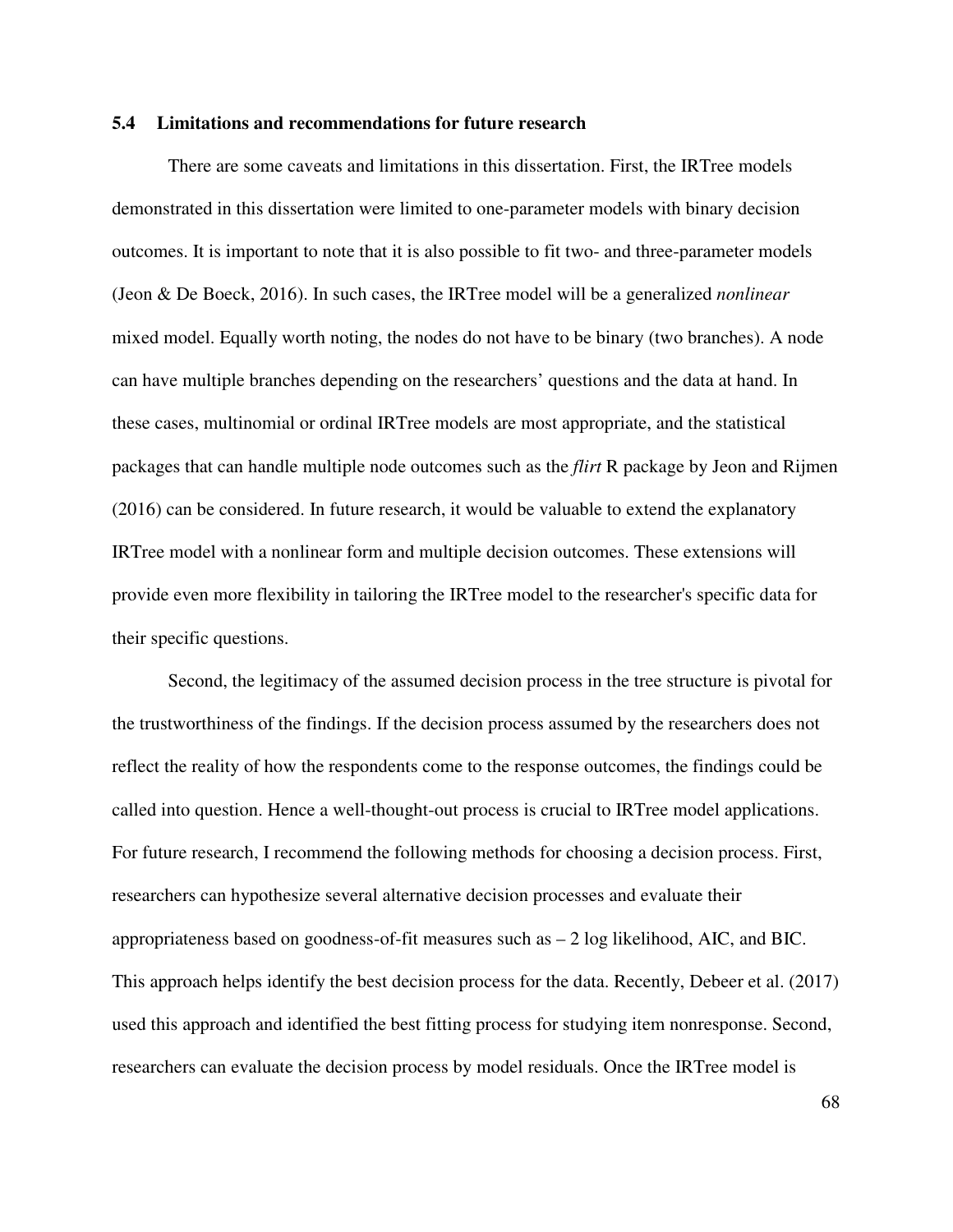### 5.4 Limitations and recommendations for future research

There are some caveats and limitations in this dissertation. First, the IRTree models demonstrated in this dissertation were limited to one-parameter models with binary decision outcomes. It is important to note that it is also possible to fit two- and three-parameter models (Jeon & De Boeck, 2016). In such cases, the IRTree model will be a generalized *nonlinear* mixed model. Equally worth noting, the nodes do not have to be binary (two branches). A node can have multiple branches depending on the researchers' questions and the data at hand. In these cases, multinomial or ordinal IRTree models are most appropriate, and the statistical packages that can handle multiple node outcomes such as the *flirt* R package by Jeon and Rijmen (2016) can be considered. In future research, it would be valuable to extend the explanatory IRTree model with a nonlinear form and multiple decision outcomes. These extensions will provide even more flexibility in tailoring the IRTree model to the researcher's specific data for their specific questions.

Second, the legitimacy of the assumed decision process in the tree structure is pivotal for the trustworthiness of the findings. If the decision process assumed by the researchers does not reflect the reality of how the respondents come to the response outcomes, the findings could be called into question. Hence a well-thought-out process is crucial to IRTree model applications. For future research, I recommend the following methods for choosing a decision process. First, researchers can hypothesize several alternative decision processes and evaluate their appropriateness based on goodness-of-fit measures such as – 2 log likelihood, AIC, and BIC. This approach helps identify the best decision process for the data. Recently, Debeer et al. (2017) used this approach and identified the best fitting process for studying item nonresponse. Second, researchers can evaluate the decision process by model residuals. Once the IRTree model is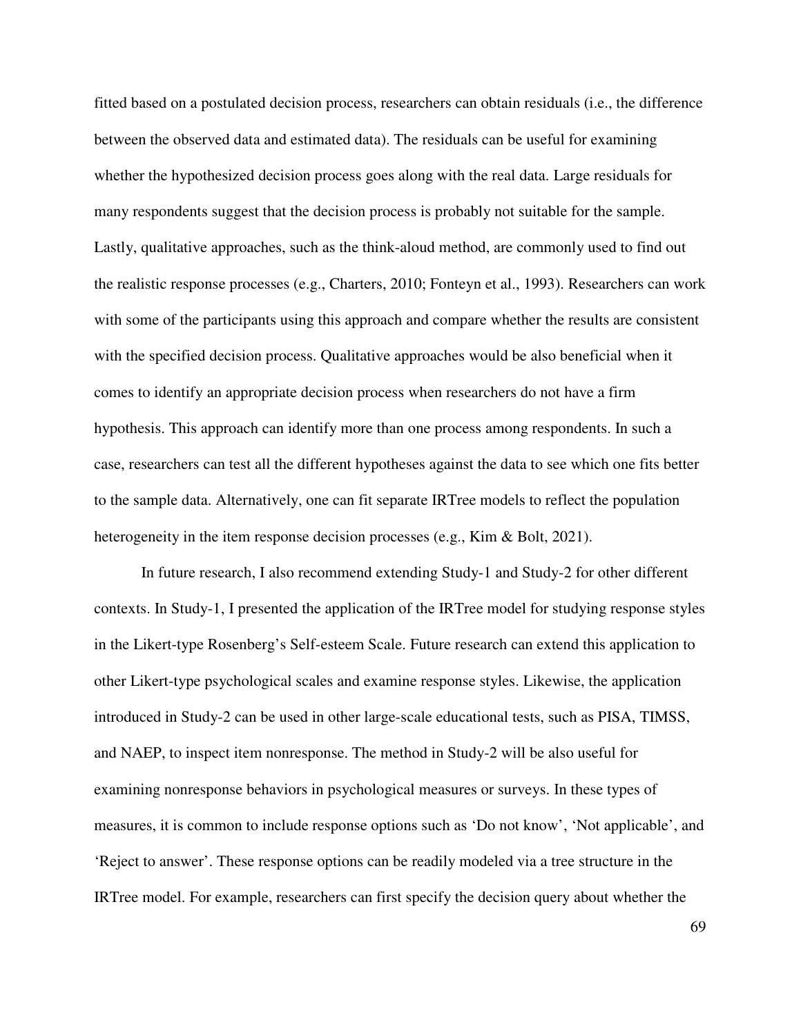fitted based on a postulated decision process, researchers can obtain residuals (i.e., the difference between the observed data and estimated data). The residuals can be useful for examining whether the hypothesized decision process goes along with the real data. Large residuals for many respondents suggest that the decision process is probably not suitable for the sample. Lastly, qualitative approaches, such as the think-aloud method, are commonly used to find out the realistic response processes (e.g., Charters, 2010; Fonteyn et al., 1993). Researchers can work with some of the participants using this approach and compare whether the results are consistent with the specified decision process. Qualitative approaches would be also beneficial when it comes to identify an appropriate decision process when researchers do not have a firm hypothesis. This approach can identify more than one process among respondents. In such a case, researchers can test all the different hypotheses against the data to see which one fits better to the sample data. Alternatively, one can fit separate IRTree models to reflect the population heterogeneity in the item response decision processes (e.g., Kim & Bolt, 2021).

In future research, I also recommend extending Study-1 and Study-2 for other different contexts. In Study-1, I presented the application of the IRTree model for studying response styles in the Likert-type Rosenberg's Self-esteem Scale. Future research can extend this application to other Likert-type psychological scales and examine response styles. Likewise, the application introduced in Study-2 can be used in other large-scale educational tests, such as PISA, TIMSS, and NAEP, to inspect item nonresponse. The method in Study-2 will be also useful for examining nonresponse behaviors in psychological measures or surveys. In these types of measures, it is common to include response options such as 'Do not know', 'Not applicable', and 'Reject to answer'. These response options can be readily modeled via a tree structure in the IRTree model. For example, researchers can first specify the decision query about whether the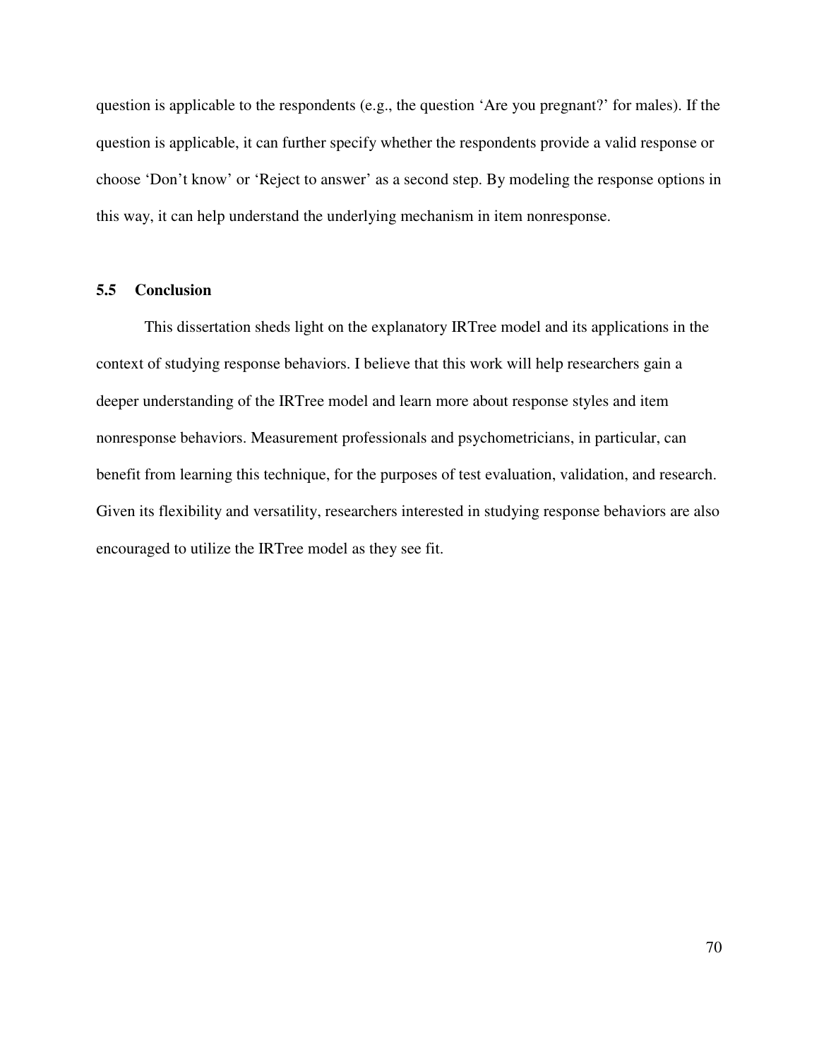question is applicable to the respondents (e.g., the question 'Are you pregnant?' for males). If the question is applicable, it can further specify whether the respondents provide a valid response or choose 'Don't know' or 'Reject to answer' as a second step. By modeling the response options in this way, it can help understand the underlying mechanism in item nonresponse.

### 5.5 Conclusion

This dissertation sheds light on the explanatory IRTree model and its applications in the context of studying response behaviors. I believe that this work will help researchers gain a deeper understanding of the IRTree model and learn more about response styles and item nonresponse behaviors. Measurement professionals and psychometricians, in particular, can benefit from learning this technique, for the purposes of test evaluation, validation, and research. Given its flexibility and versatility, researchers interested in studying response behaviors are also encouraged to utilize the IRTree model as they see fit.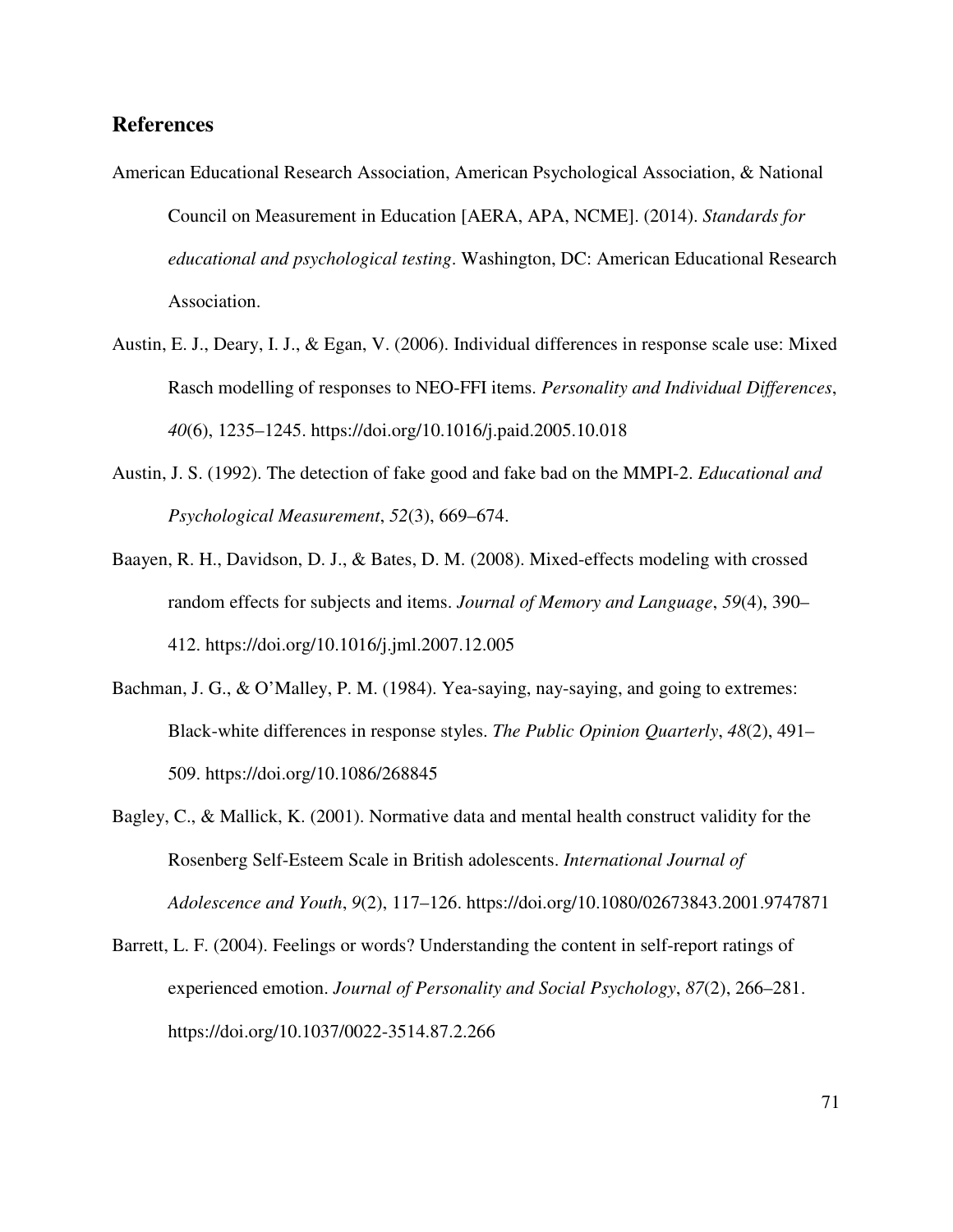## References

American Educational Research Association, American Psychological Association, & National Council on Measurement in Education [AERA, APA, NCME]. (2014). *Standards for educational and psychological testing*. Washington, DC: American Educational Research Association.

Austin, E. J., Deary, I. J., & Egan, V. (2006). Individual differences in response scale use: Mixed Rasch modelling of responses to NEO-FFI items. *Personality and Individual Differences*, *40*(6), 1235–1245. https://doi.org/10.1016/j.paid.2005.10.018

Austin, J. S. (1992). The detection of fake good and fake bad on the MMPI-2. *Educational and Psychological Measurement*, *52*(3), 669–674.

Baayen, R. H., Davidson, D. J., & Bates, D. M. (2008). Mixed-effects modeling with crossed random effects for subjects and items. *Journal of Memory and Language*, *59*(4), 390–412. https://doi.org/10.1016/j.jml.2007.12.005

Bachman, J. G., & O'Malley, P. M. (1984). Yea-saying, nay-saying, and going to extremes: Black-white differences in response styles. *The Public Opinion Quarterly*, *48*(2), 491–509. https://doi.org/10.1086/268845

Bagley, C., & Mallick, K. (2001). Normative data and mental health construct validity for the Rosenberg Self-Esteem Scale in British adolescents. *International Journal of Adolescence and Youth*, *9*(2), 117–126. https://doi.org/10.1080/02673843.2001.9747871

Barrett, L. F. (2004). Feelings or words? Understanding the content in self-report ratings of experienced emotion. *Journal of Personality and Social Psychology*, *87*(2), 266–281. https://doi.org/10.1037/0022-3514.87.2.266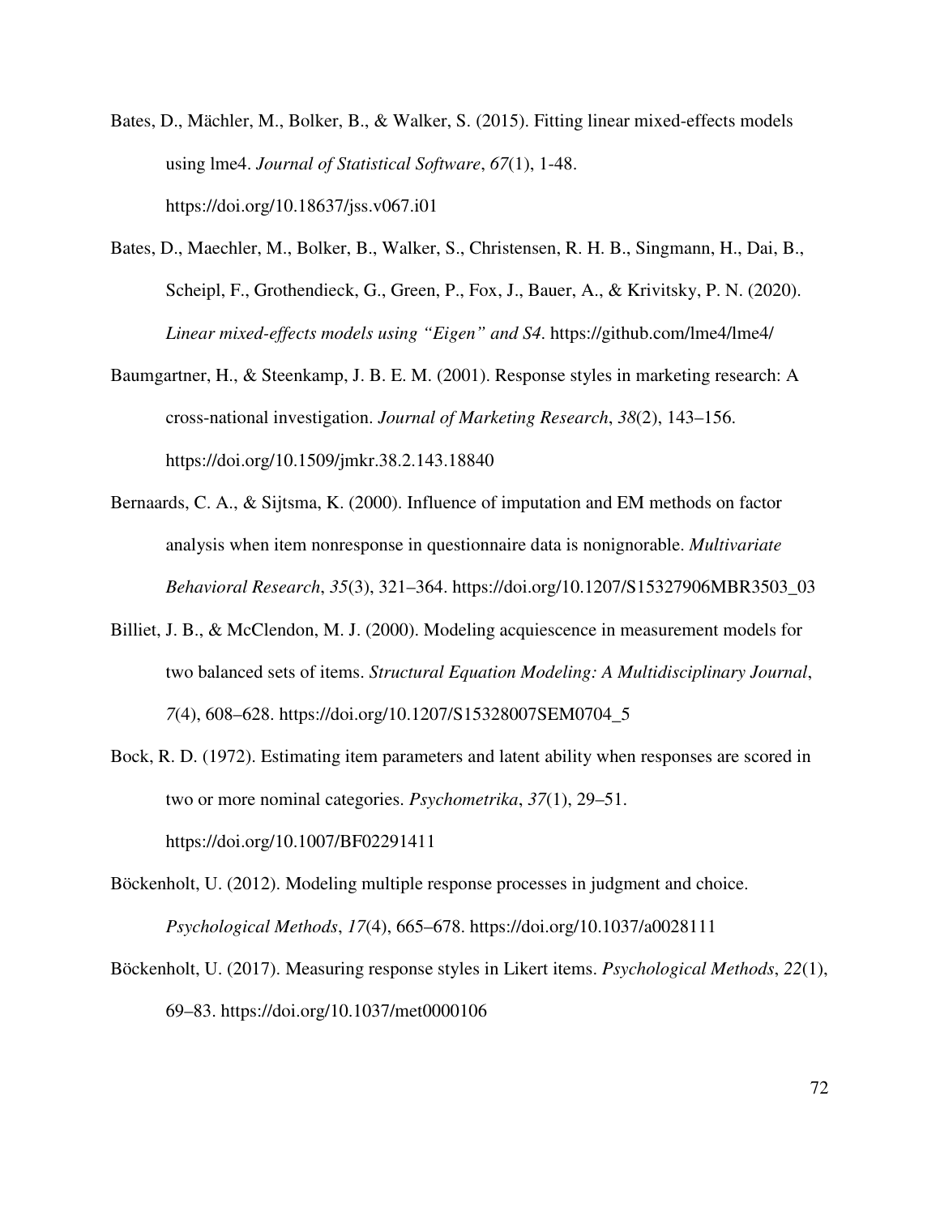Bates, D., Mächler, M., Bolker, B., & Walker, S. (2015). Fitting linear mixed-effects models using lme4. *Journal of Statistical Software*, *67*(1), 1-48. https://doi.org/10.18637/jss.v067.i01

Bates, D., Maechler, M., Bolker, B., Walker, S., Christensen, R. H. B., Singmann, H., Dai, B., Scheipl, F., Grothendieck, G., Green, P., Fox, J., Bauer, A., & Krivitsky, P. N. (2020). *Linear mixed-effects models using "Eigen" and S4*. https://github.com/lme4/lme4/

Baumgartner, H., & Steenkamp, J. B. E. M. (2001). Response styles in marketing research: A cross-national investigation. *Journal of Marketing Research*, *38*(2), 143–156. https://doi.org/10.1509/jmkr.38.2.143.18840

Bernaards, C. A., & Sijtsma, K. (2000). Influence of imputation and EM methods on factor analysis when item nonresponse in questionnaire data is nonignorable. *Multivariate Behavioral Research*, *35*(3), 321–364. https://doi.org/10.1207/S15327906MBR3503_03

Billiet, J. B., & McClendon, M. J. (2000). Modeling acquiescence in measurement models for two balanced sets of items. *Structural Equation Modeling: A Multidisciplinary Journal*, *7*(4), 608–628. https://doi.org/10.1207/S15328007SEM0704_5

Bock, R. D. (1972). Estimating item parameters and latent ability when responses are scored in two or more nominal categories. *Psychometrika*, *37*(1), 29–51. https://doi.org/10.1007/BF02291411

Böckenholt, U. (2012). Modeling multiple response processes in judgment and choice. *Psychological Methods*, *17*(4), 665–678. https://doi.org/10.1037/a0028111

Böckenholt, U. (2017). Measuring response styles in Likert items. *Psychological Methods*, *22*(1), 69–83. https://doi.org/10.1037/met0000106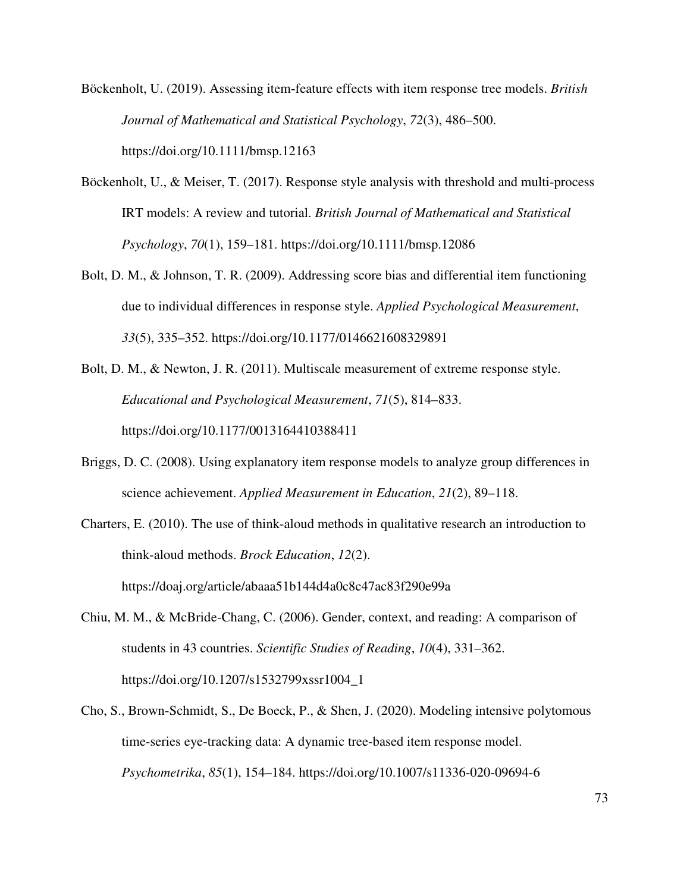Böckenholt, U. (2019). Assessing item-feature effects with item response tree models. *British Journal of Mathematical and Statistical Psychology*, *72*(3), 486–500. https://doi.org/10.1111/bmsp.12163

Böckenholt, U., & Meiser, T. (2017). Response style analysis with threshold and multi-process IRT models: A review and tutorial. *British Journal of Mathematical and Statistical Psychology*, *70*(1), 159–181. https://doi.org/10.1111/bmsp.12086

Bolt, D. M., & Johnson, T. R. (2009). Addressing score bias and differential item functioning due to individual differences in response style. *Applied Psychological Measurement*, *33*(5), 335–352. https://doi.org/10.1177/0146621608329891

Bolt, D. M., & Newton, J. R. (2011). Multiscale measurement of extreme response style. *Educational and Psychological Measurement*, *71*(5), 814–833. https://doi.org/10.1177/0013164410388411

Briggs, D. C. (2008). Using explanatory item response models to analyze group differences in science achievement. *Applied Measurement in Education*, *21*(2), 89–118.

Charters, E. (2010). The use of think-aloud methods in qualitative research an introduction to think-aloud methods. *Brock Education*, *12*(2). https://doaj.org/article/abaaa51b144d4a0c8c47ac83f290e99a

Chiu, M. M., & McBride-Chang, C. (2006). Gender, context, and reading: A comparison of students in 43 countries. *Scientific Studies of Reading*, *10*(4), 331–362. https://doi.org/10.1207/s1532799xssr1004_1

Cho, S., Brown-Schmidt, S., De Boeck, P., & Shen, J. (2020). Modeling intensive polytomous time-series eye-tracking data: A dynamic tree-based item response model. *Psychometrika*, *85*(1), 154–184. https://doi.org/10.1007/s11336-020-09694-6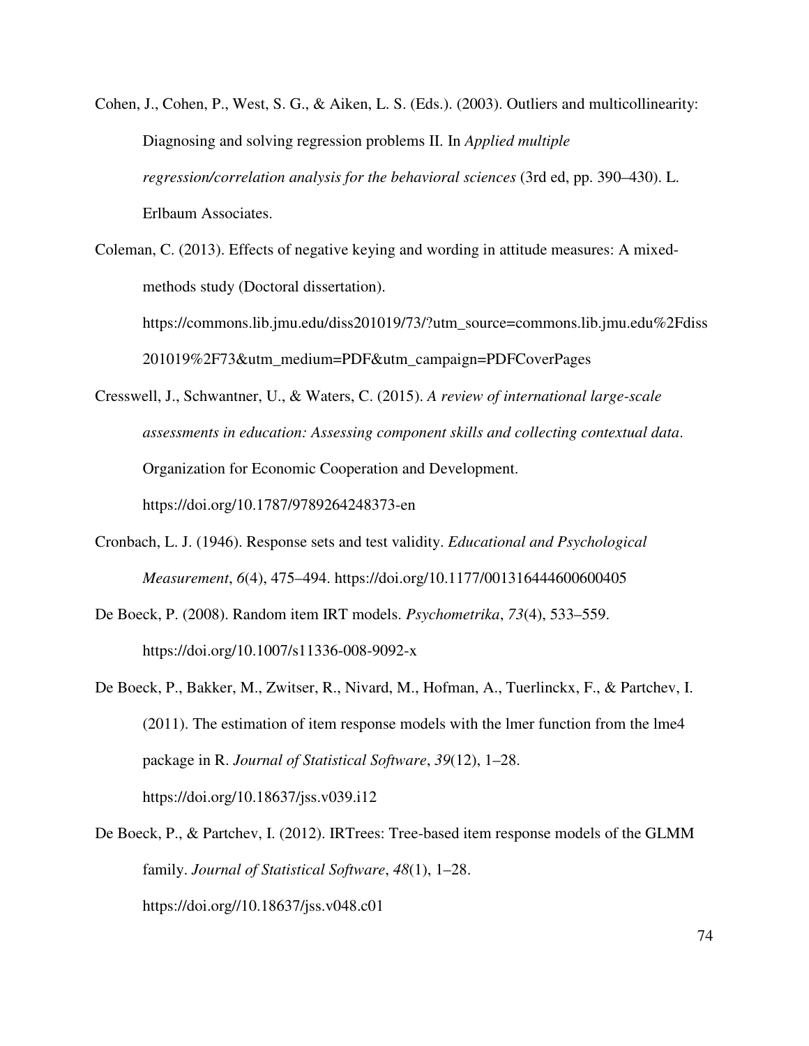Cohen, J., Cohen, P., West, S. G., & Aiken, L. S. (Eds.). (2003). Outliers and multicollinearity: Diagnosing and solving regression problems II. In *Applied multiple regression/correlation analysis for the behavioral sciences* (3rd ed, pp. 390–430). L. Erlbaum Associates.

Coleman, C. (2013). Effects of negative keying and wording in attitude measures: A mixed-methods study (Doctoral dissertation). https://commons.lib.jmu.edu/diss201019/73/?utm_source=commons.lib.jmu.edu%2Fdiss201019%2F73&utm_medium=PDF&utm_campaign=PDFCoverPages

Cresswell, J., Schwantner, U., & Waters, C. (2015). *A review of international large-scale assessments in education: Assessing component skills and collecting contextual data*. Organization for Economic Cooperation and Development. https://doi.org/10.1787/9789264248373-en

Cronbach, L. J. (1946). Response sets and test validity. *Educational and Psychological Measurement*, *6*(4), 475–494. https://doi.org/10.1177/001316444600600405

De Boeck, P. (2008). Random item IRT models. *Psychometrika*, *73*(4), 533–559. https://doi.org/10.1007/s11336-008-9092-x

De Boeck, P., Bakker, M., Zwitser, R., Nivard, M., Hofman, A., Tuerlinckx, F., & Partchev, I. (2011). The estimation of item response models with the lmer function from the lme4 package in R. *Journal of Statistical Software*, *39*(12), 1–28. https://doi.org/10.18637/jss.v039.i12

De Boeck, P., & Partchev, I. (2012). IRTrees: Tree-based item response models of the GLMM family. *Journal of Statistical Software*, *48*(1), 1–28. https://doi.org//10.18637/jss.v048.c01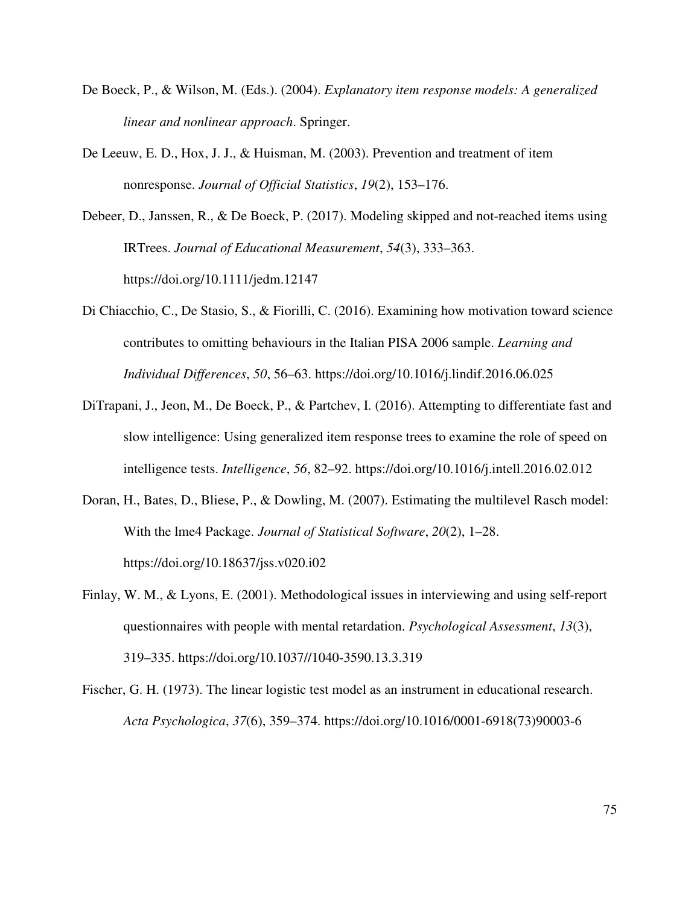De Boeck, P., & Wilson, M. (Eds.). (2004). *Explanatory item response models: A generalized linear and nonlinear approach*. Springer.

De Leeuw, E. D., Hox, J. J., & Huisman, M. (2003). Prevention and treatment of item nonresponse. *Journal of Official Statistics*, *19*(2), 153–176.

Debeer, D., Janssen, R., & De Boeck, P. (2017). Modeling skipped and not-reached items using IRTrees. *Journal of Educational Measurement*, *54*(3), 333–363. https://doi.org/10.1111/jedm.12147

Di Chiacchio, C., De Stasio, S., & Fiorilli, C. (2016). Examining how motivation toward science contributes to omitting behaviours in the Italian PISA 2006 sample. *Learning and Individual Differences*, *50*, 56–63. https://doi.org/10.1016/j.lindif.2016.06.025

DiTrapani, J., Jeon, M., De Boeck, P., & Partchev, I. (2016). Attempting to differentiate fast and slow intelligence: Using generalized item response trees to examine the role of speed on intelligence tests. *Intelligence*, *56*, 82–92. https://doi.org/10.1016/j.intell.2016.02.012

Doran, H., Bates, D., Bliese, P., & Dowling, M. (2007). Estimating the multilevel Rasch model: With the lme4 Package. *Journal of Statistical Software*, *20*(2), 1–28. https://doi.org/10.18637/jss.v020.i02

Finlay, W. M., & Lyons, E. (2001). Methodological issues in interviewing and using self-report questionnaires with people with mental retardation. *Psychological Assessment*, *13*(3), 319–335. https://doi.org/10.1037//1040-3590.13.3.319

Fischer, G. H. (1973). The linear logistic test model as an instrument in educational research. *Acta Psychologica*, *37*(6), 359–374. https://doi.org/10.1016/0001-6918(73)90003-6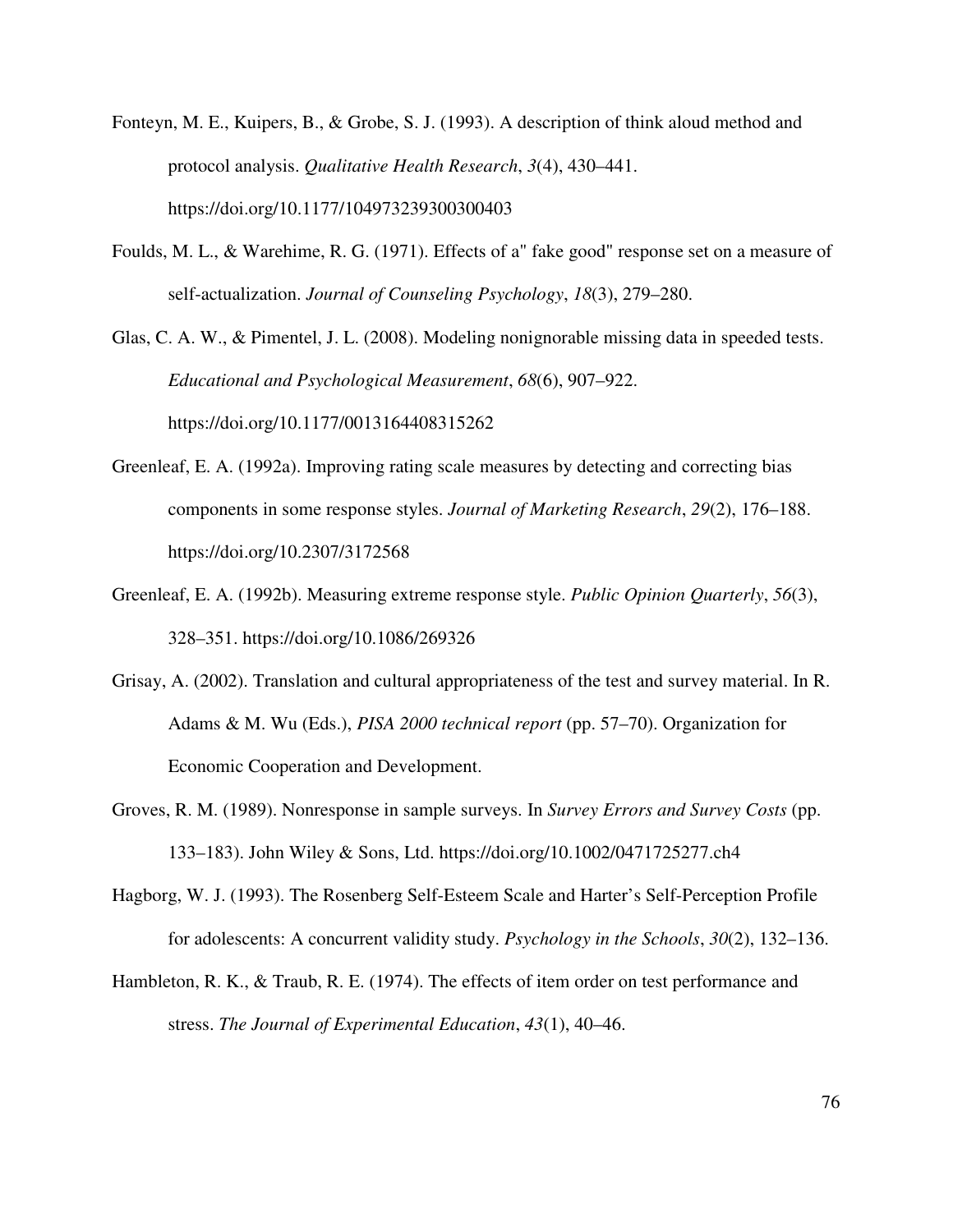Fonteyn, M. E., Kuipers, B., & Grobe, S. J. (1993). A description of think aloud method and protocol analysis. *Qualitative Health Research*, *3*(4), 430–441. https://doi.org/10.1177/104973239300300403

Foulds, M. L., & Warehime, R. G. (1971). Effects of a" fake good" response set on a measure of self-actualization. *Journal of Counseling Psychology*, *18*(3), 279–280.

Glas, C. A. W., & Pimentel, J. L. (2008). Modeling nonignorable missing data in speeded tests. *Educational and Psychological Measurement*, *68*(6), 907–922. https://doi.org/10.1177/0013164408315262

Greenleaf, E. A. (1992a). Improving rating scale measures by detecting and correcting bias components in some response styles. *Journal of Marketing Research*, *29*(2), 176–188. https://doi.org/10.2307/3172568

Greenleaf, E. A. (1992b). Measuring extreme response style. *Public Opinion Quarterly*, *56*(3), 328–351. https://doi.org/10.1086/269326

Grisay, A. (2002). Translation and cultural appropriateness of the test and survey material. In R. Adams & M. Wu (Eds.), *PISA 2000 technical report* (pp. 57–70). Organization for Economic Cooperation and Development.

Groves, R. M. (1989). Nonresponse in sample surveys. In *Survey Errors and Survey Costs* (pp. 133–183). John Wiley & Sons, Ltd. https://doi.org/10.1002/0471725277.ch4

Hagborg, W. J. (1993). The Rosenberg Self-Esteem Scale and Harter's Self-Perception Profile for adolescents: A concurrent validity study. *Psychology in the Schools*, *30*(2), 132–136.

Hambleton, R. K., & Traub, R. E. (1974). The effects of item order on test performance and stress. *The Journal of Experimental Education*, *43*(1), 40–46.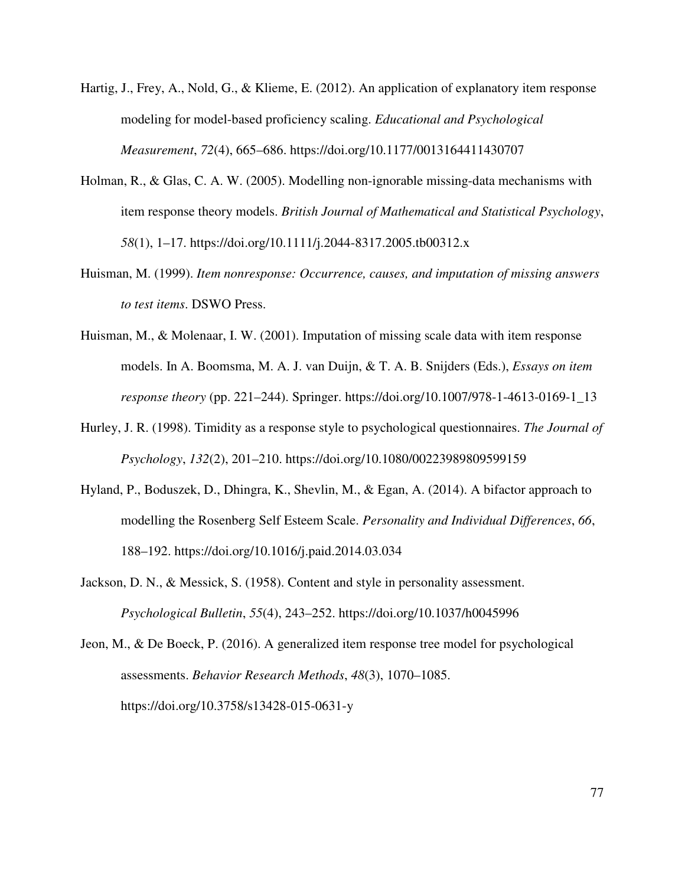Hartig, J., Frey, A., Nold, G., & Klieme, E. (2012). An application of explanatory item response modeling for model-based proficiency scaling. *Educational and Psychological Measurement*, *72*(4), 665–686. https://doi.org/10.1177/0013164411430707

Holman, R., & Glas, C. A. W. (2005). Modelling non-ignorable missing-data mechanisms with item response theory models. *British Journal of Mathematical and Statistical Psychology*, *58*(1), 1–17. https://doi.org/10.1111/j.2044-8317.2005.tb00312.x

Huisman, M. (1999). *Item nonresponse: Occurrence, causes, and imputation of missing answers to test items*. DSWO Press.

Huisman, M., & Molenaar, I. W. (2001). Imputation of missing scale data with item response models. In A. Boomsma, M. A. J. van Duijn, & T. A. B. Snijders (Eds.), *Essays on item response theory* (pp. 221–244). Springer. https://doi.org/10.1007/978-1-4613-0169-1_13

Hurley, J. R. (1998). Timidity as a response style to psychological questionnaires. *The Journal of Psychology*, *132*(2), 201–210. https://doi.org/10.1080/00223989809599159

Hyland, P., Boduszek, D., Dhingra, K., Shevlin, M., & Egan, A. (2014). A bifactor approach to modelling the Rosenberg Self Esteem Scale. *Personality and Individual Differences*, *66*, 188–192. https://doi.org/10.1016/j.paid.2014.03.034

Jackson, D. N., & Messick, S. (1958). Content and style in personality assessment. *Psychological Bulletin*, *55*(4), 243–252. https://doi.org/10.1037/h0045996

Jeon, M., & De Boeck, P. (2016). A generalized item response tree model for psychological assessments. *Behavior Research Methods*, *48*(3), 1070–1085. https://doi.org/10.3758/s13428-015-0631-y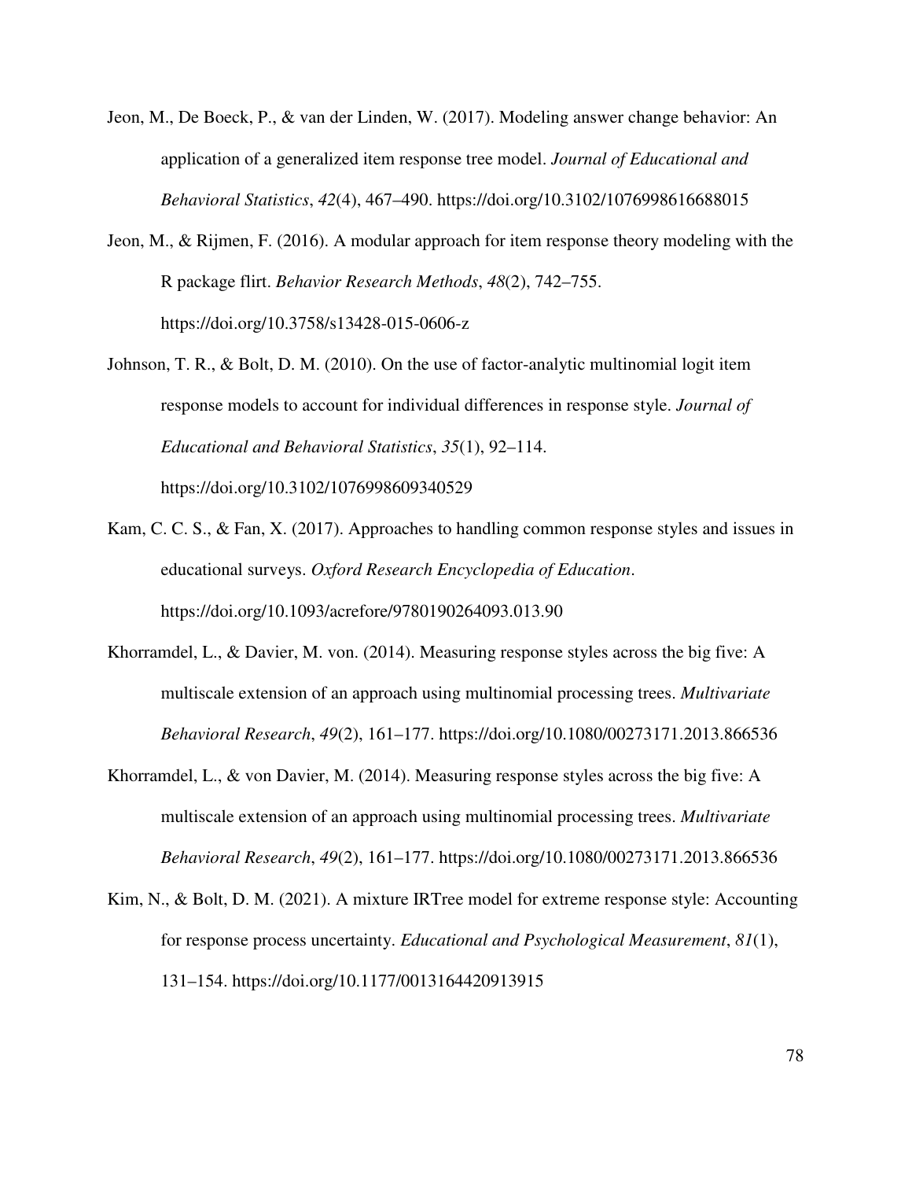Jeon, M., De Boeck, P., & van der Linden, W. (2017). Modeling answer change behavior: An application of a generalized item response tree model. *Journal of Educational and Behavioral Statistics*, *42*(4), 467–490. https://doi.org/10.3102/1076998616688015

Jeon, M., & Rijmen, F. (2016). A modular approach for item response theory modeling with the R package flirt. *Behavior Research Methods*, *48*(2), 742–755. https://doi.org/10.3758/s13428-015-0606-z

Johnson, T. R., & Bolt, D. M. (2010). On the use of factor-analytic multinomial logit item response models to account for individual differences in response style. *Journal of Educational and Behavioral Statistics*, *35*(1), 92–114. https://doi.org/10.3102/1076998609340529

Kam, C. C. S., & Fan, X. (2017). Approaches to handling common response styles and issues in educational surveys. *Oxford Research Encyclopedia of Education*. https://doi.org/10.1093/acrefore/9780190264093.013.90

Khorramdel, L., & Davier, M. von. (2014). Measuring response styles across the big five: A multiscale extension of an approach using multinomial processing trees. *Multivariate Behavioral Research*, *49*(2), 161–177. https://doi.org/10.1080/00273171.2013.866536

Khorramdel, L., & von Davier, M. (2014). Measuring response styles across the big five: A multiscale extension of an approach using multinomial processing trees. *Multivariate Behavioral Research*, *49*(2), 161–177. https://doi.org/10.1080/00273171.2013.866536

Kim, N., & Bolt, D. M. (2021). A mixture IRTree model for extreme response style: Accounting for response process uncertainty. *Educational and Psychological Measurement*, *81*(1), 131–154. https://doi.org/10.1177/0013164420913915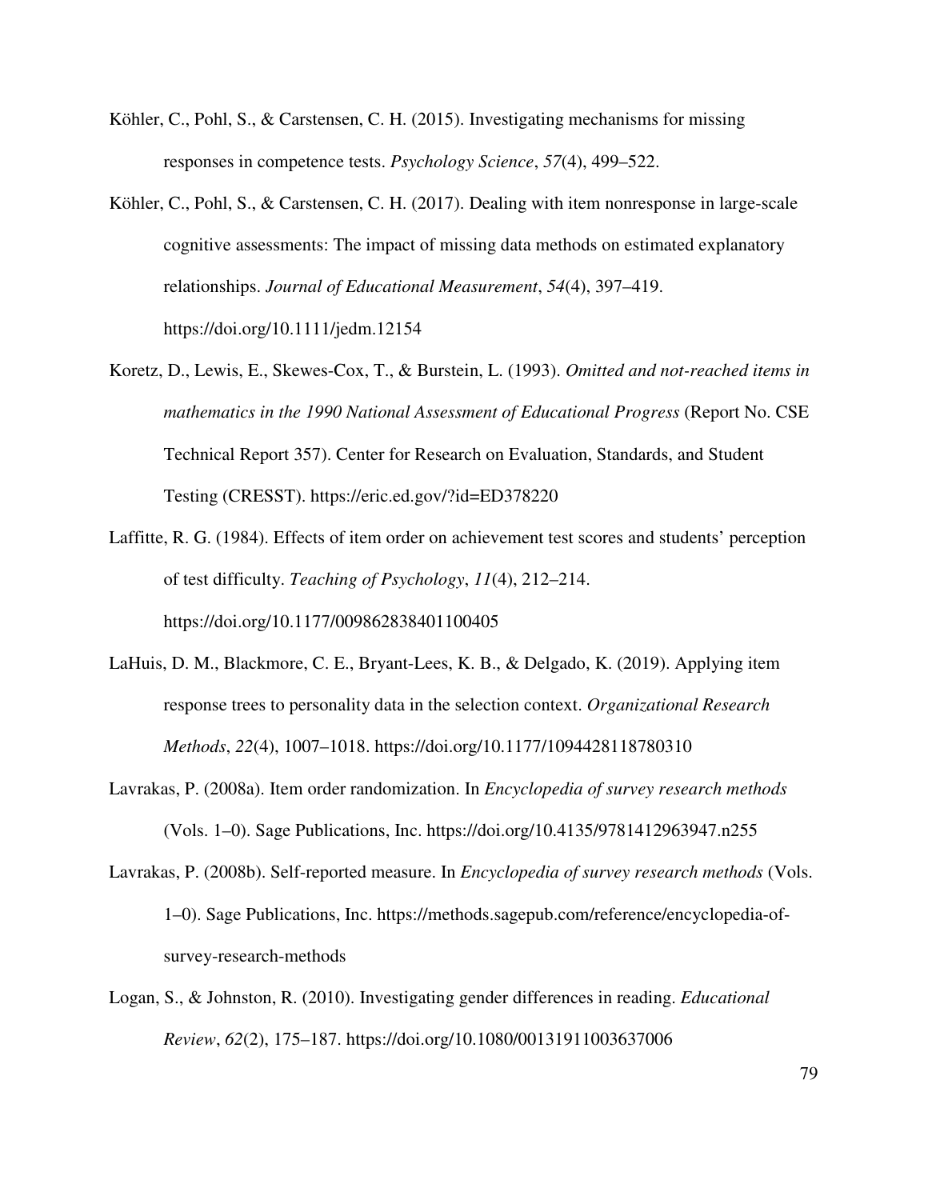Köhler, C., Pohl, S., & Carstensen, C. H. (2015). Investigating mechanisms for missing responses in competence tests. *Psychology Science*, *57*(4), 499–522.

Köhler, C., Pohl, S., & Carstensen, C. H. (2017). Dealing with item nonresponse in large-scale cognitive assessments: The impact of missing data methods on estimated explanatory relationships. *Journal of Educational Measurement*, *54*(4), 397–419. https://doi.org/10.1111/jedm.12154

Koretz, D., Lewis, E., Skewes-Cox, T., & Burstein, L. (1993). *Omitted and not-reached items in mathematics in the 1990 National Assessment of Educational Progress* (Report No. CSE Technical Report 357). Center for Research on Evaluation, Standards, and Student Testing (CRESST). https://eric.ed.gov/?id=ED378220

Laffitte, R. G. (1984). Effects of item order on achievement test scores and students' perception of test difficulty. *Teaching of Psychology*, *11*(4), 212–214. https://doi.org/10.1177/009862838401100405

LaHuis, D. M., Blackmore, C. E., Bryant-Lees, K. B., & Delgado, K. (2019). Applying item response trees to personality data in the selection context. *Organizational Research Methods*, *22*(4), 1007–1018. https://doi.org/10.1177/1094428118780310

Lavrakas, P. (2008a). Item order randomization. In *Encyclopedia of survey research methods* (Vols. 1–0). Sage Publications, Inc. https://doi.org/10.4135/9781412963947.n255

Lavrakas, P. (2008b). Self-reported measure. In *Encyclopedia of survey research methods* (Vols. 1–0). Sage Publications, Inc. https://methods.sagepub.com/reference/encyclopedia-of-survey-research-methods

Logan, S., & Johnston, R. (2010). Investigating gender differences in reading. *Educational Review*, *62*(2), 175–187. https://doi.org/10.1080/00131911003637006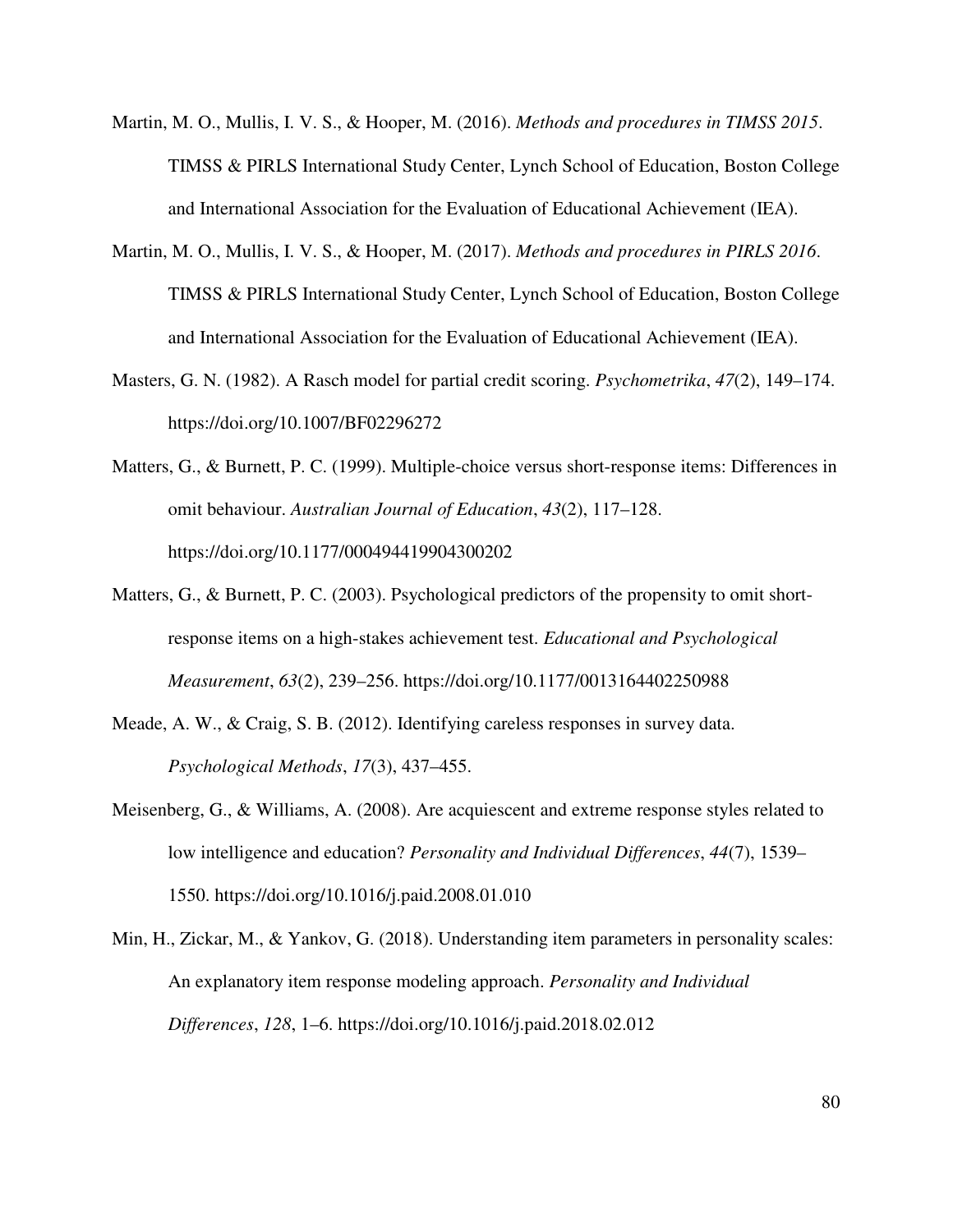Martin, M. O., Mullis, I. V. S., & Hooper, M. (2016). *Methods and procedures in TIMSS 2015*. TIMSS & PIRLS International Study Center, Lynch School of Education, Boston College and International Association for the Evaluation of Educational Achievement (IEA).

Martin, M. O., Mullis, I. V. S., & Hooper, M. (2017). *Methods and procedures in PIRLS 2016*. TIMSS & PIRLS International Study Center, Lynch School of Education, Boston College and International Association for the Evaluation of Educational Achievement (IEA).

Masters, G. N. (1982). A Rasch model for partial credit scoring. *Psychometrika*, *47*(2), 149–174. https://doi.org/10.1007/BF02296272

Matters, G., & Burnett, P. C. (1999). Multiple-choice versus short-response items: Differences in omit behaviour. *Australian Journal of Education*, *43*(2), 117–128. https://doi.org/10.1177/000494419904300202

Matters, G., & Burnett, P. C. (2003). Psychological predictors of the propensity to omit short-response items on a high-stakes achievement test. *Educational and Psychological Measurement*, *63*(2), 239–256. https://doi.org/10.1177/0013164402250988

Meade, A. W., & Craig, S. B. (2012). Identifying careless responses in survey data. *Psychological Methods*, *17*(3), 437–455.

Meisenberg, G., & Williams, A. (2008). Are acquiescent and extreme response styles related to low intelligence and education? *Personality and Individual Differences*, *44*(7), 1539–1550. https://doi.org/10.1016/j.paid.2008.01.010

Min, H., Zickar, M., & Yankov, G. (2018). Understanding item parameters in personality scales: An explanatory item response modeling approach. *Personality and Individual Differences*, *128*, 1–6. https://doi.org/10.1016/j.paid.2018.02.012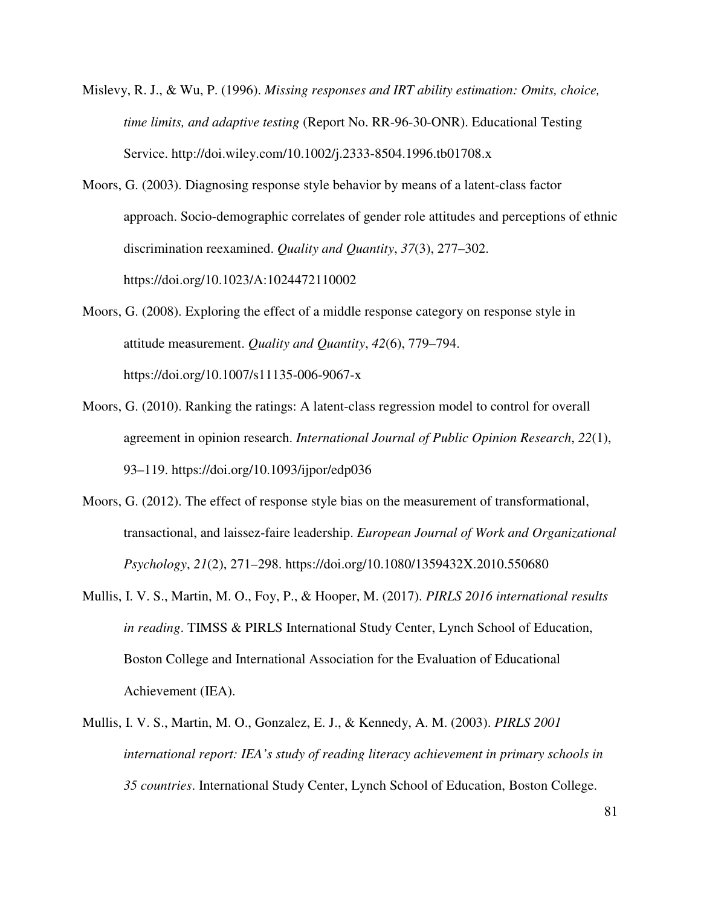Mislevy, R. J., & Wu, P. (1996). *Missing responses and IRT ability estimation: Omits, choice, time limits, and adaptive testing* (Report No. RR-96-30-ONR). Educational Testing Service. http://doi.wiley.com/10.1002/j.2333-8504.1996.tb01708.x

Moors, G. (2003). Diagnosing response style behavior by means of a latent-class factor approach. Socio-demographic correlates of gender role attitudes and perceptions of ethnic discrimination reexamined. *Quality and Quantity*, *37*(3), 277–302. https://doi.org/10.1023/A:1024472110002

Moors, G. (2008). Exploring the effect of a middle response category on response style in attitude measurement. *Quality and Quantity*, *42*(6), 779–794. https://doi.org/10.1007/s11135-006-9067-x

Moors, G. (2010). Ranking the ratings: A latent-class regression model to control for overall agreement in opinion research. *International Journal of Public Opinion Research*, *22*(1), 93–119. https://doi.org/10.1093/ijpor/edp036

Moors, G. (2012). The effect of response style bias on the measurement of transformational, transactional, and laissez-faire leadership. *European Journal of Work and Organizational Psychology*, *21*(2), 271–298. https://doi.org/10.1080/1359432X.2010.550680

Mullis, I. V. S., Martin, M. O., Foy, P., & Hooper, M. (2017). *PIRLS 2016 international results in reading*. TIMSS & PIRLS International Study Center, Lynch School of Education, Boston College and International Association for the Evaluation of Educational Achievement (IEA).

Mullis, I. V. S., Martin, M. O., Gonzalez, E. J., & Kennedy, A. M. (2003). *PIRLS 2001 international report: IEA's study of reading literacy achievement in primary schools in 35 countries*. International Study Center, Lynch School of Education, Boston College.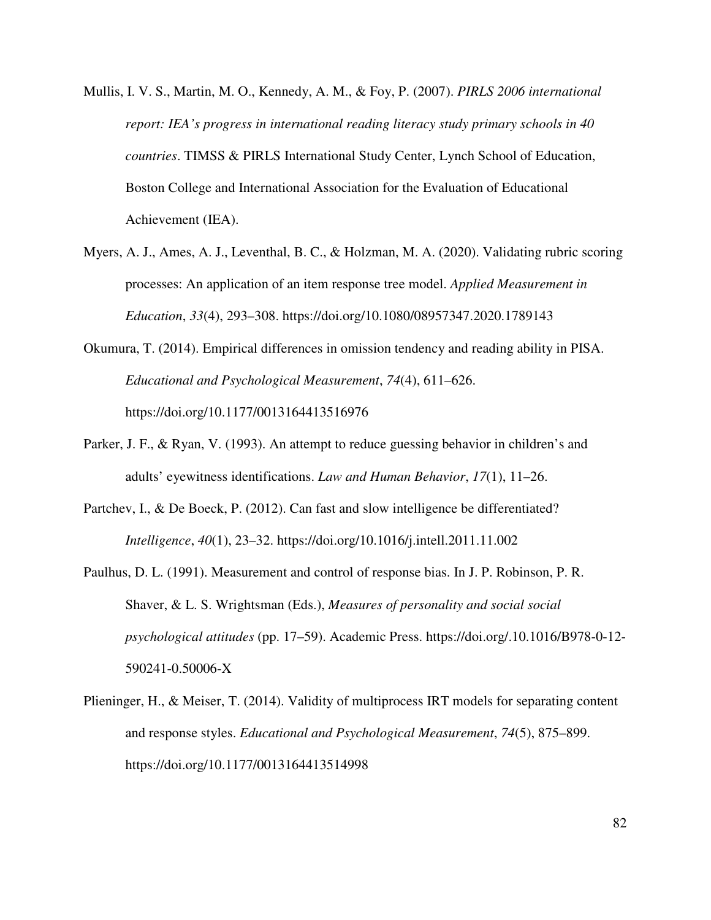Mullis, I. V. S., Martin, M. O., Kennedy, A. M., & Foy, P. (2007). *PIRLS 2006 international report: IEA's progress in international reading literacy study primary schools in 40 countries*. TIMSS & PIRLS International Study Center, Lynch School of Education, Boston College and International Association for the Evaluation of Educational Achievement (IEA).

Myers, A. J., Ames, A. J., Leventhal, B. C., & Holzman, M. A. (2020). Validating rubric scoring processes: An application of an item response tree model. *Applied Measurement in Education*, *33*(4), 293–308. https://doi.org/10.1080/08957347.2020.1789143

Okumura, T. (2014). Empirical differences in omission tendency and reading ability in PISA. *Educational and Psychological Measurement*, *74*(4), 611–626. https://doi.org/10.1177/0013164413516976

Parker, J. F., & Ryan, V. (1993). An attempt to reduce guessing behavior in children's and adults' eyewitness identifications. *Law and Human Behavior*, *17*(1), 11–26.

Partchev, I., & De Boeck, P. (2012). Can fast and slow intelligence be differentiated? *Intelligence*, *40*(1), 23–32. https://doi.org/10.1016/j.intell.2011.11.002

Paulhus, D. L. (1991). Measurement and control of response bias. In J. P. Robinson, P. R. Shaver, & L. S. Wrightsman (Eds.), *Measures of personality and social social psychological attitudes* (pp. 17–59). Academic Press. https://doi.org/.10.1016/B978-0-12-590241-0.50006-X

Plieninger, H., & Meiser, T. (2014). Validity of multiprocess IRT models for separating content and response styles. *Educational and Psychological Measurement*, *74*(5), 875–899. https://doi.org/10.1177/0013164413514998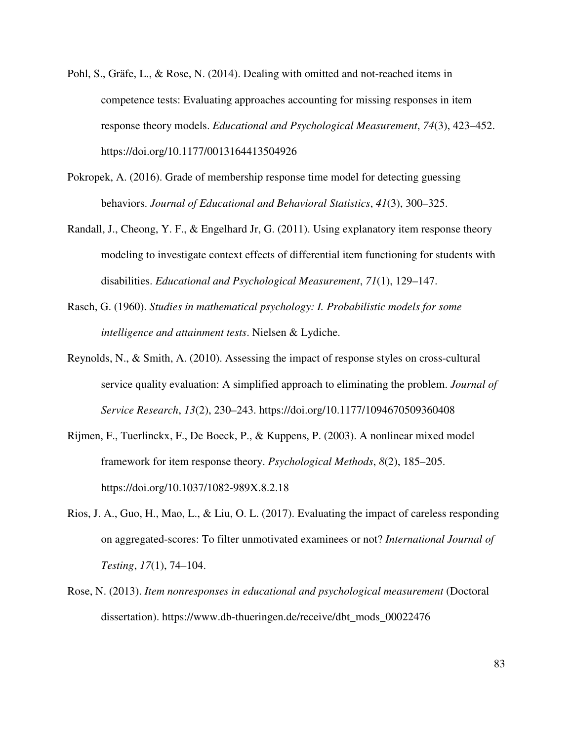Pohl, S., Gräfe, L., & Rose, N. (2014). Dealing with omitted and not-reached items in competence tests: Evaluating approaches accounting for missing responses in item response theory models. *Educational and Psychological Measurement*, *74*(3), 423–452. https://doi.org/10.1177/0013164413504926

Pokropek, A. (2016). Grade of membership response time model for detecting guessing behaviors. *Journal of Educational and Behavioral Statistics*, *41*(3), 300–325.

Randall, J., Cheong, Y. F., & Engelhard Jr, G. (2011). Using explanatory item response theory modeling to investigate context effects of differential item functioning for students with disabilities. *Educational and Psychological Measurement*, *71*(1), 129–147.

Rasch, G. (1960). *Studies in mathematical psychology: I. Probabilistic models for some intelligence and attainment tests*. Nielsen & Lydiche.

Reynolds, N., & Smith, A. (2010). Assessing the impact of response styles on cross-cultural service quality evaluation: A simplified approach to eliminating the problem. *Journal of Service Research*, *13*(2), 230–243. https://doi.org/10.1177/1094670509360408

Rijmen, F., Tuerlinckx, F., De Boeck, P., & Kuppens, P. (2003). A nonlinear mixed model framework for item response theory. *Psychological Methods*, *8*(2), 185–205. https://doi.org/10.1037/1082-989X.8.2.18

Rios, J. A., Guo, H., Mao, L., & Liu, O. L. (2017). Evaluating the impact of careless responding on aggregated-scores: To filter unmotivated examinees or not? *International Journal of Testing*, *17*(1), 74–104.

Rose, N. (2013). *Item nonresponses in educational and psychological measurement* (Doctoral dissertation). https://www.db-thueringen.de/receive/dbt_mods_00022476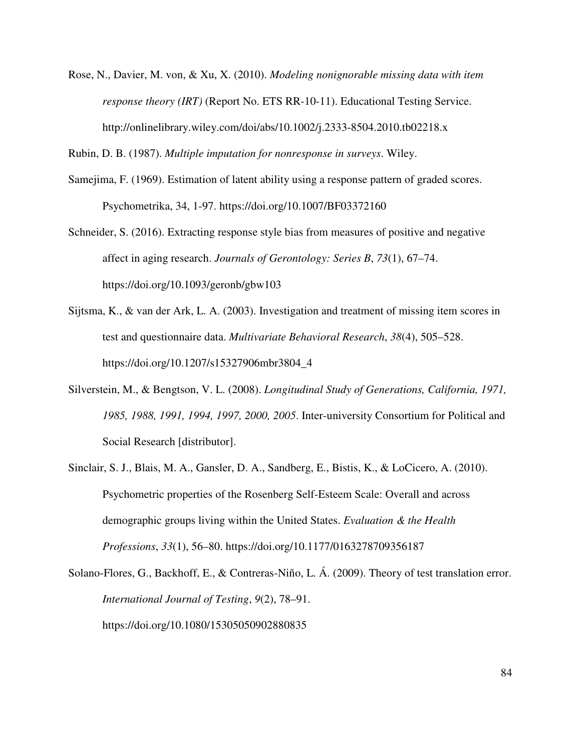Rose, N., Davier, M. von, & Xu, X. (2010). *Modeling nonignorable missing data with item response theory (IRT)* (Report No. ETS RR-10-11). Educational Testing Service. http://onlinelibrary.wiley.com/doi/abs/10.1002/j.2333-8504.2010.tb02218.x

Rubin, D. B. (1987). *Multiple imputation for nonresponse in surveys*. Wiley.

Samejima, F. (1969). Estimation of latent ability using a response pattern of graded scores. Psychometrika, 34, 1-97. https://doi.org/10.1007/BF03372160

Schneider, S. (2016). Extracting response style bias from measures of positive and negative affect in aging research. *Journals of Gerontology: Series B*, *73*(1), 67–74. https://doi.org/10.1093/geronb/gbw103

Sijtsma, K., & van der Ark, L. A. (2003). Investigation and treatment of missing item scores in test and questionnaire data. *Multivariate Behavioral Research*, *38*(4), 505–528. https://doi.org/10.1207/s15327906mbr3804_4

Silverstein, M., & Bengtson, V. L. (2008). *Longitudinal Study of Generations, California, 1971, 1985, 1988, 1991, 1994, 1997, 2000, 2005*. Inter-university Consortium for Political and Social Research [distributor].

Sinclair, S. J., Blais, M. A., Gansler, D. A., Sandberg, E., Bistis, K., & LoCicero, A. (2010). Psychometric properties of the Rosenberg Self-Esteem Scale: Overall and across demographic groups living within the United States. *Evaluation & the Health Professions*, *33*(1), 56–80. https://doi.org/10.1177/0163278709356187

Solano-Flores, G., Backhoff, E., & Contreras-Niño, L. Á. (2009). Theory of test translation error. *International Journal of Testing*, *9*(2), 78–91. https://doi.org/10.1080/15305050902880835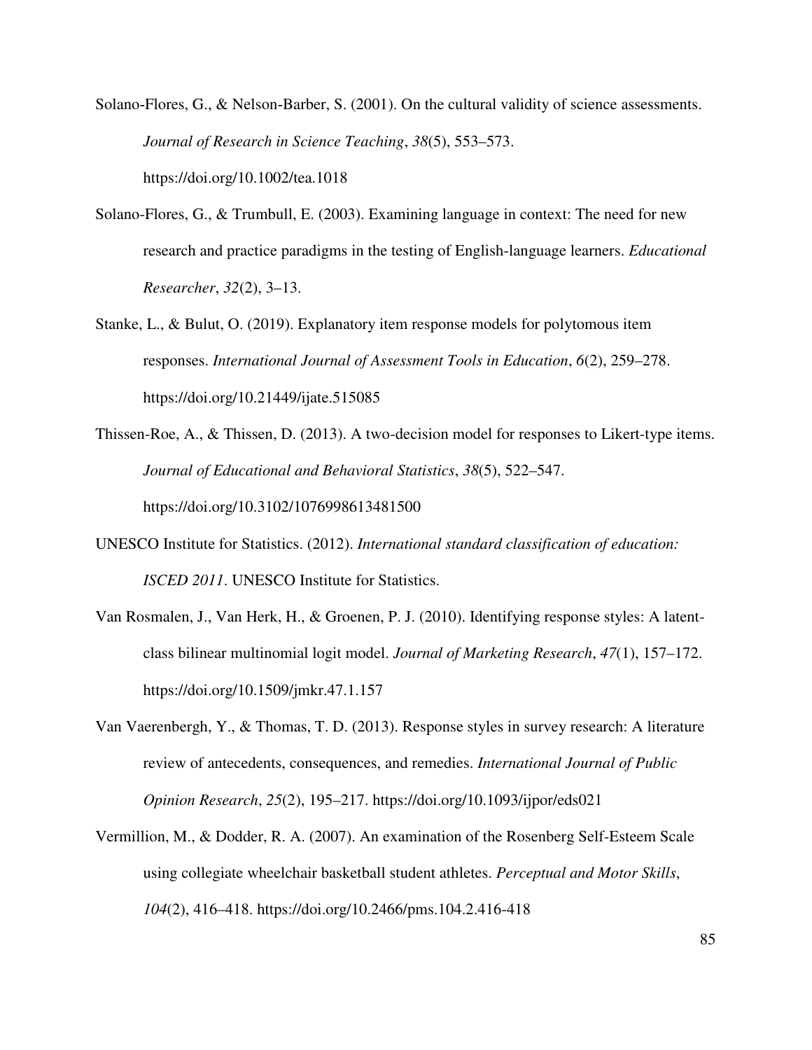Solano-Flores, G., & Nelson-Barber, S. (2001). On the cultural validity of science assessments. *Journal of Research in Science Teaching*, *38*(5), 553–573. https://doi.org/10.1002/tea.1018

Solano-Flores, G., & Trumbull, E. (2003). Examining language in context: The need for new research and practice paradigms in the testing of English-language learners. *Educational Researcher*, *32*(2), 3–13.

Stanke, L., & Bulut, O. (2019). Explanatory item response models for polytomous item responses. *International Journal of Assessment Tools in Education*, *6*(2), 259–278. https://doi.org/10.21449/ijate.515085

Thissen-Roe, A., & Thissen, D. (2013). A two-decision model for responses to Likert-type items. *Journal of Educational and Behavioral Statistics*, *38*(5), 522–547. https://doi.org/10.3102/1076998613481500

UNESCO Institute for Statistics. (2012). *International standard classification of education: ISCED 2011*. UNESCO Institute for Statistics.

Van Rosmalen, J., Van Herk, H., & Groenen, P. J. (2010). Identifying response styles: A latent-class bilinear multinomial logit model. *Journal of Marketing Research*, *47*(1), 157–172. https://doi.org/10.1509/jmkr.47.1.157

Van Vaerenbergh, Y., & Thomas, T. D. (2013). Response styles in survey research: A literature review of antecedents, consequences, and remedies. *International Journal of Public Opinion Research*, *25*(2), 195–217. https://doi.org/10.1093/ijpor/eds021

Vermillion, M., & Dodder, R. A. (2007). An examination of the Rosenberg Self-Esteem Scale using collegiate wheelchair basketball student athletes. *Perceptual and Motor Skills*, *104*(2), 416–418. https://doi.org/10.2466/pms.104.2.416-418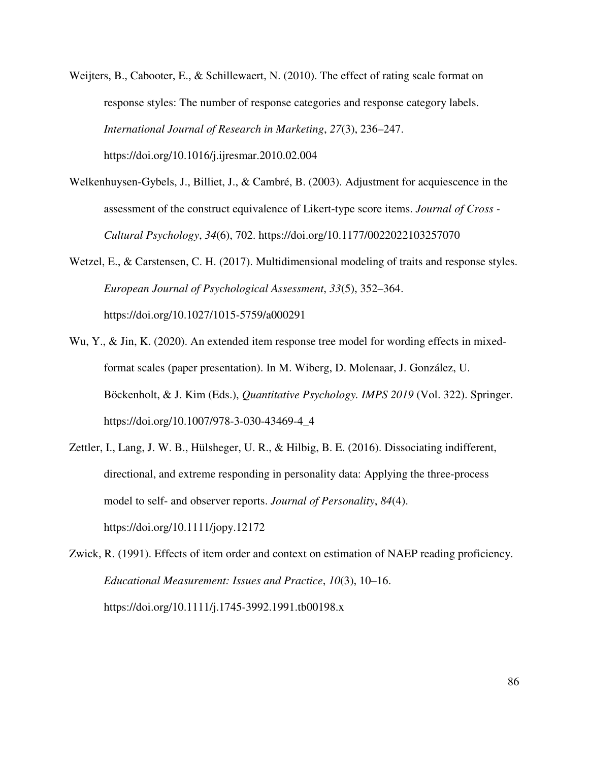Weijters, B., Cabooter, E., & Schillewaert, N. (2010). The effect of rating scale format on response styles: The number of response categories and response category labels. *International Journal of Research in Marketing*, *27*(3), 236–247. https://doi.org/10.1016/j.ijresmar.2010.02.004

Welkenhuysen-Gybels, J., Billiet, J., & Cambré, B. (2003). Adjustment for acquiescence in the assessment of the construct equivalence of Likert-type score items. *Journal of Cross - Cultural Psychology*, *34*(6), 702. https://doi.org/10.1177/0022022103257070

Wetzel, E., & Carstensen, C. H. (2017). Multidimensional modeling of traits and response styles. *European Journal of Psychological Assessment*, *33*(5), 352–364. https://doi.org/10.1027/1015-5759/a000291

Wu, Y., & Jin, K. (2020). An extended item response tree model for wording effects in mixed-format scales (paper presentation). In M. Wiberg, D. Molenaar, J. González, U. Böckenholt, & J. Kim (Eds.), *Quantitative Psychology. IMPS 2019* (Vol. 322). Springer. https://doi.org/10.1007/978-3-030-43469-4_4

Zettler, I., Lang, J. W. B., Hülsheger, U. R., & Hilbig, B. E. (2016). Dissociating indifferent, directional, and extreme responding in personality data: Applying the three-process model to self- and observer reports. *Journal of Personality*, *84*(4). https://doi.org/10.1111/jopy.12172

Zwick, R. (1991). Effects of item order and context on estimation of NAEP reading proficiency. *Educational Measurement: Issues and Practice*, *10*(3), 10–16. https://doi.org/10.1111/j.1745-3992.1991.tb00198.x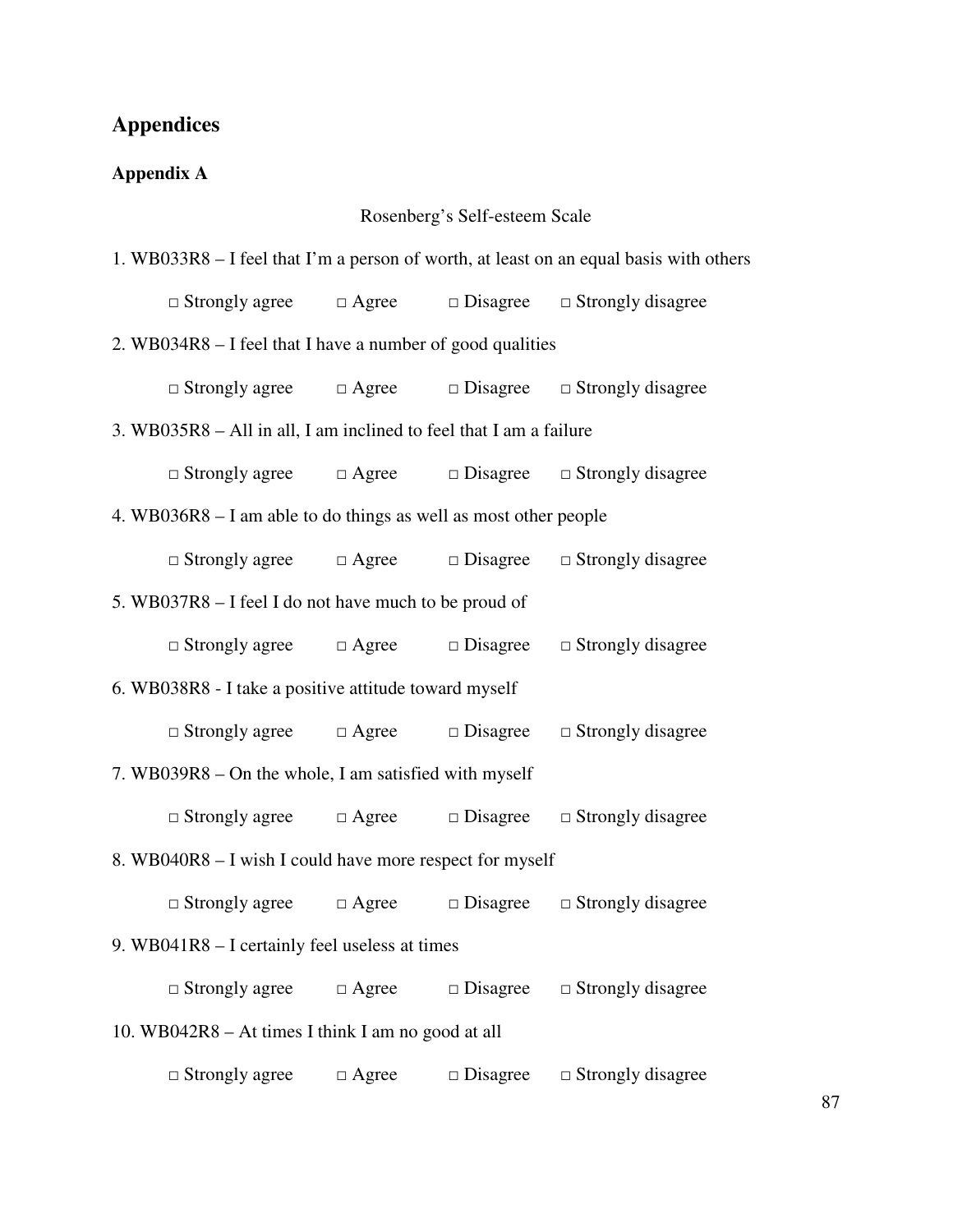# Appendices

## Appendix A

Rosenberg's Self-esteem Scale

1. WB033R8 – I feel that I'm a person of worth, at least on an equal basis with others

   □ Strongly agree □ Agree □ Disagree □ Strongly disagree

2. WB034R8 – I feel that I have a number of good qualities

   □ Strongly agree □ Agree □ Disagree □ Strongly disagree

3. WB035R8 – All in all, I am inclined to feel that I am a failure

   □ Strongly agree □ Agree □ Disagree □ Strongly disagree

4. WB036R8 – I am able to do things as well as most other people

   □ Strongly agree □ Agree □ Disagree □ Strongly disagree

5. WB037R8 – I feel I do not have much to be proud of

   □ Strongly agree □ Agree □ Disagree □ Strongly disagree

6. WB038R8 - I take a positive attitude toward myself

   □ Strongly agree □ Agree □ Disagree □ Strongly disagree

7. WB039R8 – On the whole, I am satisfied with myself

   □ Strongly agree □ Agree □ Disagree □ Strongly disagree

8. WB040R8 – I wish I could have more respect for myself

   □ Strongly agree □ Agree □ Disagree □ Strongly disagree

9. WB041R8 – I certainly feel useless at times

   □ Strongly agree □ Agree □ Disagree □ Strongly disagree

10. WB042R8 – At times I think I am no good at all

    □ Strongly agree □ Agree □ Disagree □ Strongly disagree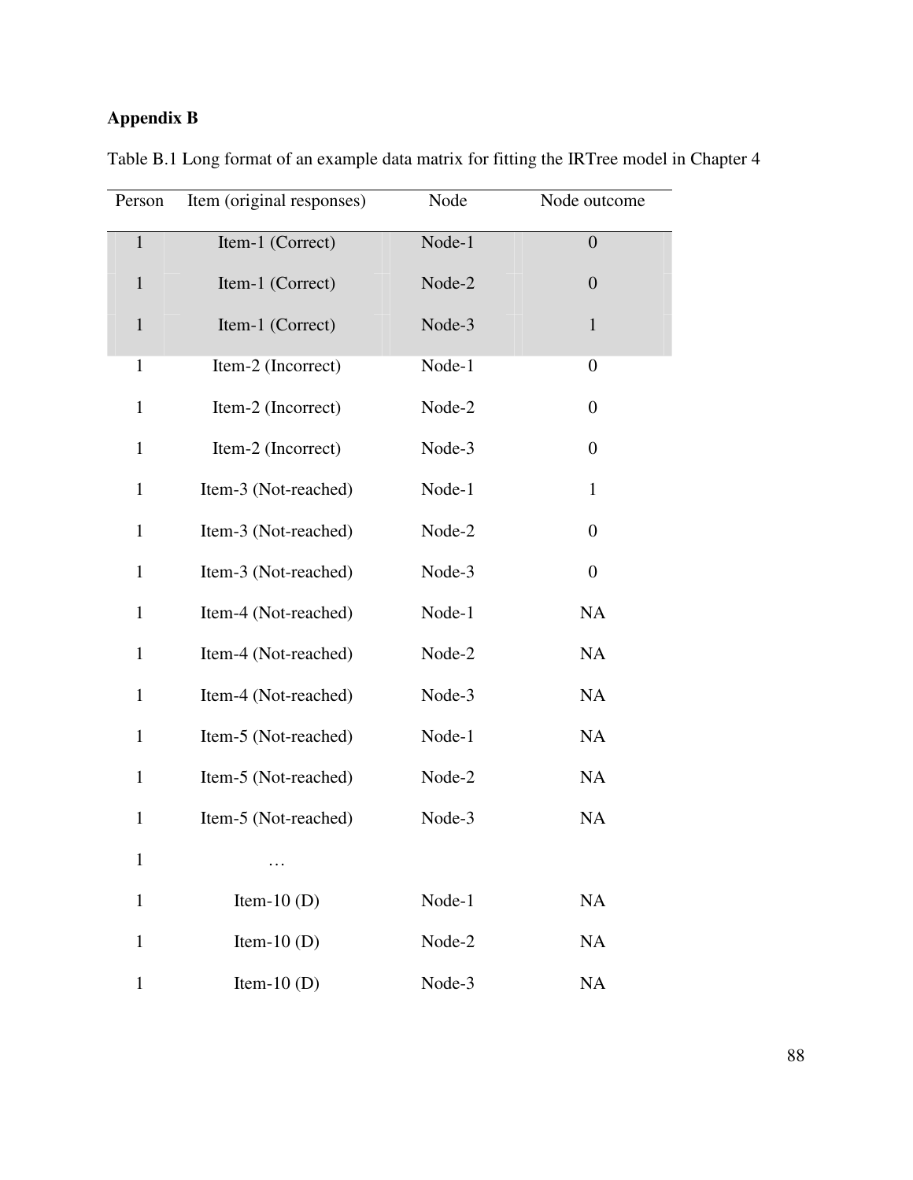# Appendix B

Table B.1 Long format of an example data matrix for fitting the IRTree model in Chapter 4

| Person | Item (original responses) | Node | Node outcome |
|---|---|---|---|
| 1 | Item-1 (Correct) | Node-1 | 0 |
| 1 | Item-1 (Correct) | Node-2 | 0 |
| 1 | Item-1 (Correct) | Node-3 | 1 |
| 1 | Item-2 (Incorrect) | Node-1 | 0 |
| 1 | Item-2 (Incorrect) | Node-2 | 0 |
| 1 | Item-2 (Incorrect) | Node-3 | 0 |
| 1 | Item-3 (Not-reached) | Node-1 | 1 |
| 1 | Item-3 (Not-reached) | Node-2 | 0 |
| 1 | Item-3 (Not-reached) | Node-3 | 0 |
| 1 | Item-4 (Not-reached) | Node-1 | NA |
| 1 | Item-4 (Not-reached) | Node-2 | NA |
| 1 | Item-4 (Not-reached) | Node-3 | NA |
| 1 | Item-5 (Not-reached) | Node-1 | NA |
| 1 | Item-5 (Not-reached) | Node-2 | NA |
| 1 | Item-5 (Not-reached) | Node-3 | NA |
| 1 | … | | |
| 1 | Item-10 (D) | Node-1 | NA |
| 1 | Item-10 (D) | Node-2 | NA |
| 1 | Item-10 (D) | Node-3 | NA |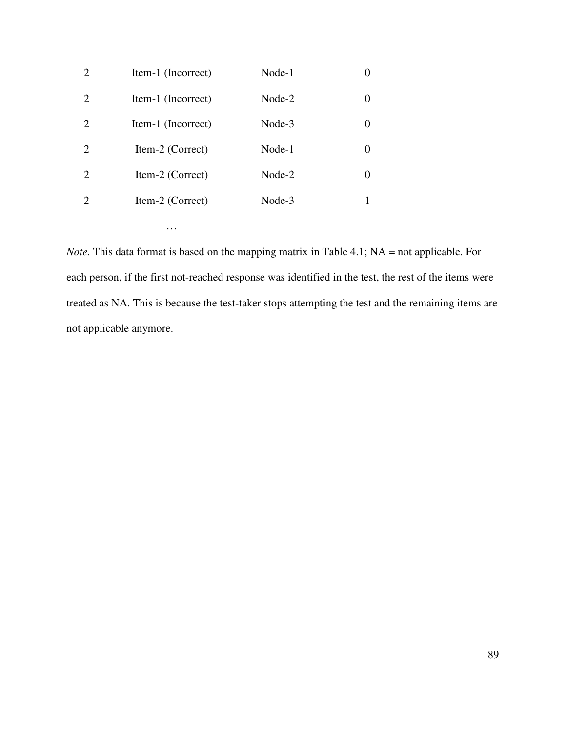| | | | |
|---|---|---|---|
| 2 | Item-1 (Incorrect) | Node-1 | 0 |
| 2 | Item-1 (Incorrect) | Node-2 | 0 |
| 2 | Item-1 (Incorrect) | Node-3 | 0 |
| 2 | Item-2 (Correct) | Node-1 | 0 |
| 2 | Item-2 (Correct) | Node-2 | 0 |
| 2 | Item-2 (Correct) | Node-3 | 1 |
| | … | | |

*Note.* This data format is based on the mapping matrix in Table 4.1; NA = not applicable. For each person, if the first not-reached response was identified in the test, the rest of the items were treated as NA. This is because the test-taker stops attempting the test and the remaining items are not applicable anymore.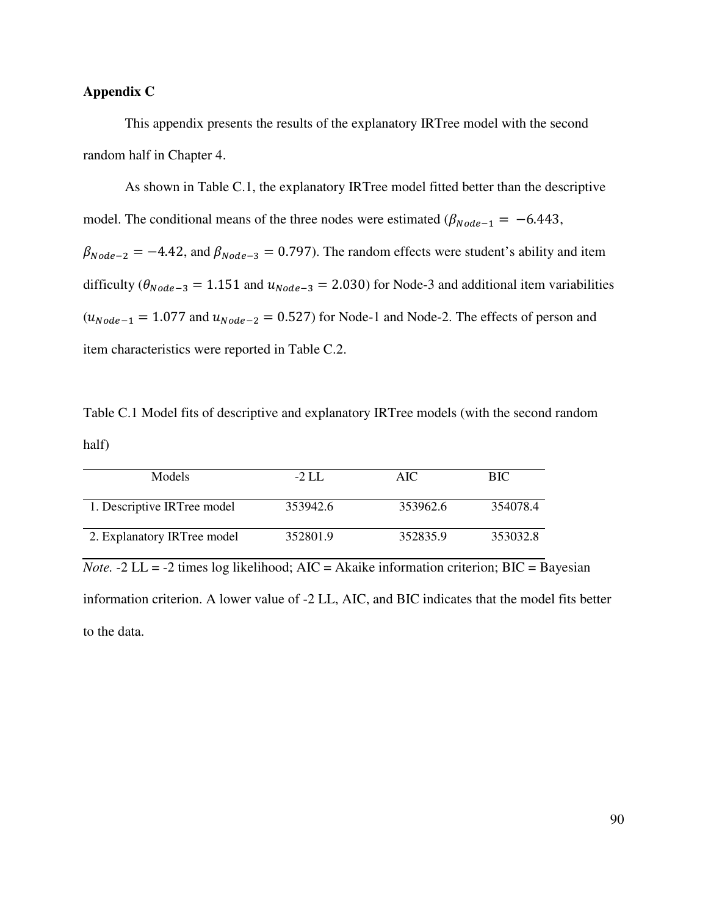**Appendix C**

This appendix presents the results of the explanatory IRTree model with the second random half in Chapter 4.

As shown in Table C.1, the explanatory IRTree model fitted better than the descriptive model. The conditional means of the three nodes were estimated ($\beta_{Node-1} = -6.443$, $\beta_{Node-2} = -4.42$, and $\beta_{Node-3} = 0.797$). The random effects were student's ability and item difficulty ($\theta_{Node-3} = 1.151$ and $u_{Node-3} = 2.030$) for Node-3 and additional item variabilities ($u_{Node-1} = 1.077$ and $u_{Node-2} = 0.527$) for Node-1 and Node-2. The effects of person and item characteristics were reported in Table C.2.

Table C.1 Model fits of descriptive and explanatory IRTree models (with the second random half)

| Models | -2 LL | AIC | BIC |
|---|---|---|---|
| 1. Descriptive IRTree model | 353942.6 | 353962.6 | 354078.4 |
| 2. Explanatory IRTree model | 352801.9 | 352835.9 | 353032.8 |

*Note.* -2 LL = -2 times log likelihood; AIC = Akaike information criterion; BIC = Bayesian information criterion. A lower value of -2 LL, AIC, and BIC indicates that the model fits better to the data.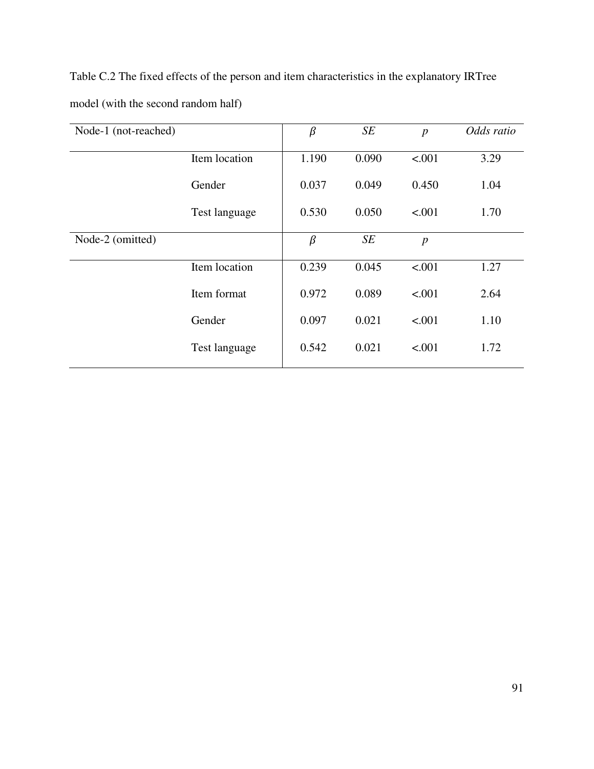Table C.2 The fixed effects of the person and item characteristics in the explanatory IRTree model (with the second random half)

| Node-1 (not-reached) | | *β* | *SE* | *p* | *Odds ratio* |
|---|---|---|---|---|---|
| | Item location | 1.190 | 0.090 | <.001 | 3.29 |
| | Gender | 0.037 | 0.049 | 0.450 | 1.04 |
| | Test language | 0.530 | 0.050 | <.001 | 1.70 |
| **Node-2 (omitted)** | | *β* | *SE* | *p* | |
| | Item location | 0.239 | 0.045 | <.001 | 1.27 |
| | Item format | 0.972 | 0.089 | <.001 | 2.64 |
| | Gender | 0.097 | 0.021 | <.001 | 1.10 |
| | Test language | 0.542 | 0.021 | <.001 | 1.72 |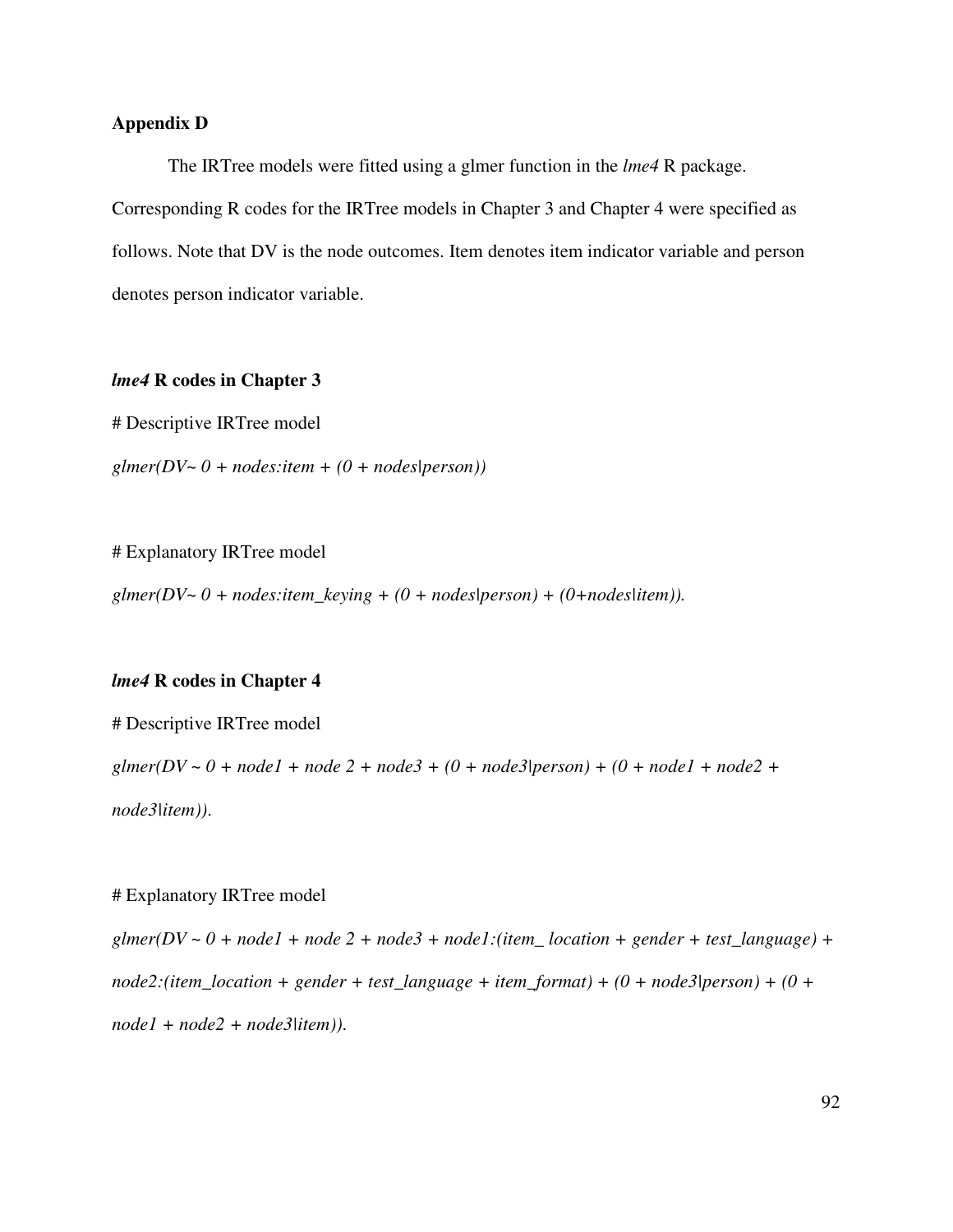## Appendix D

The IRTree models were fitted using a glmer function in the *lme4* R package. Corresponding R codes for the IRTree models in Chapter 3 and Chapter 4 were specified as follows. Note that DV is the node outcomes. Item denotes item indicator variable and person denotes person indicator variable.

### *lme4* R codes in Chapter 3

# Descriptive IRTree model

*glmer(DV~ 0 + nodes:item + (0 + nodes|person))*

# Explanatory IRTree model

*glmer(DV~ 0 + nodes:item_keying + (0 + nodes|person) + (0+nodes|item)).*

### *lme4* R codes in Chapter 4

# Descriptive IRTree model

*glmer(DV ~ 0 + node1 + node 2 + node3 + (0 + node3|person) + (0 + node1 + node2 + node3|item)).*

# Explanatory IRTree model

*glmer(DV ~ 0 + node1 + node 2 + node3 + node1:(item_ location + gender + test_language) + node2:(item_location + gender + test_language + item_format) + (0 + node3|person) + (0 + node1 + node2 + node3|item)).*